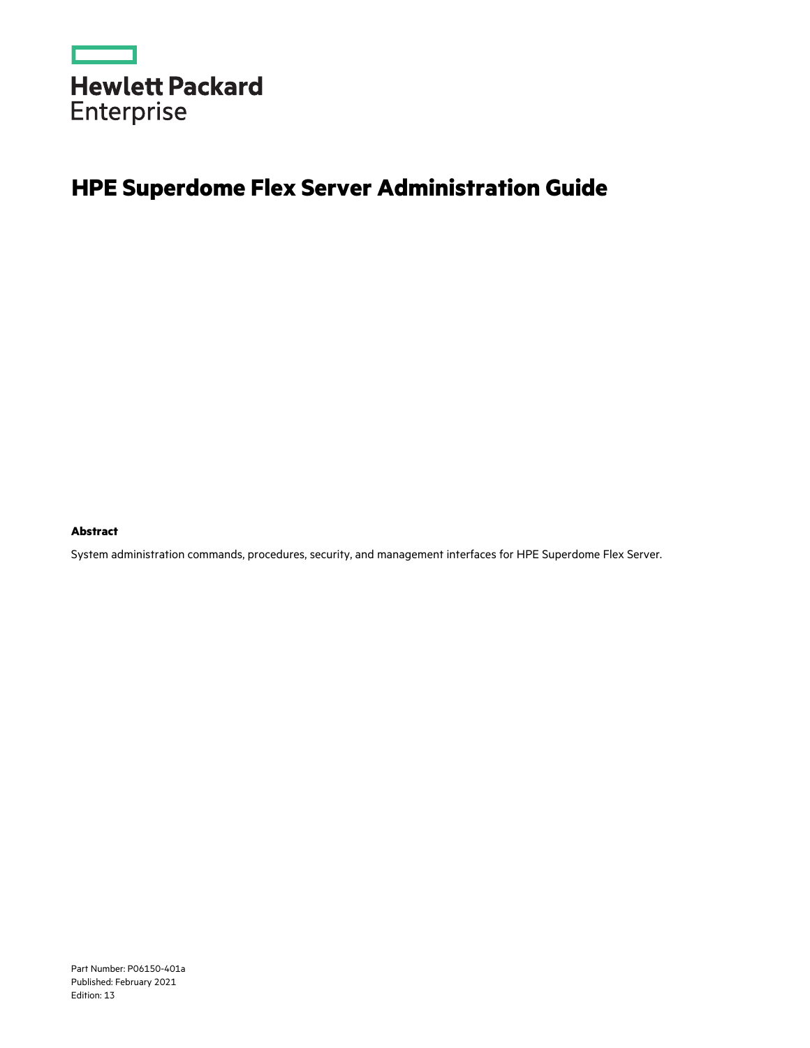Hewlett Packard Enterprise

# HPE Superdome Flex Server Administration Guide

**Abstract**

System administration commands, procedures, security, and management interfaces for HPE Superdome Flex Server.

Part Number: P06150-401a
Published: February 2021
Edition: 13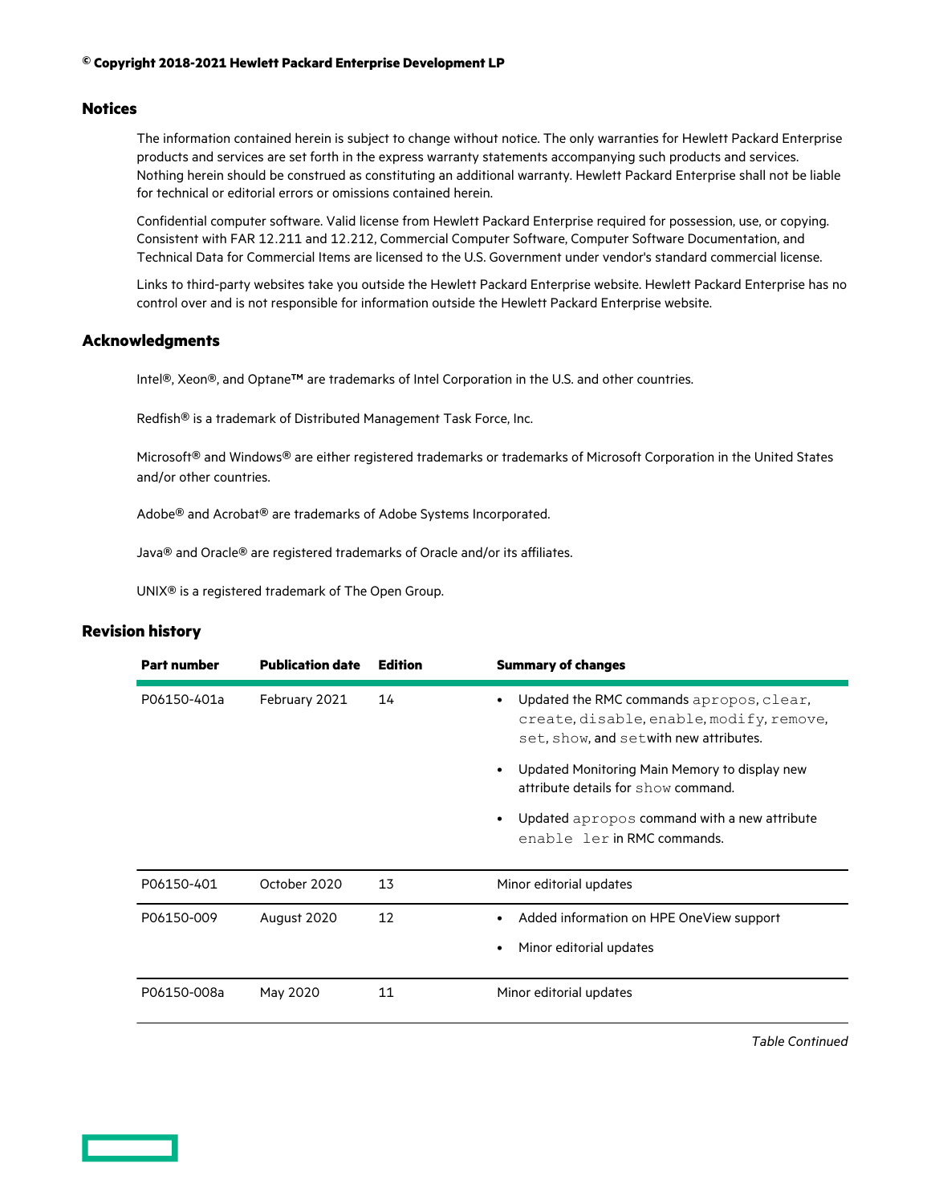© **Copyright 2018-2021 Hewlett Packard Enterprise Development LP**

## Notices

The information contained herein is subject to change without notice. The only warranties for Hewlett Packard Enterprise products and services are set forth in the express warranty statements accompanying such products and services. Nothing herein should be construed as constituting an additional warranty. Hewlett Packard Enterprise shall not be liable for technical or editorial errors or omissions contained herein.

Confidential computer software. Valid license from Hewlett Packard Enterprise required for possession, use, or copying. Consistent with FAR 12.211 and 12.212, Commercial Computer Software, Computer Software Documentation, and Technical Data for Commercial Items are licensed to the U.S. Government under vendor's standard commercial license.

Links to third-party websites take you outside the Hewlett Packard Enterprise website. Hewlett Packard Enterprise has no control over and is not responsible for information outside the Hewlett Packard Enterprise website.

## Acknowledgments

Intel®, Xeon®, and Optane™ are trademarks of Intel Corporation in the U.S. and other countries.

Redfish® is a trademark of Distributed Management Task Force, Inc.

Microsoft® and Windows® are either registered trademarks or trademarks of Microsoft Corporation in the United States and/or other countries.

Adobe® and Acrobat® are trademarks of Adobe Systems Incorporated.

Java® and Oracle® are registered trademarks of Oracle and/or its affiliates.

UNIX® is a registered trademark of The Open Group.

## Revision history

| Part number | Publication date | Edition | Summary of changes |
|---|---|---|---|
| P06150-401a | February 2021 | 14 | • Updated the RMC commands `apropos`, `clear`, `create`, `disable`, `enable`, `modify`, `remove`, `set`, `show`, and `set`with new attributes.<br>• Updated Monitoring Main Memory to display new attribute details for `show` command.<br>• Updated `apropos` command with a new attribute `enable ler` in RMC commands. |
| P06150-401 | October 2020 | 13 | Minor editorial updates |
| P06150-009 | August 2020 | 12 | • Added information on HPE OneView support<br>• Minor editorial updates |
| P06150-008a | May 2020 | 11 | Minor editorial updates |

*Table Continued*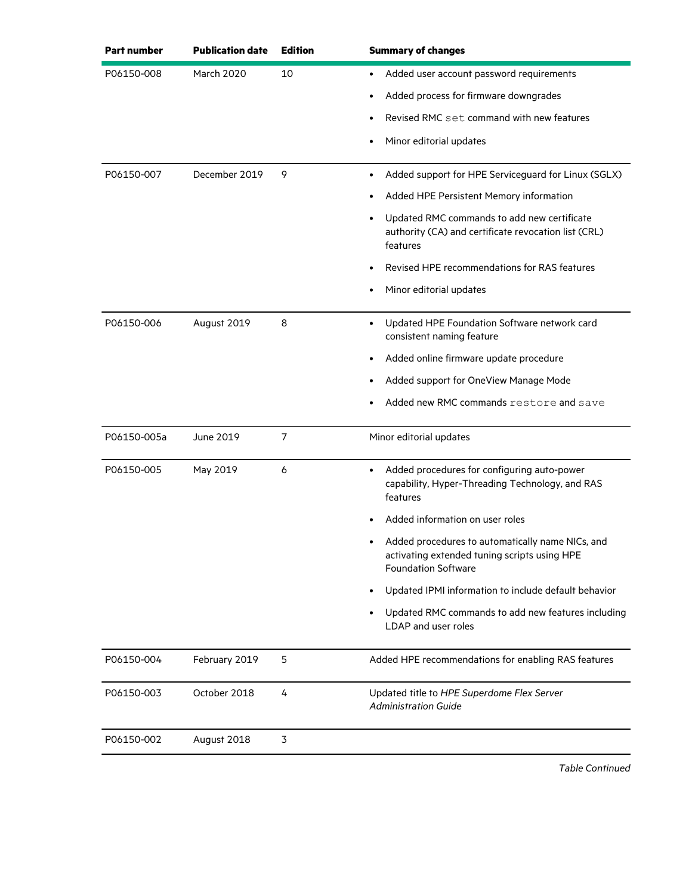| Part number | Publication date | Edition | Summary of changes |
|---|---|---|---|
| P06150-008 | March 2020 | 10 | • Added user account password requirements<br>• Added process for firmware downgrades<br>• Revised RMC `set` command with new features<br>• Minor editorial updates |
| P06150-007 | December 2019 | 9 | • Added support for HPE Serviceguard for Linux (SGLX)<br>• Added HPE Persistent Memory information<br>• Updated RMC commands to add new certificate authority (CA) and certificate revocation list (CRL) features<br>• Revised HPE recommendations for RAS features<br>• Minor editorial updates |
| P06150-006 | August 2019 | 8 | • Updated HPE Foundation Software network card consistent naming feature<br>• Added online firmware update procedure<br>• Added support for OneView Manage Mode<br>• Added new RMC commands `restore` and `save` |
| P06150-005a | June 2019 | 7 | Minor editorial updates |
| P06150-005 | May 2019 | 6 | • Added procedures for configuring auto-power capability, Hyper-Threading Technology, and RAS features<br>• Added information on user roles<br>• Added procedures to automatically name NICs, and activating extended tuning scripts using HPE Foundation Software<br>• Updated IPMI information to include default behavior<br>• Updated RMC commands to add new features including LDAP and user roles |
| P06150-004 | February 2019 | 5 | Added HPE recommendations for enabling RAS features |
| P06150-003 | October 2018 | 4 | Updated title to *HPE Superdome Flex Server Administration Guide* |
| P06150-002 | August 2018 | 3 | |

*Table Continued*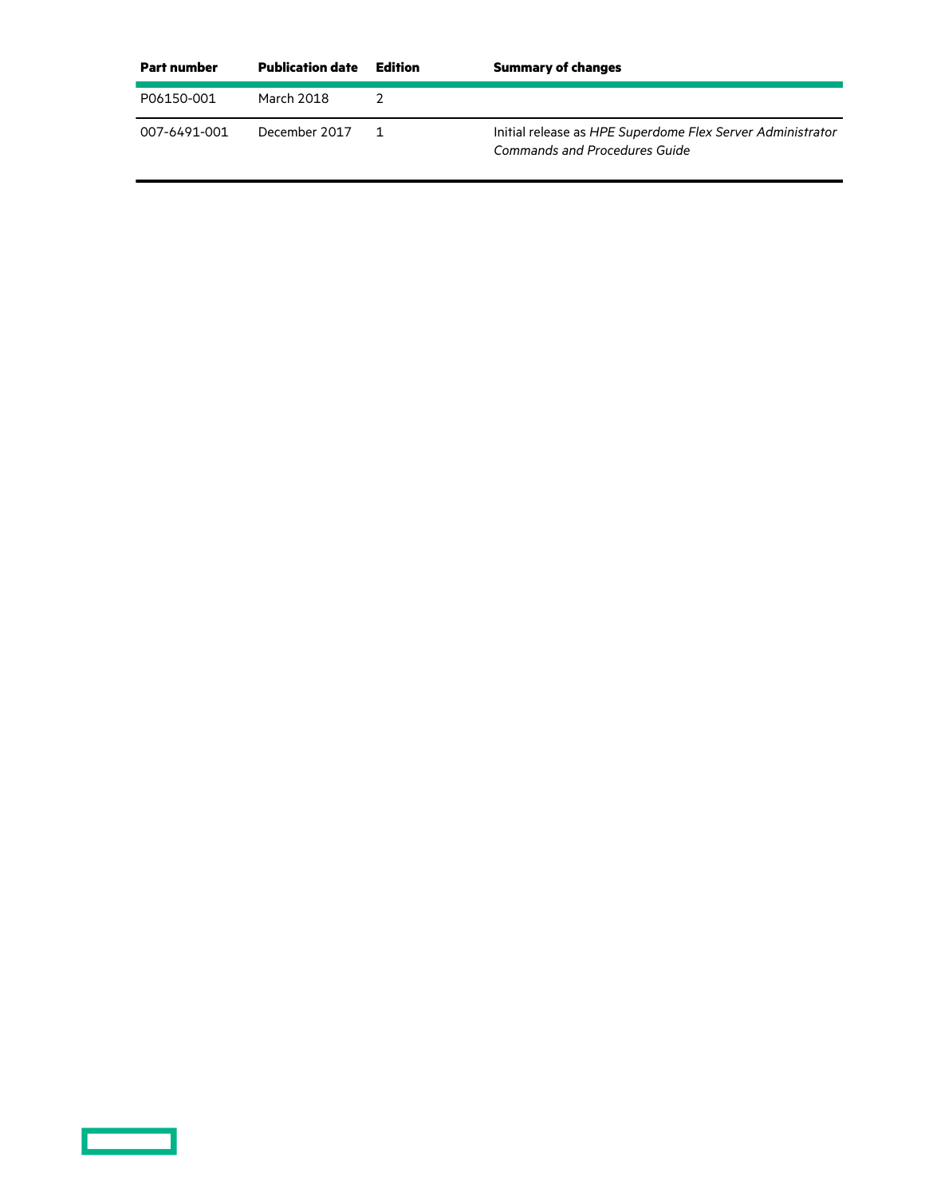| Part number | Publication date | Edition | Summary of changes |
|---|---|---|---|
| P06150-001 | March 2018 | 2 | |
| 007-6491-001 | December 2017 | 1 | Initial release as *HPE Superdome Flex Server Administrator Commands and Procedures Guide* |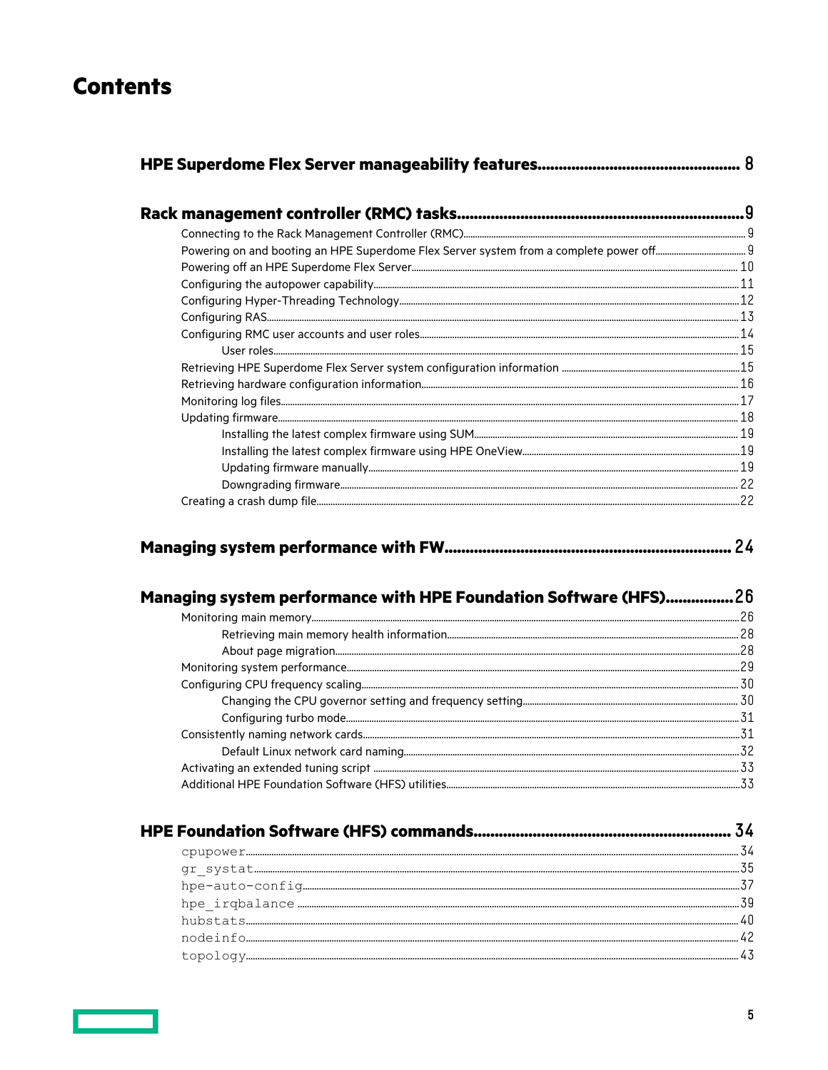# Contents

**HPE Superdome Flex Server manageability features................................................ 8**

**Rack management controller (RMC) tasks....................................................................9**

- Connecting to the Rack Management Controller (RMC)........................................................................................................... 9
- Powering on and booting an HPE Superdome Flex Server system from a complete power off........................................ 9
- Powering off an HPE Superdome Flex Server........................................................................................................................ 10
- Configuring the autopower capability........................................................................................................................................11
- Configuring Hyper-Threading Technology.................................................................................................................................12
- Configuring RAS...............................................................................................................................................................................13
- Configuring RMC user accounts and user roles........................................................................................................................14
  - User roles.......................................................................................................................................................................................15
- Retrieving HPE Superdome Flex Server system configuration information .......................................................................15
- Retrieving hardware configuration information....................................................................................................................... 16
- Monitoring log files..........................................................................................................................................................................17
- Updating firmware.......................................................................................................................................................................... 18
  - Installing the latest complex firmware using SUM.............................................................................................................. 19
  - Installing the latest complex firmware using HPE OneView..............................................................................................19
  - Updating firmware manually..................................................................................................................................................... 19
  - Downgrading firmware.............................................................................................................................................................. 22
- Creating a crash dump file.............................................................................................................................................................22

**Managing system performance with FW.................................................................... 24**

**Managing system performance with HPE Foundation Software (HFS)................26**

- Monitoring main memory..............................................................................................................................................................26
  - Retrieving main memory health information......................................................................................................................... 28
  - About page migration.................................................................................................................................................................28
- Monitoring system performance..................................................................................................................................................29
- Configuring CPU frequency scaling............................................................................................................................................. 30
  - Changing the CPU governor setting and frequency setting.............................................................................................. 30
  - Configuring turbo mode..............................................................................................................................................................31
- Consistently naming network cards............................................................................................................................................31
  - Default Linux network card naming........................................................................................................................................32
- Activating an extended tuning script .........................................................................................................................................33
- Additional HPE Foundation Software (HFS) utilities.............................................................................................................33

**HPE Foundation Software (HFS) commands............................................................ 34**

- `cpupower`.......................................................................................................................................................................................34
- `gr_systat`.......................................................................................................................................................................................35
- `hpe-auto-config`..........................................................................................................................................................................37
- `hpe_irqbalance` ...........................................................................................................................................................................39
- `hubstats`........................................................................................................................................................................................40
- `nodeinfo`........................................................................................................................................................................................42
- `topology`........................................................................................................................................................................................43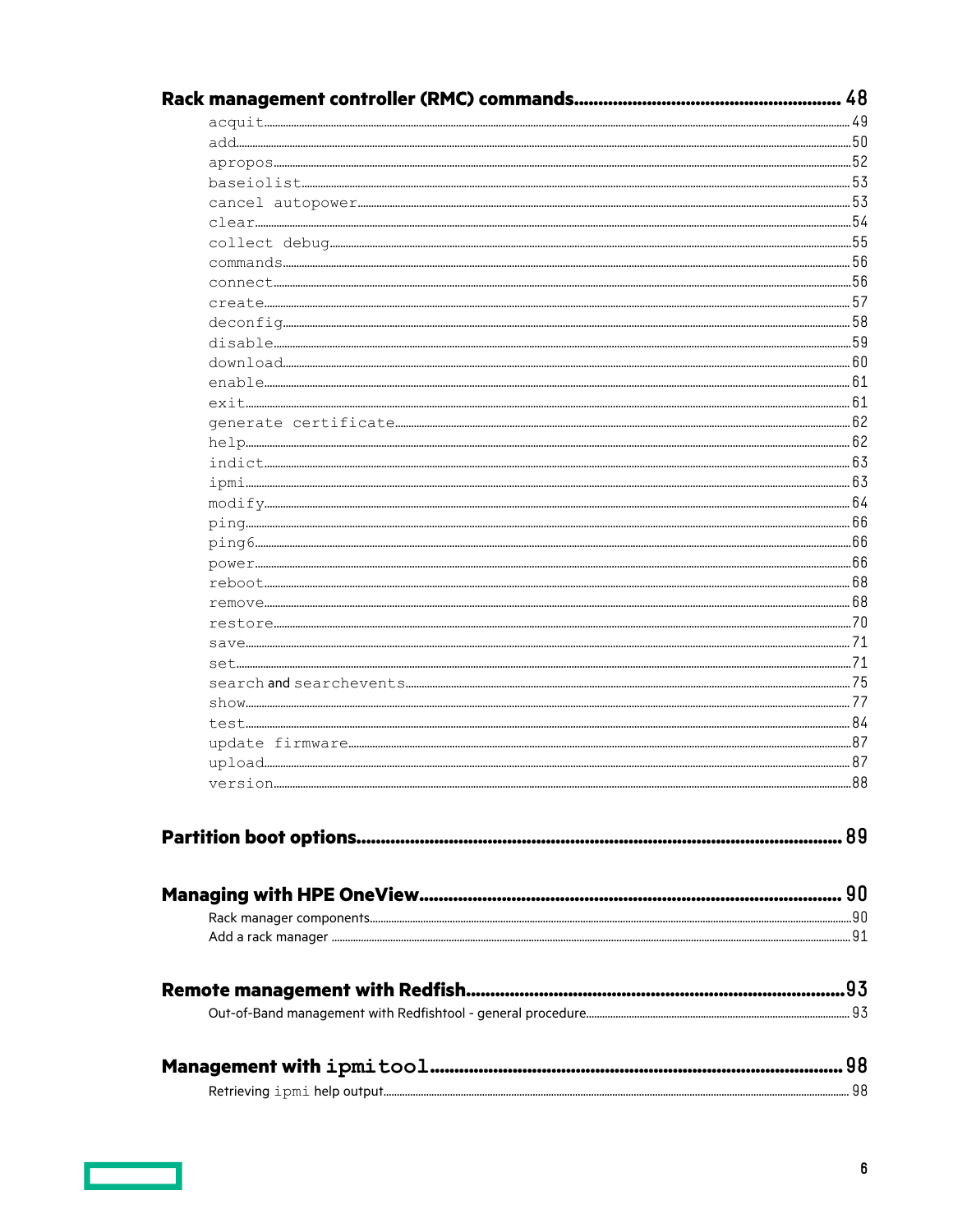**Rack management controller (RMC) commands** ........ 48

- `acquit` ........ 49
- `add` ........ 50
- `apropos` ........ 52
- `baseiolist` ........ 53
- `cancel autopower` ........ 53
- `clear` ........ 54
- `collect debug` ........ 55
- `commands` ........ 56
- `connect` ........ 56
- `create` ........ 57
- `deconfig` ........ 58
- `disable` ........ 59
- `download` ........ 60
- `enable` ........ 61
- `exit` ........ 61
- `generate certificate` ........ 62
- `help` ........ 62
- `indict` ........ 63
- `ipmi` ........ 63
- `modify` ........ 64
- `ping` ........ 66
- `ping6` ........ 66
- `power` ........ 66
- `reboot` ........ 68
- `remove` ........ 68
- `restore` ........ 70
- `save` ........ 71
- `set` ........ 71
- `search` and `searchevents` ........ 75
- `show` ........ 77
- `test` ........ 84
- `update firmware` ........ 87
- `upload` ........ 87
- `version` ........ 88

**Partition boot options** ........ 89

**Managing with HPE OneView** ........ 90

- Rack manager components ........ 90
- Add a rack manager ........ 91

**Remote management with Redfish** ........ 93

- Out-of-Band management with Redfishtool - general procedure ........ 93

**Management with `ipmitool`** ........ 98

- Retrieving `ipmi` help output ........ 98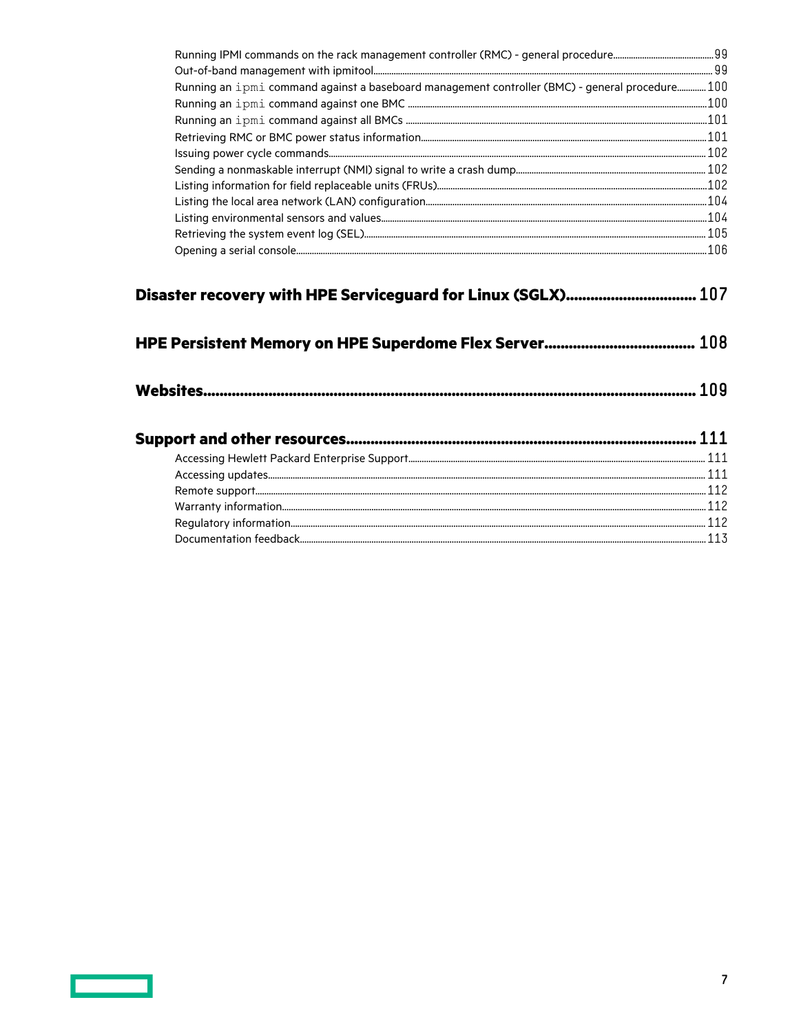- Running IPMI commands on the rack management controller (RMC) - general procedure......99
- Out-of-band management with ipmitool......99
- Running an `ipmi` command against a baseboard management controller (BMC) - general procedure......100
- Running an `ipmi` command against one BMC......100
- Running an `ipmi` command against all BMCs......101
- Retrieving RMC or BMC power status information......101
- Issuing power cycle commands......102
- Sending a nonmaskable interrupt (NMI) signal to write a crash dump......102
- Listing information for field replaceable units (FRUs)......102
- Listing the local area network (LAN) configuration......104
- Listing environmental sensors and values......104
- Retrieving the system event log (SEL)......105
- Opening a serial console......106

**Disaster recovery with HPE Serviceguard for Linux (SGLX)......107**

**HPE Persistent Memory on HPE Superdome Flex Server......108**

**Websites......109**

**Support and other resources......111**

- Accessing Hewlett Packard Enterprise Support......111
- Accessing updates......111
- Remote support......112
- Warranty information......112
- Regulatory information......112
- Documentation feedback......113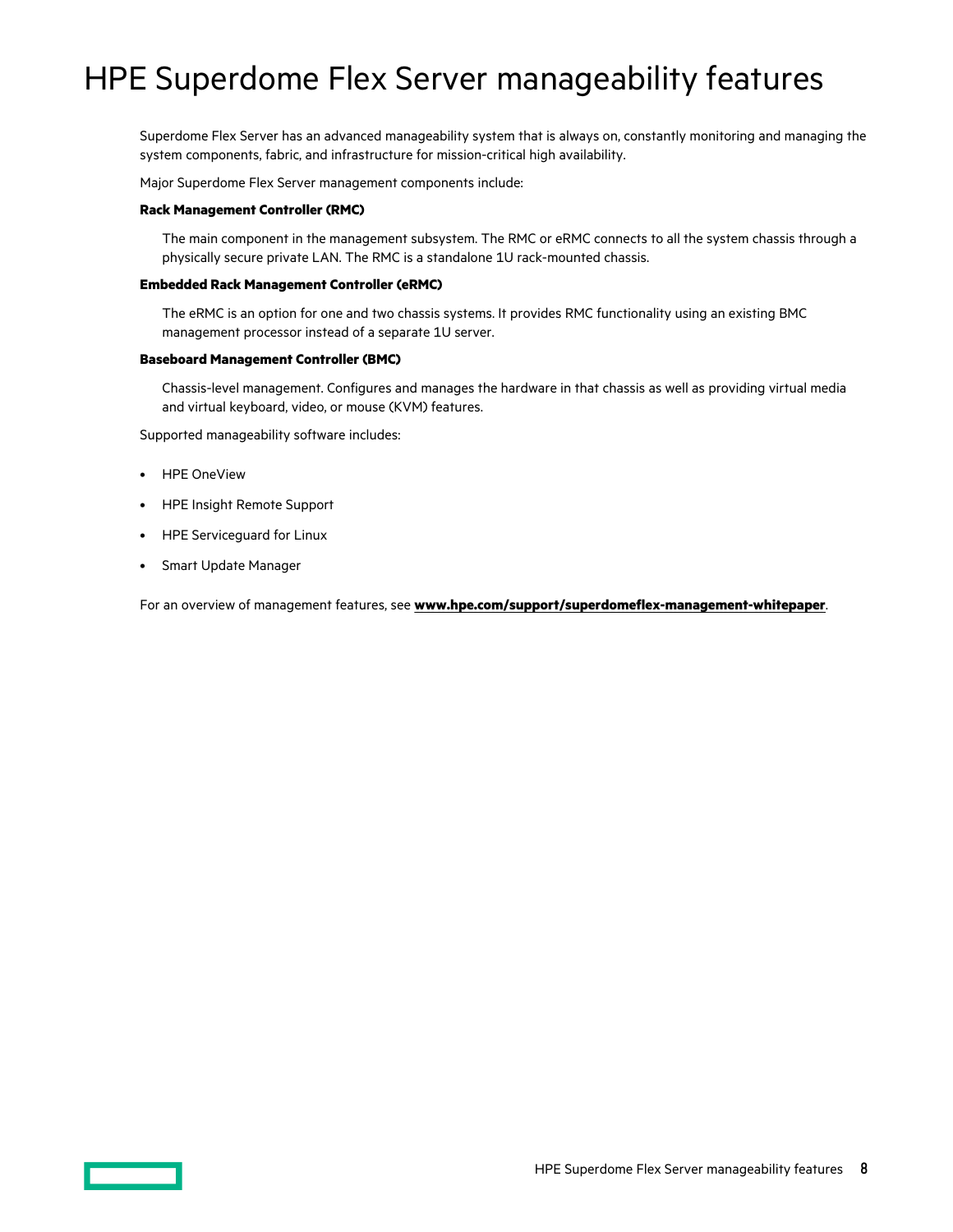# HPE Superdome Flex Server manageability features

Superdome Flex Server has an advanced manageability system that is always on, constantly monitoring and managing the system components, fabric, and infrastructure for mission-critical high availability.

Major Superdome Flex Server management components include:

**Rack Management Controller (RMC)**

The main component in the management subsystem. The RMC or eRMC connects to all the system chassis through a physically secure private LAN. The RMC is a standalone 1U rack-mounted chassis.

**Embedded Rack Management Controller (eRMC)**

The eRMC is an option for one and two chassis systems. It provides RMC functionality using an existing BMC management processor instead of a separate 1U server.

**Baseboard Management Controller (BMC)**

Chassis-level management. Configures and manages the hardware in that chassis as well as providing virtual media and virtual keyboard, video, or mouse (KVM) features.

Supported manageability software includes:

- HPE OneView
- HPE Insight Remote Support
- HPE Serviceguard for Linux
- Smart Update Manager

For an overview of management features, see **www.hpe.com/support/superdomeflex-management-whitepaper**.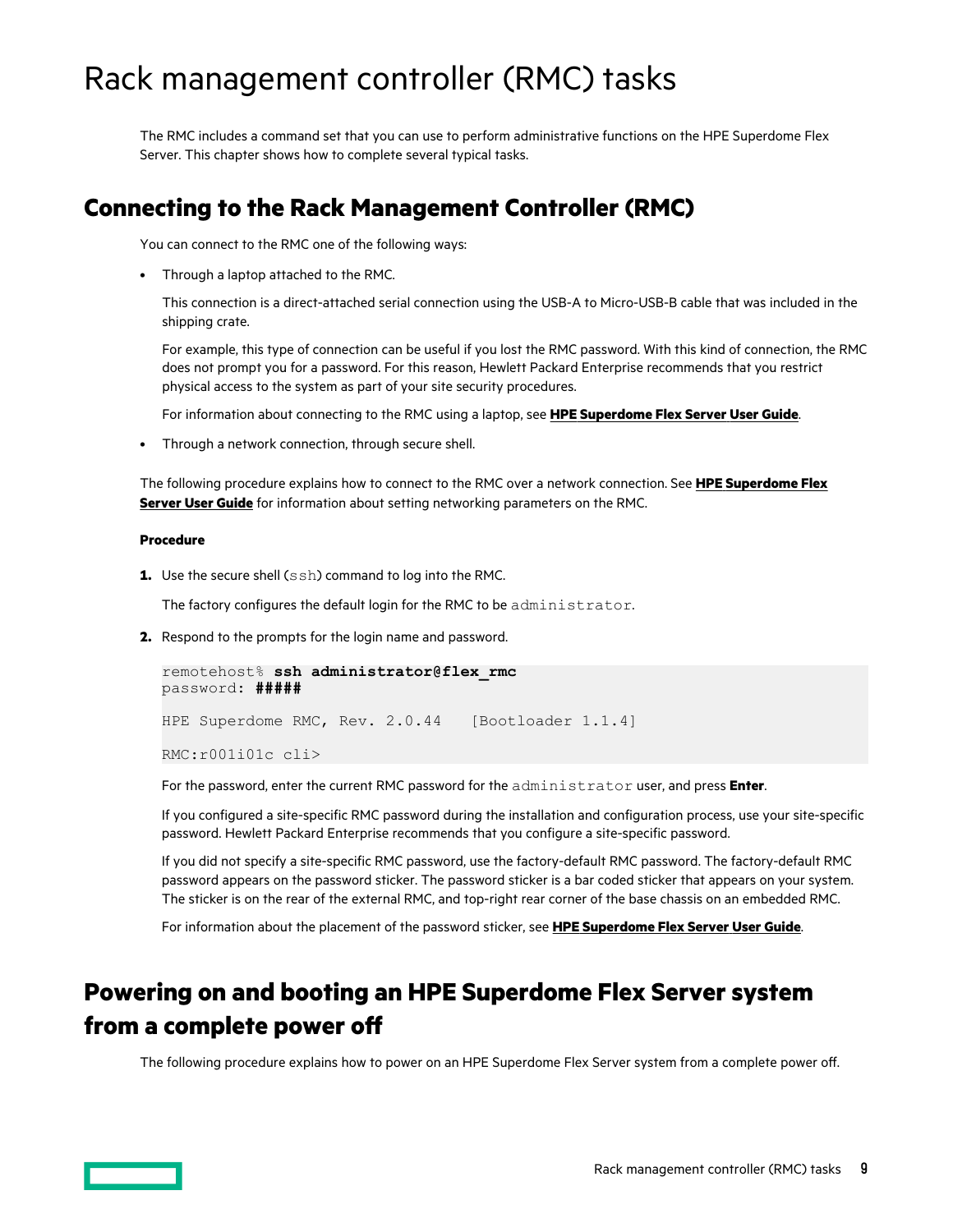# Rack management controller (RMC) tasks

The RMC includes a command set that you can use to perform administrative functions on the HPE Superdome Flex Server. This chapter shows how to complete several typical tasks.

## Connecting to the Rack Management Controller (RMC)

You can connect to the RMC one of the following ways:

- Through a laptop attached to the RMC.

  This connection is a direct-attached serial connection using the USB-A to Micro-USB-B cable that was included in the shipping crate.

  For example, this type of connection can be useful if you lost the RMC password. With this kind of connection, the RMC does not prompt you for a password. For this reason, Hewlett Packard Enterprise recommends that you restrict physical access to the system as part of your site security procedures.

  For information about connecting to the RMC using a laptop, see **HPE Superdome Flex Server User Guide**.

- Through a network connection, through secure shell.

The following procedure explains how to connect to the RMC over a network connection. See **HPE Superdome Flex Server User Guide** for information about setting networking parameters on the RMC.

#### Procedure

1. Use the secure shell (`ssh`) command to log into the RMC.

   The factory configures the default login for the RMC to be `administrator`.

2. Respond to the prompts for the login name and password.

   ```
   remotehost% ssh administrator@flex_rmc
   password: #####

   HPE Superdome RMC, Rev. 2.0.44   [Bootloader 1.1.4]

   RMC:r001i01c cli>
   ```

   For the password, enter the current RMC password for the `administrator` user, and press **Enter**.

   If you configured a site-specific RMC password during the installation and configuration process, use your site-specific password. Hewlett Packard Enterprise recommends that you configure a site-specific password.

   If you did not specify a site-specific RMC password, use the factory-default RMC password. The factory-default RMC password appears on the password sticker. The password sticker is a bar coded sticker that appears on your system. The sticker is on the rear of the external RMC, and top-right rear corner of the base chassis on an embedded RMC.

   For information about the placement of the password sticker, see **HPE Superdome Flex Server User Guide**.

## Powering on and booting an HPE Superdome Flex Server system from a complete power off

The following procedure explains how to power on an HPE Superdome Flex Server system from a complete power off.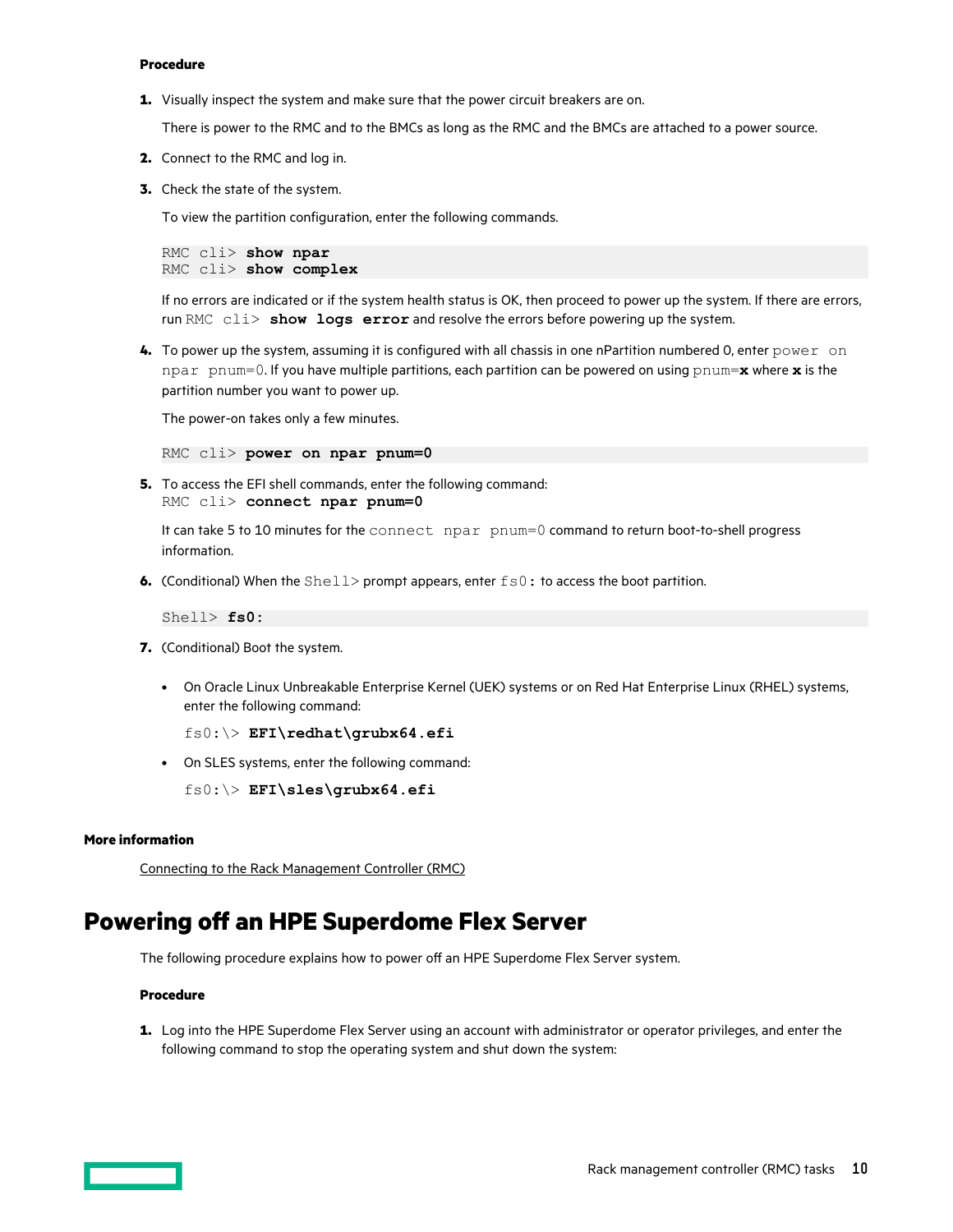**Procedure**

1. Visually inspect the system and make sure that the power circuit breakers are on.

   There is power to the RMC and to the BMCs as long as the RMC and the BMCs are attached to a power source.

2. Connect to the RMC and log in.

3. Check the state of the system.

   To view the partition configuration, enter the following commands.

   ```
   RMC cli> show npar
   RMC cli> show complex
   ```

   If no errors are indicated or if the system health status is OK, then proceed to power up the system. If there are errors, run `RMC cli> show logs error` and resolve the errors before powering up the system.

4. To power up the system, assuming it is configured with all chassis in one nPartition numbered 0, enter `power on npar pnum=0`. If you have multiple partitions, each partition can be powered on using `pnum=x` where **x** is the partition number you want to power up.

   The power-on takes only a few minutes.

   ```
   RMC cli> power on npar pnum=0
   ```

5. To access the EFI shell commands, enter the following command:
   `RMC cli> connect npar pnum=0`

   It can take 5 to 10 minutes for the `connect npar pnum=0` command to return boot-to-shell progress information.

6. (Conditional) When the `Shell>` prompt appears, enter `fs0:` to access the boot partition.

   ```
   Shell> fs0:
   ```

7. (Conditional) Boot the system.

   - On Oracle Linux Unbreakable Enterprise Kernel (UEK) systems or on Red Hat Enterprise Linux (RHEL) systems, enter the following command:

     `fs0:\> EFI\redhat\grubx64.efi`

   - On SLES systems, enter the following command:

     `fs0:\> EFI\sles\grubx64.efi`

**More information**

Connecting to the Rack Management Controller (RMC)

# Powering off an HPE Superdome Flex Server

The following procedure explains how to power off an HPE Superdome Flex Server system.

**Procedure**

1. Log into the HPE Superdome Flex Server using an account with administrator or operator privileges, and enter the following command to stop the operating system and shut down the system: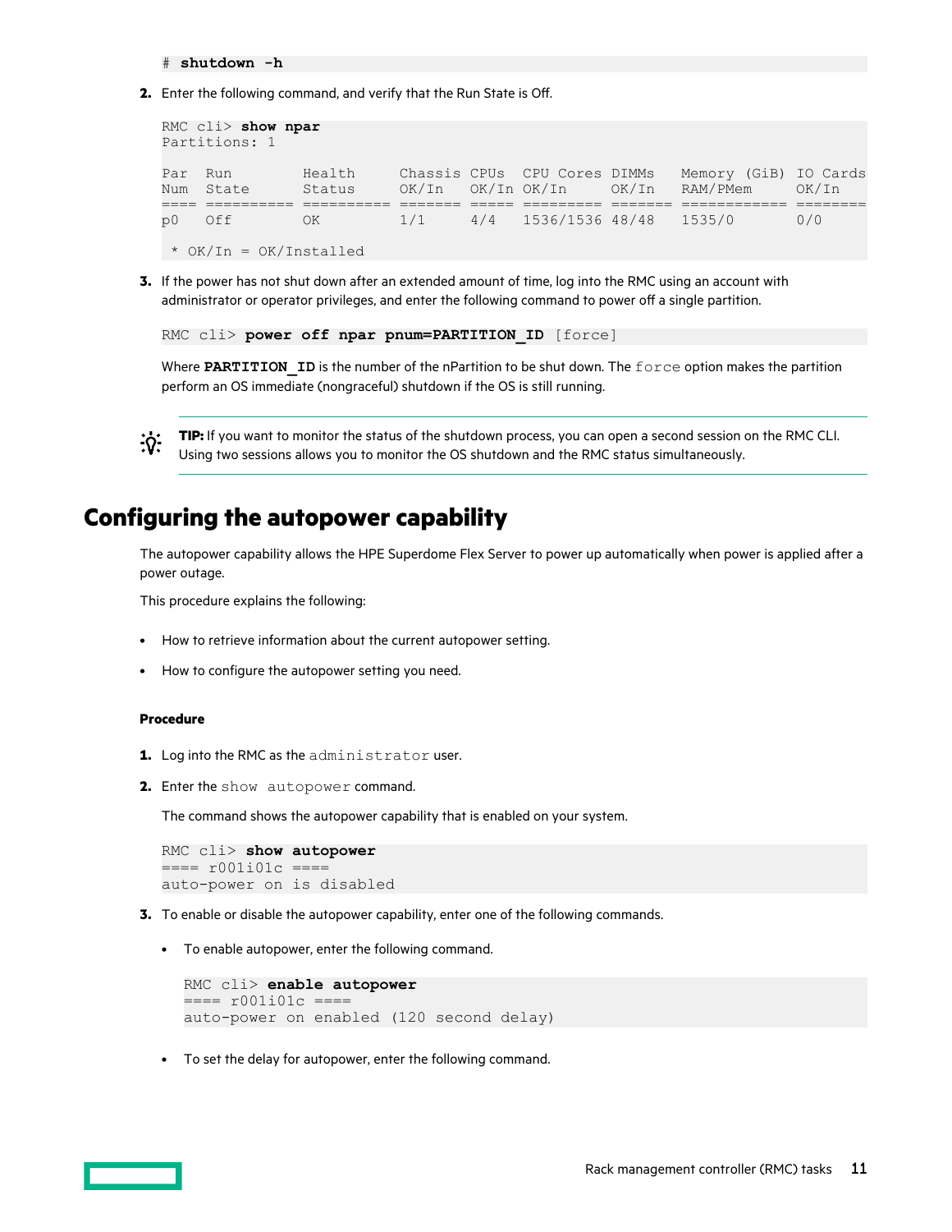```
# shutdown -h
```

2. Enter the following command, and verify that the Run State is Off.

```
RMC cli> show npar
Partitions: 1

Par  Run        Health     Chassis CPUs  CPU Cores DIMMs   Memory (GiB) IO Cards
Num  State      Status     OK/In   OK/In OK/In     OK/In   RAM/PMem     OK/In
==== ========== ========== ======= ===== ========= ======= ============ ========
p0   Off        OK         1/1     4/4   1536/1536 48/48   1535/0       0/0

 * OK/In = OK/Installed
```

3. If the power has not shut down after an extended amount of time, log into the RMC using an account with administrator or operator privileges, and enter the following command to power off a single partition.

```
RMC cli> power off npar pnum=PARTITION_ID [force]
```

Where **PARTITION_ID** is the number of the nPartition to be shut down. The `force` option makes the partition perform an OS immediate (nongraceful) shutdown if the OS is still running.

**TIP:** If you want to monitor the status of the shutdown process, you can open a second session on the RMC CLI. Using two sessions allows you to monitor the OS shutdown and the RMC status simultaneously.

## Configuring the autopower capability

The autopower capability allows the HPE Superdome Flex Server to power up automatically when power is applied after a power outage.

This procedure explains the following:

- How to retrieve information about the current autopower setting.
- How to configure the autopower setting you need.

#### Procedure

1. Log into the RMC as the `administrator` user.
2. Enter the `show autopower` command.

   The command shows the autopower capability that is enabled on your system.

```
RMC cli> show autopower
==== r001i01c ====
auto-power on is disabled
```

3. To enable or disable the autopower capability, enter one of the following commands.

   - To enable autopower, enter the following command.

```
RMC cli> enable autopower
==== r001i01c ====
auto-power on enabled (120 second delay)
```

   - To set the delay for autopower, enter the following command.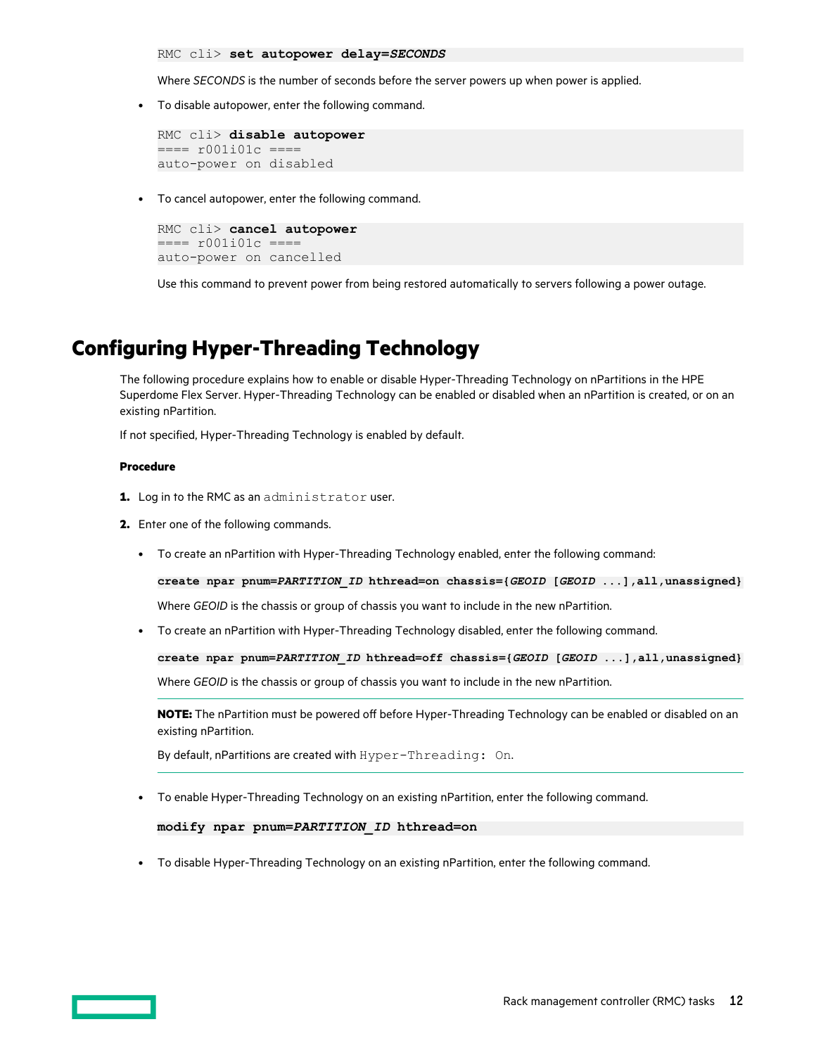```
RMC cli> set autopower delay=SECONDS
```

Where *SECONDS* is the number of seconds before the server powers up when power is applied.

- To disable autopower, enter the following command.

```
RMC cli> disable autopower
==== r001i01c ====
auto-power on disabled
```

- To cancel autopower, enter the following command.

```
RMC cli> cancel autopower
==== r001i01c ====
auto-power on cancelled
```

Use this command to prevent power from being restored automatically to servers following a power outage.

# Configuring Hyper-Threading Technology

The following procedure explains how to enable or disable Hyper-Threading Technology on nPartitions in the HPE Superdome Flex Server. Hyper-Threading Technology can be enabled or disabled when an nPartition is created, or on an existing nPartition.

If not specified, Hyper-Threading Technology is enabled by default.

**Procedure**

1. Log in to the RMC as an `administrator` user.
2. Enter one of the following commands.

   - To create an nPartition with Hyper-Threading Technology enabled, enter the following command:

     ```
     create npar pnum=PARTITION_ID hthread=on chassis={GEOID [GEOID ...],all,unassigned}
     ```

     Where *GEOID* is the chassis or group of chassis you want to include in the new nPartition.

   - To create an nPartition with Hyper-Threading Technology disabled, enter the following command.

     ```
     create npar pnum=PARTITION_ID hthread=off chassis={GEOID [GEOID ...],all,unassigned}
     ```

     Where *GEOID* is the chassis or group of chassis you want to include in the new nPartition.

     **NOTE:** The nPartition must be powered off before Hyper-Threading Technology can be enabled or disabled on an existing nPartition.

     By default, nPartitions are created with `Hyper-Threading: On`.

   - To enable Hyper-Threading Technology on an existing nPartition, enter the following command.

     ```
     modify npar pnum=PARTITION_ID hthread=on
     ```

   - To disable Hyper-Threading Technology on an existing nPartition, enter the following command.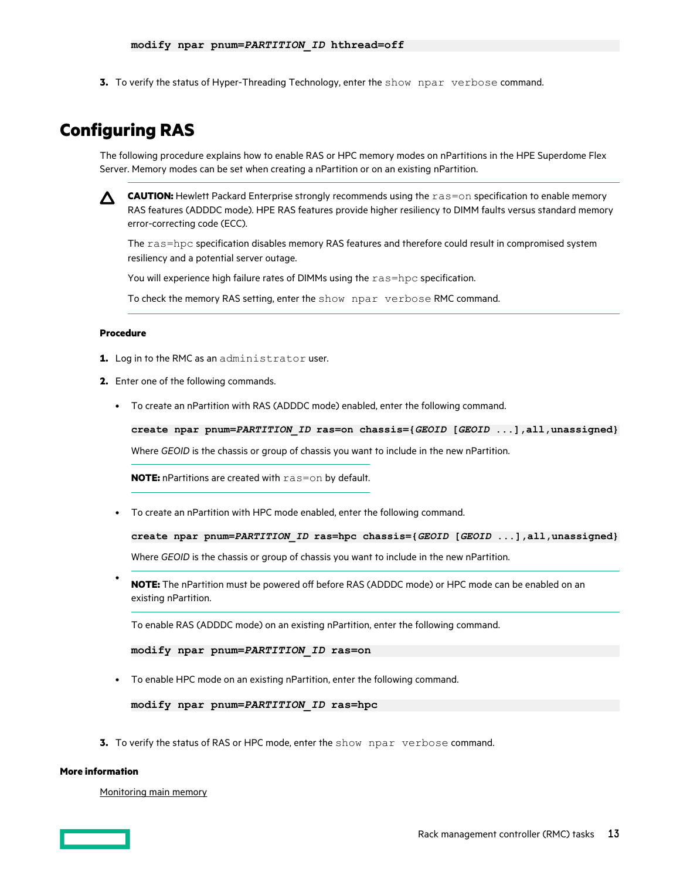```
modify npar pnum=PARTITION_ID hthread=off
```

3. To verify the status of Hyper-Threading Technology, enter the `show npar verbose` command.

## Configuring RAS

The following procedure explains how to enable RAS or HPC memory modes on nPartitions in the HPE Superdome Flex Server. Memory modes can be set when creating a nPartition or on an existing nPartition.

> **CAUTION:** Hewlett Packard Enterprise strongly recommends using the `ras=on` specification to enable memory RAS features (ADDDC mode). HPE RAS features provide higher resiliency to DIMM faults versus standard memory error-correcting code (ECC).
>
> The `ras=hpc` specification disables memory RAS features and therefore could result in compromised system resiliency and a potential server outage.
>
> You will experience high failure rates of DIMMs using the `ras=hpc` specification.
>
> To check the memory RAS setting, enter the `show npar verbose` RMC command.

**Procedure**

1. Log in to the RMC as an `administrator` user.
2. Enter one of the following commands.
   - To create an nPartition with RAS (ADDDC mode) enabled, enter the following command.

     ```
     create npar pnum=PARTITION_ID ras=on chassis={GEOID [GEOID ...],all,unassigned}
     ```

     Where *GEOID* is the chassis or group of chassis you want to include in the new nPartition.

     **NOTE:** nPartitions are created with `ras=on` by default.

   - To create an nPartition with HPC mode enabled, enter the following command.

     ```
     create npar pnum=PARTITION_ID ras=hpc chassis={GEOID [GEOID ...],all,unassigned}
     ```

     Where *GEOID* is the chassis or group of chassis you want to include in the new nPartition.

   - **NOTE:** The nPartition must be powered off before RAS (ADDDC mode) or HPC mode can be enabled on an existing nPartition.

     To enable RAS (ADDDC mode) on an existing nPartition, enter the following command.

     ```
     modify npar pnum=PARTITION_ID ras=on
     ```

   - To enable HPC mode on an existing nPartition, enter the following command.

     ```
     modify npar pnum=PARTITION_ID ras=hpc
     ```

3. To verify the status of RAS or HPC mode, enter the `show npar verbose` command.

**More information**

Monitoring main memory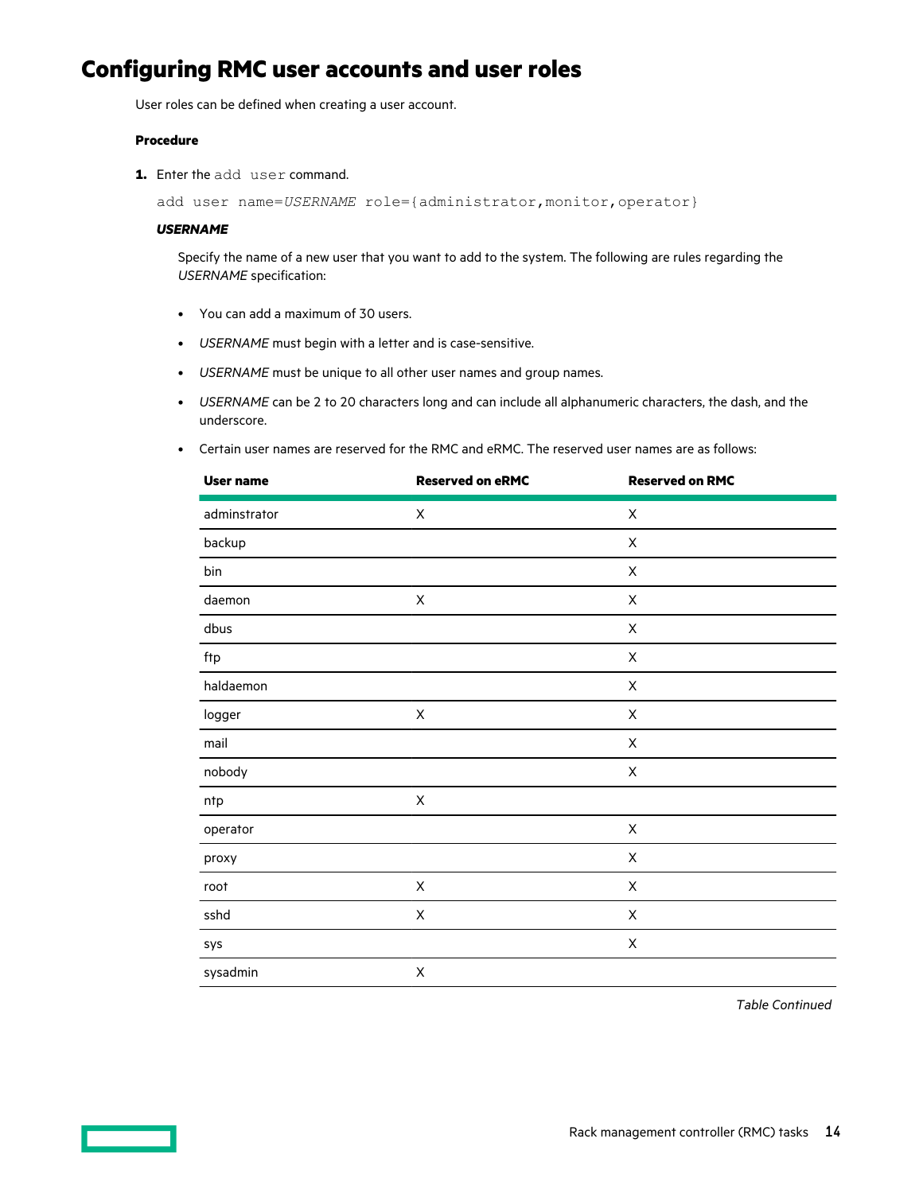# Configuring RMC user accounts and user roles

User roles can be defined when creating a user account.

**Procedure**

1. Enter the `add user` command.

   `add user name=`*`USERNAME`*` role={administrator,monitor,operator}`

   ***USERNAME***

   Specify the name of a new user that you want to add to the system. The following are rules regarding the *USERNAME* specification:

   - You can add a maximum of 30 users.
   - *USERNAME* must begin with a letter and is case-sensitive.
   - *USERNAME* must be unique to all other user names and group names.
   - *USERNAME* can be 2 to 20 characters long and can include all alphanumeric characters, the dash, and the underscore.
   - Certain user names are reserved for the RMC and eRMC. The reserved user names are as follows:

| User name | Reserved on eRMC | Reserved on RMC |
|---|---|---|
| adminstrator | X | X |
| backup | | X |
| bin | | X |
| daemon | X | X |
| dbus | | X |
| ftp | | X |
| haldaemon | | X |
| logger | X | X |
| mail | | X |
| nobody | | X |
| ntp | X | |
| operator | | X |
| proxy | | X |
| root | X | X |
| sshd | X | X |
| sys | | X |
| sysadmin | X | |

*Table Continued*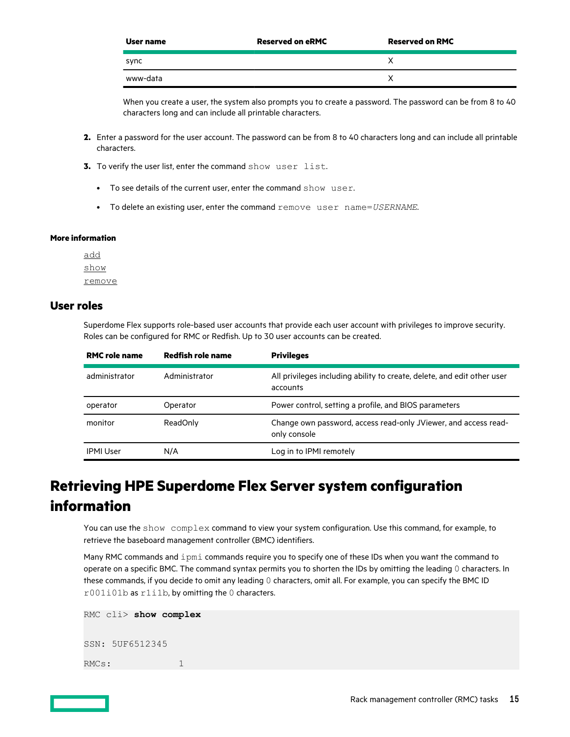| User name | Reserved on eRMC | Reserved on RMC |
|---|---|---|
| sync | | X |
| www-data | | X |

When you create a user, the system also prompts you to create a password. The password can be from 8 to 40 characters long and can include all printable characters.

2. Enter a password for the user account. The password can be from 8 to 40 characters long and can include all printable characters.
3. To verify the user list, enter the command `show user list`.
   - To see details of the current user, enter the command `show user`.
   - To delete an existing user, enter the command `remove user name=`*`USERNAME`*.

#### More information

add
show
remove

## User roles

Superdome Flex supports role-based user accounts that provide each user account with privileges to improve security. Roles can be configured for RMC or Redfish. Up to 30 user accounts can be created.

| RMC role name | Redfish role name | Privileges |
|---|---|---|
| administrator | Administrator | All privileges including ability to create, delete, and edit other user accounts |
| operator | Operator | Power control, setting a profile, and BIOS parameters |
| monitor | ReadOnly | Change own password, access read-only JViewer, and access read-only console |
| IPMI User | N/A | Log in to IPMI remotely |

# Retrieving HPE Superdome Flex Server system configuration information

You can use the `show complex` command to view your system configuration. Use this command, for example, to retrieve the baseboard management controller (BMC) identifiers.

Many RMC commands and `ipmi` commands require you to specify one of these IDs when you want the command to operate on a specific BMC. The command syntax permits you to shorten the IDs by omitting the leading `0` characters. In these commands, if you decide to omit any leading `0` characters, omit all. For example, you can specify the BMC ID `r001i01b` as `r1i1b`, by omitting the `0` characters.

```
RMC cli> show complex

SSN: 5UF6512345

RMCs:           1
```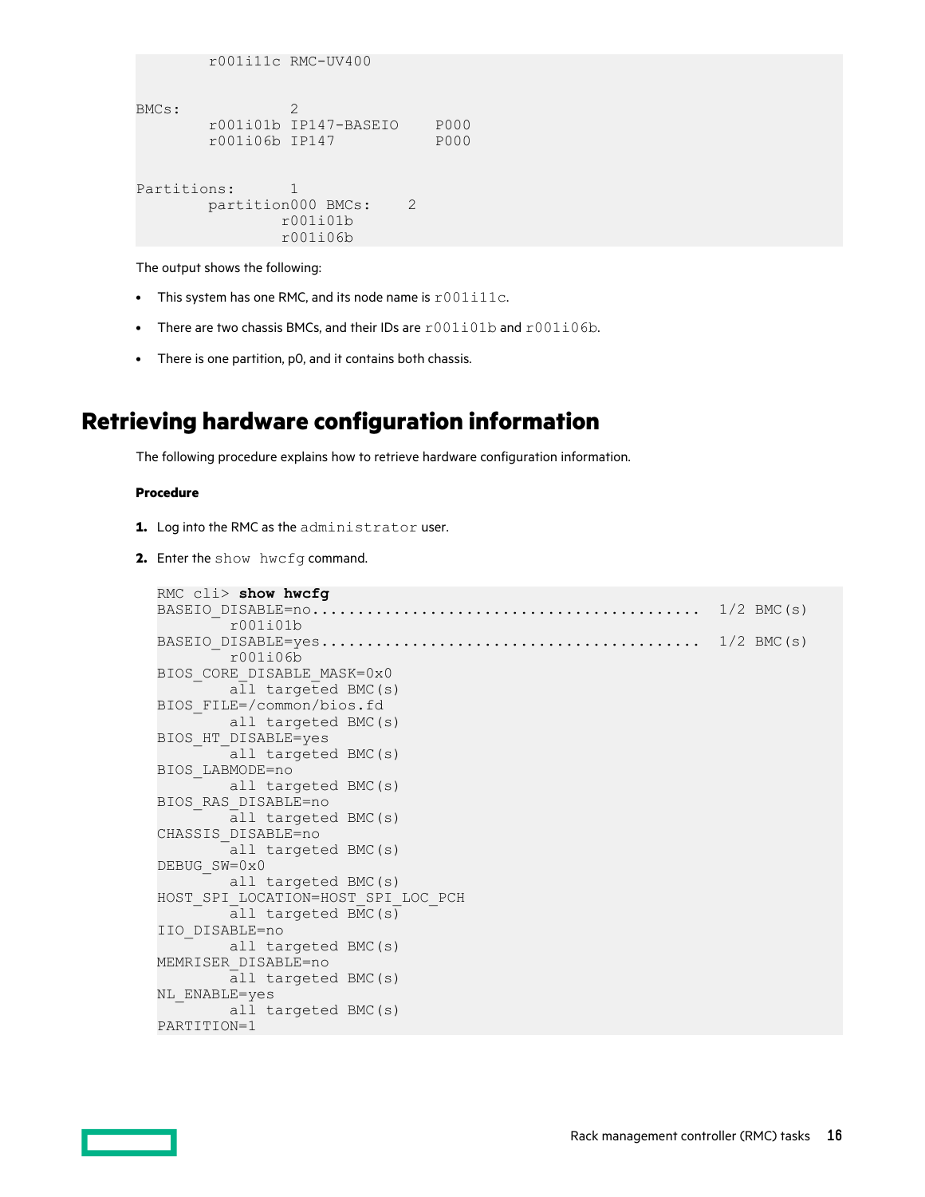```
        r001i11c RMC-UV400


BMCs:            2
        r001i01b IP147-BASEIO     P000
        r001i06b IP147            P000


Partitions:      1
        partition000 BMCs:    2
                r001i01b
                r001i06b
```

The output shows the following:

- This system has one RMC, and its node name is `r001i11c`.
- There are two chassis BMCs, and their IDs are `r001i01b` and `r001i06b`.
- There is one partition, p0, and it contains both chassis.

## Retrieving hardware configuration information

The following procedure explains how to retrieve hardware configuration information.

**Procedure**

1. Log into the RMC as the `administrator` user.
2. Enter the `show hwcfg` command.

```
RMC cli> show hwcfg
BASEIO_DISABLE=no..........................................  1/2 BMC(s)
        r001i01b
BASEIO_DISABLE=yes.........................................  1/2 BMC(s)
        r001i06b
BIOS_CORE_DISABLE_MASK=0x0
        all targeted BMC(s)
BIOS_FILE=/common/bios.fd
        all targeted BMC(s)
BIOS_HT_DISABLE=yes
        all targeted BMC(s)
BIOS_LABMODE=no
        all targeted BMC(s)
BIOS_RAS_DISABLE=no
        all targeted BMC(s)
CHASSIS_DISABLE=no
        all targeted BMC(s)
DEBUG_SW=0x0
        all targeted BMC(s)
HOST_SPI_LOCATION=HOST_SPI_LOC_PCH
        all targeted BMC(s)
IIO_DISABLE=no
        all targeted BMC(s)
MEMRISER_DISABLE=no
        all targeted BMC(s)
NL_ENABLE=yes
        all targeted BMC(s)
PARTITION=1
```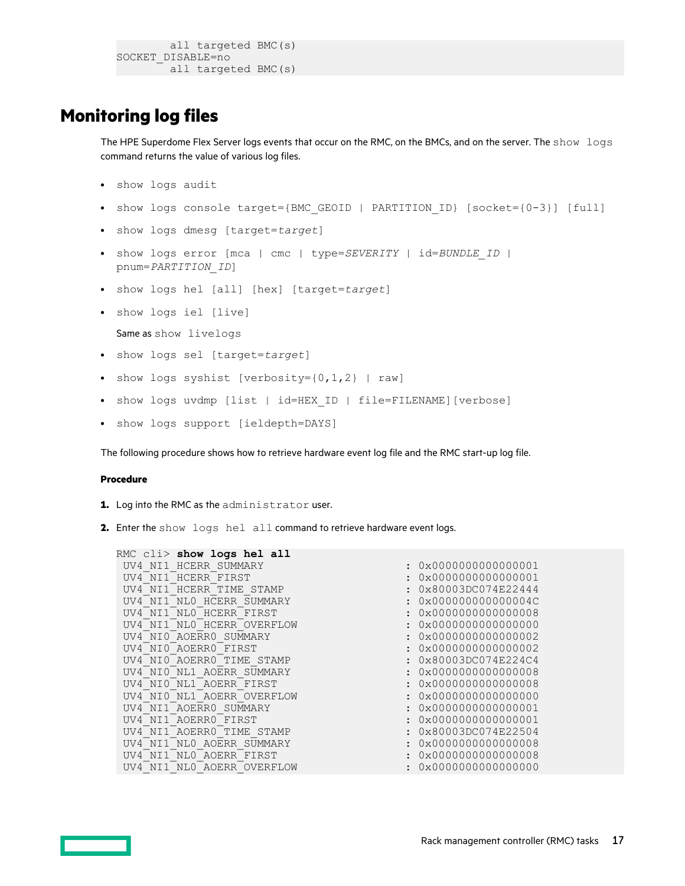```
        all targeted BMC(s)
SOCKET_DISABLE=no
        all targeted BMC(s)
```

## Monitoring log files

The HPE Superdome Flex Server logs events that occur on the RMC, on the BMCs, and on the server. The `show logs` command returns the value of various log files.

- `show logs audit`
- `show logs console target={BMC_GEOID | PARTITION_ID} [socket={0-3}] [full]`
- `show logs dmesg [target=`*`target`*`]`
- `show logs error [mca | cmc | type=`*`SEVERITY`*` | id=`*`BUNDLE_ID`*` | pnum=`*`PARTITION_ID`*`]`
- `show logs hel [all] [hex] [target=`*`target`*`]`
- `show logs iel [live]`

  Same as `show livelogs`
- `show logs sel [target=`*`target`*`]`
- `show logs syshist [verbosity={0,1,2} | raw]`
- `show logs uvdmp [list | id=HEX_ID | file=FILENAME][verbose]`
- `show logs support [ieldepth=DAYS]`

The following procedure shows how to retrieve hardware event log file and the RMC start-up log file.

**Procedure**

1. Log into the RMC as the `administrator` user.
2. Enter the `show logs hel all` command to retrieve hardware event logs.

```
RMC cli> show logs hel all
 UV4_NI1_HCERR_SUMMARY                              : 0x0000000000000001
 UV4_NI1_HCERR_FIRST                                : 0x0000000000000001
 UV4_NI1_HCERR_TIME_STAMP                           : 0x80003DC074E22444
 UV4_NI1_NL0_HCERR_SUMMARY                          : 0x000000000000004C
 UV4_NI1_NL0_HCERR_FIRST                            : 0x0000000000000008
 UV4_NI1_NL0_HCERR_OVERFLOW                         : 0x0000000000000000
 UV4_NI0_AOERR0_SUMMARY                             : 0x0000000000000002
 UV4_NI0_AOERR0_FIRST                               : 0x0000000000000002
 UV4_NI0_AOERR0_TIME_STAMP                          : 0x80003DC074E224C4
 UV4_NI0_NL1_AOERR_SUMMARY                          : 0x0000000000000008
 UV4_NI0_NL1_AOERR_FIRST                            : 0x0000000000000008
 UV4_NI0_NL1_AOERR_OVERFLOW                         : 0x0000000000000000
 UV4_NI1_AOERR0_SUMMARY                             : 0x0000000000000001
 UV4_NI1_AOERR0_FIRST                               : 0x0000000000000001
 UV4_NI1_AOERR0_TIME_STAMP                          : 0x80003DC074E22504
 UV4_NI1_NL0_AOERR_SUMMARY                          : 0x0000000000000008
 UV4_NI1_NL0_AOERR_FIRST                            : 0x0000000000000008
 UV4_NI1_NL0_AOERR_OVERFLOW                         : 0x0000000000000000
```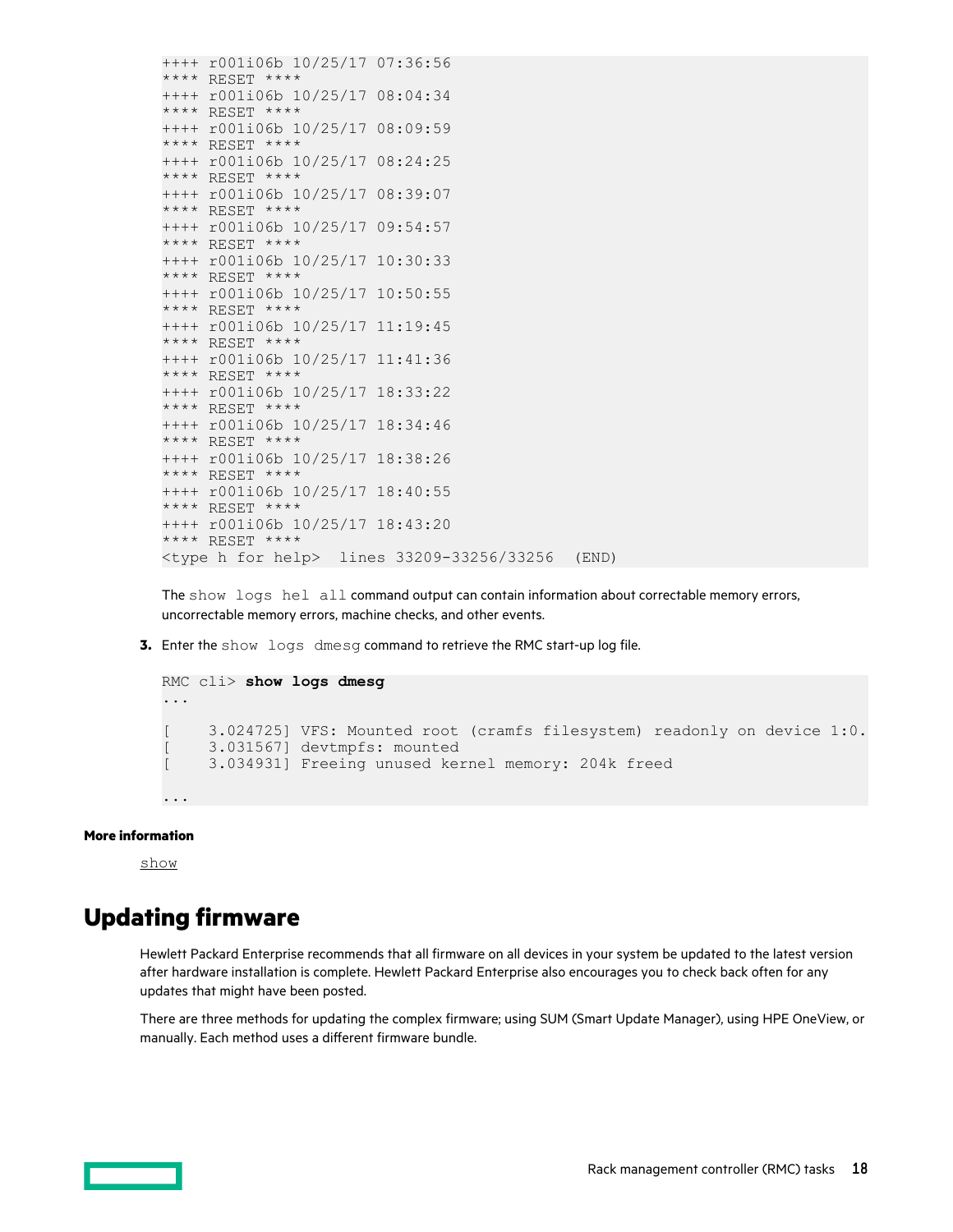```
++++ r001i06b 10/25/17 07:36:56
**** RESET ****
++++ r001i06b 10/25/17 08:04:34
**** RESET ****
++++ r001i06b 10/25/17 08:09:59
**** RESET ****
++++ r001i06b 10/25/17 08:24:25
**** RESET ****
++++ r001i06b 10/25/17 08:39:07
**** RESET ****
++++ r001i06b 10/25/17 09:54:57
**** RESET ****
++++ r001i06b 10/25/17 10:30:33
**** RESET ****
++++ r001i06b 10/25/17 10:50:55
**** RESET ****
++++ r001i06b 10/25/17 11:19:45
**** RESET ****
++++ r001i06b 10/25/17 11:41:36
**** RESET ****
++++ r001i06b 10/25/17 18:33:22
**** RESET ****
++++ r001i06b 10/25/17 18:34:46
**** RESET ****
++++ r001i06b 10/25/17 18:38:26
**** RESET ****
++++ r001i06b 10/25/17 18:40:55
**** RESET ****
++++ r001i06b 10/25/17 18:43:20
**** RESET ****
<type h for help>  lines 33209-33256/33256  (END)
```

The `show logs hel all` command output can contain information about correctable memory errors, uncorrectable memory errors, machine checks, and other events.

3. Enter the `show logs dmesg` command to retrieve the RMC start-up log file.

```
RMC cli> show logs dmesg
...

[    3.024725] VFS: Mounted root (cramfs filesystem) readonly on device 1:0.
[    3.031567] devtmpfs: mounted
[    3.034931] Freeing unused kernel memory: 204k freed

...
```

**More information**

show

## Updating firmware

Hewlett Packard Enterprise recommends that all firmware on all devices in your system be updated to the latest version after hardware installation is complete. Hewlett Packard Enterprise also encourages you to check back often for any updates that might have been posted.

There are three methods for updating the complex firmware; using SUM (Smart Update Manager), using HPE OneView, or manually. Each method uses a different firmware bundle.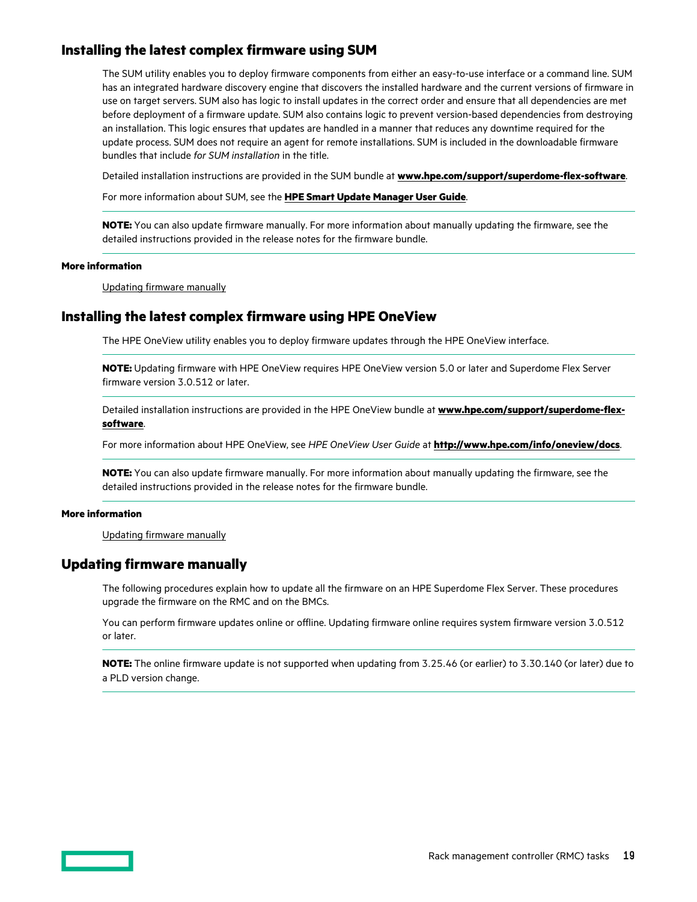## Installing the latest complex firmware using SUM

The SUM utility enables you to deploy firmware components from either an easy-to-use interface or a command line. SUM has an integrated hardware discovery engine that discovers the installed hardware and the current versions of firmware in use on target servers. SUM also has logic to install updates in the correct order and ensure that all dependencies are met before deployment of a firmware update. SUM also contains logic to prevent version-based dependencies from destroying an installation. This logic ensures that updates are handled in a manner that reduces any downtime required for the update process. SUM does not require an agent for remote installations. SUM is included in the downloadable firmware bundles that include *for SUM installation* in the title.

Detailed installation instructions are provided in the SUM bundle at **www.hpe.com/support/superdome-flex-software**.

For more information about SUM, see the **HPE Smart Update Manager User Guide**.

---

**NOTE:** You can also update firmware manually. For more information about manually updating the firmware, see the detailed instructions provided in the release notes for the firmware bundle.

---

**More information**

Updating firmware manually

## Installing the latest complex firmware using HPE OneView

The HPE OneView utility enables you to deploy firmware updates through the HPE OneView interface.

---

**NOTE:** Updating firmware with HPE OneView requires HPE OneView version 5.0 or later and Superdome Flex Server firmware version 3.0.512 or later.

---

Detailed installation instructions are provided in the HPE OneView bundle at **www.hpe.com/support/superdome-flex-software**.

For more information about HPE OneView, see *HPE OneView User Guide* at **http://www.hpe.com/info/oneview/docs**.

---

**NOTE:** You can also update firmware manually. For more information about manually updating the firmware, see the detailed instructions provided in the release notes for the firmware bundle.

---

**More information**

Updating firmware manually

## Updating firmware manually

The following procedures explain how to update all the firmware on an HPE Superdome Flex Server. These procedures upgrade the firmware on the RMC and on the BMCs.

You can perform firmware updates online or offline. Updating firmware online requires system firmware version 3.0.512 or later.

---

**NOTE:** The online firmware update is not supported when updating from 3.25.46 (or earlier) to 3.30.140 (or later) due to a PLD version change.

---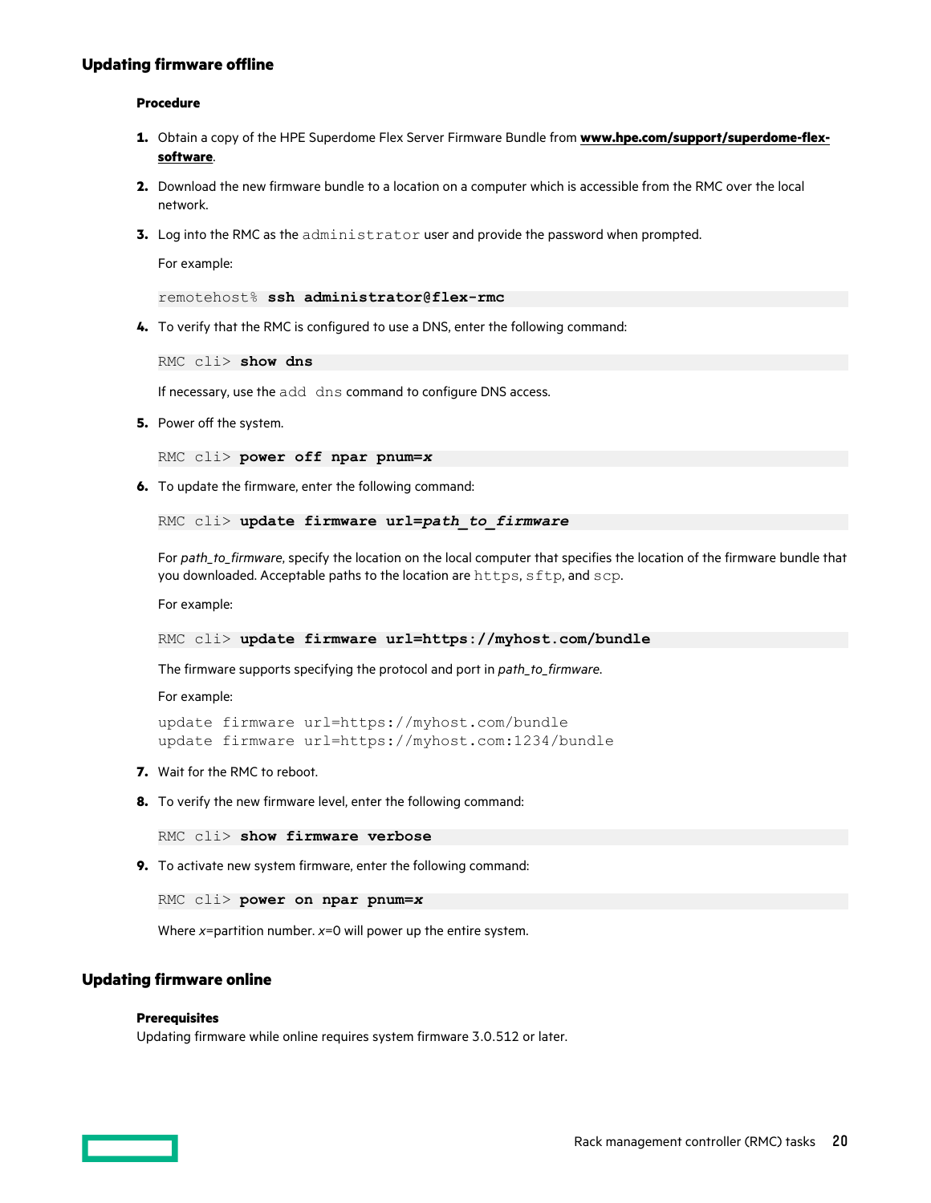## Updating firmware offline

#### Procedure

1. Obtain a copy of the HPE Superdome Flex Server Firmware Bundle from **www.hpe.com/support/superdome-flex-software**.
2. Download the new firmware bundle to a location on a computer which is accessible from the RMC over the local network.
3. Log into the RMC as the `administrator` user and provide the password when prompted.

   For example:

   ```
   remotehost% ssh administrator@flex-rmc
   ```

4. To verify that the RMC is configured to use a DNS, enter the following command:

   ```
   RMC cli> show dns
   ```

   If necessary, use the `add dns` command to configure DNS access.

5. Power off the system.

   ```
   RMC cli> power off npar pnum=x
   ```

6. To update the firmware, enter the following command:

   ```
   RMC cli> update firmware url=path_to_firmware
   ```

   For *path_to_firmware*, specify the location on the local computer that specifies the location of the firmware bundle that you downloaded. Acceptable paths to the location are `https`, `sftp`, and `scp`.

   For example:

   ```
   RMC cli> update firmware url=https://myhost.com/bundle
   ```

   The firmware supports specifying the protocol and port in *path_to_firmware*.

   For example:

   ```
   update firmware url=https://myhost.com/bundle
   update firmware url=https://myhost.com:1234/bundle
   ```

7. Wait for the RMC to reboot.
8. To verify the new firmware level, enter the following command:

   ```
   RMC cli> show firmware verbose
   ```

9. To activate new system firmware, enter the following command:

   ```
   RMC cli> power on npar pnum=x
   ```

   Where *x*=partition number. *x*=0 will power up the entire system.

## Updating firmware online

#### Prerequisites

Updating firmware while online requires system firmware 3.0.512 or later.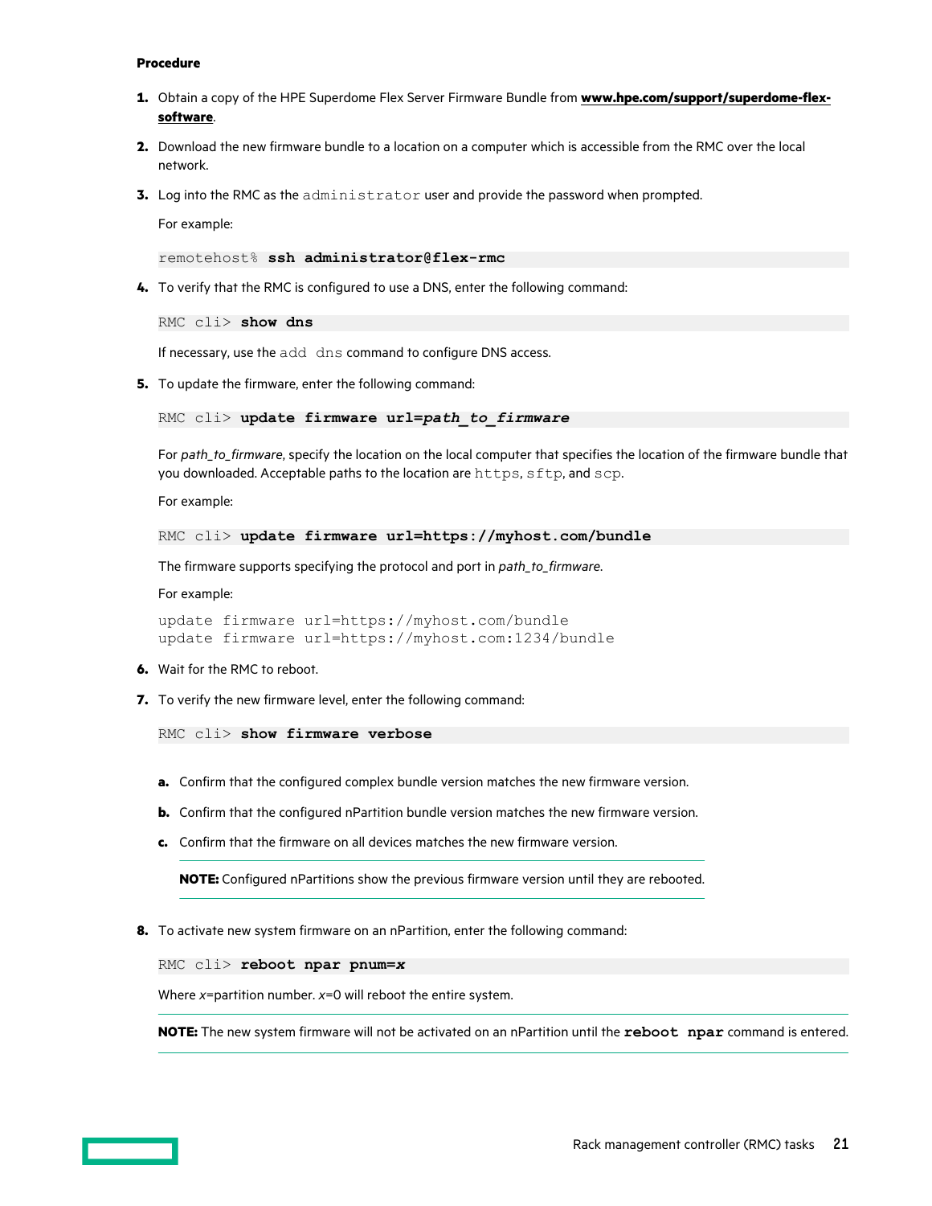**Procedure**

1. Obtain a copy of the HPE Superdome Flex Server Firmware Bundle from **www.hpe.com/support/superdome-flex-software**.

2. Download the new firmware bundle to a location on a computer which is accessible from the RMC over the local network.

3. Log into the RMC as the `administrator` user and provide the password when prompted.

   For example:

   ```
   remotehost% ssh administrator@flex-rmc
   ```

4. To verify that the RMC is configured to use a DNS, enter the following command:

   ```
   RMC cli> show dns
   ```

   If necessary, use the `add dns` command to configure DNS access.

5. To update the firmware, enter the following command:

   ```
   RMC cli> update firmware url=path_to_firmware
   ```

   For *path_to_firmware*, specify the location on the local computer that specifies the location of the firmware bundle that you downloaded. Acceptable paths to the location are `https`, `sftp`, and `scp`.

   For example:

   ```
   RMC cli> update firmware url=https://myhost.com/bundle
   ```

   The firmware supports specifying the protocol and port in *path_to_firmware*.

   For example:

   ```
   update firmware url=https://myhost.com/bundle
   update firmware url=https://myhost.com:1234/bundle
   ```

6. Wait for the RMC to reboot.

7. To verify the new firmware level, enter the following command:

   ```
   RMC cli> show firmware verbose
   ```

   a. Confirm that the configured complex bundle version matches the new firmware version.

   b. Confirm that the configured nPartition bundle version matches the new firmware version.

   c. Confirm that the firmware on all devices matches the new firmware version.

   **NOTE:** Configured nPartitions show the previous firmware version until they are rebooted.

8. To activate new system firmware on an nPartition, enter the following command:

   ```
   RMC cli> reboot npar pnum=x
   ```

   Where *x*=partition number. *x*=0 will reboot the entire system.

   **NOTE:** The new system firmware will not be activated on an nPartition until the **`reboot npar`** command is entered.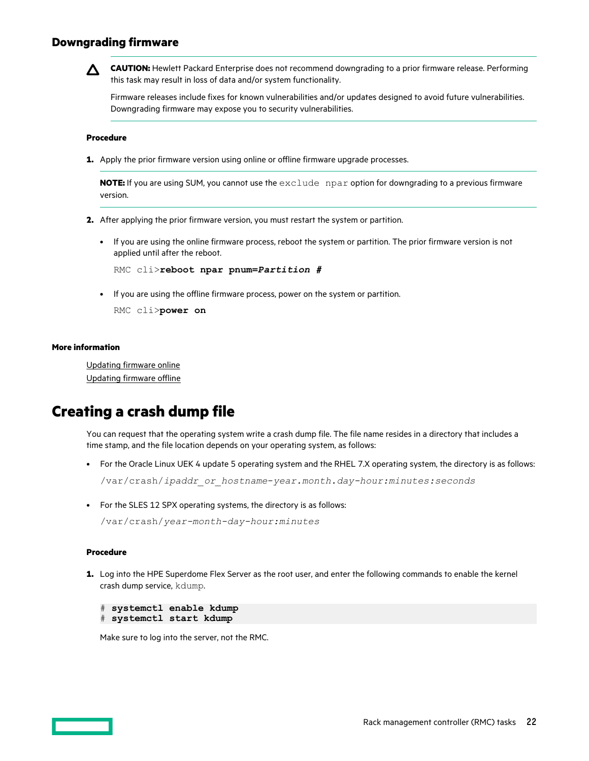### Downgrading firmware

> **CAUTION:** Hewlett Packard Enterprise does not recommend downgrading to a prior firmware release. Performing this task may result in loss of data and/or system functionality.
>
> Firmware releases include fixes for known vulnerabilities and/or updates designed to avoid future vulnerabilities. Downgrading firmware may expose you to security vulnerabilities.

#### Procedure

1. Apply the prior firmware version using online or offline firmware upgrade processes.

   > **NOTE:** If you are using SUM, you cannot use the `exclude npar` option for downgrading to a previous firmware version.

2. After applying the prior firmware version, you must restart the system or partition.

   - If you are using the online firmware process, reboot the system or partition. The prior firmware version is not applied until after the reboot.

     ```
     RMC cli>reboot npar pnum=Partition #
     ```

   - If you are using the offline firmware process, power on the system or partition.

     ```
     RMC cli>power on
     ```

#### More information

Updating firmware online

Updating firmware offline

## Creating a crash dump file

You can request that the operating system write a crash dump file. The file name resides in a directory that includes a time stamp, and the file location depends on your operating system, as follows:

- For the Oracle Linux UEK 4 update 5 operating system and the RHEL 7.X operating system, the directory is as follows:

  `/var/crash/ipaddr_or_hostname-year.month.day-hour:minutes:seconds`

- For the SLES 12 SPX operating systems, the directory is as follows:

  `/var/crash/year-month-day-hour:minutes`

#### Procedure

1. Log into the HPE Superdome Flex Server as the root user, and enter the following commands to enable the kernel crash dump service, `kdump`.

   ```
   # systemctl enable kdump
   # systemctl start kdump
   ```

   Make sure to log into the server, not the RMC.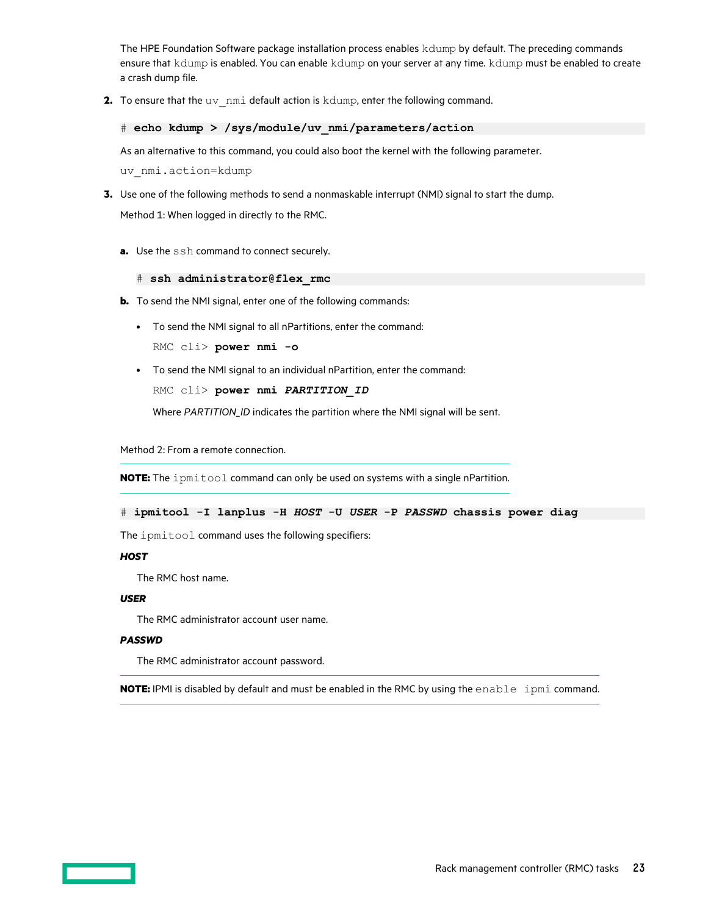The HPE Foundation Software package installation process enables `kdump` by default. The preceding commands ensure that `kdump` is enabled. You can enable `kdump` on your server at any time. `kdump` must be enabled to create a crash dump file.

2. To ensure that the `uv_nmi` default action is `kdump`, enter the following command.

   ```
   # echo kdump > /sys/module/uv_nmi/parameters/action
   ```

   As an alternative to this command, you could also boot the kernel with the following parameter.

   `uv_nmi.action=kdump`

3. Use one of the following methods to send a nonmaskable interrupt (NMI) signal to start the dump.

   Method 1: When logged in directly to the RMC.

   a. Use the `ssh` command to connect securely.

      ```
      # ssh administrator@flex_rmc
      ```

   b. To send the NMI signal, enter one of the following commands:

      - To send the NMI signal to all nPartitions, enter the command:

        `RMC cli>` **`power nmi -o`**

      - To send the NMI signal to an individual nPartition, enter the command:

        `RMC cli>` **`power nmi`** ***`PARTITION_ID`***

        Where *PARTITION_ID* indicates the partition where the NMI signal will be sent.

   Method 2: From a remote connection.

   **NOTE:** The `ipmitool` command can only be used on systems with a single nPartition.

   ```
   # ipmitool -I lanplus -H HOST -U USER -P PASSWD chassis power diag
   ```

   The `ipmitool` command uses the following specifiers:

   ***HOST***

   The RMC host name.

   ***USER***

   The RMC administrator account user name.

   ***PASSWD***

   The RMC administrator account password.

   **NOTE:** IPMI is disabled by default and must be enabled in the RMC by using the `enable ipmi` command.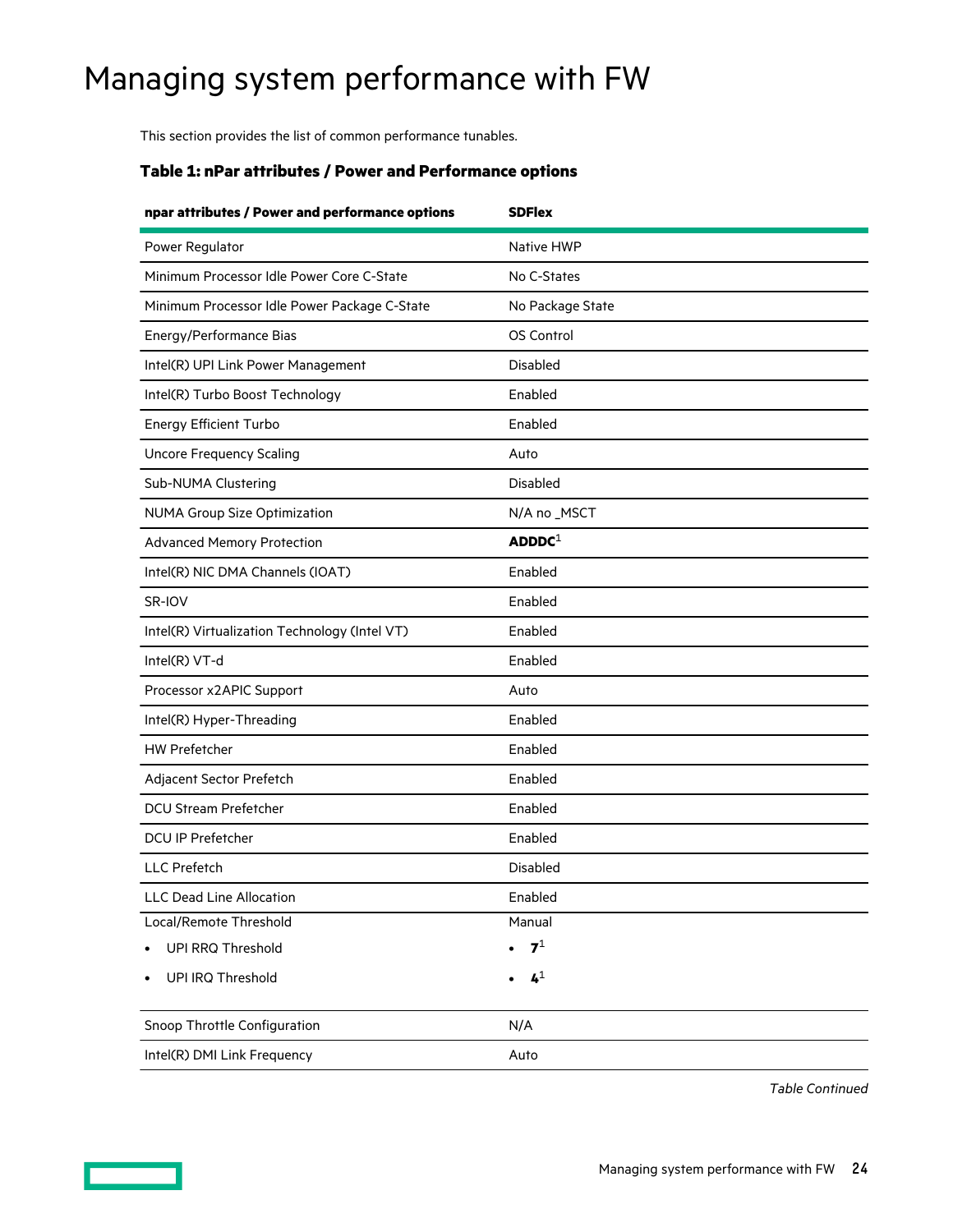# Managing system performance with FW

This section provides the list of common performance tunables.

### Table 1: nPar attributes / Power and Performance options

| npar attributes / Power and performance options | SDFlex |
|---|---|
| Power Regulator | Native HWP |
| Minimum Processor Idle Power Core C-State | No C-States |
| Minimum Processor Idle Power Package C-State | No Package State |
| Energy/Performance Bias | OS Control |
| Intel(R) UPI Link Power Management | Disabled |
| Intel(R) Turbo Boost Technology | Enabled |
| Energy Efficient Turbo | Enabled |
| Uncore Frequency Scaling | Auto |
| Sub-NUMA Clustering | Disabled |
| NUMA Group Size Optimization | N/A no _MSCT |
| Advanced Memory Protection | **ADDDC**[1] |
| Intel(R) NIC DMA Channels (IOAT) | Enabled |
| SR-IOV | Enabled |
| Intel(R) Virtualization Technology (Intel VT) | Enabled |
| Intel(R) VT-d | Enabled |
| Processor x2APIC Support | Auto |
| Intel(R) Hyper-Threading | Enabled |
| HW Prefetcher | Enabled |
| Adjacent Sector Prefetch | Enabled |
| DCU Stream Prefetcher | Enabled |
| DCU IP Prefetcher | Enabled |
| LLC Prefetch | Disabled |
| LLC Dead Line Allocation | Enabled |
| Local/Remote Threshold<br>• UPI RRQ Threshold<br>• UPI IRQ Threshold | Manual<br>• **7**[1]<br>• **4**[1] |
| Snoop Throttle Configuration | N/A |
| Intel(R) DMI Link Frequency | Auto |

*Table Continued*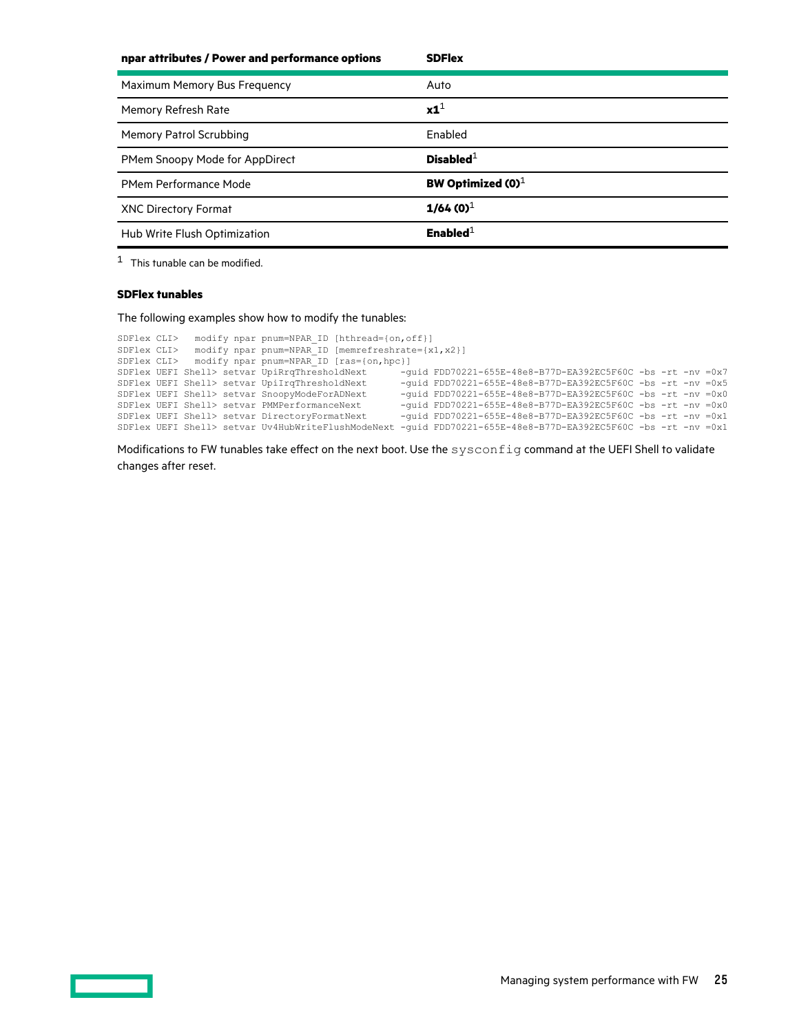| npar attributes / Power and performance options | SDFlex |
|---|---|
| Maximum Memory Bus Frequency | Auto |
| Memory Refresh Rate | **x1**[1] |
| Memory Patrol Scrubbing | Enabled |
| PMem Snoopy Mode for AppDirect | **Disabled**[1] |
| PMem Performance Mode | **BW Optimized (0)**[1] |
| XNC Directory Format | **1/64 (0)**[1] |
| Hub Write Flush Optimization | **Enabled**[1] |

[1] This tunable can be modified.

#### SDFlex tunables

The following examples show how to modify the tunables:

```
SDFlex CLI>   modify npar pnum=NPAR_ID [hthread={on,off}]
SDFlex CLI>   modify npar pnum=NPAR_ID [memrefreshrate={x1,x2}]
SDFlex CLI>   modify npar pnum=NPAR_ID [ras={on,hpc}]
SDFlex UEFI Shell> setvar UpiRrqThresholdNext      -guid FDD70221-655E-48e8-B77D-EA392EC5F60C -bs -rt -nv =0x7
SDFlex UEFI Shell> setvar UpiIrqThresholdNext      -guid FDD70221-655E-48e8-B77D-EA392EC5F60C -bs -rt -nv =0x5
SDFlex UEFI Shell> setvar SnoopyModeForADNext      -guid FDD70221-655E-48e8-B77D-EA392EC5F60C -bs -rt -nv =0x0
SDFlex UEFI Shell> setvar PMMPerformanceNext       -guid FDD70221-655E-48e8-B77D-EA392EC5F60C -bs -rt -nv =0x0
SDFlex UEFI Shell> setvar DirectoryFormatNext      -guid FDD70221-655E-48e8-B77D-EA392EC5F60C -bs -rt -nv =0x1
SDFlex UEFI Shell> setvar Uv4HubWriteFlushModeNext -guid FDD70221-655E-48e8-B77D-EA392EC5F60C -bs -rt -nv =0x1
```

Modifications to FW tunables take effect on the next boot. Use the `sysconfig` command at the UEFI Shell to validate changes after reset.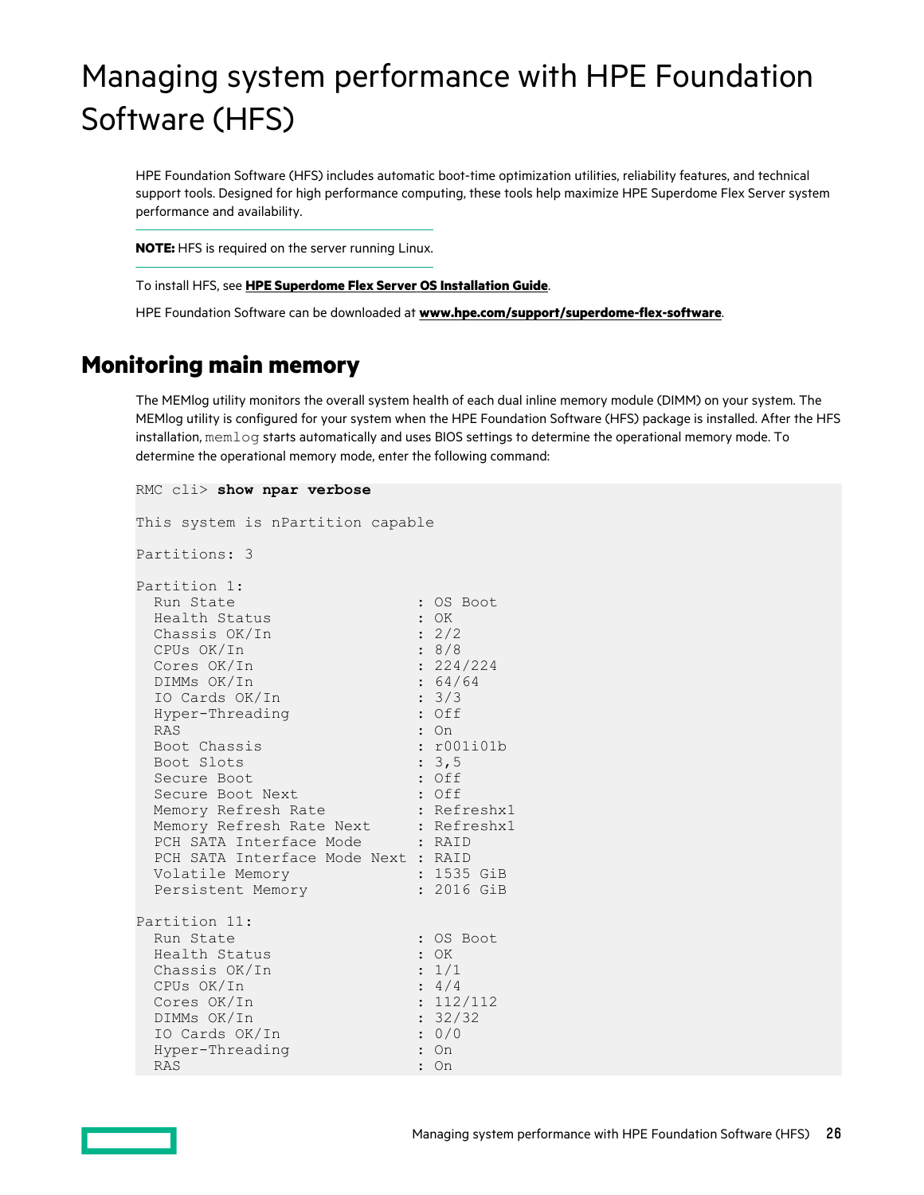# Managing system performance with HPE Foundation Software (HFS)

HPE Foundation Software (HFS) includes automatic boot-time optimization utilities, reliability features, and technical support tools. Designed for high performance computing, these tools help maximize HPE Superdome Flex Server system performance and availability.

---

**NOTE:** HFS is required on the server running Linux.

---

To install HFS, see **HPE Superdome Flex Server OS Installation Guide**.

HPE Foundation Software can be downloaded at **www.hpe.com/support/superdome-flex-software**.

## Monitoring main memory

The MEMlog utility monitors the overall system health of each dual inline memory module (DIMM) on your system. The MEMlog utility is configured for your system when the HPE Foundation Software (HFS) package is installed. After the HFS installation, `memlog` starts automatically and uses BIOS settings to determine the operational memory mode. To determine the operational memory mode, enter the following command:

```
RMC cli> show npar verbose

This system is nPartition capable

Partitions: 3

Partition 1:
  Run State                   : OS Boot
  Health Status               : OK
  Chassis OK/In               : 2/2
  CPUs OK/In                  : 8/8
  Cores OK/In                 : 224/224
  DIMMs OK/In                 : 64/64
  IO Cards OK/In              : 3/3
  Hyper-Threading             : Off
  RAS                         : On
  Boot Chassis                : r001i01b
  Boot Slots                  : 3,5
  Secure Boot                 : Off
  Secure Boot Next            : Off
  Memory Refresh Rate         : Refreshx1
  Memory Refresh Rate Next    : Refreshx1
  PCH SATA Interface Mode     : RAID
  PCH SATA Interface Mode Next : RAID
  Volatile Memory             : 1535 GiB
  Persistent Memory           : 2016 GiB

Partition 11:
  Run State                   : OS Boot
  Health Status               : OK
  Chassis OK/In               : 1/1
  CPUs OK/In                  : 4/4
  Cores OK/In                 : 112/112
  DIMMs OK/In                 : 32/32
  IO Cards OK/In              : 0/0
  Hyper-Threading             : On
  RAS                         : On
```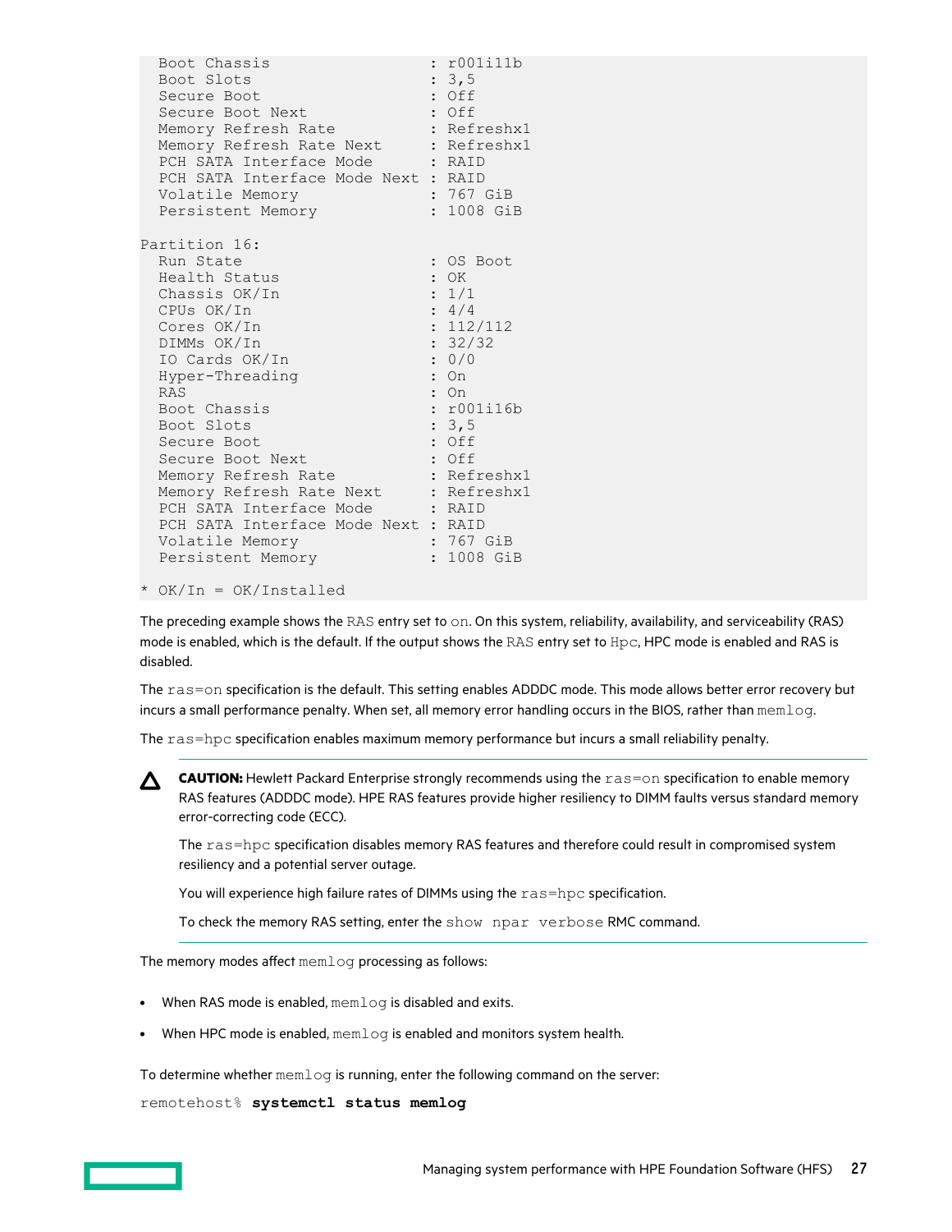```
  Boot Chassis                  : r001i11b
  Boot Slots                    : 3,5
  Secure Boot                   : Off
  Secure Boot Next              : Off
  Memory Refresh Rate           : Refreshx1
  Memory Refresh Rate Next      : Refreshx1
  PCH SATA Interface Mode       : RAID
  PCH SATA Interface Mode Next  : RAID
  Volatile Memory               : 767 GiB
  Persistent Memory             : 1008 GiB

Partition 16:
  Run State                     : OS Boot
  Health Status                 : OK
  Chassis OK/In                 : 1/1
  CPUs OK/In                    : 4/4
  Cores OK/In                   : 112/112
  DIMMs OK/In                   : 32/32
  IO Cards OK/In                : 0/0
  Hyper-Threading               : On
  RAS                           : On
  Boot Chassis                  : r001i16b
  Boot Slots                    : 3,5
  Secure Boot                   : Off
  Secure Boot Next              : Off
  Memory Refresh Rate           : Refreshx1
  Memory Refresh Rate Next      : Refreshx1
  PCH SATA Interface Mode       : RAID
  PCH SATA Interface Mode Next  : RAID
  Volatile Memory               : 767 GiB
  Persistent Memory             : 1008 GiB

* OK/In = OK/Installed
```

The preceding example shows the `RAS` entry set to `on`. On this system, reliability, availability, and serviceability (RAS) mode is enabled, which is the default. If the output shows the `RAS` entry set to `Hpc`, HPC mode is enabled and RAS is disabled.

The `ras=on` specification is the default. This setting enables ADDDC mode. This mode allows better error recovery but incurs a small performance penalty. When set, all memory error handling occurs in the BIOS, rather than `memlog`.

The `ras=hpc` specification enables maximum memory performance but incurs a small reliability penalty.

**CAUTION:** Hewlett Packard Enterprise strongly recommends using the `ras=on` specification to enable memory RAS features (ADDDC mode). HPE RAS features provide higher resiliency to DIMM faults versus standard memory error-correcting code (ECC).

The `ras=hpc` specification disables memory RAS features and therefore could result in compromised system resiliency and a potential server outage.

You will experience high failure rates of DIMMs using the `ras=hpc` specification.

To check the memory RAS setting, enter the `show npar verbose` RMC command.

The memory modes affect `memlog` processing as follows:

- When RAS mode is enabled, `memlog` is disabled and exits.
- When HPC mode is enabled, `memlog` is enabled and monitors system health.

To determine whether `memlog` is running, enter the following command on the server:

```
remotehost% systemctl status memlog
```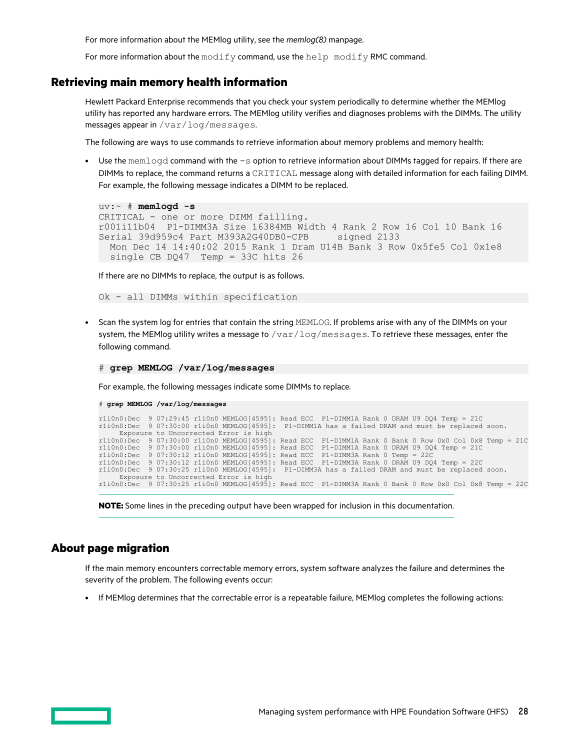For more information about the MEMlog utility, see the *memlog(8)* manpage.

For more information about the `modify` command, use the `help modify` RMC command.

## Retrieving main memory health information

Hewlett Packard Enterprise recommends that you check your system periodically to determine whether the MEMlog utility has reported any hardware errors. The MEMlog utility verifies and diagnoses problems with the DIMMs. The utility messages appear in `/var/log/messages`.

The following are ways to use commands to retrieve information about memory problems and memory health:

- Use the `memlogd` command with the `-s` option to retrieve information about DIMMs tagged for repairs. If there are DIMMs to replace, the command returns a `CRITICAL` message along with detailed information for each failing DIMM. For example, the following message indicates a DIMM to be replaced.

  ```
  uv:~ # memlogd -s
  CRITICAL - one or more DIMM failling.
  r001i11b04  P1-DIMM3A Size 16384MB Width 4 Rank 2 Row 16 Col 10 Bank 16
  Serial 39d959c4 Part M393A2G40DB0-CPB     signed 2133
    Mon Dec 14 14:40:02 2015 Rank 1 Dram U14B Bank 3 Row 0x5fe5 Col 0x1e8
    single CB DQ47  Temp = 33C hits 26
  ```

  If there are no DIMMs to replace, the output is as follows.

  ```
  Ok - all DIMMs within specification
  ```

- Scan the system log for entries that contain the string `MEMLOG`. If problems arise with any of the DIMMs on your system, the MEMlog utility writes a message to `/var/log/messages`. To retrieve these messages, enter the following command.

  ```
  # grep MEMLOG /var/log/messages
  ```

  For example, the following messages indicate some DIMMs to replace.

  ```
  # grep MEMLOG /var/log/messages

  r1i0n0:Dec  9 07:29:45 r1i0n0 MEMLOG[4595]: Read ECC  P1-DIMM1A Rank 0 DRAM U9 DQ4 Temp = 21C
  r1i0n0:Dec  9 07:30:00 r1i0n0 MEMLOG[4595]:  P1-DIMM1A has a failed DRAM and must be replaced soon.
       Exposure to Uncorrected Error is high
  r1i0n0:Dec  9 07:30:00 r1i0n0 MEMLOG[4595]: Read ECC  P1-DIMM1A Rank 0 Bank 0 Row 0x0 Col 0x8 Temp = 21C
  r1i0n0:Dec  9 07:30:00 r1i0n0 MEMLOG[4595]: Read ECC  P1-DIMM1A Rank 0 DRAM U9 DQ4 Temp = 21C
  r1i0n0:Dec  9 07:30:12 r1i0n0 MEMLOG[4595]: Read ECC  P1-DIMM3A Rank 0 Temp = 22C
  r1i0n0:Dec  9 07:30:12 r1i0n0 MEMLOG[4595]: Read ECC  P1-DIMM3A Rank 0 DRAM U9 DQ4 Temp = 22C
  r1i0n0:Dec  9 07:30:25 r1i0n0 MEMLOG[4595]:  P1-DIMM3A has a failed DRAM and must be replaced soon.
       Exposure to Uncorrected Error is high
  r1i0n0:Dec  9 07:30:25 r1i0n0 MEMLOG[4595]: Read ECC  P1-DIMM3A Rank 0 Bank 0 Row 0x0 Col 0x8 Temp = 22C
  ```

  **NOTE:** Some lines in the preceding output have been wrapped for inclusion in this documentation.

## About page migration

If the main memory encounters correctable memory errors, system software analyzes the failure and determines the severity of the problem. The following events occur:

- If MEMlog determines that the correctable error is a repeatable failure, MEMlog completes the following actions: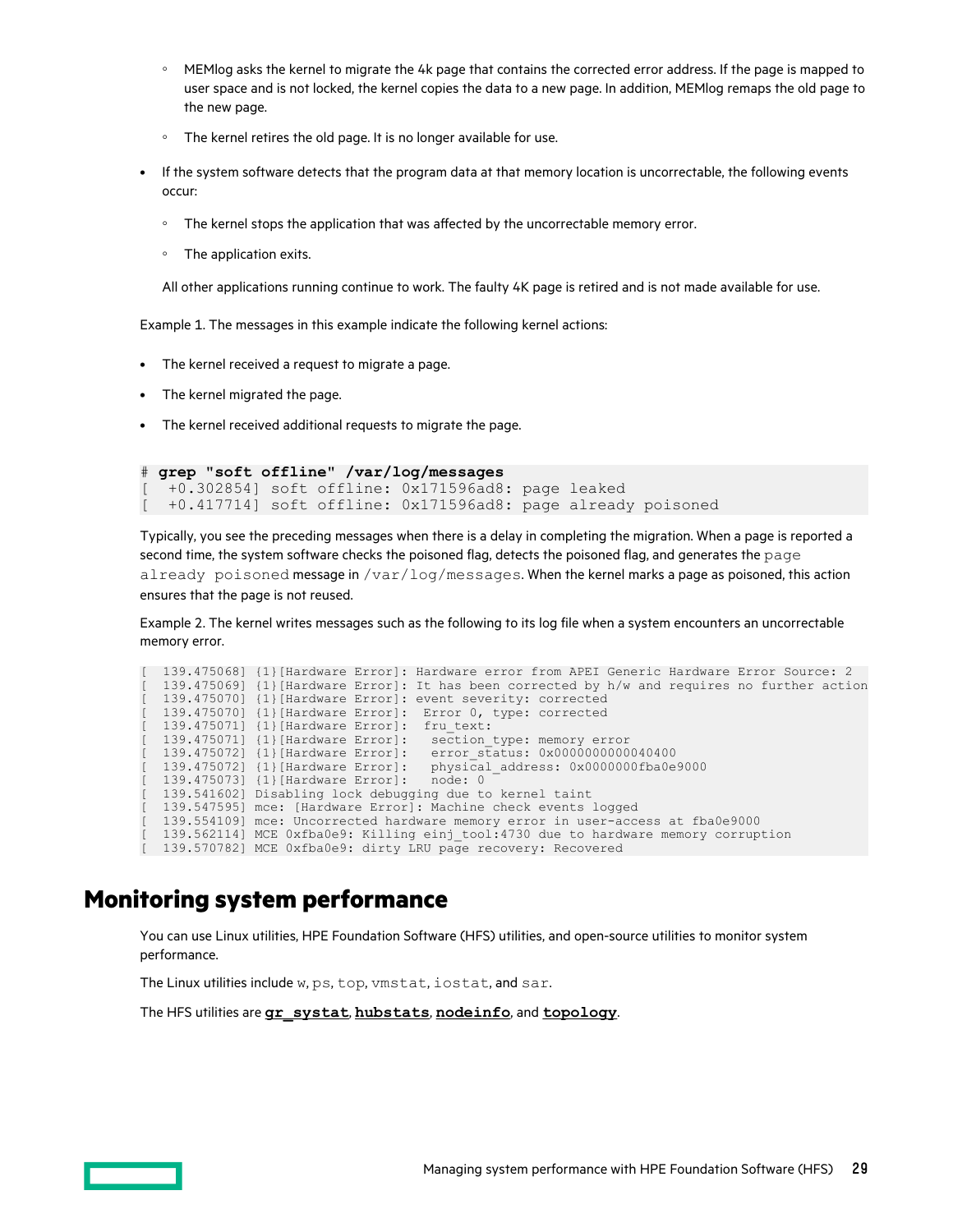- MEMlog asks the kernel to migrate the 4k page that contains the corrected error address. If the page is mapped to user space and is not locked, the kernel copies the data to a new page. In addition, MEMlog remaps the old page to the new page.
  - The kernel retires the old page. It is no longer available for use.

- If the system software detects that the program data at that memory location is uncorrectable, the following events occur:
  - The kernel stops the application that was affected by the uncorrectable memory error.
  - The application exits.

  All other applications running continue to work. The faulty 4K page is retired and is not made available for use.

Example 1. The messages in this example indicate the following kernel actions:

- The kernel received a request to migrate a page.
- The kernel migrated the page.
- The kernel received additional requests to migrate the page.

```
# grep "soft offline" /var/log/messages
[  +0.302854] soft offline: 0x171596ad8: page leaked
[  +0.417714] soft offline: 0x171596ad8: page already poisoned
```

Typically, you see the preceding messages when there is a delay in completing the migration. When a page is reported a second time, the system software checks the poisoned flag, detects the poisoned flag, and generates the `page already poisoned` message in `/var/log/messages`. When the kernel marks a page as poisoned, this action ensures that the page is not reused.

Example 2. The kernel writes messages such as the following to its log file when a system encounters an uncorrectable memory error.

```
[  139.475068] {1}[Hardware Error]: Hardware error from APEI Generic Hardware Error Source: 2
[  139.475069] {1}[Hardware Error]: It has been corrected by h/w and requires no further action
[  139.475070] {1}[Hardware Error]: event severity: corrected
[  139.475070] {1}[Hardware Error]:  Error 0, type: corrected
[  139.475071] {1}[Hardware Error]:  fru_text:
[  139.475071] {1}[Hardware Error]:   section_type: memory error
[  139.475072] {1}[Hardware Error]:   error_status: 0x0000000000040400
[  139.475072] {1}[Hardware Error]:   physical_address: 0x0000000fba0e9000
[  139.475073] {1}[Hardware Error]:   node: 0
[  139.541602] Disabling lock debugging due to kernel taint
[  139.547595] mce: [Hardware Error]: Machine check events logged
[  139.554109] mce: Uncorrected hardware memory error in user-access at fba0e9000
[  139.562114] MCE 0xfba0e9: Killing einj_tool:4730 due to hardware memory corruption
[  139.570782] MCE 0xfba0e9: dirty LRU page recovery: Recovered
```

## Monitoring system performance

You can use Linux utilities, HPE Foundation Software (HFS) utilities, and open-source utilities to monitor system performance.

The Linux utilities include `w`, `ps`, `top`, `vmstat`, `iostat`, and `sar`.

The HFS utilities are **`gr_systat`**, **`hubstats`**, **`nodeinfo`**, and **`topology`**.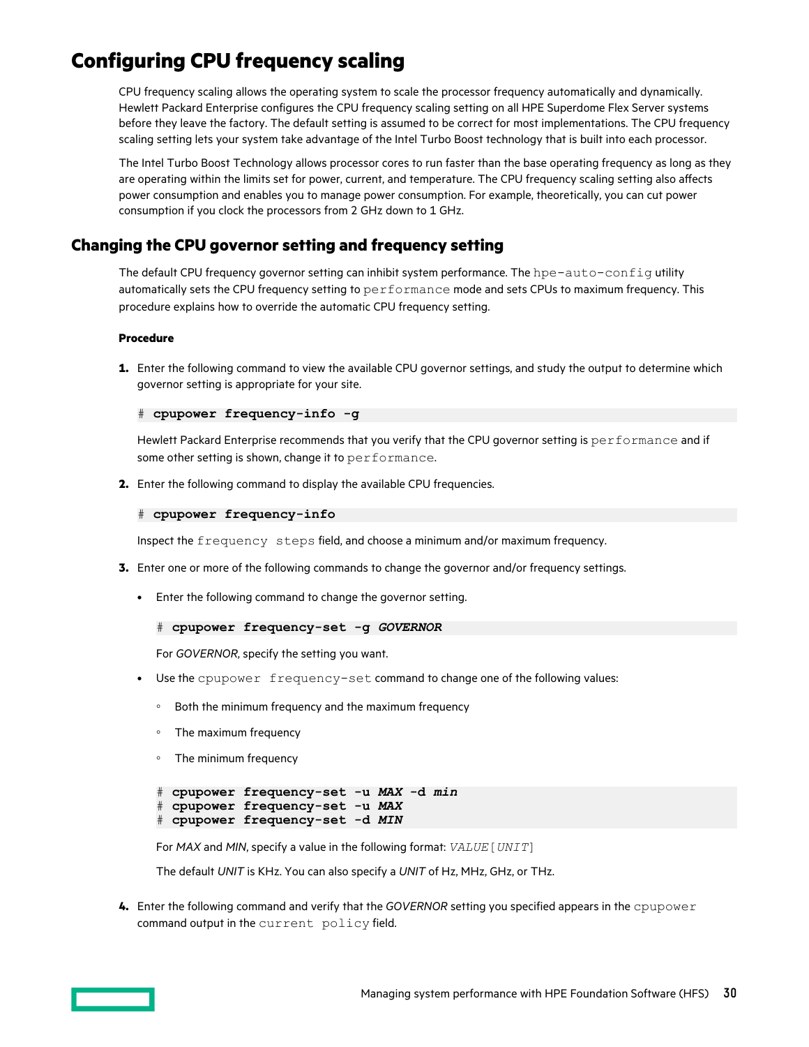# Configuring CPU frequency scaling

CPU frequency scaling allows the operating system to scale the processor frequency automatically and dynamically. Hewlett Packard Enterprise configures the CPU frequency scaling setting on all HPE Superdome Flex Server systems before they leave the factory. The default setting is assumed to be correct for most implementations. The CPU frequency scaling setting lets your system take advantage of the Intel Turbo Boost technology that is built into each processor.

The Intel Turbo Boost Technology allows processor cores to run faster than the base operating frequency as long as they are operating within the limits set for power, current, and temperature. The CPU frequency scaling setting also affects power consumption and enables you to manage power consumption. For example, theoretically, you can cut power consumption if you clock the processors from 2 GHz down to 1 GHz.

## Changing the CPU governor setting and frequency setting

The default CPU frequency governor setting can inhibit system performance. The `hpe-auto-config` utility automatically sets the CPU frequency setting to `performance` mode and sets CPUs to maximum frequency. This procedure explains how to override the automatic CPU frequency setting.

**Procedure**

1. Enter the following command to view the available CPU governor settings, and study the output to determine which governor setting is appropriate for your site.

   ```
   # cpupower frequency-info -g
   ```

   Hewlett Packard Enterprise recommends that you verify that the CPU governor setting is `performance` and if some other setting is shown, change it to `performance`.

2. Enter the following command to display the available CPU frequencies.

   ```
   # cpupower frequency-info
   ```

   Inspect the `frequency steps` field, and choose a minimum and/or maximum frequency.

3. Enter one or more of the following commands to change the governor and/or frequency settings.

   - Enter the following command to change the governor setting.

     ```
     # cpupower frequency-set -g GOVERNOR
     ```

     For *GOVERNOR*, specify the setting you want.

   - Use the `cpupower frequency-set` command to change one of the following values:

     - Both the minimum frequency and the maximum frequency
     - The maximum frequency
     - The minimum frequency

     ```
     # cpupower frequency-set -u MAX -d min
     # cpupower frequency-set -u MAX
     # cpupower frequency-set -d MIN
     ```

     For *MAX* and *MIN*, specify a value in the following format: *VALUE*[*UNIT*]

     The default *UNIT* is KHz. You can also specify a *UNIT* of Hz, MHz, GHz, or THz.

4. Enter the following command and verify that the *GOVERNOR* setting you specified appears in the `cpupower` command output in the `current policy` field.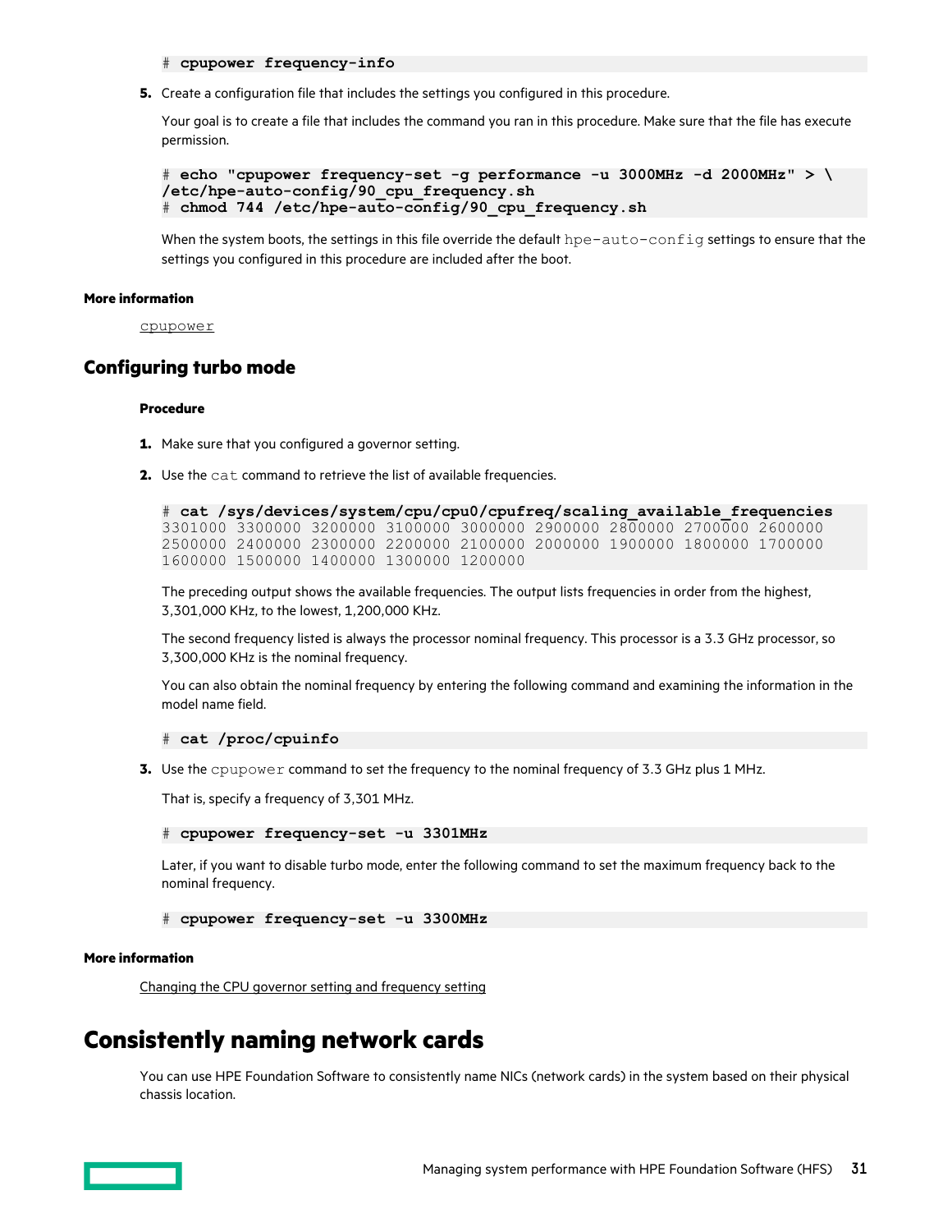```
# cpupower frequency-info
```

5. Create a configuration file that includes the settings you configured in this procedure.

   Your goal is to create a file that includes the command you ran in this procedure. Make sure that the file has execute permission.

   ```
   # echo "cpupower frequency-set -g performance -u 3000MHz -d 2000MHz" > \
   /etc/hpe-auto-config/90_cpu_frequency.sh
   # chmod 744 /etc/hpe-auto-config/90_cpu_frequency.sh
   ```

   When the system boots, the settings in this file override the default `hpe-auto-config` settings to ensure that the settings you configured in this procedure are included after the boot.

**More information**

cpupower

## Configuring turbo mode

**Procedure**

1. Make sure that you configured a governor setting.
2. Use the `cat` command to retrieve the list of available frequencies.

   ```
   # cat /sys/devices/system/cpu/cpu0/cpufreq/scaling_available_frequencies
   3301000 3300000 3200000 3100000 3000000 2900000 2800000 2700000 2600000
   2500000 2400000 2300000 2200000 2100000 2000000 1900000 1800000 1700000
   1600000 1500000 1400000 1300000 1200000
   ```

   The preceding output shows the available frequencies. The output lists frequencies in order from the highest, 3,301,000 KHz, to the lowest, 1,200,000 KHz.

   The second frequency listed is always the processor nominal frequency. This processor is a 3.3 GHz processor, so 3,300,000 KHz is the nominal frequency.

   You can also obtain the nominal frequency by entering the following command and examining the information in the model name field.

   ```
   # cat /proc/cpuinfo
   ```

3. Use the `cpupower` command to set the frequency to the nominal frequency of 3.3 GHz plus 1 MHz.

   That is, specify a frequency of 3,301 MHz.

   ```
   # cpupower frequency-set -u 3301MHz
   ```

   Later, if you want to disable turbo mode, enter the following command to set the maximum frequency back to the nominal frequency.

   ```
   # cpupower frequency-set -u 3300MHz
   ```

**More information**

Changing the CPU governor setting and frequency setting

# Consistently naming network cards

You can use HPE Foundation Software to consistently name NICs (network cards) in the system based on their physical chassis location.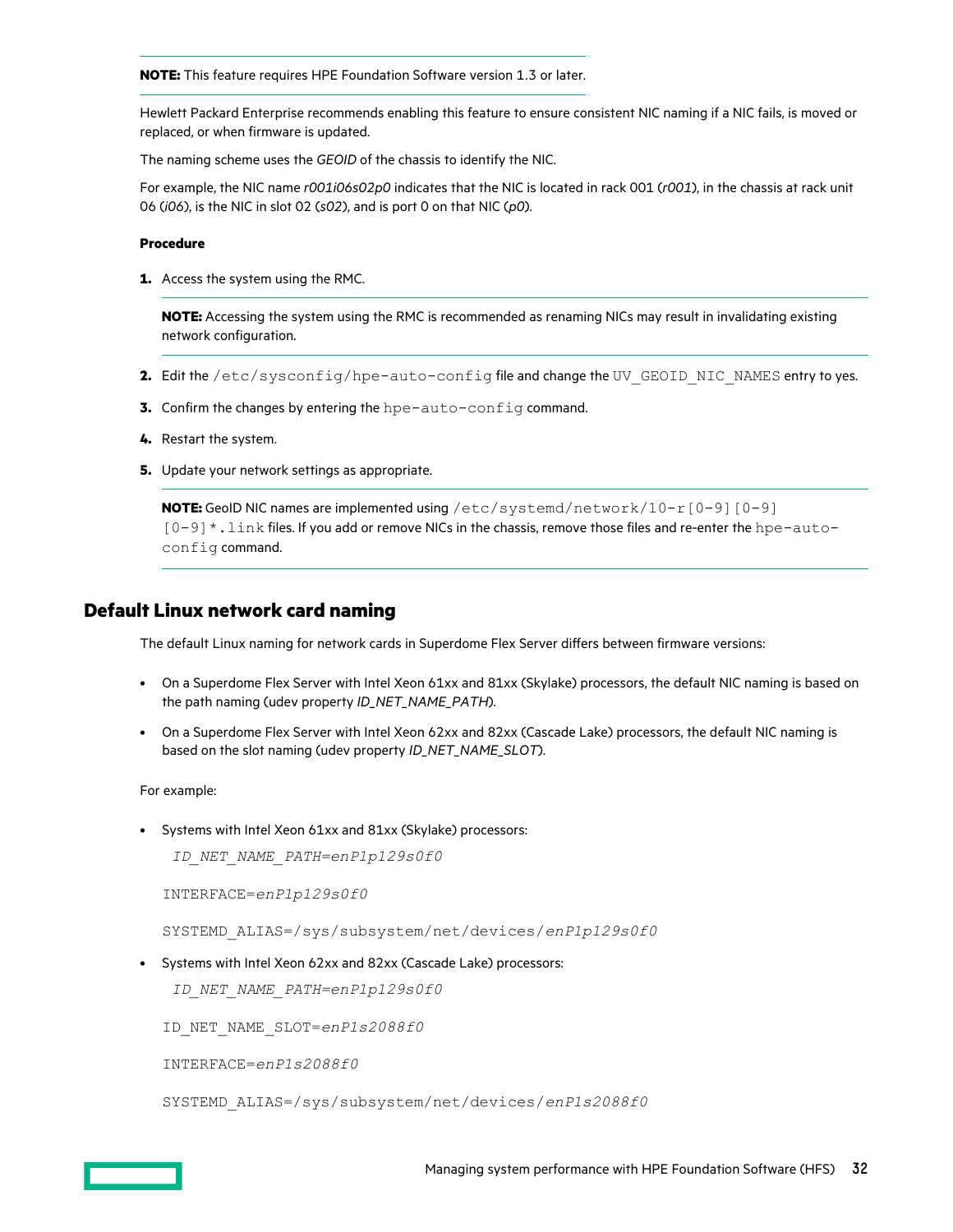**NOTE:** This feature requires HPE Foundation Software version 1.3 or later.

Hewlett Packard Enterprise recommends enabling this feature to ensure consistent NIC naming if a NIC fails, is moved or replaced, or when firmware is updated.

The naming scheme uses the *GEOID* of the chassis to identify the NIC.

For example, the NIC name *r001i06s02p0* indicates that the NIC is located in rack 001 (*r001*), in the chassis at rack unit 06 (*i06*), is the NIC in slot 02 (*s02*), and is port 0 on that NIC (*p0*).

**Procedure**

1. Access the system using the RMC.

   **NOTE:** Accessing the system using the RMC is recommended as renaming NICs may result in invalidating existing network configuration.

2. Edit the `/etc/sysconfig/hpe-auto-config` file and change the `UV_GEOID_NIC_NAMES` entry to yes.
3. Confirm the changes by entering the `hpe-auto-config` command.
4. Restart the system.
5. Update your network settings as appropriate.

   **NOTE:** GeoID NIC names are implemented using `/etc/systemd/network/10-r[0-9][0-9][0-9]*.link` files. If you add or remove NICs in the chassis, remove those files and re-enter the `hpe-auto-config` command.

## Default Linux network card naming

The default Linux naming for network cards in Superdome Flex Server differs between firmware versions:

- On a Superdome Flex Server with Intel Xeon 61xx and 81xx (Skylake) processors, the default NIC naming is based on the path naming (udev property *ID_NET_NAME_PATH*).
- On a Superdome Flex Server with Intel Xeon 62xx and 82xx (Cascade Lake) processors, the default NIC naming is based on the slot naming (udev property *ID_NET_NAME_SLOT*).

For example:

- Systems with Intel Xeon 61xx and 81xx (Skylake) processors:

  ```
  ID_NET_NAME_PATH=enP1p129s0f0
  INTERFACE=enP1p129s0f0
  SYSTEMD_ALIAS=/sys/subsystem/net/devices/enP1p129s0f0
  ```

- Systems with Intel Xeon 62xx and 82xx (Cascade Lake) processors:

  ```
  ID_NET_NAME_PATH=enP1p129s0f0
  ID_NET_NAME_SLOT=enP1s2088f0
  INTERFACE=enP1s2088f0
  SYSTEMD_ALIAS=/sys/subsystem/net/devices/enP1s2088f0
  ```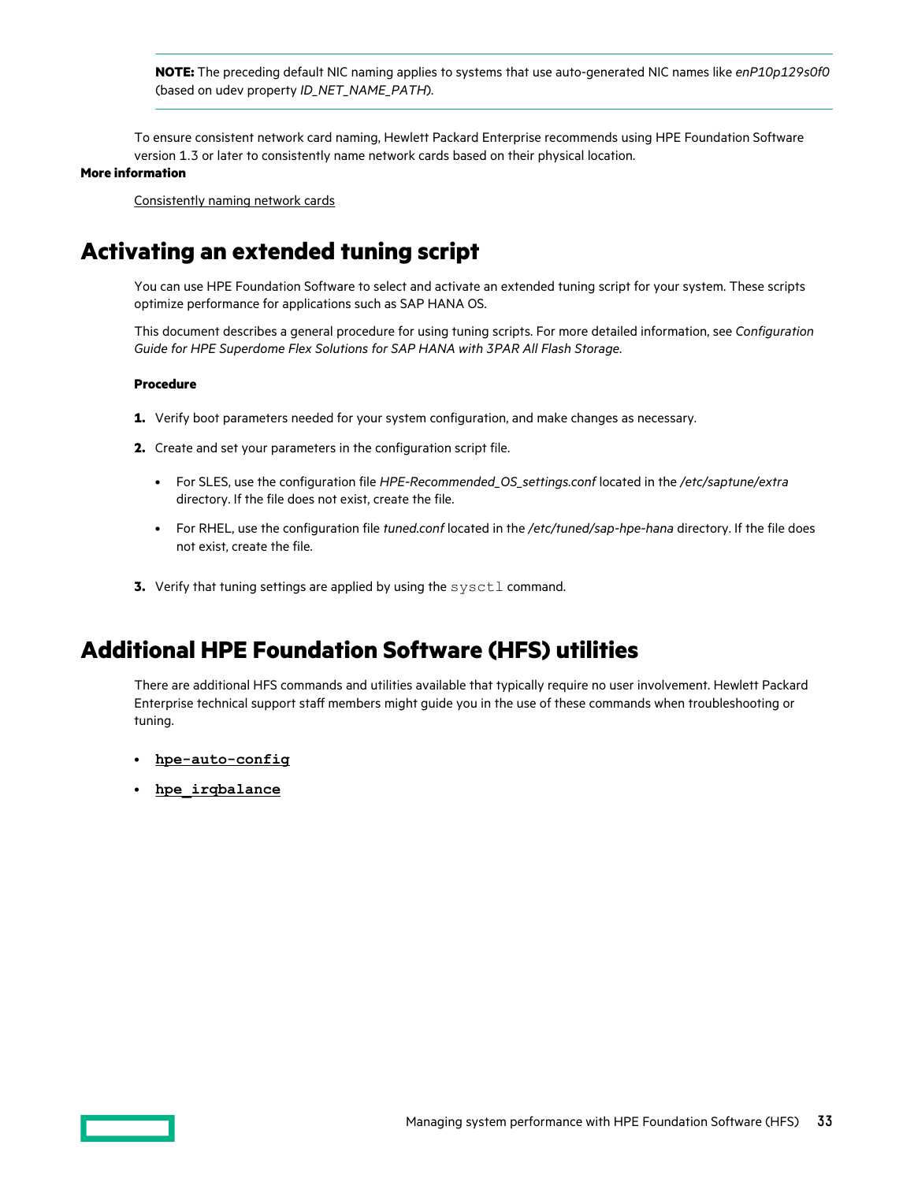**NOTE:** The preceding default NIC naming applies to systems that use auto-generated NIC names like *enP10p129s0f0* (based on udev property *ID_NET_NAME_PATH*).

To ensure consistent network card naming, Hewlett Packard Enterprise recommends using HPE Foundation Software version 1.3 or later to consistently name network cards based on their physical location.

**More information**

Consistently naming network cards

# Activating an extended tuning script

You can use HPE Foundation Software to select and activate an extended tuning script for your system. These scripts optimize performance for applications such as SAP HANA OS.

This document describes a general procedure for using tuning scripts. For more detailed information, see *Configuration Guide for HPE Superdome Flex Solutions for SAP HANA with 3PAR All Flash Storage*.

**Procedure**

1. Verify boot parameters needed for your system configuration, and make changes as necessary.
2. Create and set your parameters in the configuration script file.
   - For SLES, use the configuration file *HPE-Recommended_OS_settings.conf* located in the */etc/saptune/extra* directory. If the file does not exist, create the file.
   - For RHEL, use the configuration file *tuned.conf* located in the */etc/tuned/sap-hpe-hana* directory. If the file does not exist, create the file.
3. Verify that tuning settings are applied by using the `sysctl` command.

# Additional HPE Foundation Software (HFS) utilities

There are additional HFS commands and utilities available that typically require no user involvement. Hewlett Packard Enterprise technical support staff members might guide you in the use of these commands when troubleshooting or tuning.

- **`hpe-auto-config`**
- **`hpe_irqbalance`**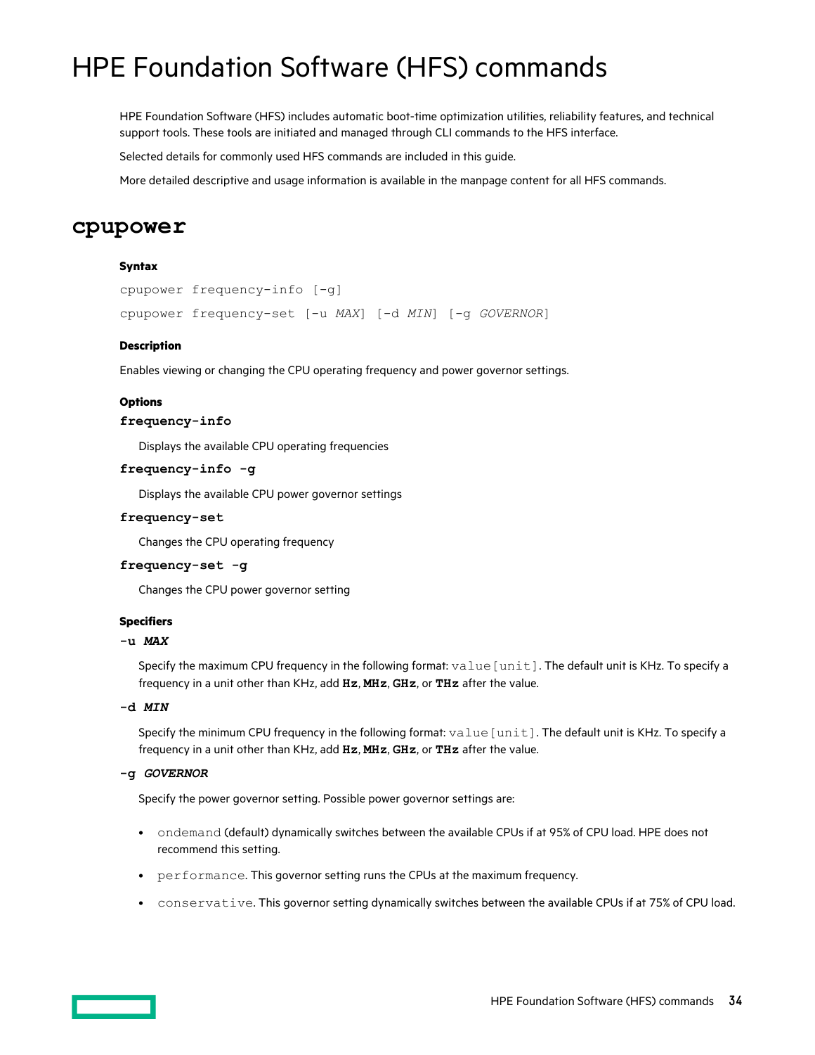# HPE Foundation Software (HFS) commands

HPE Foundation Software (HFS) includes automatic boot-time optimization utilities, reliability features, and technical support tools. These tools are initiated and managed through CLI commands to the HFS interface.

Selected details for commonly used HFS commands are included in this guide.

More detailed descriptive and usage information is available in the manpage content for all HFS commands.

## cpupower

#### Syntax

`cpupower frequency-info [-g]`

`cpupower frequency-set [-u` *`MAX`*`] [-d` *`MIN`*`] [-g` *`GOVERNOR`*`]`

#### Description

Enables viewing or changing the CPU operating frequency and power governor settings.

#### Options

**`frequency-info`**

Displays the available CPU operating frequencies

**`frequency-info -g`**

Displays the available CPU power governor settings

**`frequency-set`**

Changes the CPU operating frequency

**`frequency-set -g`**

Changes the CPU power governor setting

#### Specifiers

**`-u`** ***`MAX`***

Specify the maximum CPU frequency in the following format: `value[unit]`. The default unit is KHz. To specify a frequency in a unit other than KHz, add **`Hz`**, **`MHz`**, **`GHz`**, or **`THz`** after the value.

**`-d`** ***`MIN`***

Specify the minimum CPU frequency in the following format: `value[unit]`. The default unit is KHz. To specify a frequency in a unit other than KHz, add **`Hz`**, **`MHz`**, **`GHz`**, or **`THz`** after the value.

**`-g`** ***`GOVERNOR`***

Specify the power governor setting. Possible power governor settings are:

- `ondemand` (default) dynamically switches between the available CPUs if at 95% of CPU load. HPE does not recommend this setting.
- `performance`. This governor setting runs the CPUs at the maximum frequency.
- `conservative`. This governor setting dynamically switches between the available CPUs if at 75% of CPU load.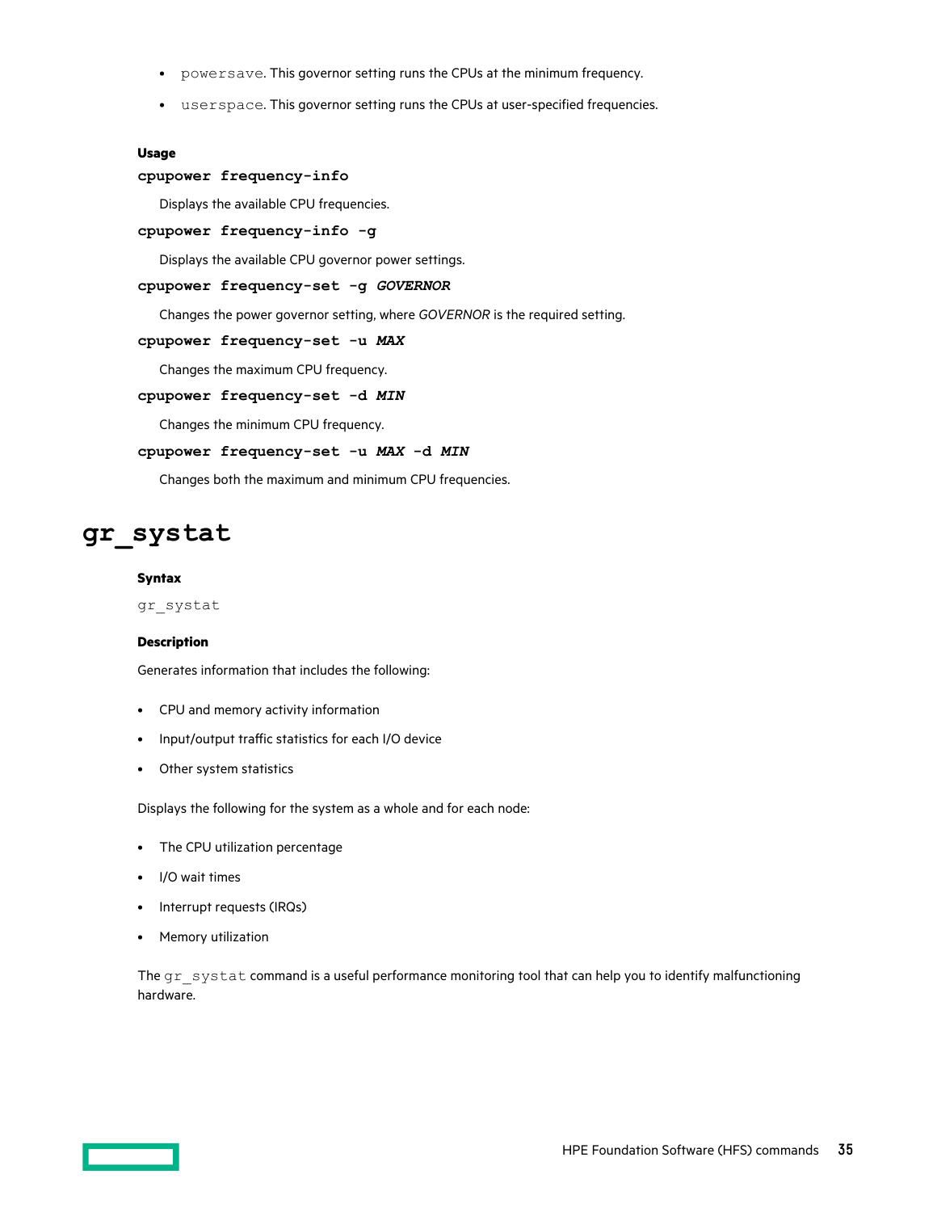- `powersave`. This governor setting runs the CPUs at the minimum frequency.
- `userspace`. This governor setting runs the CPUs at user-specified frequencies.

**Usage**

**`cpupower frequency-info`**

Displays the available CPU frequencies.

**`cpupower frequency-info -g`**

Displays the available CPU governor power settings.

**`cpupower frequency-set -g`** ***`GOVERNOR`***

Changes the power governor setting, where *GOVERNOR* is the required setting.

**`cpupower frequency-set -u`** ***`MAX`***

Changes the maximum CPU frequency.

**`cpupower frequency-set -d`** ***`MIN`***

Changes the minimum CPU frequency.

**`cpupower frequency-set -u`** ***`MAX`*** **`-d`** ***`MIN`***

Changes both the maximum and minimum CPU frequencies.

# gr_systat

**Syntax**

`gr_systat`

**Description**

Generates information that includes the following:

- CPU and memory activity information
- Input/output traffic statistics for each I/O device
- Other system statistics

Displays the following for the system as a whole and for each node:

- The CPU utilization percentage
- I/O wait times
- Interrupt requests (IRQs)
- Memory utilization

The `gr_systat` command is a useful performance monitoring tool that can help you to identify malfunctioning hardware.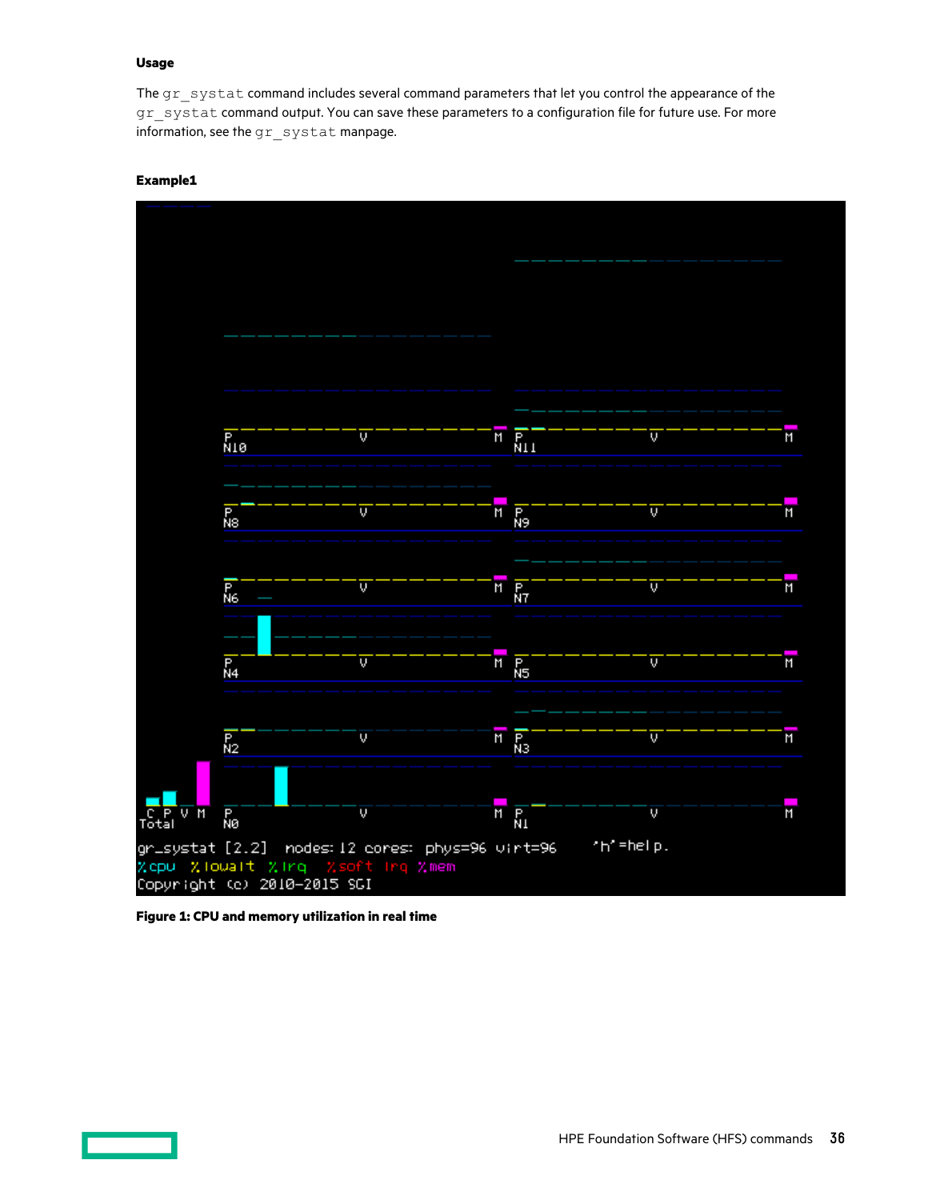#### Usage

The `gr_systat` command includes several command parameters that let you control the appearance of the `gr_systat` command output. You can save these parameters to a configuration file for future use. For more information, see the `gr_systat` manpage.

#### Example1

**Figure 1: CPU and memory utilization in real time**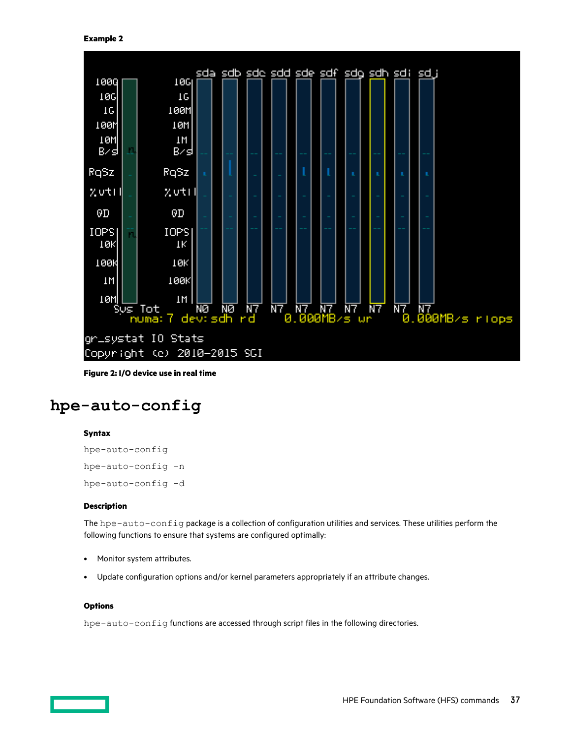**Example 2**

**Figure 2: I/O device use in real time**

# hpe-auto-config

**Syntax**

```
hpe-auto-config
```

```
hpe-auto-config -n
```

```
hpe-auto-config -d
```

**Description**

The `hpe-auto-config` package is a collection of configuration utilities and services. These utilities perform the following functions to ensure that systems are configured optimally:

- Monitor system attributes.
- Update configuration options and/or kernel parameters appropriately if an attribute changes.

**Options**

`hpe-auto-config` functions are accessed through script files in the following directories.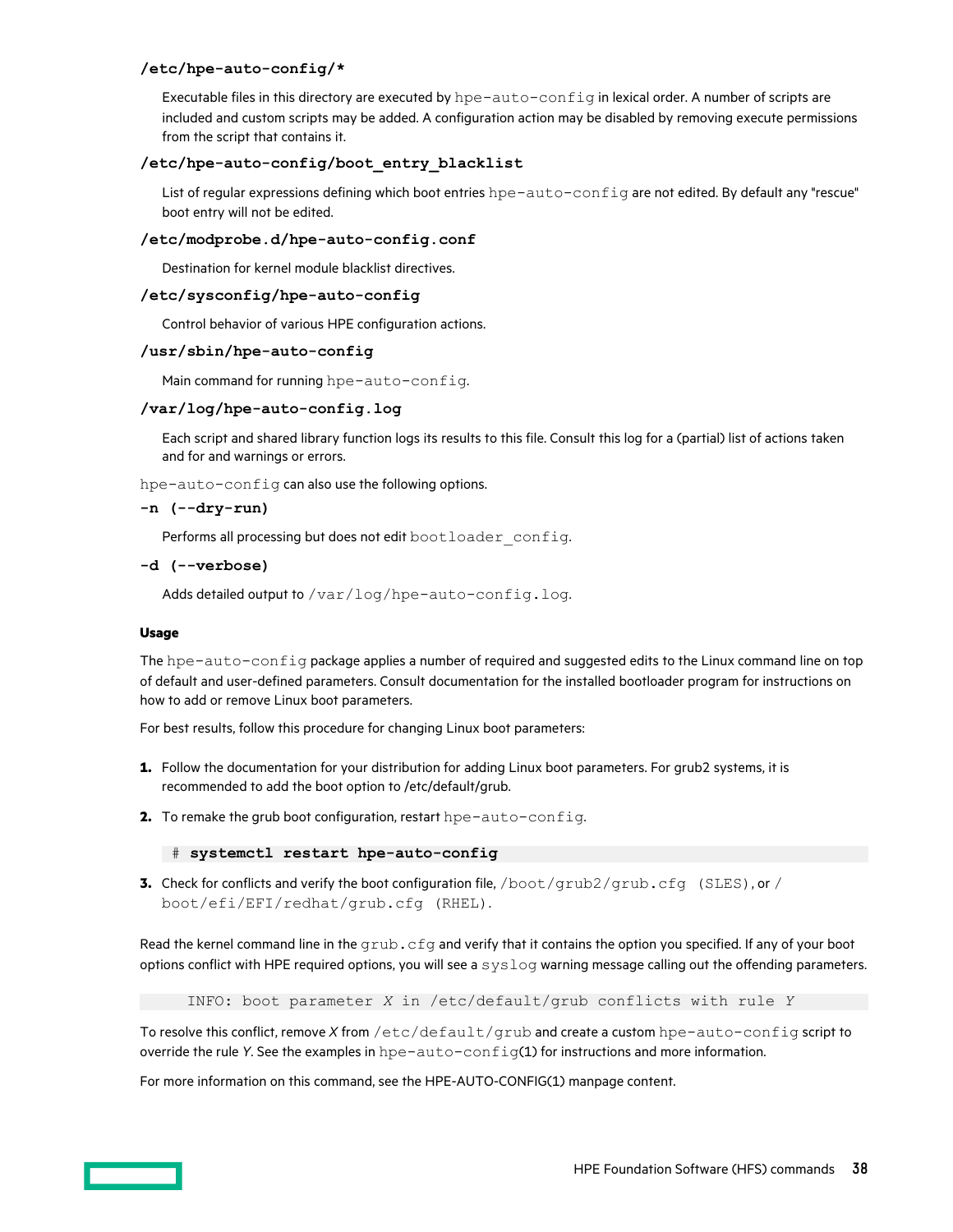**`/etc/hpe-auto-config/*`**

Executable files in this directory are executed by `hpe-auto-config` in lexical order. A number of scripts are included and custom scripts may be added. A configuration action may be disabled by removing execute permissions from the script that contains it.

**`/etc/hpe-auto-config/boot_entry_blacklist`**

List of regular expressions defining which boot entries `hpe-auto-config` are not edited. By default any "rescue" boot entry will not be edited.

**`/etc/modprobe.d/hpe-auto-config.conf`**

Destination for kernel module blacklist directives.

**`/etc/sysconfig/hpe-auto-config`**

Control behavior of various HPE configuration actions.

**`/usr/sbin/hpe-auto-config`**

Main command for running `hpe-auto-config`.

**`/var/log/hpe-auto-config.log`**

Each script and shared library function logs its results to this file. Consult this log for a (partial) list of actions taken and for and warnings or errors.

`hpe-auto-config` can also use the following options.

**`-n (--dry-run)`**

Performs all processing but does not edit `bootloader_config`.

**`-d (--verbose)`**

Adds detailed output to `/var/log/hpe-auto-config.log`.

#### Usage

The `hpe-auto-config` package applies a number of required and suggested edits to the Linux command line on top of default and user-defined parameters. Consult documentation for the installed bootloader program for instructions on how to add or remove Linux boot parameters.

For best results, follow this procedure for changing Linux boot parameters:

1. Follow the documentation for your distribution for adding Linux boot parameters. For grub2 systems, it is recommended to add the boot option to /etc/default/grub.
2. To remake the grub boot configuration, restart `hpe-auto-config`.

   ```
   # systemctl restart hpe-auto-config
   ```

3. Check for conflicts and verify the boot configuration file, `/boot/grub2/grub.cfg (SLES)`, or `/boot/efi/EFI/redhat/grub.cfg (RHEL)`.

Read the kernel command line in the `grub.cfg` and verify that it contains the option you specified. If any of your boot options conflict with HPE required options, you will see a `syslog` warning message calling out the offending parameters.

```
INFO: boot parameter X in /etc/default/grub conflicts with rule Y
```

To resolve this conflict, remove *X* from `/etc/default/grub` and create a custom `hpe-auto-config` script to override the rule *Y*. See the examples in `hpe-auto-config`(1) for instructions and more information.

For more information on this command, see the HPE-AUTO-CONFIG(1) manpage content.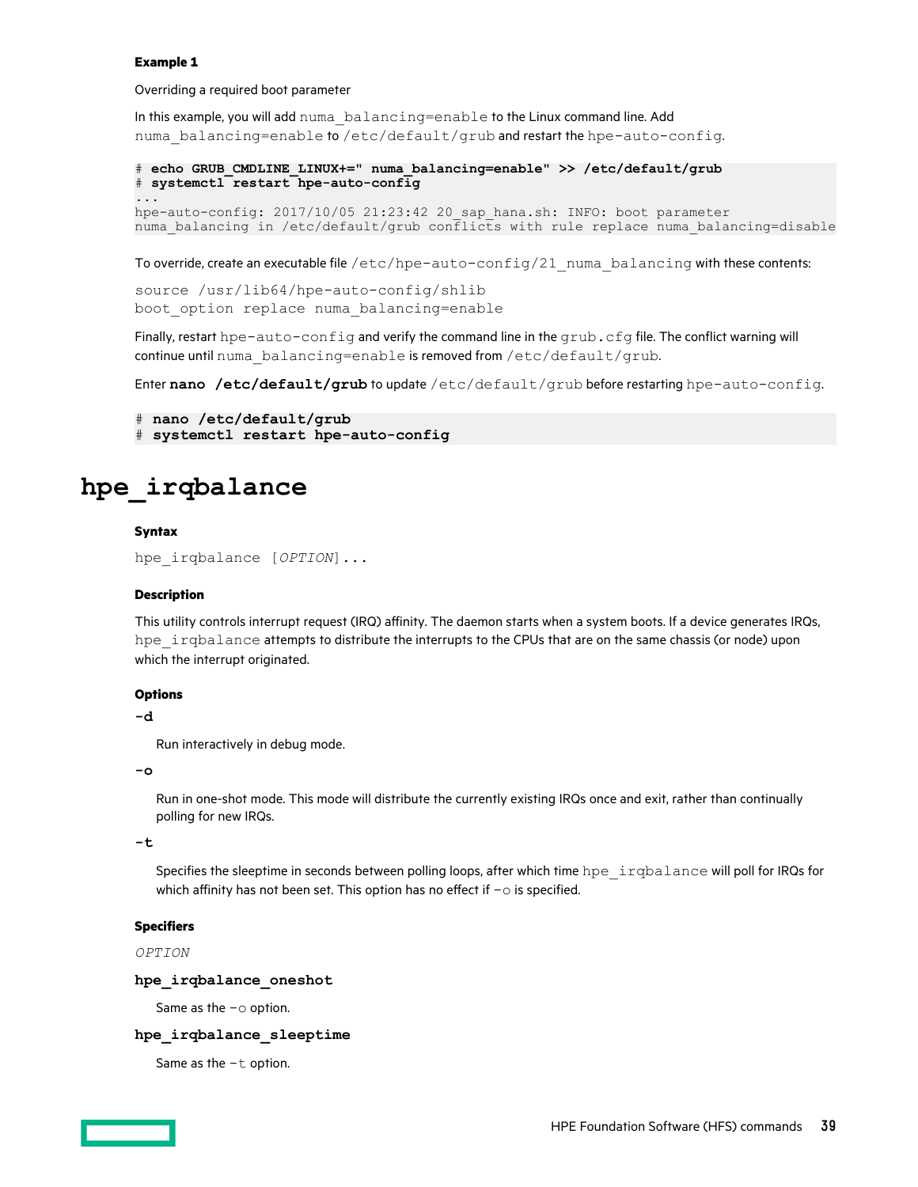**Example 1**

Overriding a required boot parameter

In this example, you will add `numa_balancing=enable` to the Linux command line. Add `numa_balancing=enable` to `/etc/default/grub` and restart the `hpe-auto-config`.

```
# echo GRUB_CMDLINE_LINUX+=" numa_balancing=enable" >> /etc/default/grub
# systemctl restart hpe-auto-config
...
hpe-auto-config: 2017/10/05 21:23:42 20_sap_hana.sh: INFO: boot parameter
numa_balancing in /etc/default/grub conflicts with rule replace numa_balancing=disable
```

To override, create an executable file `/etc/hpe-auto-config/21_numa_balancing` with these contents:

```
source /usr/lib64/hpe-auto-config/shlib
boot_option replace numa_balancing=enable
```

Finally, restart `hpe-auto-config` and verify the command line in the `grub.cfg` file. The conflict warning will continue until `numa_balancing=enable` is removed from `/etc/default/grub`.

Enter **`nano /etc/default/grub`** to update `/etc/default/grub` before restarting `hpe-auto-config`.

```
# nano /etc/default/grub
# systemctl restart hpe-auto-config
```

# hpe_irqbalance

**Syntax**

`hpe_irqbalance [OPTION]...`

**Description**

This utility controls interrupt request (IRQ) affinity. The daemon starts when a system boots. If a device generates IRQs, `hpe_irqbalance` attempts to distribute the interrupts to the CPUs that are on the same chassis (or node) upon which the interrupt originated.

**Options**

**`-d`**

Run interactively in debug mode.

**`-o`**

Run in one-shot mode. This mode will distribute the currently existing IRQs once and exit, rather than continually polling for new IRQs.

**`-t`**

Specifies the sleeptime in seconds between polling loops, after which time `hpe_irqbalance` will poll for IRQs for which affinity has not been set. This option has no effect if `-o` is specified.

**Specifiers**

*`OPTION`*

**`hpe_irqbalance_oneshot`**

Same as the `-o` option.

**`hpe_irqbalance_sleeptime`**

Same as the `-t` option.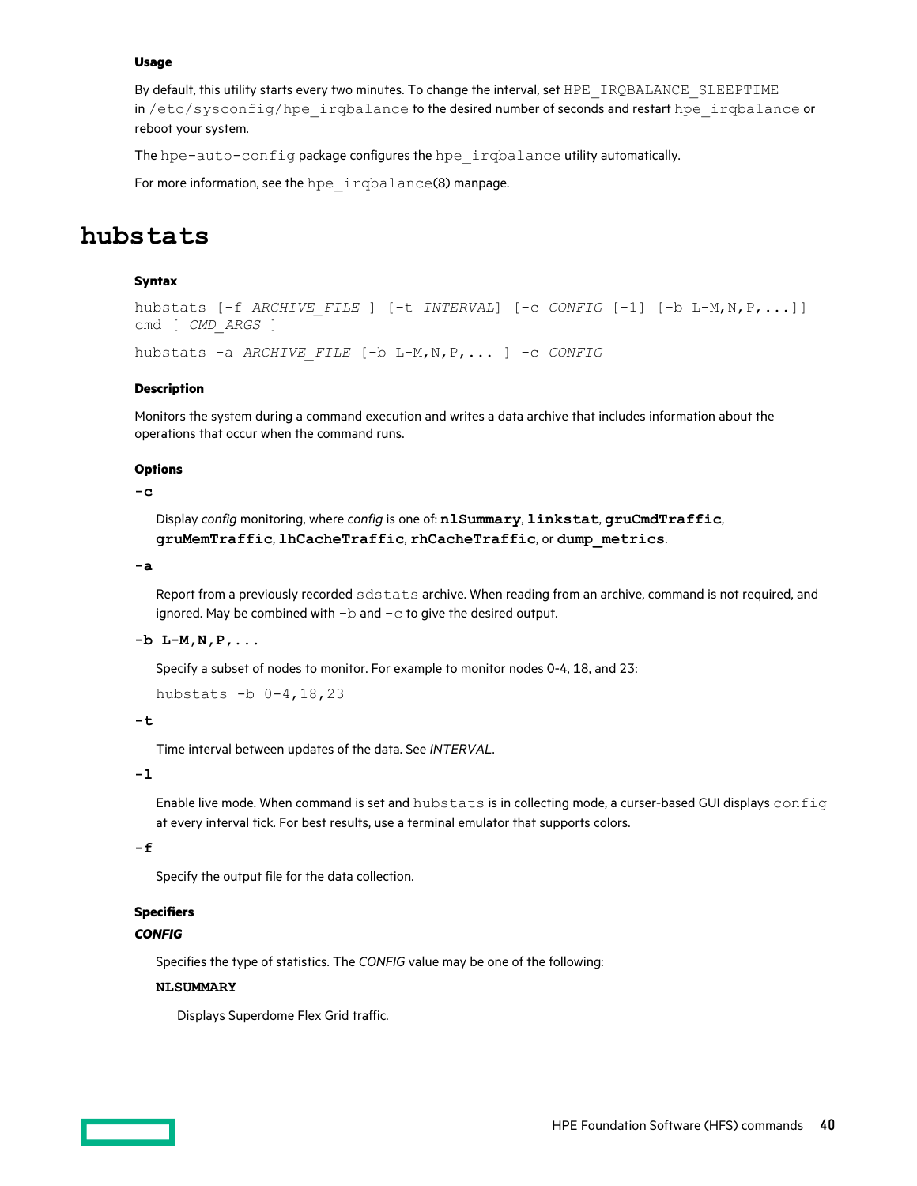#### Usage

By default, this utility starts every two minutes. To change the interval, set `HPE_IRQBALANCE_SLEEPTIME` in `/etc/sysconfig/hpe_irqbalance` to the desired number of seconds and restart `hpe_irqbalance` or reboot your system.

The `hpe-auto-config` package configures the `hpe_irqbalance` utility automatically.

For more information, see the `hpe_irqbalance`(8) manpage.

# hubstats

#### Syntax

```
hubstats [-f ARCHIVE_FILE ] [-t INTERVAL] [-c CONFIG [-l] [-b L-M,N,P,...]]
cmd [ CMD_ARGS ]
```

```
hubstats -a ARCHIVE_FILE [-b L-M,N,P,... ] -c CONFIG
```

#### Description

Monitors the system during a command execution and writes a data archive that includes information about the operations that occur when the command runs.

#### Options

**-c**

Display *config* monitoring, where *config* is one of: **nlSummary**, **linkstat**, **gruCmdTraffic**, **gruMemTraffic**, **lhCacheTraffic**, **rhCacheTraffic**, or **dump_metrics**.

**-a**

Report from a previously recorded `sdstats` archive. When reading from an archive, command is not required, and ignored. May be combined with `-b` and `-c` to give the desired output.

**-b L-M,N,P,...**

Specify a subset of nodes to monitor. For example to monitor nodes 0-4, 18, and 23:

```
hubstats -b 0-4,18,23
```

**-t**

Time interval between updates of the data. See *INTERVAL*.

**-l**

Enable live mode. When command is set and `hubstats` is in collecting mode, a curser-based GUI displays `config` at every interval tick. For best results, use a terminal emulator that supports colors.

**-f**

Specify the output file for the data collection.

#### Specifiers

***CONFIG***

Specifies the type of statistics. The *CONFIG* value may be one of the following:

**NLSUMMARY**

Displays Superdome Flex Grid traffic.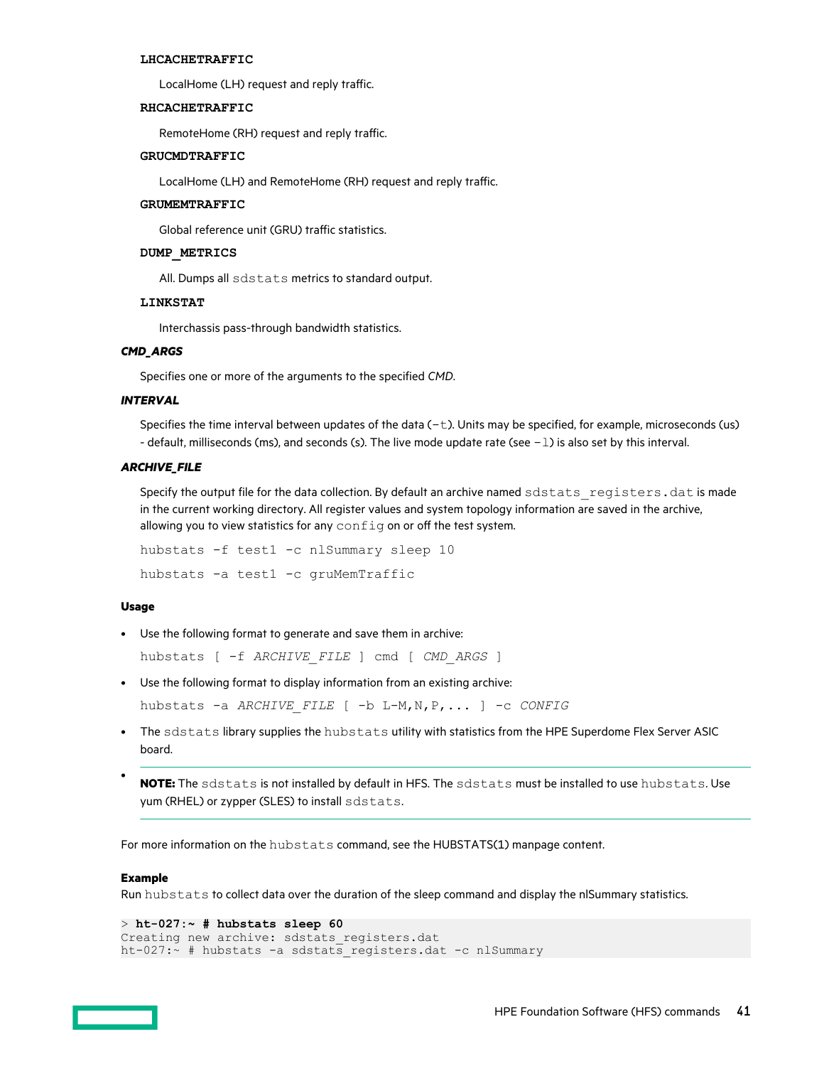**LHCACHETRAFFIC**

LocalHome (LH) request and reply traffic.

**RHCACHETRAFFIC**

RemoteHome (RH) request and reply traffic.

**GRUCMDTRAFFIC**

LocalHome (LH) and RemoteHome (RH) request and reply traffic.

**GRUMEMTRAFFIC**

Global reference unit (GRU) traffic statistics.

**DUMP_METRICS**

All. Dumps all `sdstats` metrics to standard output.

**LINKSTAT**

Interchassis pass-through bandwidth statistics.

***CMD_ARGS***

Specifies one or more of the arguments to the specified *CMD*.

***INTERVAL***

Specifies the time interval between updates of the data (`-t`). Units may be specified, for example, microseconds (us) - default, milliseconds (ms), and seconds (s). The live mode update rate (see `-l`) is also set by this interval.

***ARCHIVE_FILE***

Specify the output file for the data collection. By default an archive named `sdstats_registers.dat` is made in the current working directory. All register values and system topology information are saved in the archive, allowing you to view statistics for any `config` on or off the test system.

```
hubstats -f test1 -c nlSummary sleep 10
```

```
hubstats -a test1 -c gruMemTraffic
```

**Usage**

- Use the following format to generate and save them in archive:

  `hubstats [ -f ARCHIVE_FILE ] cmd [ CMD_ARGS ]`

- Use the following format to display information from an existing archive:

  `hubstats -a ARCHIVE_FILE [ -b L-M,N,P,... ] -c CONFIG`

- The `sdstats` library supplies the `hubstats` utility with statistics from the HPE Superdome Flex Server ASIC board.

- **NOTE:** The `sdstats` is not installed by default in HFS. The `sdstats` must be installed to use `hubstats`. Use yum (RHEL) or zypper (SLES) to install `sdstats`.

For more information on the `hubstats` command, see the HUBSTATS(1) manpage content.

**Example**

Run `hubstats` to collect data over the duration of the sleep command and display the nlSummary statistics.

```
> ht-027:~ # hubstats sleep 60
Creating new archive: sdstats_registers.dat
ht-027:~ # hubstats -a sdstats_registers.dat -c nlSummary
```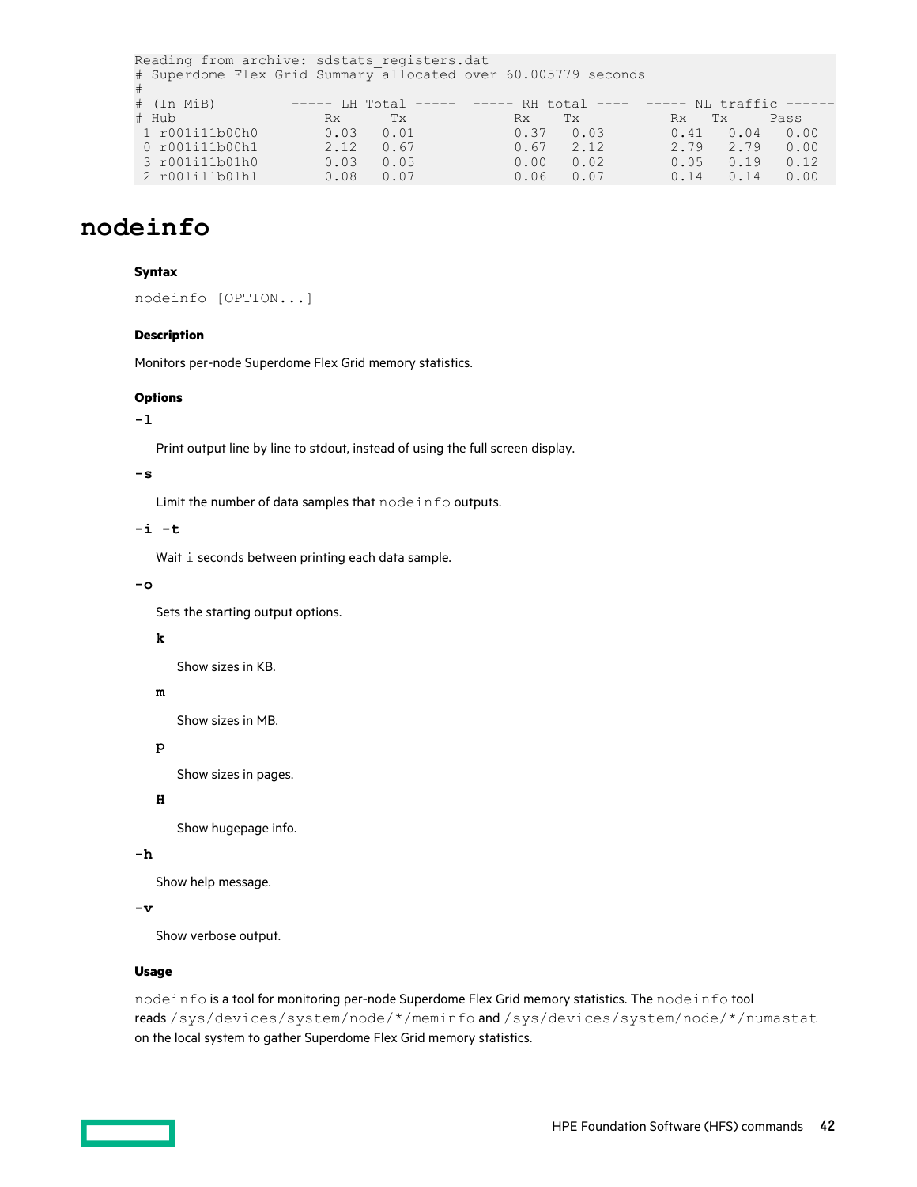```
Reading from archive: sdstats_registers.dat
# Superdome Flex Grid Summary allocated over 60.005779 seconds
#
# (In MiB)          ----- LH Total -----   ----- RH total ----   ----- NL traffic ------
# Hub                    Rx       Tx            Rx     Tx            Rx    Tx      Pass
 1 r001i11b00h0        0.03     0.01          0.37   0.03          0.41  0.04    0.00
 0 r001i11b00h1        2.12     0.67          0.67   2.12          2.79  2.79    0.00
 3 r001i11b01h0        0.03     0.05          0.00   0.02          0.05  0.19    0.12
 2 r001i11b01h1        0.08     0.07          0.06   0.07          0.14  0.14    0.00
```

# nodeinfo

### Syntax

`nodeinfo [OPTION...]`

### Description

Monitors per-node Superdome Flex Grid memory statistics.

### Options

**-l**

Print output line by line to stdout, instead of using the full screen display.

**-s**

Limit the number of data samples that `nodeinfo` outputs.

**-i -t**

Wait `i` seconds between printing each data sample.

**-o**

Sets the starting output options.

**k**

Show sizes in KB.

**m**

Show sizes in MB.

**p**

Show sizes in pages.

**H**

Show hugepage info.

**-h**

Show help message.

**-v**

Show verbose output.

### Usage

`nodeinfo` is a tool for monitoring per-node Superdome Flex Grid memory statistics. The `nodeinfo` tool reads `/sys/devices/system/node/*/meminfo` and `/sys/devices/system/node/*/numastat` on the local system to gather Superdome Flex Grid memory statistics.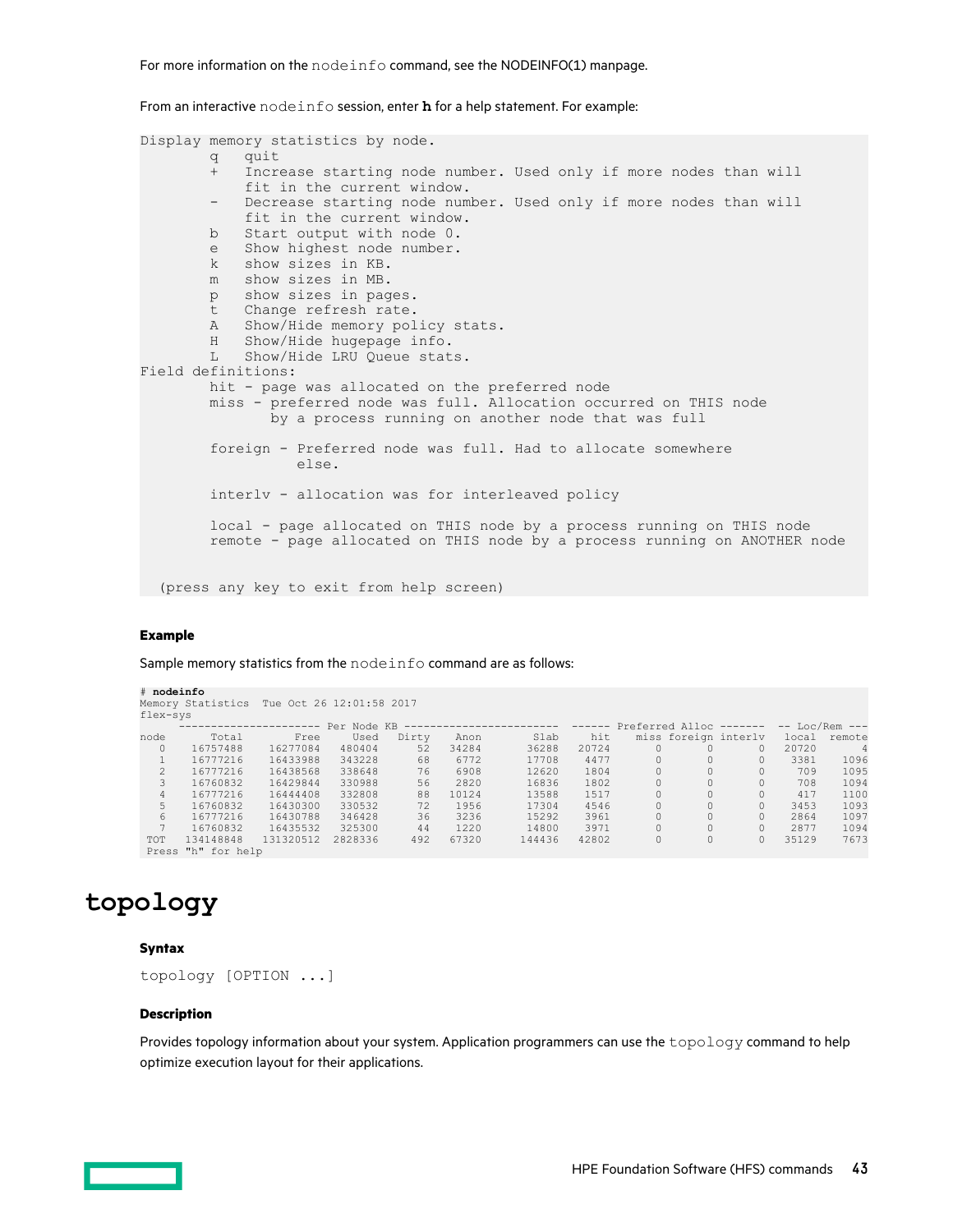For more information on the `nodeinfo` command, see the NODEINFO(1) manpage.

From an interactive `nodeinfo` session, enter **h** for a help statement. For example:

```
Display memory statistics by node.
        q   quit
        +   Increase starting node number. Used only if more nodes than will
            fit in the current window.
        -   Decrease starting node number. Used only if more nodes than will
            fit in the current window.
        b   Start output with node 0.
        e   Show highest node number.
        k   show sizes in KB.
        m   show sizes in MB.
        p   show sizes in pages.
        t   Change refresh rate.
        A   Show/Hide memory policy stats.
        H   Show/Hide hugepage info.
        L   Show/Hide LRU Queue stats.
Field definitions:
        hit - page was allocated on the preferred node
        miss - preferred node was full. Allocation occurred on THIS node
               by a process running on another node that was full

        foreign - Preferred node was full. Had to allocate somewhere
                  else.

        interlv - allocation was for interleaved policy

        local - page allocated on THIS node by a process running on THIS node
        remote - page allocated on THIS node by a process running on ANOTHER node


  (press any key to exit from help screen)
```

**Example**

Sample memory statistics from the `nodeinfo` command are as follows:

```
# nodeinfo
Memory Statistics  Tue Oct 26 12:01:58 2017
flex-sys
     --------------------- Per Node KB ------------------------  ------ Preferred Alloc -------  -- Loc/Rem ---
node      Total      Free    Used   Dirty    Anon      Slab    hit    miss foreign interlv   local  remote
   0   16757488  16277084  480404     52   34284     36288  20724      0       0       0   20720       4
   1   16777216  16433988  343228     68    6772     17708   4477      0       0       0    3381    1096
   2   16777216  16438568  338648     76    6908     12620   1804      0       0       0     709    1095
   3   16760832  16429844  330988     56    2820     16836   1802      0       0       0     708    1094
   4   16777216  16444408  332808     88   10124     13588   1517      0       0       0     417    1100
   5   16760832  16430300  330532     72    1956     17304   4546      0       0       0    3453    1093
   6   16777216  16430788  346428     36    3236     15292   3961      0       0       0    2864    1097
   7   16760832  16435532  325300     44    1220     14800   3971      0       0       0    2877    1094
 TOT  134148848 131320512 2828336    492   67320    144436  42802      0       0       0   35129    7673
 Press "h" for help
```

# topology

**Syntax**

`topology [OPTION ...]`

**Description**

Provides topology information about your system. Application programmers can use the `topology` command to help optimize execution layout for their applications.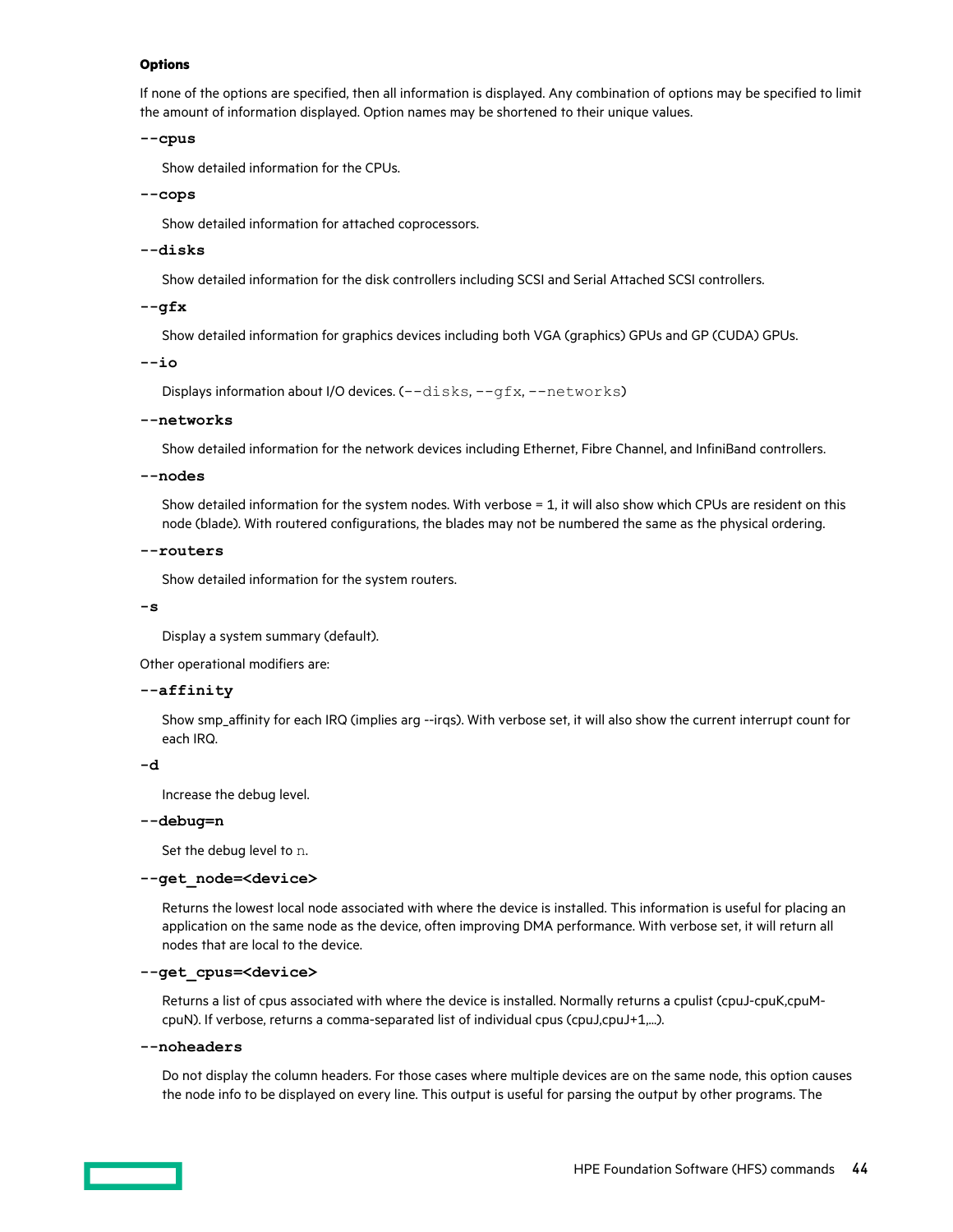#### Options

If none of the options are specified, then all information is displayed. Any combination of options may be specified to limit the amount of information displayed. Option names may be shortened to their unique values.

**`--cpus`**

Show detailed information for the CPUs.

**`--cops`**

Show detailed information for attached coprocessors.

**`--disks`**

Show detailed information for the disk controllers including SCSI and Serial Attached SCSI controllers.

**`--gfx`**

Show detailed information for graphics devices including both VGA (graphics) GPUs and GP (CUDA) GPUs.

**`--io`**

Displays information about I/O devices. (`--disks`, `--gfx`, `--networks`)

**`--networks`**

Show detailed information for the network devices including Ethernet, Fibre Channel, and InfiniBand controllers.

**`--nodes`**

Show detailed information for the system nodes. With verbose = 1, it will also show which CPUs are resident on this node (blade). With routered configurations, the blades may not be numbered the same as the physical ordering.

**`--routers`**

Show detailed information for the system routers.

**`-s`**

Display a system summary (default).

Other operational modifiers are:

**`--affinity`**

Show smp_affinity for each IRQ (implies arg --irqs). With verbose set, it will also show the current interrupt count for each IRQ.

**`-d`**

Increase the debug level.

**`--debug=n`**

Set the debug level to `n`.

**`--get_node=<device>`**

Returns the lowest local node associated with where the device is installed. This information is useful for placing an application on the same node as the device, often improving DMA performance. With verbose set, it will return all nodes that are local to the device.

**`--get_cpus=<device>`**

Returns a list of cpus associated with where the device is installed. Normally returns a cpulist (cpuJ-cpuK,cpuM-cpuN). If verbose, returns a comma-separated list of individual cpus (cpuJ,cpuJ+1,...).

**`--noheaders`**

Do not display the column headers. For those cases where multiple devices are on the same node, this option causes the node info to be displayed on every line. This output is useful for parsing the output by other programs. The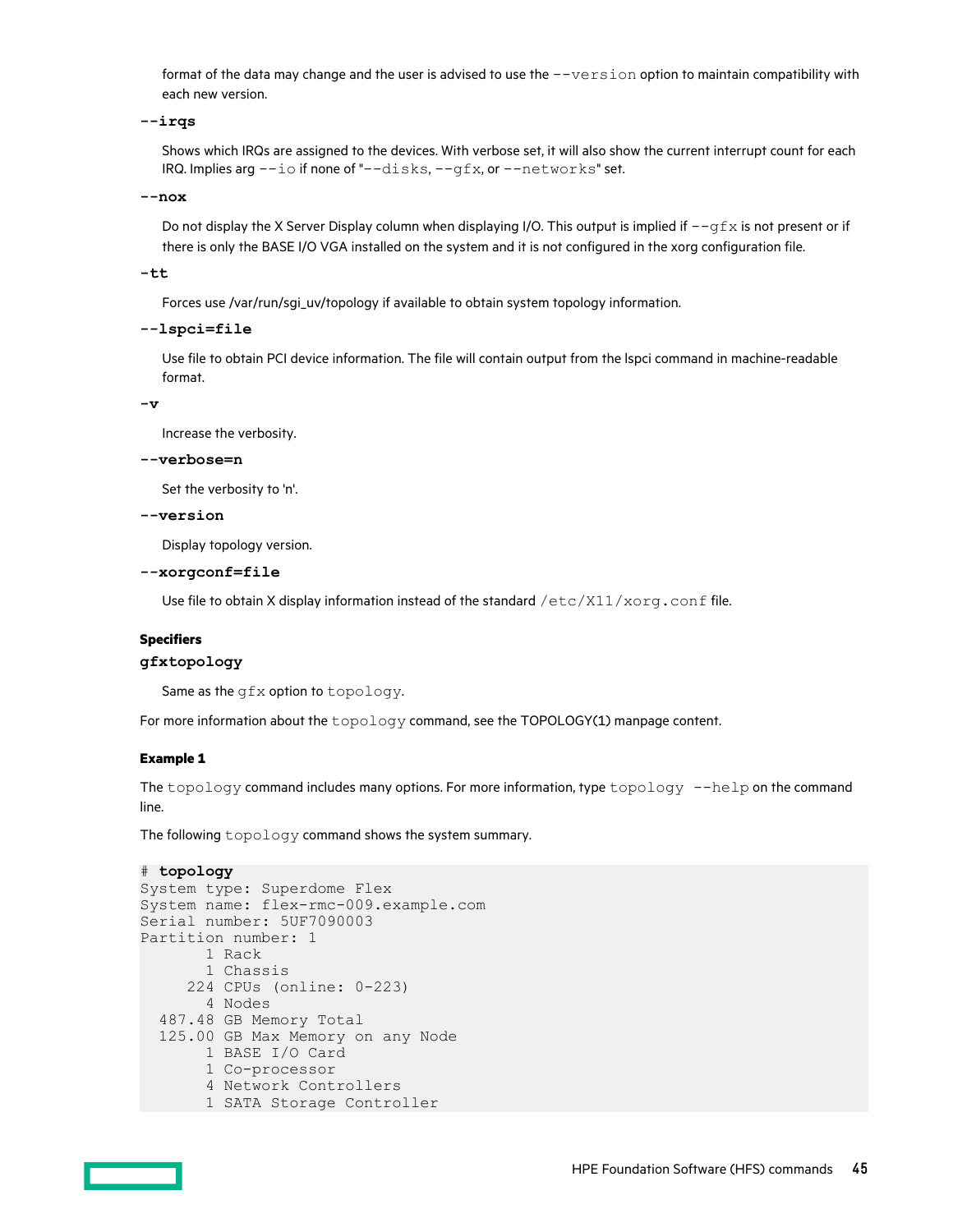format of the data may change and the user is advised to use the `--version` option to maintain compatibility with each new version.

**`--irqs`**

Shows which IRQs are assigned to the devices. With verbose set, it will also show the current interrupt count for each IRQ. Implies arg `--io` if none of "`--disks`, `--gfx`, or `--networks`" set.

**`--nox`**

Do not display the X Server Display column when displaying I/O. This output is implied if `--gfx` is not present or if there is only the BASE I/O VGA installed on the system and it is not configured in the xorg configuration file.

**`-tt`**

Forces use /var/run/sgi_uv/topology if available to obtain system topology information.

**`--lspci=file`**

Use file to obtain PCI device information. The file will contain output from the lspci command in machine-readable format.

**`-v`**

Increase the verbosity.

**`--verbose=n`**

Set the verbosity to 'n'.

**`--version`**

Display topology version.

**`--xorgconf=file`**

Use file to obtain X display information instead of the standard `/etc/X11/xorg.conf` file.

#### Specifiers

**`gfxtopology`**

Same as the `gfx` option to `topology`.

For more information about the `topology` command, see the TOPOLOGY(1) manpage content.

#### Example 1

The `topology` command includes many options. For more information, type `topology --help` on the command line.

The following `topology` command shows the system summary.

```
# topology
System type: Superdome Flex
System name: flex-rmc-009.example.com
Serial number: 5UF7090003
Partition number: 1
       1 Rack
       1 Chassis
     224 CPUs (online: 0-223)
       4 Nodes
  487.48 GB Memory Total
  125.00 GB Max Memory on any Node
       1 BASE I/O Card
       1 Co-processor
       4 Network Controllers
       1 SATA Storage Controller
```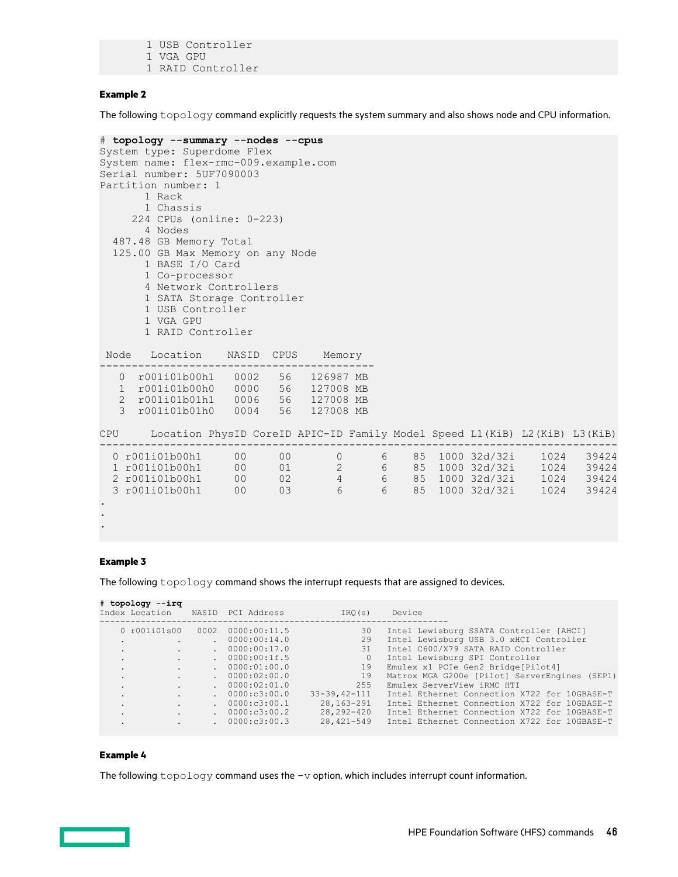```
       1 USB Controller
       1 VGA GPU
       1 RAID Controller
```

**Example 2**

The following `topology` command explicitly requests the system summary and also shows node and CPU information.

```
# topology --summary --nodes --cpus
System type: Superdome Flex
System name: flex-rmc-009.example.com
Serial number: 5UF7090003
Partition number: 1
       1 Rack
       1 Chassis
     224 CPUs (online: 0-223)
       4 Nodes
  487.48 GB Memory Total
  125.00 GB Max Memory on any Node
       1 BASE I/O Card
       1 Co-processor
       4 Network Controllers
       1 SATA Storage Controller
       1 USB Controller
       1 VGA GPU
       1 RAID Controller

 Node   Location    NASID  CPUS    Memory
-------------------------------------------
   0  r001i01b00h1   0002   56   126987 MB
   1  r001i01b00h0   0000   56   127008 MB
   2  r001i01b01h1   0006   56   127008 MB
   3  r001i01b01h0   0004   56   127008 MB

CPU      Location PhysID CoreID APIC-ID Family Model Speed L1(KiB) L2(KiB) L3(KiB)
-----------------------------------------------------------------------------------
  0 r001i01b00h1     00     00       0      6    85  1000 32d/32i    1024   39424
  1 r001i01b00h1     00     01       2      6    85  1000 32d/32i    1024   39424
  2 r001i01b00h1     00     02       4      6    85  1000 32d/32i    1024   39424
  3 r001i01b00h1     00     03       6      6    85  1000 32d/32i    1024   39424
.
.
.
```

**Example 3**

The following `topology` command shows the interrupt requests that are assigned to devices.

```
# topology --irq
Index Location    NASID  PCI Address          IRQ(s)    Device
-----------------------------------------------------------------
    0 r001i01s00   0002  0000:00:11.5             30   Intel Lewisburg SSATA Controller [AHCI]
    .          .      .  0000:00:14.0             29   Intel Lewisburg USB 3.0 xHCI Controller
    .          .      .  0000:00:17.0             31   Intel C600/X79 SATA RAID Controller
    .          .      .  0000:00:1f.5              0   Intel Lewisburg SPI Controller
    .          .      .  0000:01:00.0             19   Emulex x1 PCIe Gen2 Bridge[Pilot4]
    .          .      .  0000:02:00.0             19   Matrox MGA G200e [Pilot] ServerEngines (SEP1)
    .          .      .  0000:02:01.0            255   Emulex ServerView iRMC HTI
    .          .      .  0000:c3:00.0      33-39,42-111  Intel Ethernet Connection X722 for 10GBASE-T
    .          .      .  0000:c3:00.1       28,163-291  Intel Ethernet Connection X722 for 10GBASE-T
    .          .      .  0000:c3:00.2       28,292-420  Intel Ethernet Connection X722 for 10GBASE-T
    .          .      .  0000:c3:00.3       28,421-549  Intel Ethernet Connection X722 for 10GBASE-T
```

**Example 4**

The following `topology` command uses the `-v` option, which includes interrupt count information.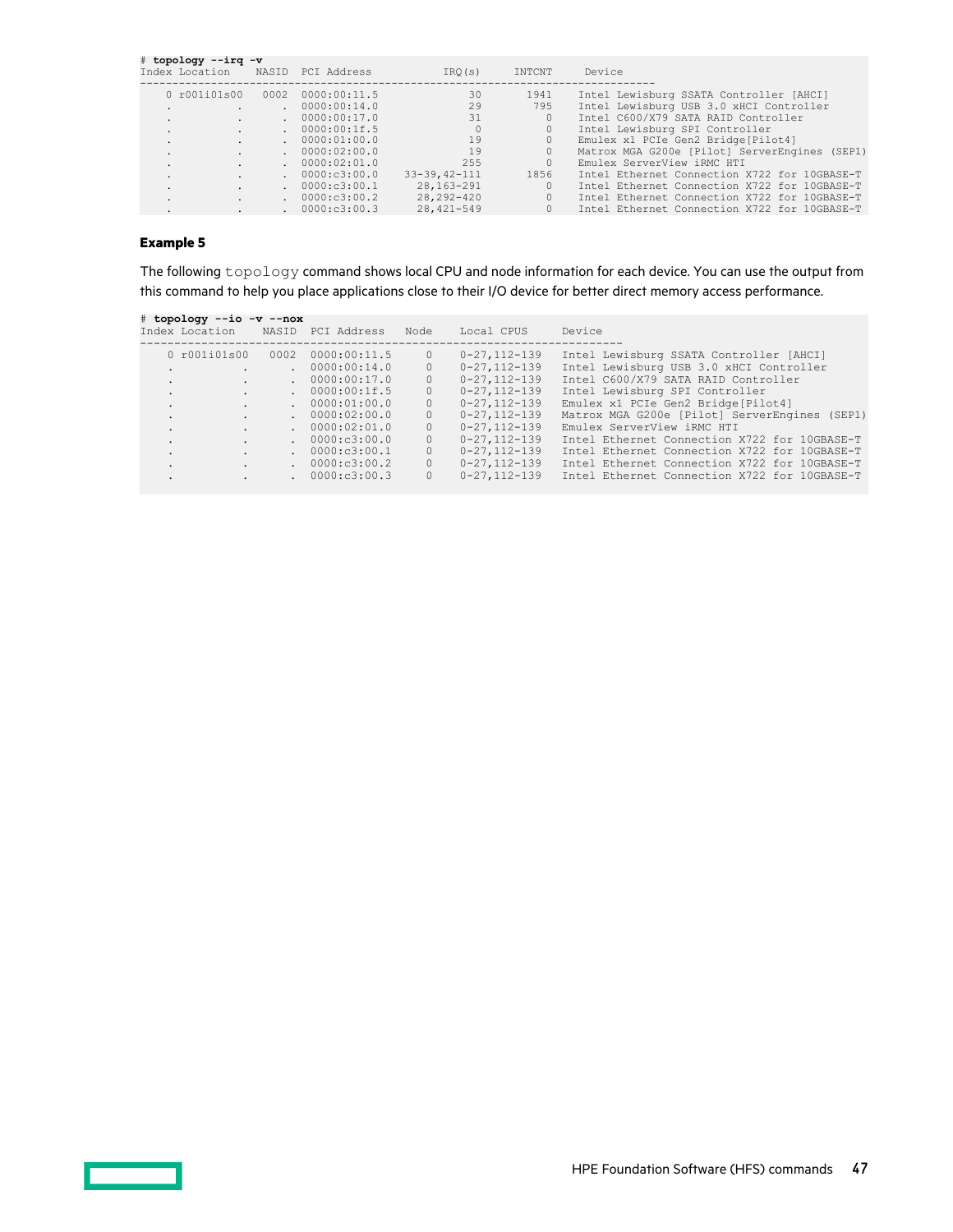```
# topology --irq -v
Index Location     NASID  PCI Address           IRQ(s)      INTCNT    Device
---------------------------------------------------------------------------------
    0 r001i01s00    0002  0000:00:11.5              30        1941    Intel Lewisburg SSATA Controller [AHCI]
    .          .       .  0000:00:14.0              29         795    Intel Lewisburg USB 3.0 xHCI Controller
    .          .       .  0000:00:17.0              31           0    Intel C600/X79 SATA RAID Controller
    .          .       .  0000:00:1f.5               0           0    Intel Lewisburg SPI Controller
    .          .       .  0000:01:00.0              19           0    Emulex x1 PCIe Gen2 Bridge[Pilot4]
    .          .       .  0000:02:00.0              19           0    Matrox MGA G200e [Pilot] ServerEngines (SEP1)
    .          .       .  0000:02:01.0             255           0    Emulex ServerView iRMC HTI
    .          .       .  0000:c3:00.0     33-39,42-111        1856    Intel Ethernet Connection X722 for 10GBASE-T
    .          .       .  0000:c3:00.1       28,163-291           0    Intel Ethernet Connection X722 for 10GBASE-T
    .          .       .  0000:c3:00.2       28,292-420           0    Intel Ethernet Connection X722 for 10GBASE-T
    .          .       .  0000:c3:00.3       28,421-549           0    Intel Ethernet Connection X722 for 10GBASE-T
```

#### Example 5

The following `topology` command shows local CPU and node information for each device. You can use the output from this command to help you place applications close to their I/O device for better direct memory access performance.

```
# topology --io -v --nox
Index Location     NASID  PCI Address   Node    Local CPUS     Device
---------------------------------------------------------------------------
    0 r001i01s00    0002  0000:00:11.5    0     0-27,112-139   Intel Lewisburg SSATA Controller [AHCI]
    .          .       .  0000:00:14.0    0     0-27,112-139   Intel Lewisburg USB 3.0 xHCI Controller
    .          .       .  0000:00:17.0    0     0-27,112-139   Intel C600/X79 SATA RAID Controller
    .          .       .  0000:00:1f.5    0     0-27,112-139   Intel Lewisburg SPI Controller
    .          .       .  0000:01:00.0    0     0-27,112-139   Emulex x1 PCIe Gen2 Bridge[Pilot4]
    .          .       .  0000:02:00.0    0     0-27,112-139   Matrox MGA G200e [Pilot] ServerEngines (SEP1)
    .          .       .  0000:02:01.0    0     0-27,112-139   Emulex ServerView iRMC HTI
    .          .       .  0000:c3:00.0    0     0-27,112-139   Intel Ethernet Connection X722 for 10GBASE-T
    .          .       .  0000:c3:00.1    0     0-27,112-139   Intel Ethernet Connection X722 for 10GBASE-T
    .          .       .  0000:c3:00.2    0     0-27,112-139   Intel Ethernet Connection X722 for 10GBASE-T
    .          .       .  0000:c3:00.3    0     0-27,112-139   Intel Ethernet Connection X722 for 10GBASE-T
```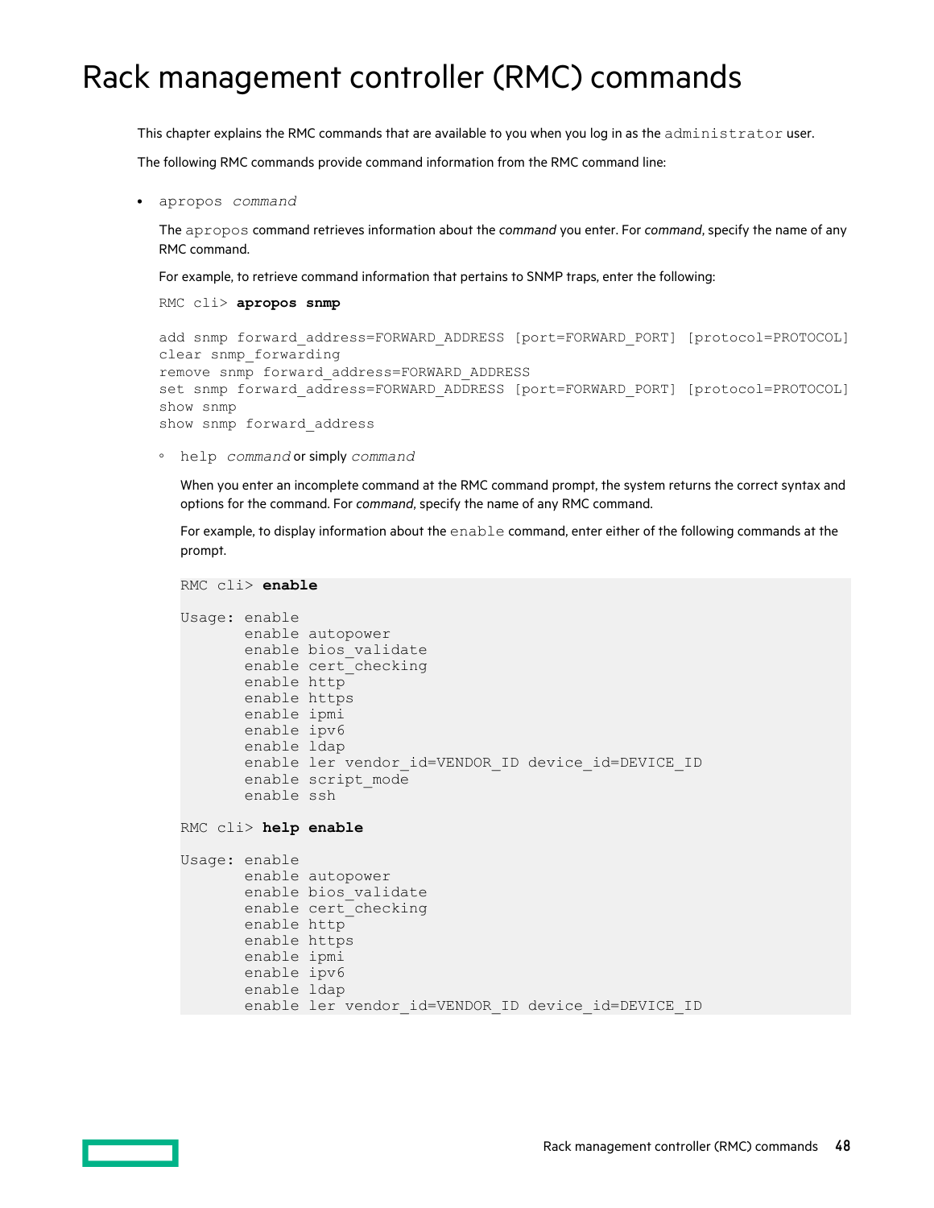# Rack management controller (RMC) commands

This chapter explains the RMC commands that are available to you when you log in as the `administrator` user.

The following RMC commands provide command information from the RMC command line:

- `apropos` *`command`*

  The `apropos` command retrieves information about the *command* you enter. For *command*, specify the name of any RMC command.

  For example, to retrieve command information that pertains to SNMP traps, enter the following:

  ```
  RMC cli> apropos snmp

  add snmp forward_address=FORWARD_ADDRESS [port=FORWARD_PORT] [protocol=PROTOCOL]
  clear snmp_forwarding
  remove snmp forward_address=FORWARD_ADDRESS
  set snmp forward_address=FORWARD_ADDRESS [port=FORWARD_PORT] [protocol=PROTOCOL]
  show snmp
  show snmp forward_address
  ```

  - `help` *`command`* or simply *`command`*

    When you enter an incomplete command at the RMC command prompt, the system returns the correct syntax and options for the command. For *command*, specify the name of any RMC command.

    For example, to display information about the `enable` command, enter either of the following commands at the prompt.

    ```
    RMC cli> enable

    Usage: enable
           enable autopower
           enable bios_validate
           enable cert_checking
           enable http
           enable https
           enable ipmi
           enable ipv6
           enable ldap
           enable ler vendor_id=VENDOR_ID device_id=DEVICE_ID
           enable script_mode
           enable ssh

    RMC cli> help enable

    Usage: enable
           enable autopower
           enable bios_validate
           enable cert_checking
           enable http
           enable https
           enable ipmi
           enable ipv6
           enable ldap
           enable ler vendor_id=VENDOR_ID device_id=DEVICE_ID
    ```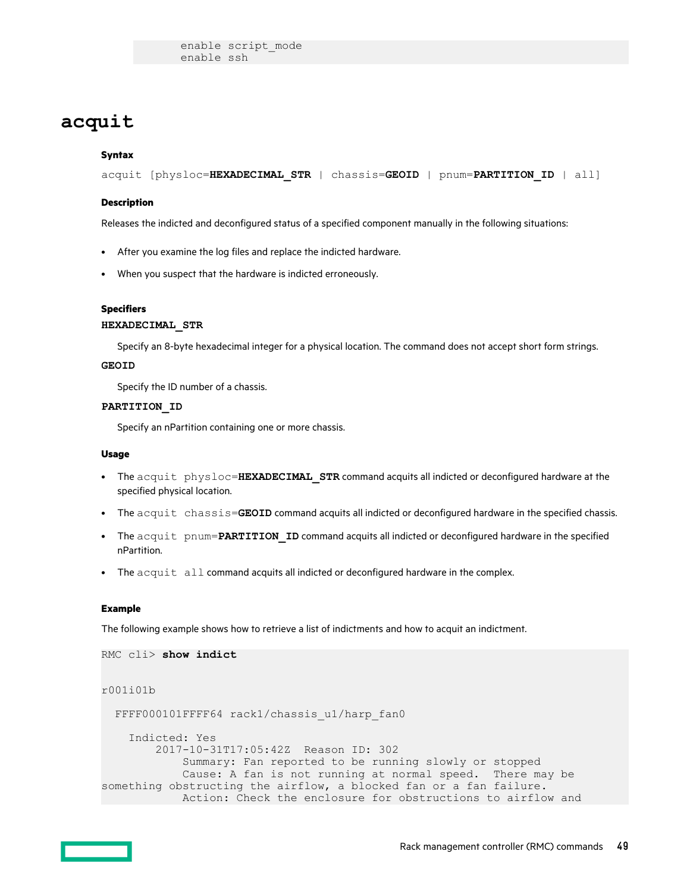```
        enable script_mode
        enable ssh
```

# acquit

### Syntax

acquit [physloc=**HEXADECIMAL_STR** | chassis=**GEOID** | pnum=**PARTITION_ID** | all]

### Description

Releases the indicted and deconfigured status of a specified component manually in the following situations:

- After you examine the log files and replace the indicted hardware.
- When you suspect that the hardware is indicted erroneously.

### Specifiers

**HEXADECIMAL_STR**

Specify an 8-byte hexadecimal integer for a physical location. The command does not accept short form strings.

**GEOID**

Specify the ID number of a chassis.

**PARTITION_ID**

Specify an nPartition containing one or more chassis.

### Usage

- The `acquit physloc=`**HEXADECIMAL_STR** command acquits all indicted or deconfigured hardware at the specified physical location.
- The `acquit chassis=`**GEOID** command acquits all indicted or deconfigured hardware in the specified chassis.
- The `acquit pnum=`**PARTITION_ID** command acquits all indicted or deconfigured hardware in the specified nPartition.
- The `acquit all` command acquits all indicted or deconfigured hardware in the complex.

### Example

The following example shows how to retrieve a list of indictments and how to acquit an indictment.

```
RMC cli> show indict

r001i01b

  FFFF000101FFFF64 rack1/chassis_u1/harp_fan0

    Indicted: Yes
        2017-10-31T17:05:42Z  Reason ID: 302
            Summary: Fan reported to be running slowly or stopped
            Cause: A fan is not running at normal speed.  There may be
something obstructing the airflow, a blocked fan or a fan failure.
            Action: Check the enclosure for obstructions to airflow and
```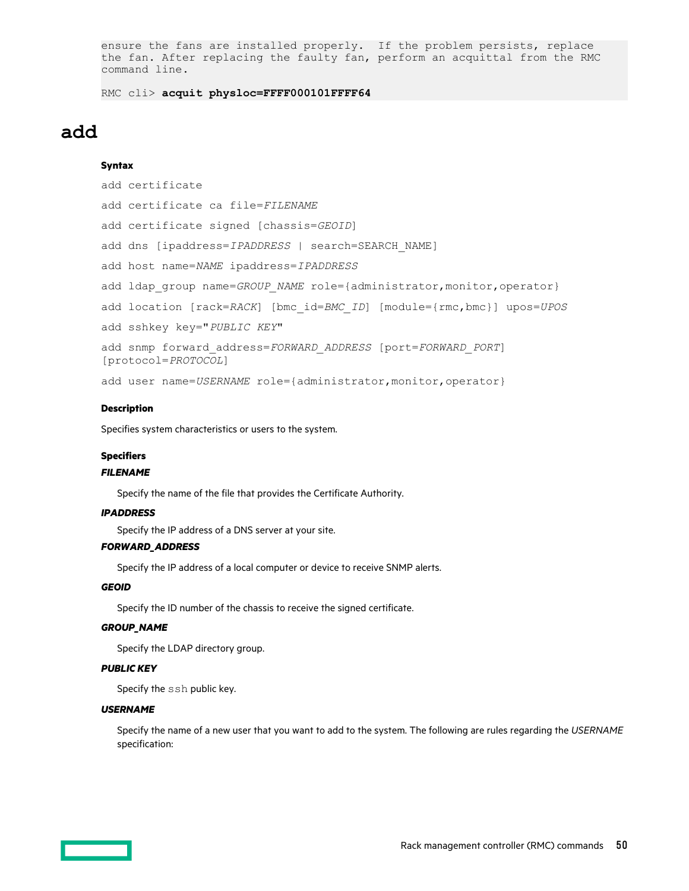```
ensure the fans are installed properly.  If the problem persists, replace
the fan. After replacing the faulty fan, perform an acquittal from the RMC
command line.

RMC cli> acquit physloc=FFFF000101FFFF64
```

# add

### Syntax

`add certificate`

`add certificate ca file=FILENAME`

`add certificate signed [chassis=GEOID]`

`add dns [ipaddress=IPADDRESS | search=SEARCH_NAME]`

`add host name=NAME ipaddress=IPADDRESS`

`add ldap_group name=GROUP_NAME role={administrator,monitor,operator}`

`add location [rack=RACK] [bmc_id=BMC_ID] [module={rmc,bmc}] upos=UPOS`

`add sshkey key="PUBLIC KEY"`

`add snmp forward_address=FORWARD_ADDRESS [port=FORWARD_PORT] [protocol=PROTOCOL]`

`add user name=USERNAME role={administrator,monitor,operator}`

### Description

Specifies system characteristics or users to the system.

### Specifiers

***FILENAME***

Specify the name of the file that provides the Certificate Authority.

***IPADDRESS***

Specify the IP address of a DNS server at your site.

***FORWARD_ADDRESS***

Specify the IP address of a local computer or device to receive SNMP alerts.

***GEOID***

Specify the ID number of the chassis to receive the signed certificate.

***GROUP_NAME***

Specify the LDAP directory group.

***PUBLIC KEY***

Specify the `ssh` public key.

***USERNAME***

Specify the name of a new user that you want to add to the system. The following are rules regarding the *USERNAME* specification: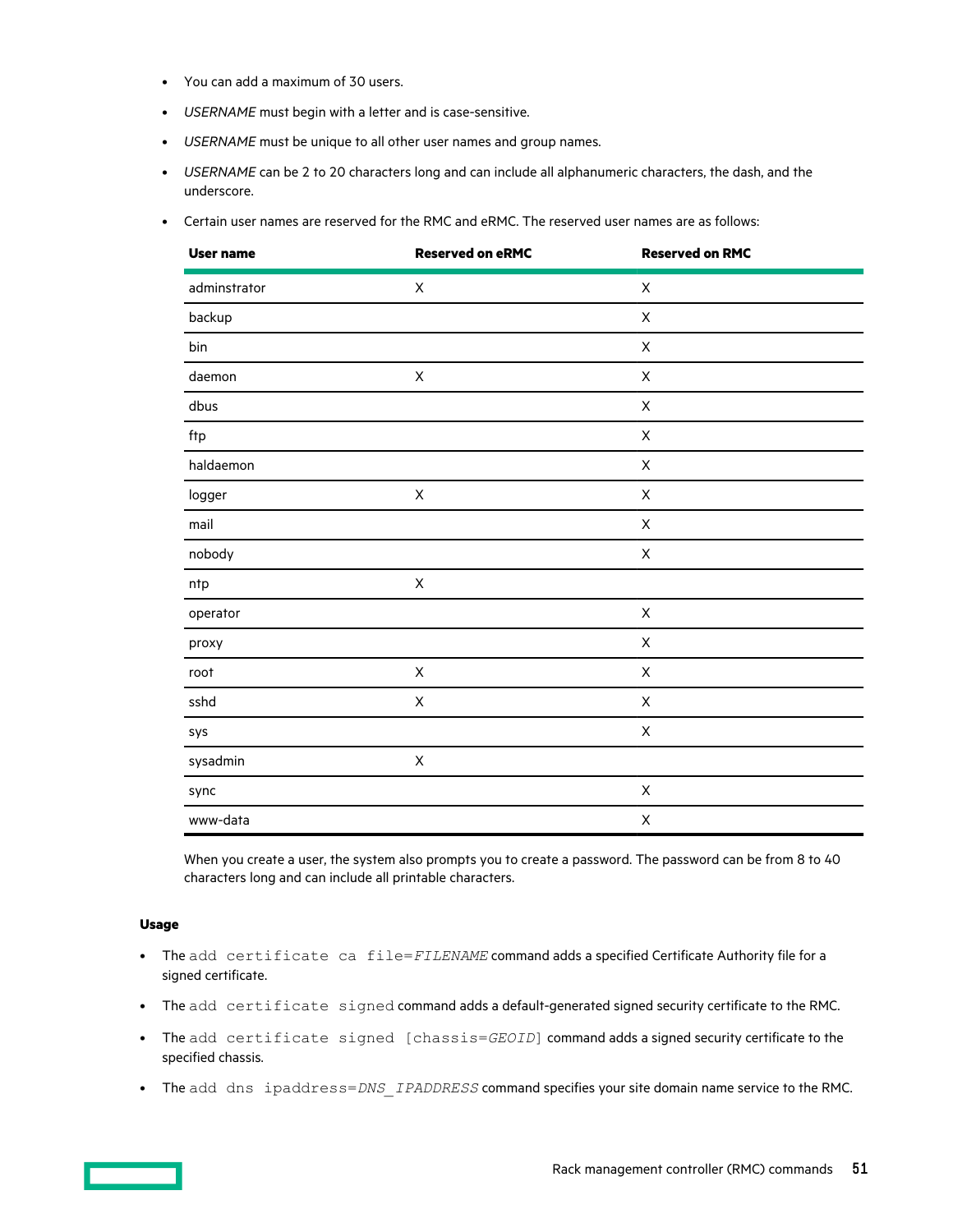- You can add a maximum of 30 users.
- *USERNAME* must begin with a letter and is case-sensitive.
- *USERNAME* must be unique to all other user names and group names.
- *USERNAME* can be 2 to 20 characters long and can include all alphanumeric characters, the dash, and the underscore.
- Certain user names are reserved for the RMC and eRMC. The reserved user names are as follows:

| User name | Reserved on eRMC | Reserved on RMC |
|---|---|---|
| adminstrator | X | X |
| backup | | X |
| bin | | X |
| daemon | X | X |
| dbus | | X |
| ftp | | X |
| haldaemon | | X |
| logger | X | X |
| mail | | X |
| nobody | | X |
| ntp | X | |
| operator | | X |
| proxy | | X |
| root | X | X |
| sshd | X | X |
| sys | | X |
| sysadmin | X | |
| sync | | X |
| www-data | | X |

When you create a user, the system also prompts you to create a password. The password can be from 8 to 40 characters long and can include all printable characters.

**Usage**

- The `add certificate ca file=`*`FILENAME`* command adds a specified Certificate Authority file for a signed certificate.
- The `add certificate signed` command adds a default-generated signed security certificate to the RMC.
- The `add certificate signed [chassis=`*`GEOID`*`]` command adds a signed security certificate to the specified chassis.
- The `add dns ipaddress=`*`DNS_IPADDRESS`* command specifies your site domain name service to the RMC.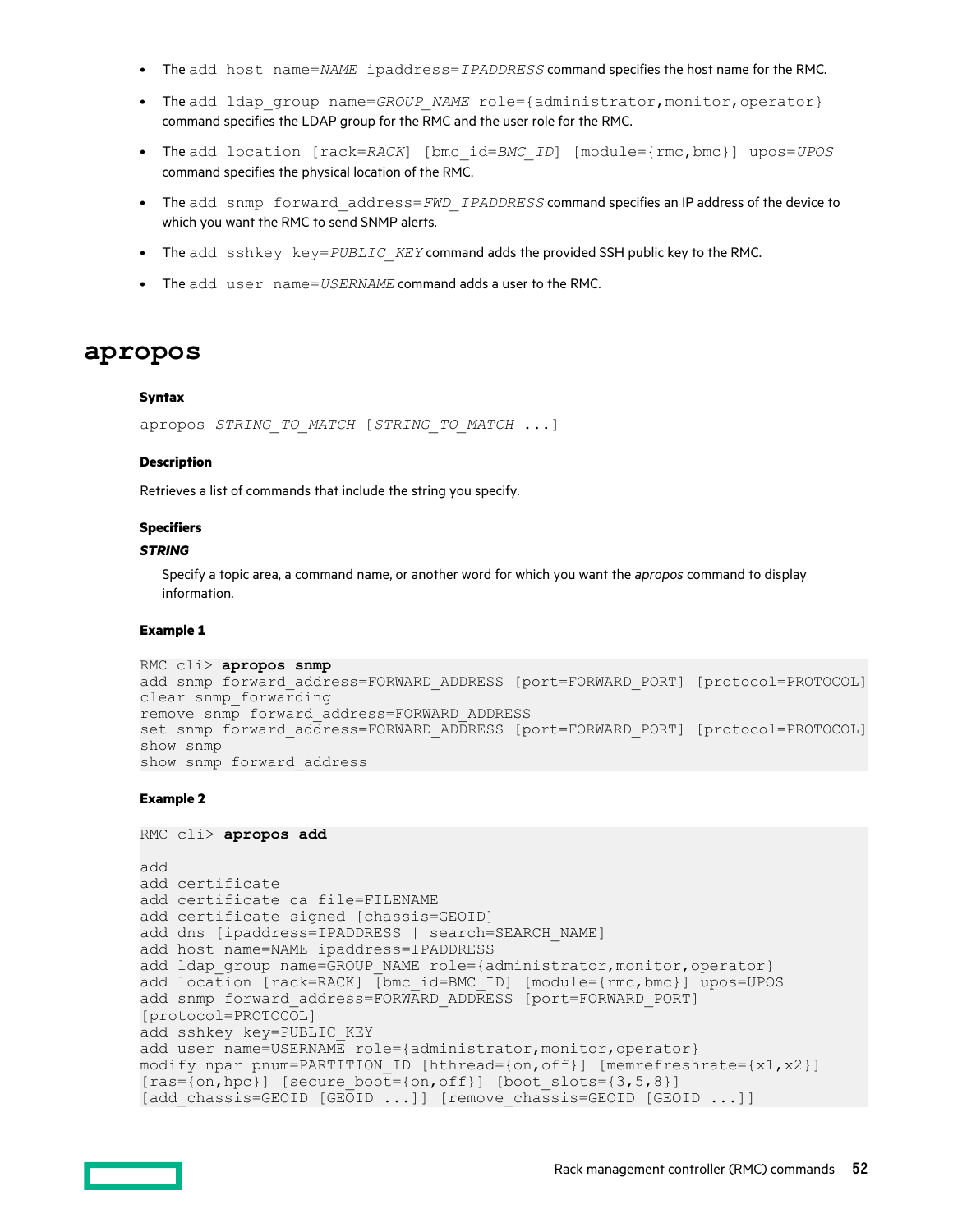- The `add host name=NAME ipaddress=IPADDRESS` command specifies the host name for the RMC.
- The `add ldap_group name=GROUP_NAME role={administrator,monitor,operator}` command specifies the LDAP group for the RMC and the user role for the RMC.
- The `add location [rack=RACK] [bmc_id=BMC_ID] [module={rmc,bmc}] upos=UPOS` command specifies the physical location of the RMC.
- The `add snmp forward_address=FWD_IPADDRESS` command specifies an IP address of the device to which you want the RMC to send SNMP alerts.
- The `add sshkey key=PUBLIC_KEY` command adds the provided SSH public key to the RMC.
- The `add user name=USERNAME` command adds a user to the RMC.

# apropos

#### Syntax

`apropos STRING_TO_MATCH [STRING_TO_MATCH ...]`

#### Description

Retrieves a list of commands that include the string you specify.

#### Specifiers

***STRING***

Specify a topic area, a command name, or another word for which you want the *apropos* command to display information.

#### Example 1

```
RMC cli> apropos snmp
add snmp forward_address=FORWARD_ADDRESS [port=FORWARD_PORT] [protocol=PROTOCOL]
clear snmp_forwarding
remove snmp forward_address=FORWARD_ADDRESS
set snmp forward_address=FORWARD_ADDRESS [port=FORWARD_PORT] [protocol=PROTOCOL]
show snmp
show snmp forward_address
```

#### Example 2

```
RMC cli> apropos add

add
add certificate
add certificate ca file=FILENAME
add certificate signed [chassis=GEOID]
add dns [ipaddress=IPADDRESS | search=SEARCH_NAME]
add host name=NAME ipaddress=IPADDRESS
add ldap_group name=GROUP_NAME role={administrator,monitor,operator}
add location [rack=RACK] [bmc_id=BMC_ID] [module={rmc,bmc}] upos=UPOS
add snmp forward_address=FORWARD_ADDRESS [port=FORWARD_PORT]
[protocol=PROTOCOL]
add sshkey key=PUBLIC_KEY
add user name=USERNAME role={administrator,monitor,operator}
modify npar pnum=PARTITION_ID [hthread={on,off}] [memrefreshrate={x1,x2}]
[ras={on,hpc}] [secure_boot={on,off}] [boot_slots={3,5,8}]
[add_chassis=GEOID [GEOID ...]] [remove_chassis=GEOID [GEOID ...]]
```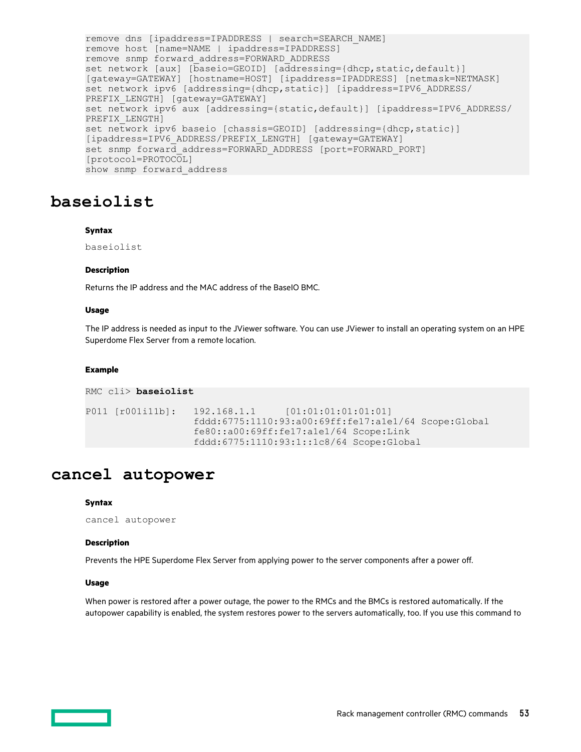```
remove dns [ipaddress=IPADDRESS | search=SEARCH_NAME]
remove host [name=NAME | ipaddress=IPADDRESS]
remove snmp forward_address=FORWARD_ADDRESS
set network [aux] [baseio=GEOID] [addressing={dhcp,static,default}]
[gateway=GATEWAY] [hostname=HOST] [ipaddress=IPADDRESS] [netmask=NETMASK]
set network ipv6 [addressing={dhcp,static}] [ipaddress=IPV6_ADDRESS/
PREFIX_LENGTH] [gateway=GATEWAY]
set network ipv6 aux [addressing={static,default}] [ipaddress=IPV6_ADDRESS/
PREFIX_LENGTH]
set network ipv6 baseio [chassis=GEOID] [addressing={dhcp,static}]
[ipaddress=IPV6_ADDRESS/PREFIX_LENGTH] [gateway=GATEWAY]
set snmp forward_address=FORWARD_ADDRESS [port=FORWARD_PORT]
[protocol=PROTOCOL]
show snmp forward_address
```

# baseiolist

#### Syntax

```
baseiolist
```

#### Description

Returns the IP address and the MAC address of the BaseIO BMC.

#### Usage

The IP address is needed as input to the JViewer software. You can use JViewer to install an operating system on an HPE Superdome Flex Server from a remote location.

#### Example

```
RMC cli> baseiolist

P011 [r001i11b]:   192.168.1.1     [01:01:01:01:01:01]
                   fddd:6775:1110:93:a00:69ff:fe17:a1e1/64 Scope:Global
                   fe80::a00:69ff:fe17:a1e1/64 Scope:Link
                   fddd:6775:1110:93:1::1c8/64 Scope:Global
```

# cancel autopower

#### Syntax

```
cancel autopower
```

#### Description

Prevents the HPE Superdome Flex Server from applying power to the server components after a power off.

#### Usage

When power is restored after a power outage, the power to the RMCs and the BMCs is restored automatically. If the autopower capability is enabled, the system restores power to the servers automatically, too. If you use this command to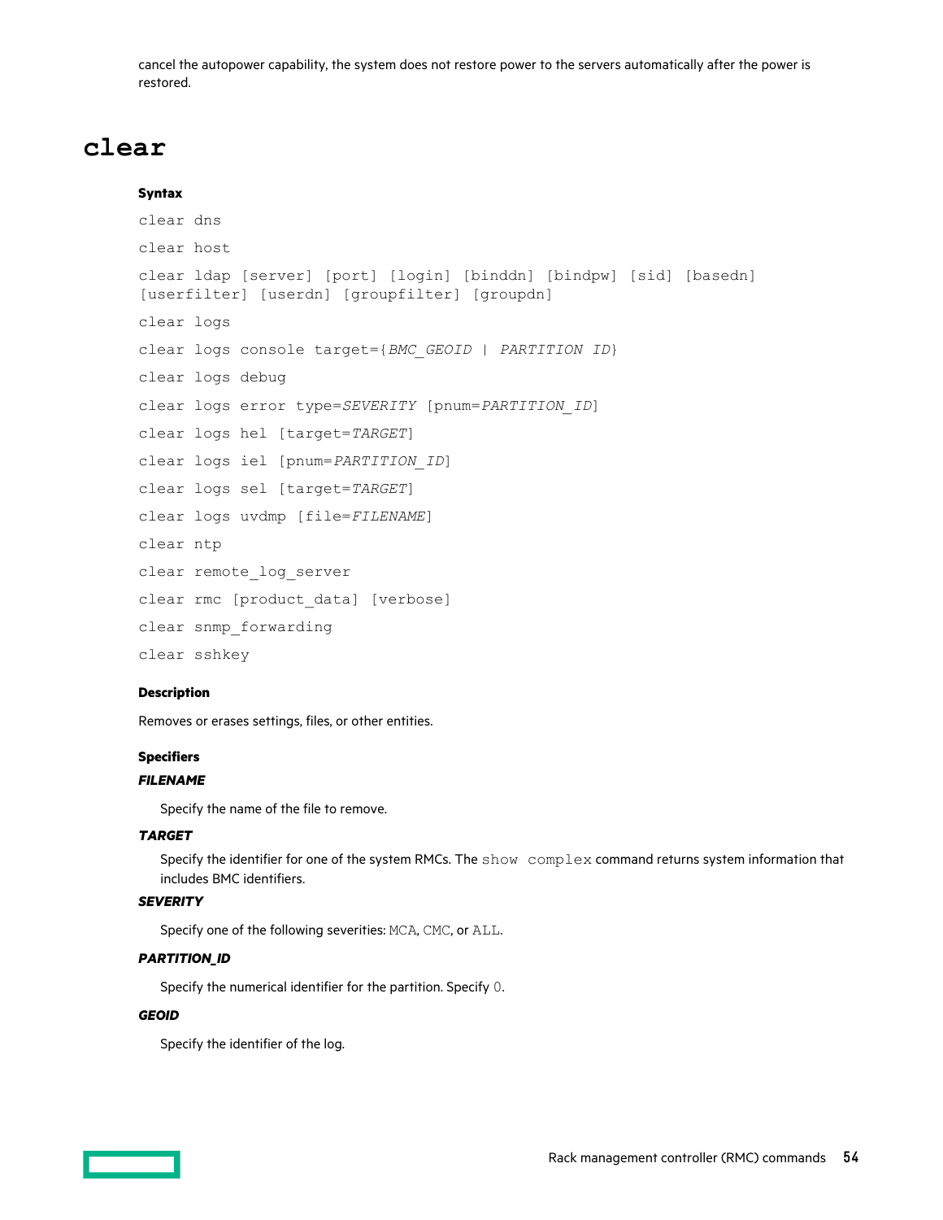cancel the autopower capability, the system does not restore power to the servers automatically after the power is restored.

# clear

**Syntax**

```
clear dns

clear host

clear ldap [server] [port] [login] [binddn] [bindpw] [sid] [basedn]
[userfilter] [userdn] [groupfilter] [groupdn]

clear logs

clear logs console target={BMC_GEOID | PARTITION ID}

clear logs debug

clear logs error type=SEVERITY [pnum=PARTITION_ID]

clear logs hel [target=TARGET]

clear logs iel [pnum=PARTITION_ID]

clear logs sel [target=TARGET]

clear logs uvdmp [file=FILENAME]

clear ntp

clear remote_log_server

clear rmc [product_data] [verbose]

clear snmp_forwarding

clear sshkey
```

**Description**

Removes or erases settings, files, or other entities.

**Specifiers**

***FILENAME***

Specify the name of the file to remove.

***TARGET***

Specify the identifier for one of the system RMCs. The `show complex` command returns system information that includes BMC identifiers.

***SEVERITY***

Specify one of the following severities: `MCA`, `CMC`, or `ALL`.

***PARTITION_ID***

Specify the numerical identifier for the partition. Specify `0`.

***GEOID***

Specify the identifier of the log.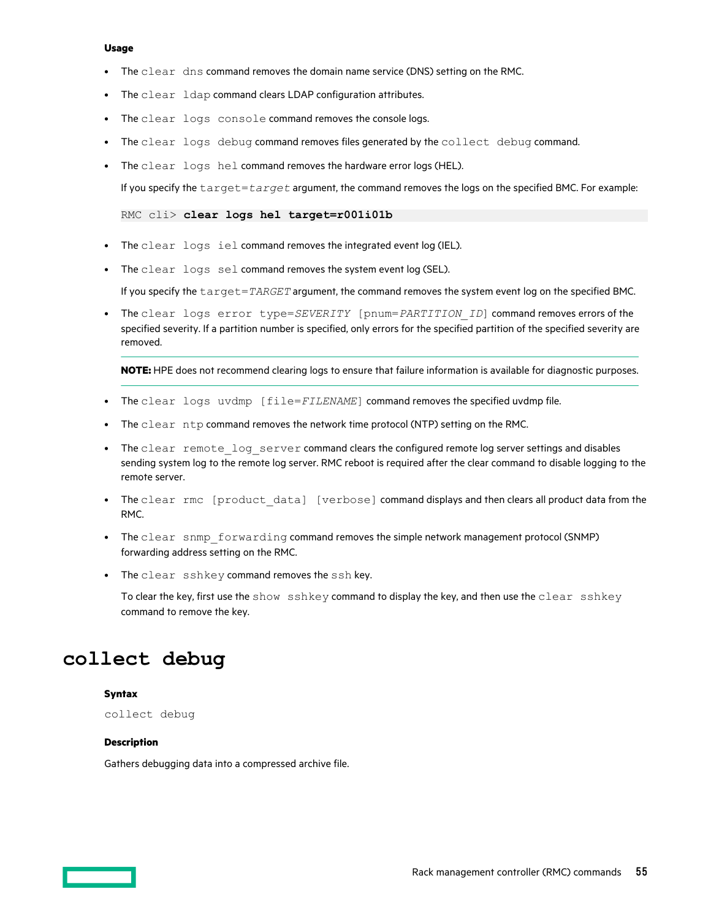#### Usage

- The `clear dns` command removes the domain name service (DNS) setting on the RMC.
- The `clear ldap` command clears LDAP configuration attributes.
- The `clear logs console` command removes the console logs.
- The `clear logs debug` command removes files generated by the `collect debug` command.
- The `clear logs hel` command removes the hardware error logs (HEL).

  If you specify the `target=`*`target`* argument, the command removes the logs on the specified BMC. For example:

  ```
  RMC cli> clear logs hel target=r001i01b
  ```

- The `clear logs iel` command removes the integrated event log (IEL).
- The `clear logs sel` command removes the system event log (SEL).

  If you specify the `target=`*`TARGET`* argument, the command removes the system event log on the specified BMC.

- The `clear logs error type=`*`SEVERITY`* `[pnum=`*`PARTITION_ID`*`]` command removes errors of the specified severity. If a partition number is specified, only errors for the specified partition of the specified severity are removed.

  ---

  **NOTE:** HPE does not recommend clearing logs to ensure that failure information is available for diagnostic purposes.

  ---

- The `clear logs uvdmp [file=`*`FILENAME`*`]` command removes the specified uvdmp file.
- The `clear ntp` command removes the network time protocol (NTP) setting on the RMC.
- The `clear remote_log_server` command clears the configured remote log server settings and disables sending system log to the remote log server. RMC reboot is required after the clear command to disable logging to the remote server.
- The `clear rmc [product_data] [verbose]` command displays and then clears all product data from the RMC.
- The `clear snmp_forwarding` command removes the simple network management protocol (SNMP) forwarding address setting on the RMC.
- The `clear sshkey` command removes the `ssh` key.

  To clear the key, first use the `show sshkey` command to display the key, and then use the `clear sshkey` command to remove the key.

# collect debug

#### Syntax

`collect debug`

#### Description

Gathers debugging data into a compressed archive file.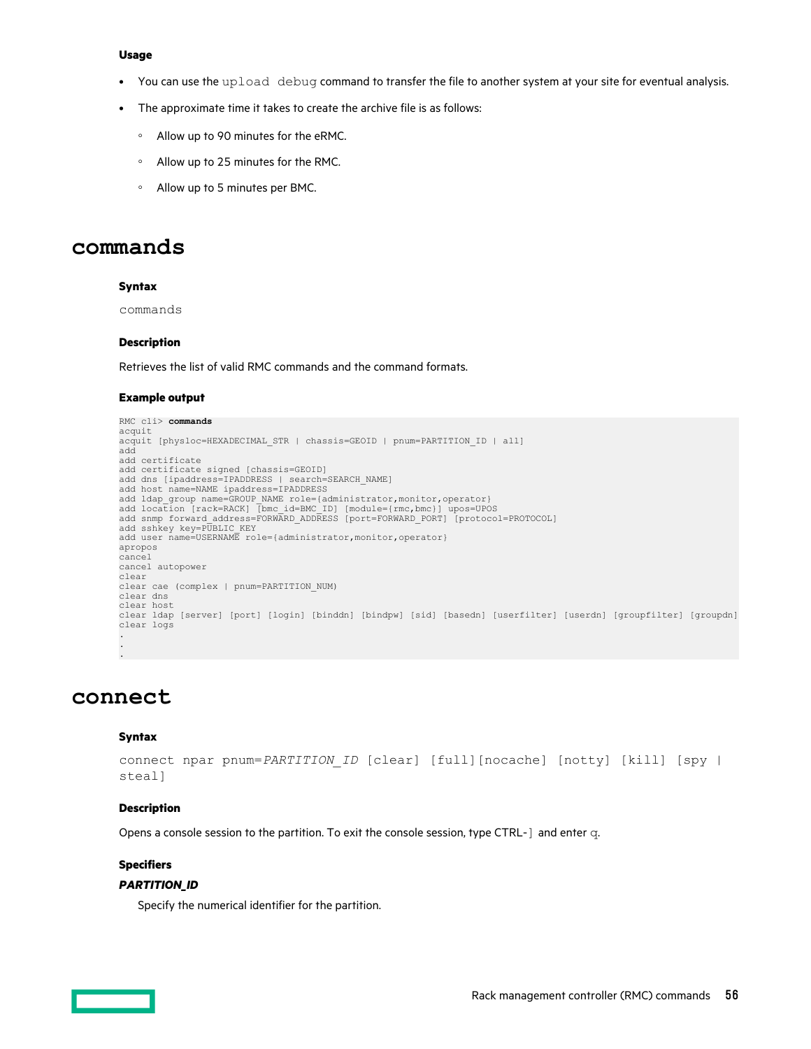### Usage

- You can use the `upload debug` command to transfer the file to another system at your site for eventual analysis.
- The approximate time it takes to create the archive file is as follows:
  - Allow up to 90 minutes for the eRMC.
  - Allow up to 25 minutes for the RMC.
  - Allow up to 5 minutes per BMC.

# commands

### Syntax

`commands`

### Description

Retrieves the list of valid RMC commands and the command formats.

### Example output

```
RMC cli> commands
acquit
acquit [physloc=HEXADECIMAL_STR | chassis=GEOID | pnum=PARTITION_ID | all]
add
add certificate
add certificate signed [chassis=GEOID]
add dns [ipaddress=IPADDRESS | search=SEARCH_NAME]
add host name=NAME ipaddress=IPADDRESS
add ldap_group name=GROUP_NAME role={administrator,monitor,operator}
add location [rack=RACK] [bmc_id=BMC_ID] [module={rmc,bmc}] upos=UPOS
add snmp forward_address=FORWARD_ADDRESS [port=FORWARD_PORT] [protocol=PROTOCOL]
add sshkey key=PUBLIC_KEY
add user name=USERNAME role={administrator,monitor,operator}
apropos
cancel
cancel autopower
clear
clear cae (complex | pnum=PARTITION_NUM)
clear dns
clear host
clear ldap [server] [port] [login] [binddn] [bindpw] [sid] [basedn] [userfilter] [userdn] [groupfilter] [groupdn]
clear logs
.
.
.
```

# connect

### Syntax

connect npar pnum=*PARTITION_ID* [clear] [full][nocache] [notty] [kill] [spy | steal]

### Description

Opens a console session to the partition. To exit the console session, type CTRL-`]` and enter `q`.

### Specifiers

***PARTITION_ID***

Specify the numerical identifier for the partition.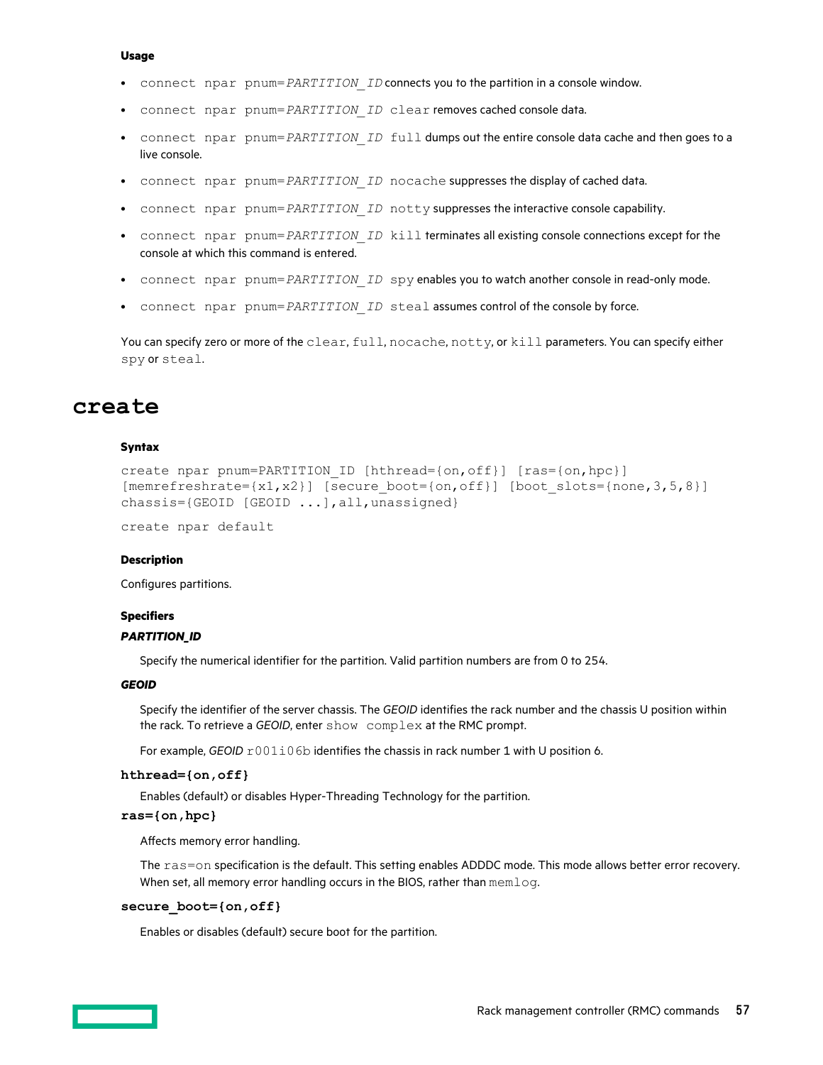#### Usage

- `connect npar pnum=PARTITION_ID` connects you to the partition in a console window.
- `connect npar pnum=PARTITION_ID clear` removes cached console data.
- `connect npar pnum=PARTITION_ID full` dumps out the entire console data cache and then goes to a live console.
- `connect npar pnum=PARTITION_ID nocache` suppresses the display of cached data.
- `connect npar pnum=PARTITION_ID notty` suppresses the interactive console capability.
- `connect npar pnum=PARTITION_ID kill` terminates all existing console connections except for the console at which this command is entered.
- `connect npar pnum=PARTITION_ID spy` enables you to watch another console in read-only mode.
- `connect npar pnum=PARTITION_ID steal` assumes control of the console by force.

You can specify zero or more of the `clear`, `full`, `nocache`, `notty`, or `kill` parameters. You can specify either `spy` or `steal`.

## create

#### Syntax

```
create npar pnum=PARTITION_ID [hthread={on,off}] [ras={on,hpc}]
[memrefreshrate={x1,x2}] [secure_boot={on,off}] [boot_slots={none,3,5,8}]
chassis={GEOID [GEOID ...],all,unassigned}
```

```
create npar default
```

#### Description

Configures partitions.

#### Specifiers

***PARTITION_ID***

Specify the numerical identifier for the partition. Valid partition numbers are from 0 to 254.

***GEOID***

Specify the identifier of the server chassis. The *GEOID* identifies the rack number and the chassis U position within the rack. To retrieve a *GEOID*, enter `show complex` at the RMC prompt.

For example, *GEOID* `r001i06b` identifies the chassis in rack number 1 with U position 6.

**`hthread={on,off}`**

Enables (default) or disables Hyper-Threading Technology for the partition.

**`ras={on,hpc}`**

Affects memory error handling.

The `ras=on` specification is the default. This setting enables ADDDC mode. This mode allows better error recovery. When set, all memory error handling occurs in the BIOS, rather than `memlog`.

**`secure_boot={on,off}`**

Enables or disables (default) secure boot for the partition.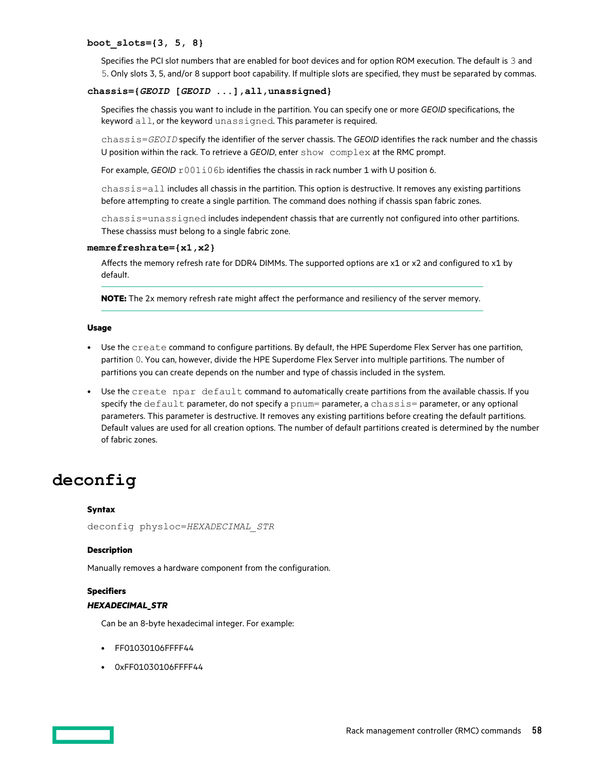**`boot_slots={3, 5, 8}`**

Specifies the PCI slot numbers that are enabled for boot devices and for option ROM execution. The default is `3` and `5`. Only slots 3, 5, and/or 8 support boot capability. If multiple slots are specified, they must be separated by commas.

**`chassis={GEOID [GEOID ...],all,unassigned}`**

Specifies the chassis you want to include in the partition. You can specify one or more *GEOID* specifications, the keyword `all`, or the keyword `unassigned`. This parameter is required.

`chassis=GEOID` specify the identifier of the server chassis. The *GEOID* identifies the rack number and the chassis U position within the rack. To retrieve a *GEOID*, enter `show complex` at the RMC prompt.

For example, *GEOID* `r001i06b` identifies the chassis in rack number 1 with U position 6.

`chassis=all` includes all chassis in the partition. This option is destructive. It removes any existing partitions before attempting to create a single partition. The command does nothing if chassis span fabric zones.

`chassis=unassigned` includes independent chassis that are currently not configured into other partitions. These chassiss must belong to a single fabric zone.

**`memrefreshrate={x1,x2}`**

Affects the memory refresh rate for DDR4 DIMMs. The supported options are x1 or x2 and configured to x1 by default.

---

**NOTE:** The 2x memory refresh rate might affect the performance and resiliency of the server memory.

---

### Usage

- Use the `create` command to configure partitions. By default, the HPE Superdome Flex Server has one partition, partition `0`. You can, however, divide the HPE Superdome Flex Server into multiple partitions. The number of partitions you can create depends on the number and type of chassis included in the system.
- Use the `create npar default` command to automatically create partitions from the available chassis. If you specify the `default` parameter, do not specify a `pnum=` parameter, a `chassis=` parameter, or any optional parameters. This parameter is destructive. It removes any existing partitions before creating the default partitions. Default values are used for all creation options. The number of default partitions created is determined by the number of fabric zones.

# deconfig

### Syntax

`deconfig physloc=HEXADECIMAL_STR`

### Description

Manually removes a hardware component from the configuration.

### Specifiers

***HEXADECIMAL_STR***

Can be an 8-byte hexadecimal integer. For example:

- FF01030106FFFF44
- 0xFF01030106FFFF44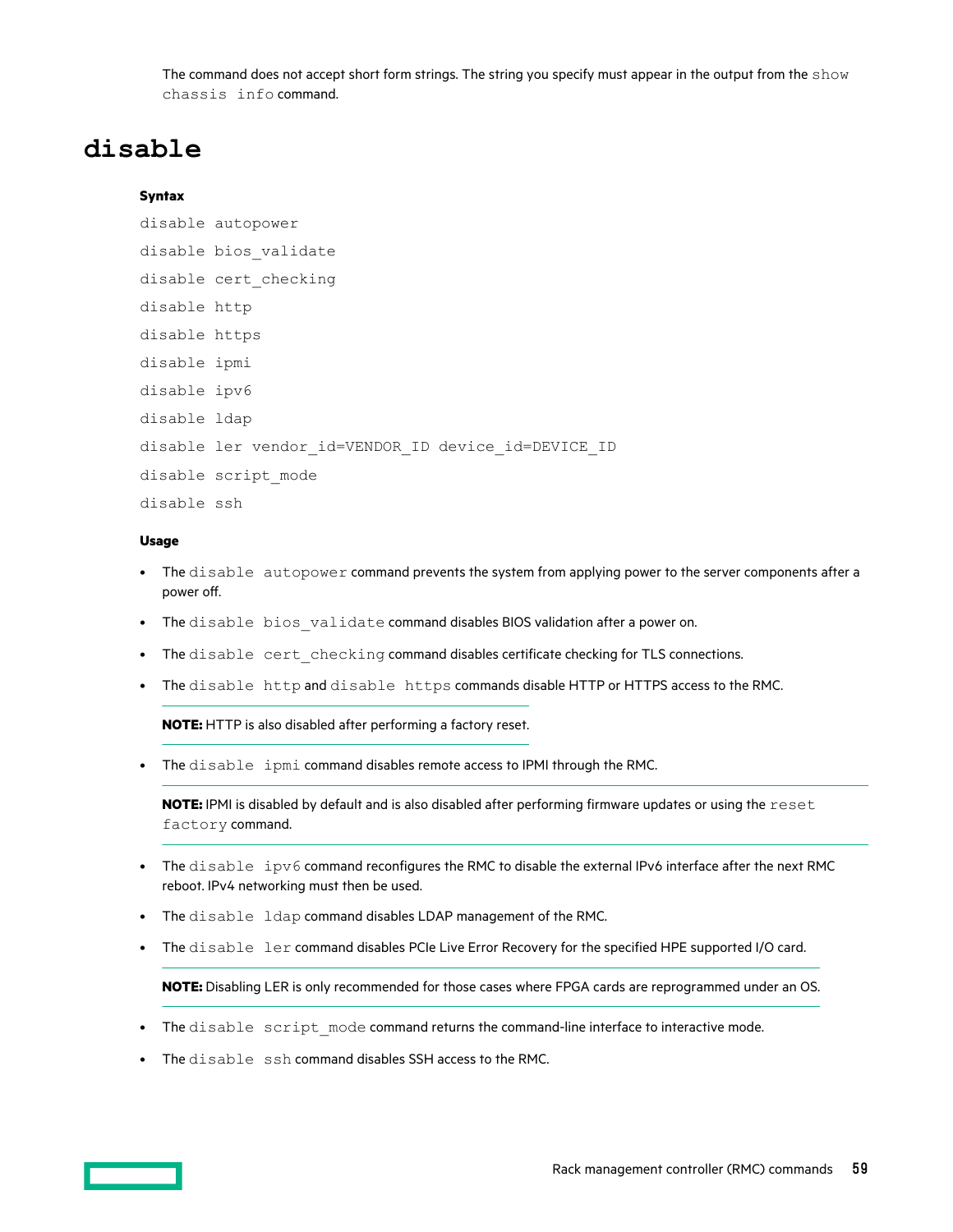The command does not accept short form strings. The string you specify must appear in the output from the `show chassis info` command.

# disable

**Syntax**

```
disable autopower
disable bios_validate
disable cert_checking
disable http
disable https
disable ipmi
disable ipv6
disable ldap
disable ler vendor_id=VENDOR_ID device_id=DEVICE_ID
disable script_mode
disable ssh
```

**Usage**

- The `disable autopower` command prevents the system from applying power to the server components after a power off.
- The `disable bios_validate` command disables BIOS validation after a power on.
- The `disable cert_checking` command disables certificate checking for TLS connections.
- The `disable http` and `disable https` commands disable HTTP or HTTPS access to the RMC.

  **NOTE:** HTTP is also disabled after performing a factory reset.

- The `disable ipmi` command disables remote access to IPMI through the RMC.

  **NOTE:** IPMI is disabled by default and is also disabled after performing firmware updates or using the `reset factory` command.

- The `disable ipv6` command reconfigures the RMC to disable the external IPv6 interface after the next RMC reboot. IPv4 networking must then be used.
- The `disable ldap` command disables LDAP management of the RMC.
- The `disable ler` command disables PCIe Live Error Recovery for the specified HPE supported I/O card.

  **NOTE:** Disabling LER is only recommended for those cases where FPGA cards are reprogrammed under an OS.

- The `disable script_mode` command returns the command-line interface to interactive mode.
- The `disable ssh` command disables SSH access to the RMC.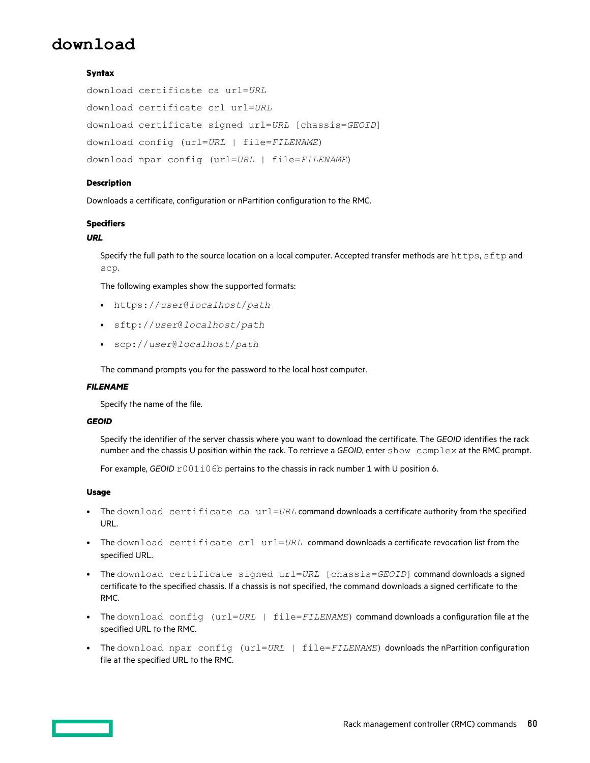# download

### Syntax

`download certificate ca url=URL`

`download certificate crl url=URL`

`download certificate signed url=URL [chassis=GEOID]`

`download config (url=URL | file=FILENAME)`

`download npar config (url=URL | file=FILENAME)`

### Description

Downloads a certificate, configuration or nPartition configuration to the RMC.

### Specifiers

***URL***

Specify the full path to the source location on a local computer. Accepted transfer methods are `https`, `sftp` and `scp`.

The following examples show the supported formats:

- `https://user@localhost/path`
- `sftp://user@localhost/path`
- `scp://user@localhost/path`

The command prompts you for the password to the local host computer.

***FILENAME***

Specify the name of the file.

***GEOID***

Specify the identifier of the server chassis where you want to download the certificate. The *GEOID* identifies the rack number and the chassis U position within the rack. To retrieve a *GEOID*, enter `show complex` at the RMC prompt.

For example, *GEOID* `r001i06b` pertains to the chassis in rack number 1 with U position 6.

### Usage

- The `download certificate ca url=URL` command downloads a certificate authority from the specified URL.
- The `download certificate crl url=URL` command downloads a certificate revocation list from the specified URL.
- The `download certificate signed url=URL [chassis=GEOID]` command downloads a signed certificate to the specified chassis. If a chassis is not specified, the command downloads a signed certificate to the RMC.
- The `download config (url=URL | file=FILENAME)` command downloads a configuration file at the specified URL to the RMC.
- The `download npar config (url=URL | file=FILENAME)` downloads the nPartition configuration file at the specified URL to the RMC.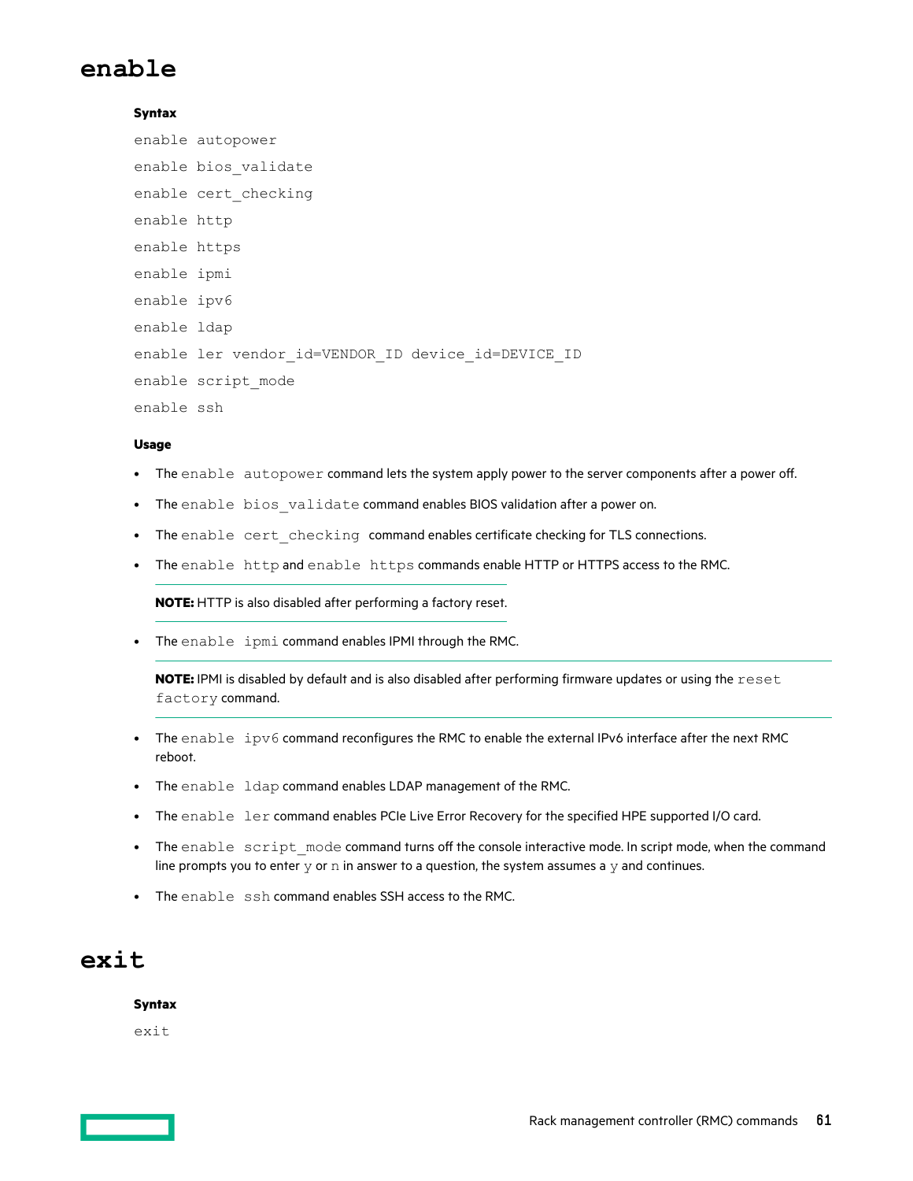# enable

**Syntax**

```
enable autopower
enable bios_validate
enable cert_checking
enable http
enable https
enable ipmi
enable ipv6
enable ldap
enable ler vendor_id=VENDOR_ID device_id=DEVICE_ID
enable script_mode
enable ssh
```

**Usage**

- The `enable autopower` command lets the system apply power to the server components after a power off.
- The `enable bios_validate` command enables BIOS validation after a power on.
- The `enable cert_checking` command enables certificate checking for TLS connections.
- The `enable http` and `enable https` commands enable HTTP or HTTPS access to the RMC.

  **NOTE:** HTTP is also disabled after performing a factory reset.

- The `enable ipmi` command enables IPMI through the RMC.

  **NOTE:** IPMI is disabled by default and is also disabled after performing firmware updates or using the `reset factory` command.

- The `enable ipv6` command reconfigures the RMC to enable the external IPv6 interface after the next RMC reboot.
- The `enable ldap` command enables LDAP management of the RMC.
- The `enable ler` command enables PCIe Live Error Recovery for the specified HPE supported I/O card.
- The `enable script_mode` command turns off the console interactive mode. In script mode, when the command line prompts you to enter `y` or `n` in answer to a question, the system assumes a `y` and continues.
- The `enable ssh` command enables SSH access to the RMC.

# exit

**Syntax**

```
exit
```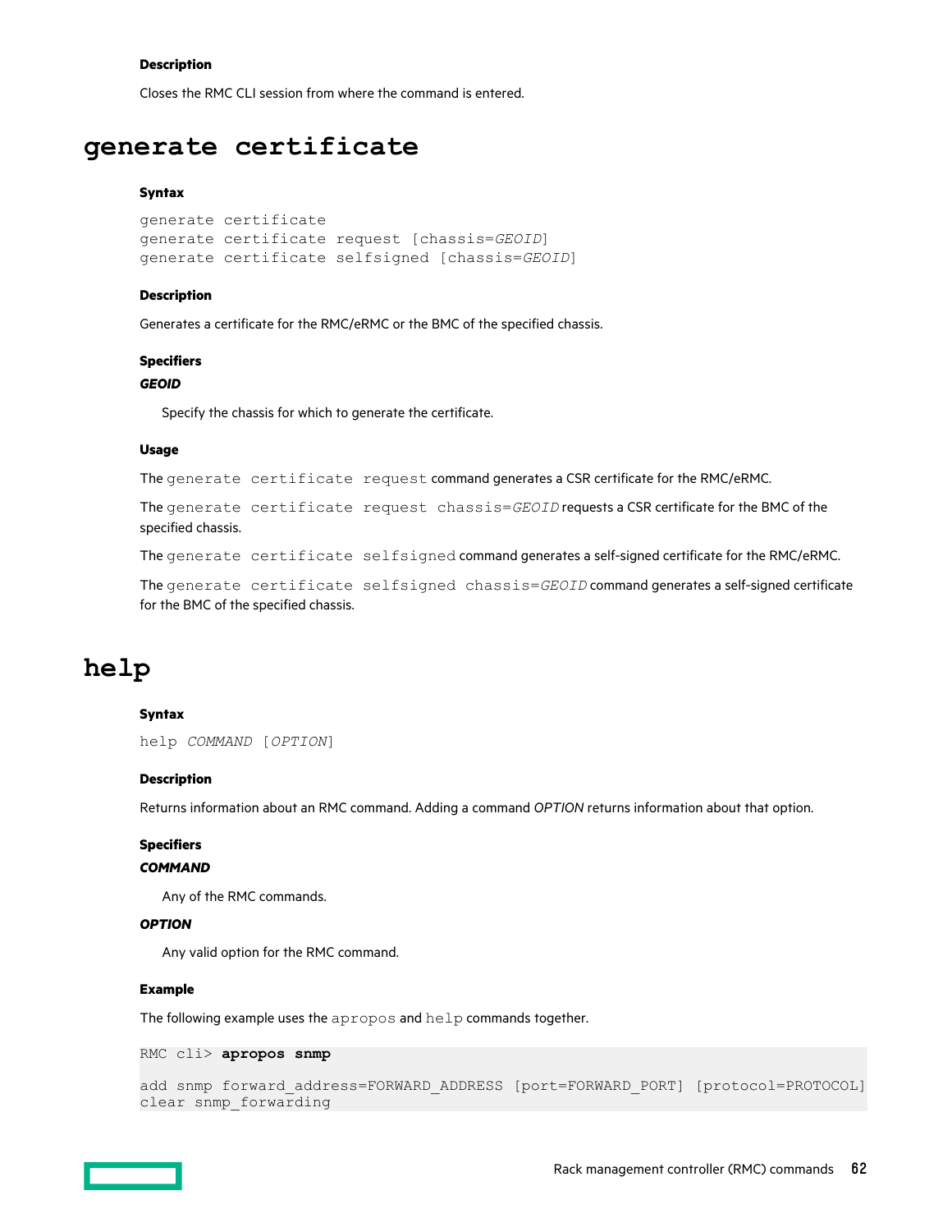#### Description

Closes the RMC CLI session from where the command is entered.

## generate certificate

#### Syntax

```
generate certificate
generate certificate request [chassis=GEOID]
generate certificate selfsigned [chassis=GEOID]
```

#### Description

Generates a certificate for the RMC/eRMC or the BMC of the specified chassis.

#### Specifiers

***GEOID***

Specify the chassis for which to generate the certificate.

#### Usage

The `generate certificate request` command generates a CSR certificate for the RMC/eRMC.

The `generate certificate request chassis=GEOID` requests a CSR certificate for the BMC of the specified chassis.

The `generate certificate selfsigned` command generates a self-signed certificate for the RMC/eRMC.

The `generate certificate selfsigned chassis=GEOID` command generates a self-signed certificate for the BMC of the specified chassis.

## help

#### Syntax

```
help COMMAND [OPTION]
```

#### Description

Returns information about an RMC command. Adding a command *OPTION* returns information about that option.

#### Specifiers

***COMMAND***

Any of the RMC commands.

***OPTION***

Any valid option for the RMC command.

#### Example

The following example uses the `apropos` and `help` commands together.

```
RMC cli> apropos snmp

add snmp forward_address=FORWARD_ADDRESS [port=FORWARD_PORT] [protocol=PROTOCOL]
clear snmp_forwarding
```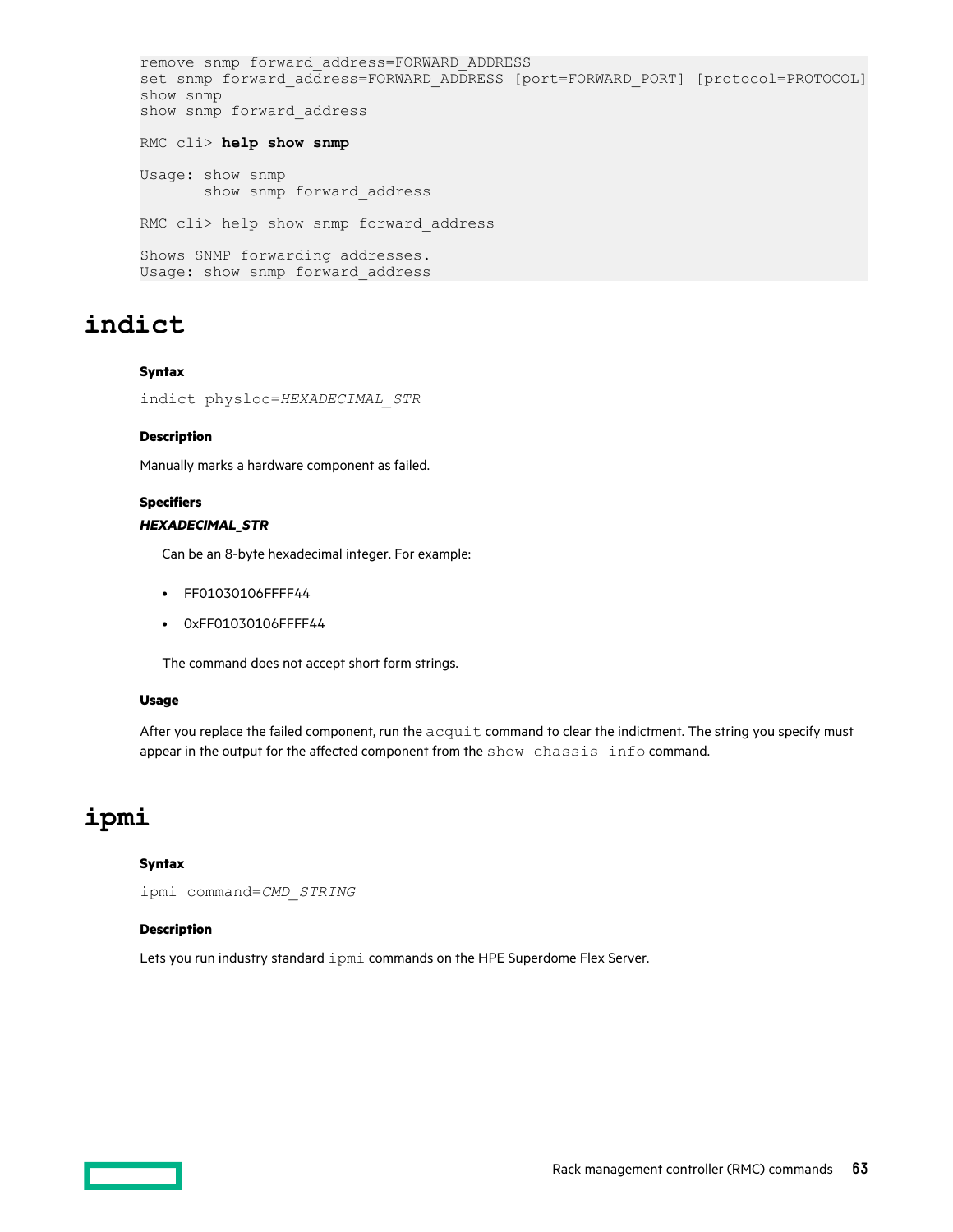```
remove snmp forward_address=FORWARD_ADDRESS
set snmp forward_address=FORWARD_ADDRESS [port=FORWARD_PORT] [protocol=PROTOCOL]
show snmp
show snmp forward_address

RMC cli> help show snmp

Usage: show snmp
       show snmp forward_address

RMC cli> help show snmp forward_address

Shows SNMP forwarding addresses.
Usage: show snmp forward_address
```

# indict

#### Syntax

`indict physloc=HEXADECIMAL_STR`

#### Description

Manually marks a hardware component as failed.

#### Specifiers

***HEXADECIMAL_STR***

Can be an 8-byte hexadecimal integer. For example:

- FF01030106FFFF44
- 0xFF01030106FFFF44

The command does not accept short form strings.

#### Usage

After you replace the failed component, run the `acquit` command to clear the indictment. The string you specify must appear in the output for the affected component from the `show chassis info` command.

# ipmi

#### Syntax

`ipmi command=CMD_STRING`

#### Description

Lets you run industry standard `ipmi` commands on the HPE Superdome Flex Server.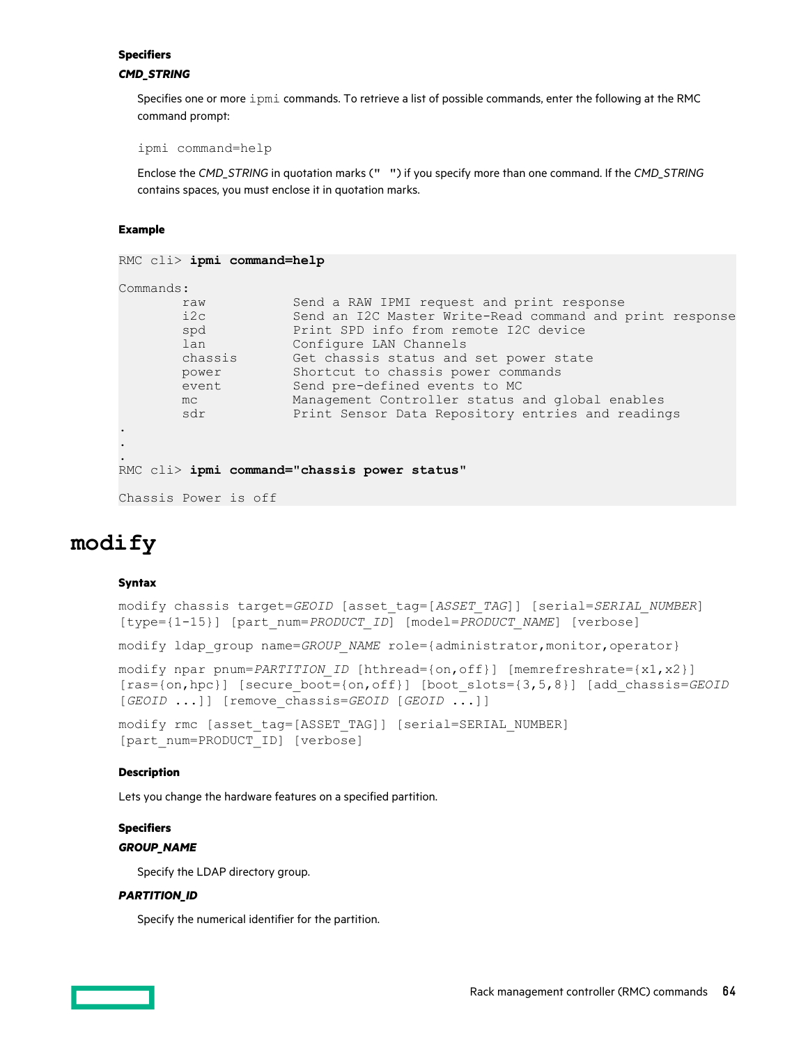#### Specifiers

***CMD_STRING***

Specifies one or more `ipmi` commands. To retrieve a list of possible commands, enter the following at the RMC command prompt:

```
ipmi command=help
```

Enclose the *CMD_STRING* in quotation marks (" ") if you specify more than one command. If the *CMD_STRING* contains spaces, you must enclose it in quotation marks.

#### Example

```
RMC cli> ipmi command=help

Commands:
        raw            Send a RAW IPMI request and print response
        i2c            Send an I2C Master Write-Read command and print response
        spd            Print SPD info from remote I2C device
        lan            Configure LAN Channels
        chassis        Get chassis status and set power state
        power          Shortcut to chassis power commands
        event          Send pre-defined events to MC
        mc             Management Controller status and global enables
        sdr            Print Sensor Data Repository entries and readings
.
.
.
RMC cli> ipmi command="chassis power status"

Chassis Power is off
```

# modify

#### Syntax

```
modify chassis target=GEOID [asset_tag=[ASSET_TAG]] [serial=SERIAL_NUMBER]
[type={1-15}] [part_num=PRODUCT_ID] [model=PRODUCT_NAME] [verbose]
```

```
modify ldap_group name=GROUP_NAME role={administrator,monitor,operator}
```

```
modify npar pnum=PARTITION_ID [hthread={on,off}] [memrefreshrate={x1,x2}]
[ras={on,hpc}] [secure_boot={on,off}] [boot_slots={3,5,8}] [add_chassis=GEOID
[GEOID ...]] [remove_chassis=GEOID [GEOID ...]]
```

```
modify rmc [asset_tag=[ASSET_TAG]] [serial=SERIAL_NUMBER]
[part_num=PRODUCT_ID] [verbose]
```

#### Description

Lets you change the hardware features on a specified partition.

#### Specifiers

***GROUP_NAME***

Specify the LDAP directory group.

***PARTITION_ID***

Specify the numerical identifier for the partition.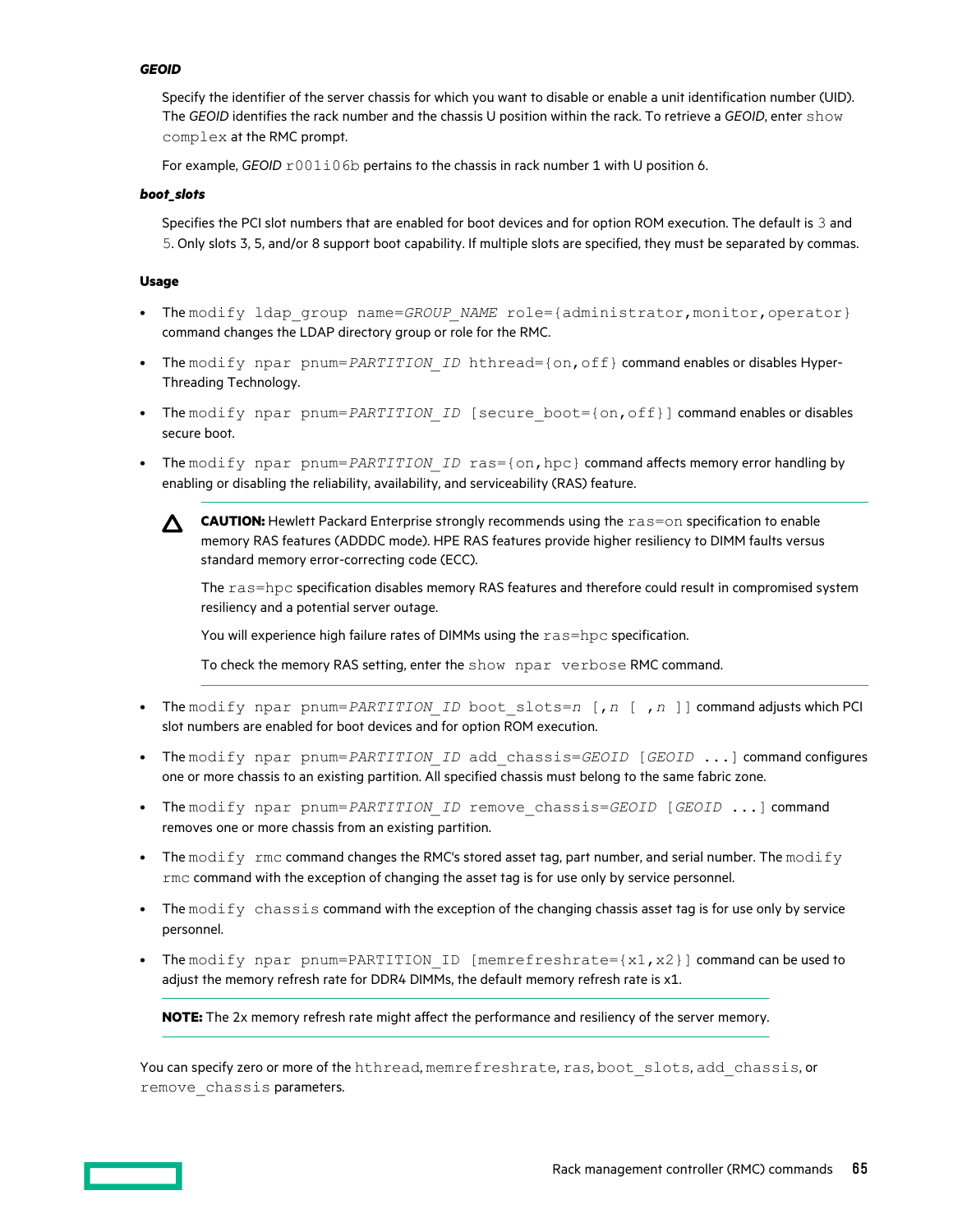***GEOID***

Specify the identifier of the server chassis for which you want to disable or enable a unit identification number (UID). The *GEOID* identifies the rack number and the chassis U position within the rack. To retrieve a *GEOID*, enter `show complex` at the RMC prompt.

For example, *GEOID* `r001i06b` pertains to the chassis in rack number 1 with U position 6.

***boot_slots***

Specifies the PCI slot numbers that are enabled for boot devices and for option ROM execution. The default is `3` and `5`. Only slots 3, 5, and/or 8 support boot capability. If multiple slots are specified, they must be separated by commas.

**Usage**

- The `modify ldap_group name=GROUP_NAME role={administrator,monitor,operator}` command changes the LDAP directory group or role for the RMC.
- The `modify npar pnum=PARTITION_ID hthread={on,off}` command enables or disables Hyper-Threading Technology.
- The `modify npar pnum=PARTITION_ID [secure_boot={on,off}]` command enables or disables secure boot.
- The `modify npar pnum=PARTITION_ID ras={on,hpc}` command affects memory error handling by enabling or disabling the reliability, availability, and serviceability (RAS) feature.

> **CAUTION:** Hewlett Packard Enterprise strongly recommends using the `ras=on` specification to enable memory RAS features (ADDDC mode). HPE RAS features provide higher resiliency to DIMM faults versus standard memory error-correcting code (ECC).
>
> The `ras=hpc` specification disables memory RAS features and therefore could result in compromised system resiliency and a potential server outage.
>
> You will experience high failure rates of DIMMs using the `ras=hpc` specification.
>
> To check the memory RAS setting, enter the `show npar verbose` RMC command.

- The `modify npar pnum=PARTITION_ID boot_slots=n [,n [ ,n ]]` command adjusts which PCI slot numbers are enabled for boot devices and for option ROM execution.
- The `modify npar pnum=PARTITION_ID add_chassis=GEOID [GEOID ...]` command configures one or more chassis to an existing partition. All specified chassis must belong to the same fabric zone.
- The `modify npar pnum=PARTITION_ID remove_chassis=GEOID [GEOID ...]` command removes one or more chassis from an existing partition.
- The `modify rmc` command changes the RMC's stored asset tag, part number, and serial number. The `modify rmc` command with the exception of changing the asset tag is for use only by service personnel.
- The `modify chassis` command with the exception of the changing chassis asset tag is for use only by service personnel.
- The `modify npar pnum=PARTITION_ID [memrefreshrate={x1,x2}]` command can be used to adjust the memory refresh rate for DDR4 DIMMs, the default memory refresh rate is x1.

> **NOTE:** The 2x memory refresh rate might affect the performance and resiliency of the server memory.

You can specify zero or more of the `hthread`, `memrefreshrate`, `ras`, `boot_slots`, `add_chassis`, or `remove_chassis` parameters.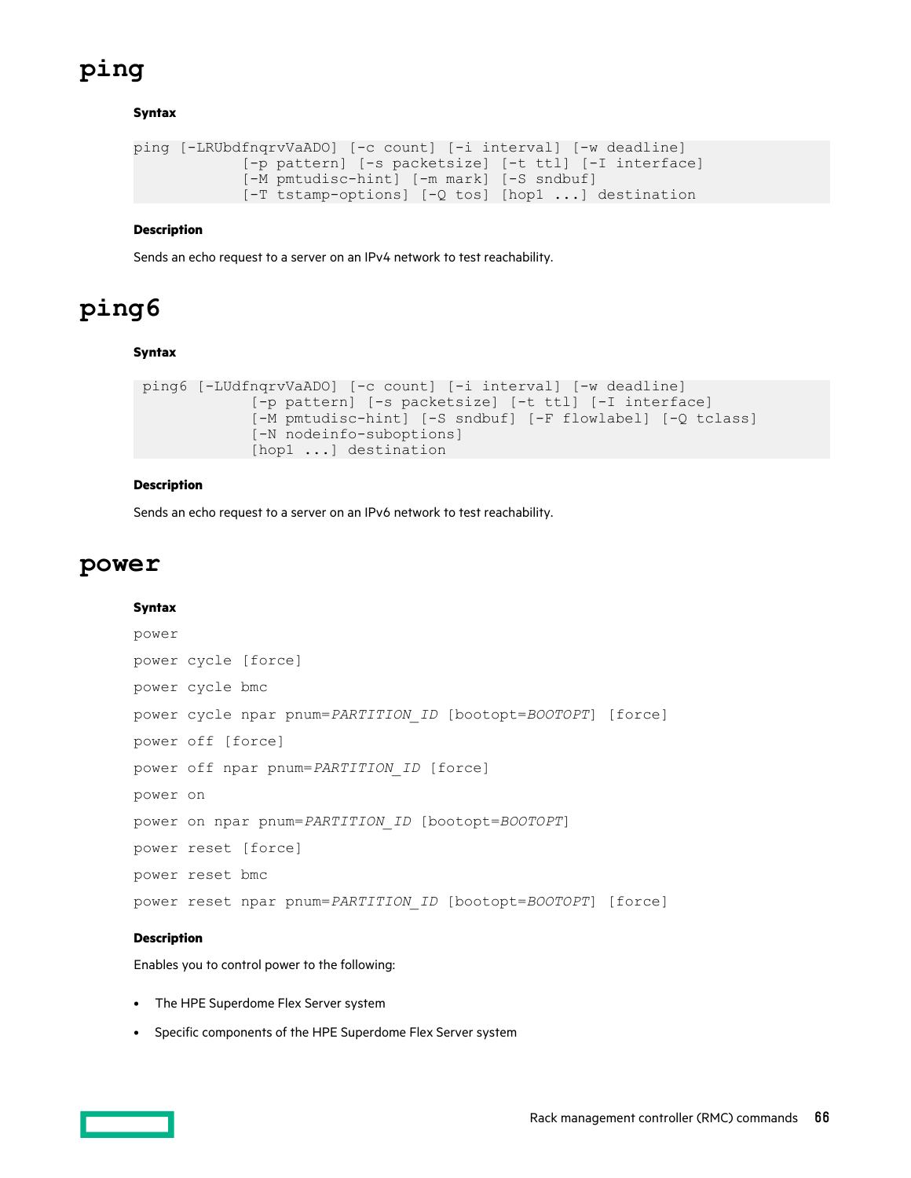# ping

#### Syntax

```
ping [-LRUbdfnqrvVaADO] [-c count] [-i interval] [-w deadline]
            [-p pattern] [-s packetsize] [-t ttl] [-I interface]
            [-M pmtudisc-hint] [-m mark] [-S sndbuf]
            [-T tstamp-options] [-Q tos] [hop1 ...] destination
```

#### Description

Sends an echo request to a server on an IPv4 network to test reachability.

# ping6

#### Syntax

```
 ping6 [-LUdfnqrvVaADO] [-c count] [-i interval] [-w deadline]
             [-p pattern] [-s packetsize] [-t ttl] [-I interface]
             [-M pmtudisc-hint] [-S sndbuf] [-F flowlabel] [-Q tclass]
             [-N nodeinfo-suboptions]
             [hop1 ...] destination
```

#### Description

Sends an echo request to a server on an IPv6 network to test reachability.

# power

#### Syntax

```
power
power cycle [force]
power cycle bmc
power cycle npar pnum=PARTITION_ID [bootopt=BOOTOPT] [force]
power off [force]
power off npar pnum=PARTITION_ID [force]
power on
power on npar pnum=PARTITION_ID [bootopt=BOOTOPT]
power reset [force]
power reset bmc
power reset npar pnum=PARTITION_ID [bootopt=BOOTOPT] [force]
```

#### Description

Enables you to control power to the following:

- The HPE Superdome Flex Server system
- Specific components of the HPE Superdome Flex Server system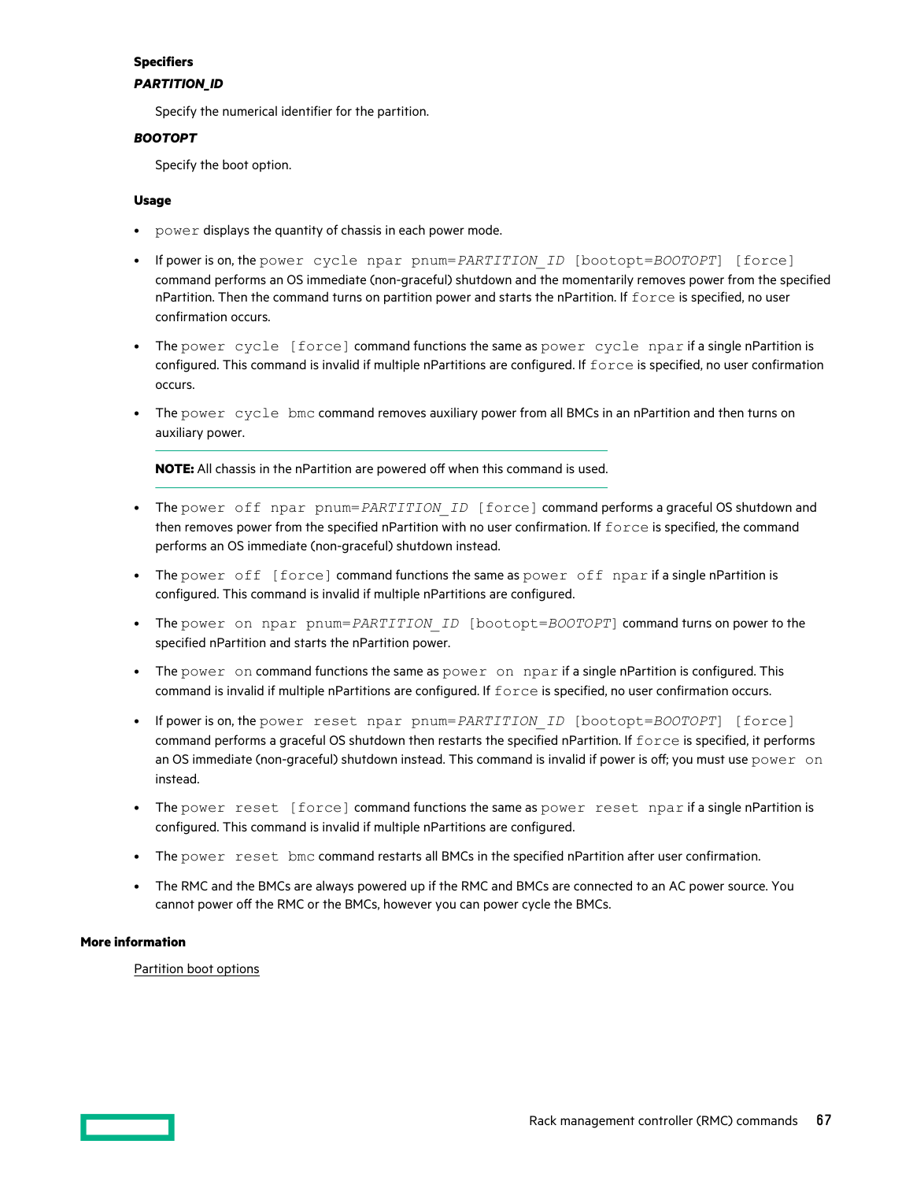#### Specifiers

***PARTITION_ID***

Specify the numerical identifier for the partition.

***BOOTOPT***

Specify the boot option.

#### Usage

- `power` displays the quantity of chassis in each power mode.
- If power is on, the `power cycle npar pnum=`*`PARTITION_ID`* `[bootopt=`*`BOOTOPT`*`] [force]` command performs an OS immediate (non-graceful) shutdown and the momentarily removes power from the specified nPartition. Then the command turns on partition power and starts the nPartition. If `force` is specified, no user confirmation occurs.
- The `power cycle [force]` command functions the same as `power cycle npar` if a single nPartition is configured. This command is invalid if multiple nPartitions are configured. If `force` is specified, no user confirmation occurs.
- The `power cycle bmc` command removes auxiliary power from all BMCs in an nPartition and then turns on auxiliary power.

  **NOTE:** All chassis in the nPartition are powered off when this command is used.

- The `power off npar pnum=`*`PARTITION_ID`* `[force]` command performs a graceful OS shutdown and then removes power from the specified nPartition with no user confirmation. If `force` is specified, the command performs an OS immediate (non-graceful) shutdown instead.
- The `power off [force]` command functions the same as `power off npar` if a single nPartition is configured. This command is invalid if multiple nPartitions are configured.
- The `power on npar pnum=`*`PARTITION_ID`* `[bootopt=`*`BOOTOPT`*`]` command turns on power to the specified nPartition and starts the nPartition power.
- The `power on` command functions the same as `power on npar` if a single nPartition is configured. This command is invalid if multiple nPartitions are configured. If `force` is specified, no user confirmation occurs.
- If power is on, the `power reset npar pnum=`*`PARTITION_ID`* `[bootopt=`*`BOOTOPT`*`] [force]` command performs a graceful OS shutdown then restarts the specified nPartition. If `force` is specified, it performs an OS immediate (non-graceful) shutdown instead. This command is invalid if power is off; you must use `power on` instead.
- The `power reset [force]` command functions the same as `power reset npar` if a single nPartition is configured. This command is invalid if multiple nPartitions are configured.
- The `power reset bmc` command restarts all BMCs in the specified nPartition after user confirmation.
- The RMC and the BMCs are always powered up if the RMC and BMCs are connected to an AC power source. You cannot power off the RMC or the BMCs, however you can power cycle the BMCs.

### More information

Partition boot options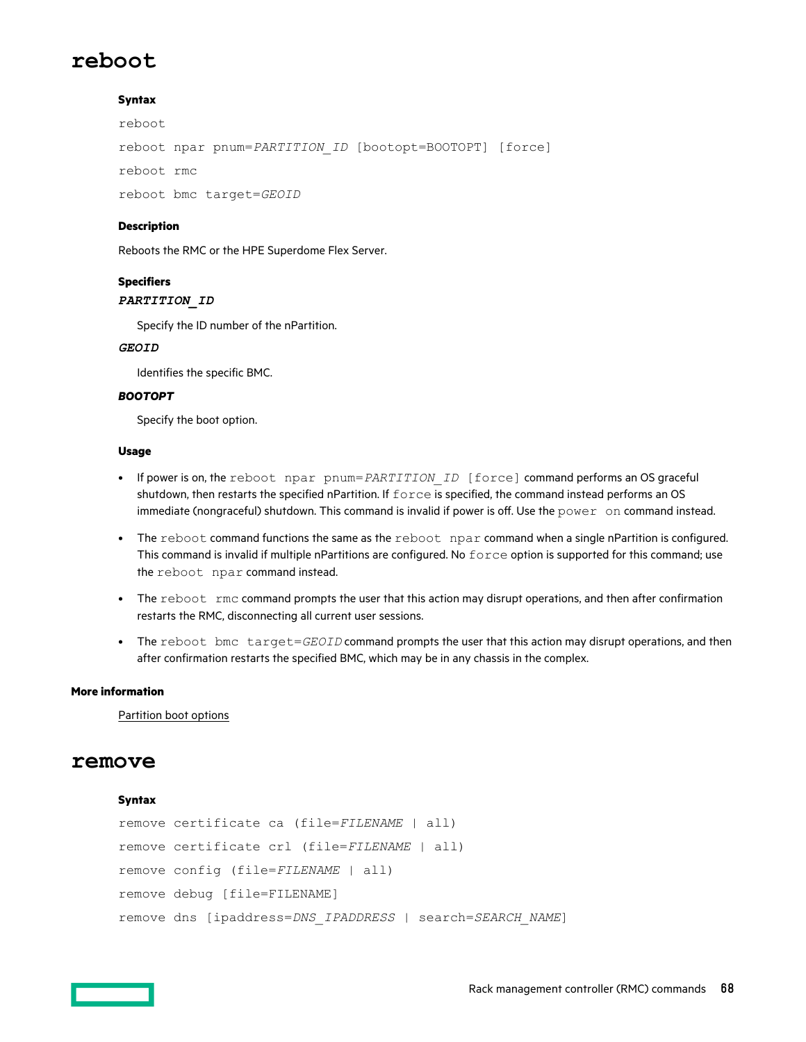# reboot

#### Syntax

```
reboot
reboot npar pnum=PARTITION_ID [bootopt=BOOTOPT] [force]
reboot rmc
reboot bmc target=GEOID
```

#### Description

Reboots the RMC or the HPE Superdome Flex Server.

#### Specifiers

***PARTITION_ID***

Specify the ID number of the nPartition.

***GEOID***

Identifies the specific BMC.

***BOOTOPT***

Specify the boot option.

#### Usage

- If power is on, the `reboot npar pnum=PARTITION_ID [force]` command performs an OS graceful shutdown, then restarts the specified nPartition. If `force` is specified, the command instead performs an OS immediate (nongraceful) shutdown. This command is invalid if power is off. Use the `power on` command instead.
- The `reboot` command functions the same as the `reboot npar` command when a single nPartition is configured. This command is invalid if multiple nPartitions are configured. No `force` option is supported for this command; use the `reboot npar` command instead.
- The `reboot rmc` command prompts the user that this action may disrupt operations, and then after confirmation restarts the RMC, disconnecting all current user sessions.
- The `reboot bmc target=GEOID` command prompts the user that this action may disrupt operations, and then after confirmation restarts the specified BMC, which may be in any chassis in the complex.

### More information

Partition boot options

# remove

#### Syntax

```
remove certificate ca (file=FILENAME | all)
remove certificate crl (file=FILENAME | all)
remove config (file=FILENAME | all)
remove debug [file=FILENAME]
remove dns [ipaddress=DNS_IPADDRESS | search=SEARCH_NAME]
```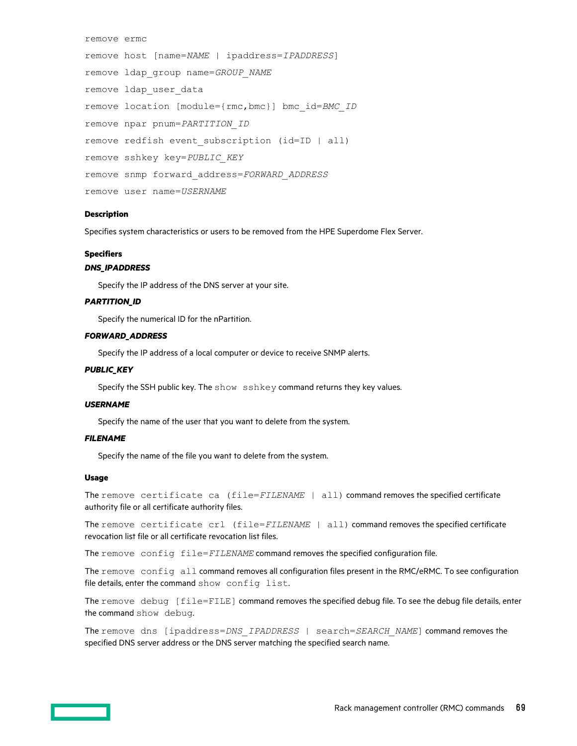```
remove ermc
remove host [name=NAME | ipaddress=IPADDRESS]
remove ldap_group name=GROUP_NAME
remove ldap_user_data
remove location [module={rmc,bmc}] bmc_id=BMC_ID
remove npar pnum=PARTITION_ID
remove redfish event_subscription (id=ID | all)
remove sshkey key=PUBLIC_KEY
remove snmp forward_address=FORWARD_ADDRESS
remove user name=USERNAME
```

#### Description

Specifies system characteristics or users to be removed from the HPE Superdome Flex Server.

#### Specifiers

***DNS_IPADDRESS***

Specify the IP address of the DNS server at your site.

***PARTITION_ID***

Specify the numerical ID for the nPartition.

***FORWARD_ADDRESS***

Specify the IP address of a local computer or device to receive SNMP alerts.

***PUBLIC_KEY***

Specify the SSH public key. The `show sshkey` command returns they key values.

***USERNAME***

Specify the name of the user that you want to delete from the system.

***FILENAME***

Specify the name of the file you want to delete from the system.

#### Usage

The `remove certificate ca (file=FILENAME | all)` command removes the specified certificate authority file or all certificate authority files.

The `remove certificate crl (file=FILENAME | all)` command removes the specified certificate revocation list file or all certificate revocation list files.

The `remove config file=FILENAME` command removes the specified configuration file.

The `remove config all` command removes all configuration files present in the RMC/eRMC. To see configuration file details, enter the command `show config list`.

The `remove debug [file=FILE]` command removes the specified debug file. To see the debug file details, enter the command `show debug`.

The `remove dns [ipaddress=DNS_IPADDRESS | search=SEARCH_NAME]` command removes the specified DNS server address or the DNS server matching the specified search name.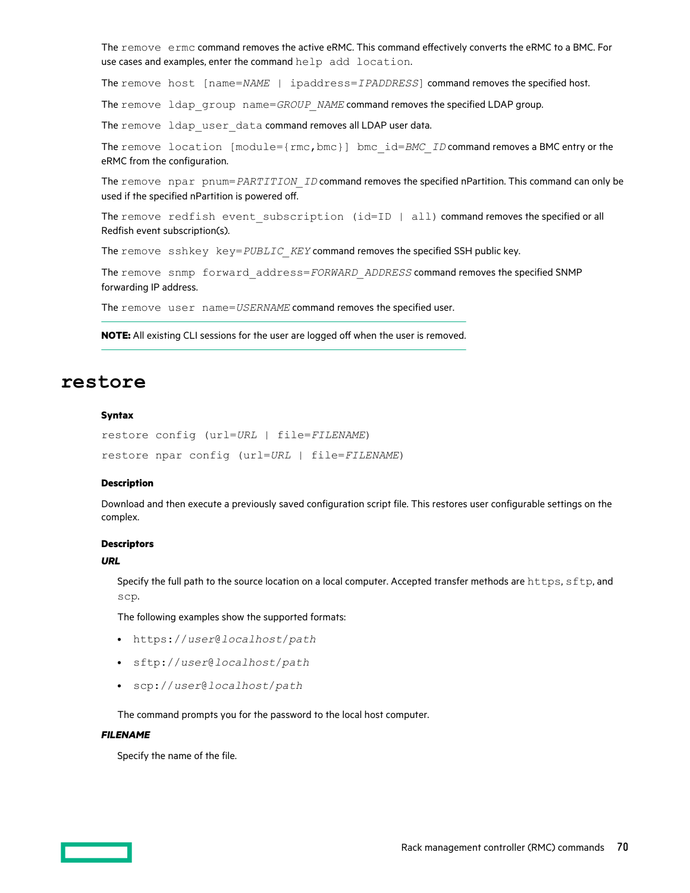The `remove ermc` command removes the active eRMC. This command effectively converts the eRMC to a BMC. For use cases and examples, enter the command `help add location`.

The `remove host [name=NAME | ipaddress=IPADDRESS]` command removes the specified host.

The `remove ldap_group name=GROUP_NAME` command removes the specified LDAP group.

The `remove ldap_user_data` command removes all LDAP user data.

The `remove location [module={rmc,bmc}] bmc_id=BMC_ID` command removes a BMC entry or the eRMC from the configuration.

The `remove npar pnum=PARTITION_ID` command removes the specified nPartition. This command can only be used if the specified nPartition is powered off.

The `remove redfish event_subscription (id=ID | all)` command removes the specified or all Redfish event subscription(s).

The `remove sshkey key=PUBLIC_KEY` command removes the specified SSH public key.

The `remove snmp forward_address=FORWARD_ADDRESS` command removes the specified SNMP forwarding IP address.

The `remove user name=USERNAME` command removes the specified user.

**NOTE:** All existing CLI sessions for the user are logged off when the user is removed.

# restore

### Syntax

`restore config (url=URL | file=FILENAME)`

`restore npar config (url=URL | file=FILENAME)`

### Description

Download and then execute a previously saved configuration script file. This restores user configurable settings on the complex.

### Descriptors

***URL***

Specify the full path to the source location on a local computer. Accepted transfer methods are `https`, `sftp`, and `scp`.

The following examples show the supported formats:

- `https://user@localhost/path`
- `sftp://user@localhost/path`
- `scp://user@localhost/path`

The command prompts you for the password to the local host computer.

***FILENAME***

Specify the name of the file.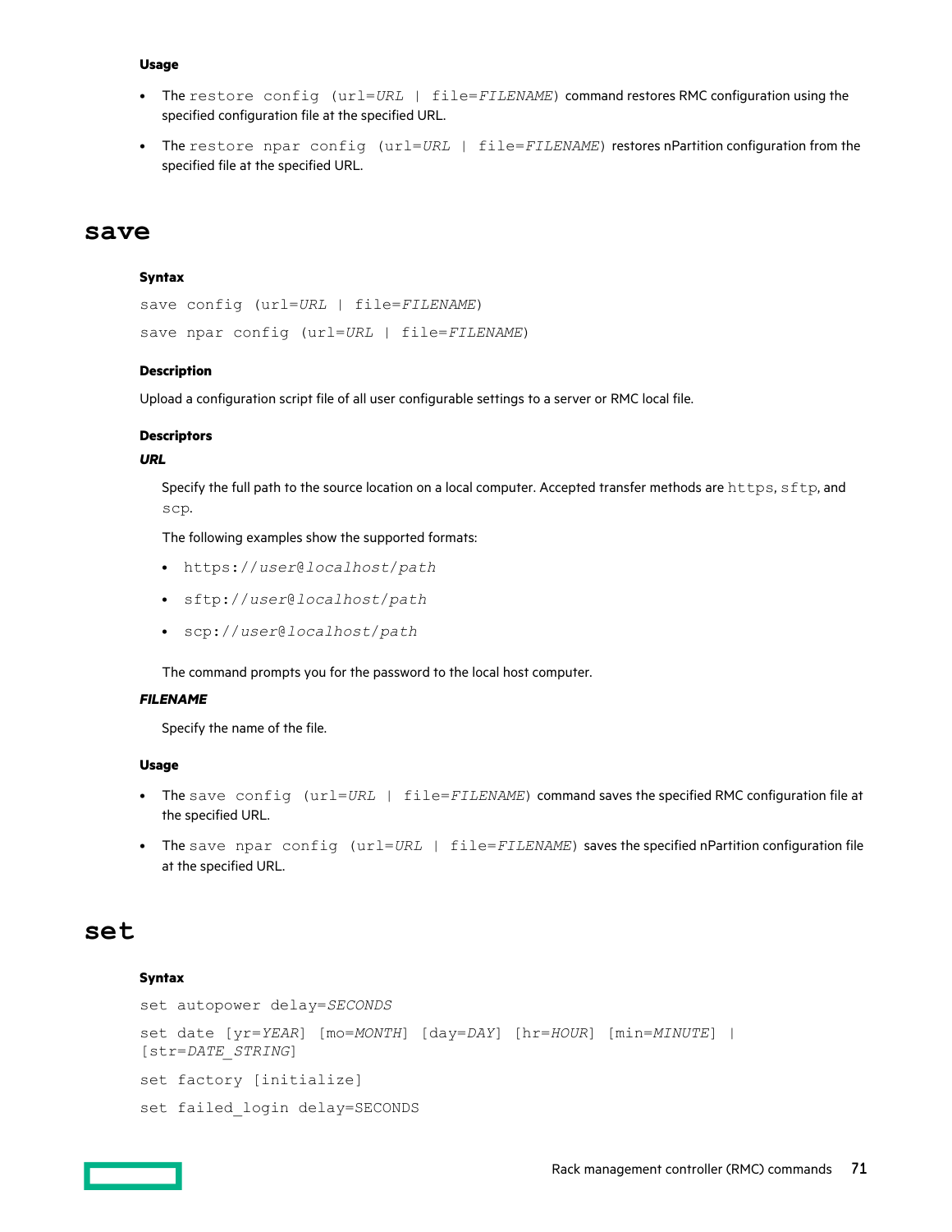#### Usage

- The `restore config (url=URL | file=FILENAME)` command restores RMC configuration using the specified configuration file at the specified URL.
- The `restore npar config (url=URL | file=FILENAME)` restores nPartition configuration from the specified file at the specified URL.

## save

#### Syntax

`save config (url=URL | file=FILENAME)`

`save npar config (url=URL | file=FILENAME)`

#### Description

Upload a configuration script file of all user configurable settings to a server or RMC local file.

#### Descriptors

***URL***

Specify the full path to the source location on a local computer. Accepted transfer methods are `https`, `sftp`, and `scp`.

The following examples show the supported formats:

- `https://user@localhost/path`
- `sftp://user@localhost/path`
- `scp://user@localhost/path`

The command prompts you for the password to the local host computer.

***FILENAME***

Specify the name of the file.

#### Usage

- The `save config (url=URL | file=FILENAME)` command saves the specified RMC configuration file at the specified URL.
- The `save npar config (url=URL | file=FILENAME)` saves the specified nPartition configuration file at the specified URL.

## set

#### Syntax

`set autopower delay=SECONDS`

`set date [yr=YEAR] [mo=MONTH] [day=DAY] [hr=HOUR] [min=MINUTE] | [str=DATE_STRING]`

`set factory [initialize]`

`set failed_login delay=SECONDS`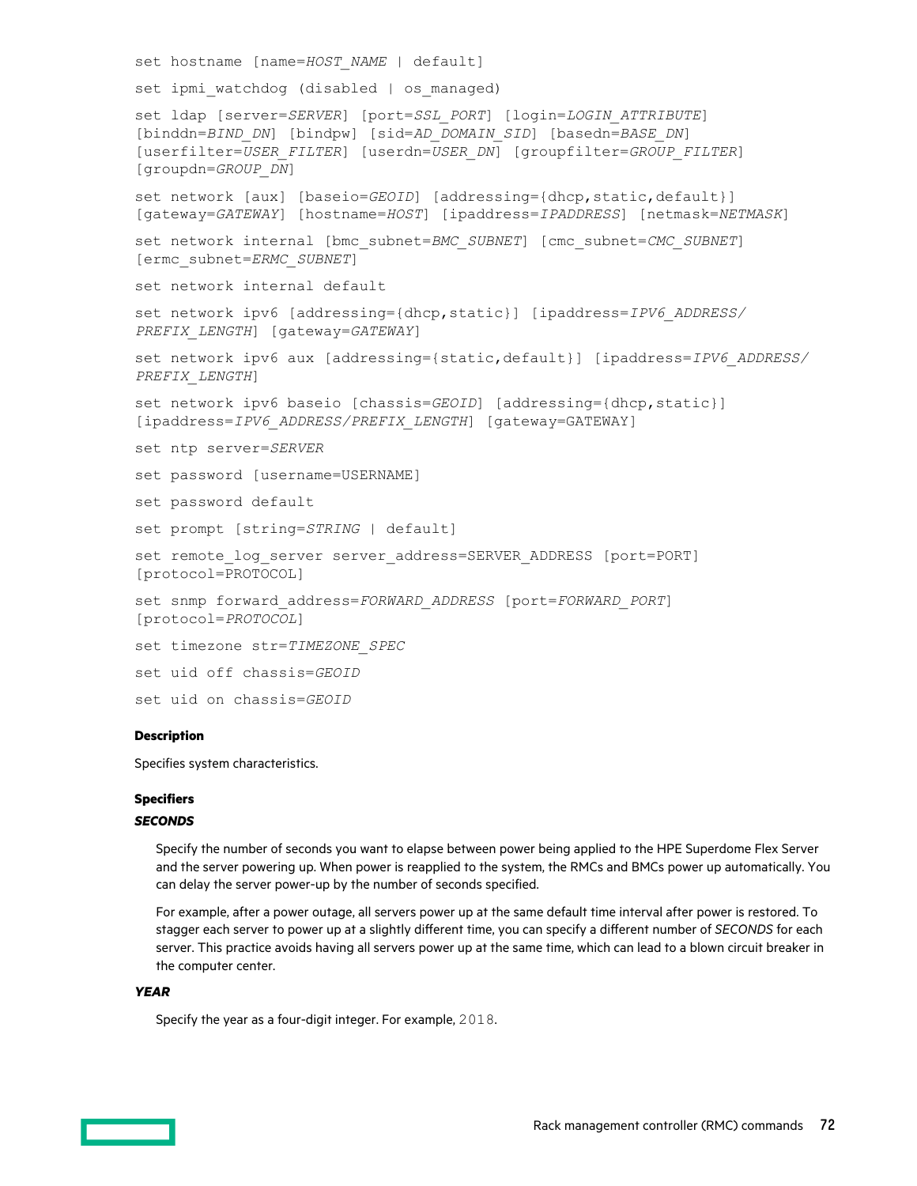```
set hostname [name=HOST_NAME | default]

set ipmi_watchdog (disabled | os_managed)

set ldap [server=SERVER] [port=SSL_PORT] [login=LOGIN_ATTRIBUTE]
[binddn=BIND_DN] [bindpw] [sid=AD_DOMAIN_SID] [basedn=BASE_DN]
[userfilter=USER_FILTER] [userdn=USER_DN] [groupfilter=GROUP_FILTER]
[groupdn=GROUP_DN]

set network [aux] [baseio=GEOID] [addressing={dhcp,static,default}]
[gateway=GATEWAY] [hostname=HOST] [ipaddress=IPADDRESS] [netmask=NETMASK]

set network internal [bmc_subnet=BMC_SUBNET] [cmc_subnet=CMC_SUBNET]
[ermc_subnet=ERMC_SUBNET]

set network internal default

set network ipv6 [addressing={dhcp,static}] [ipaddress=IPV6_ADDRESS/
PREFIX_LENGTH] [gateway=GATEWAY]

set network ipv6 aux [addressing={static,default}] [ipaddress=IPV6_ADDRESS/
PREFIX_LENGTH]

set network ipv6 baseio [chassis=GEOID] [addressing={dhcp,static}]
[ipaddress=IPV6_ADDRESS/PREFIX_LENGTH] [gateway=GATEWAY]

set ntp server=SERVER

set password [username=USERNAME]

set password default

set prompt [string=STRING | default]

set remote_log_server server_address=SERVER_ADDRESS [port=PORT]
[protocol=PROTOCOL]

set snmp forward_address=FORWARD_ADDRESS [port=FORWARD_PORT]
[protocol=PROTOCOL]

set timezone str=TIMEZONE_SPEC

set uid off chassis=GEOID

set uid on chassis=GEOID
```

**Description**

Specifies system characteristics.

**Specifiers**

***SECONDS***

Specify the number of seconds you want to elapse between power being applied to the HPE Superdome Flex Server and the server powering up. When power is reapplied to the system, the RMCs and BMCs power up automatically. You can delay the server power-up by the number of seconds specified.

For example, after a power outage, all servers power up at the same default time interval after power is restored. To stagger each server to power up at a slightly different time, you can specify a different number of *SECONDS* for each server. This practice avoids having all servers power up at the same time, which can lead to a blown circuit breaker in the computer center.

***YEAR***

Specify the year as a four-digit integer. For example, `2018`.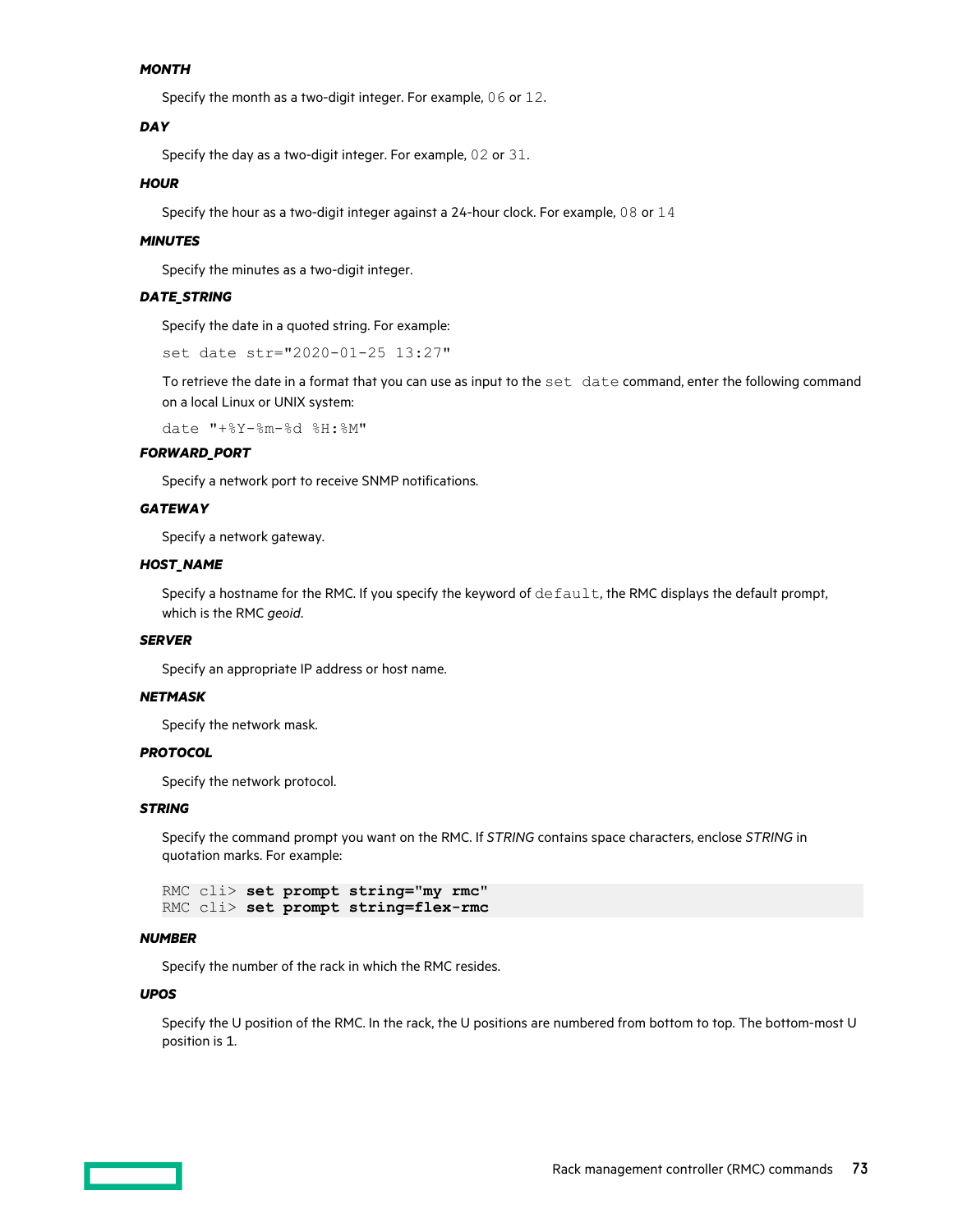***MONTH***

Specify the month as a two-digit integer. For example, `06` or `12`.

***DAY***

Specify the day as a two-digit integer. For example, `02` or `31`.

***HOUR***

Specify the hour as a two-digit integer against a 24-hour clock. For example, `08` or `14`

***MINUTES***

Specify the minutes as a two-digit integer.

***DATE_STRING***

Specify the date in a quoted string. For example:

```
set date str="2020-01-25 13:27"
```

To retrieve the date in a format that you can use as input to the `set date` command, enter the following command on a local Linux or UNIX system:

```
date "+%Y-%m-%d %H:%M"
```

***FORWARD_PORT***

Specify a network port to receive SNMP notifications.

***GATEWAY***

Specify a network gateway.

***HOST_NAME***

Specify a hostname for the RMC. If you specify the keyword of `default`, the RMC displays the default prompt, which is the RMC *geoid*.

***SERVER***

Specify an appropriate IP address or host name.

***NETMASK***

Specify the network mask.

***PROTOCOL***

Specify the network protocol.

***STRING***

Specify the command prompt you want on the RMC. If *STRING* contains space characters, enclose *STRING* in quotation marks. For example:

```
RMC cli> set prompt string="my rmc"
RMC cli> set prompt string=flex-rmc
```

***NUMBER***

Specify the number of the rack in which the RMC resides.

***UPOS***

Specify the U position of the RMC. In the rack, the U positions are numbered from bottom to top. The bottom-most U position is 1.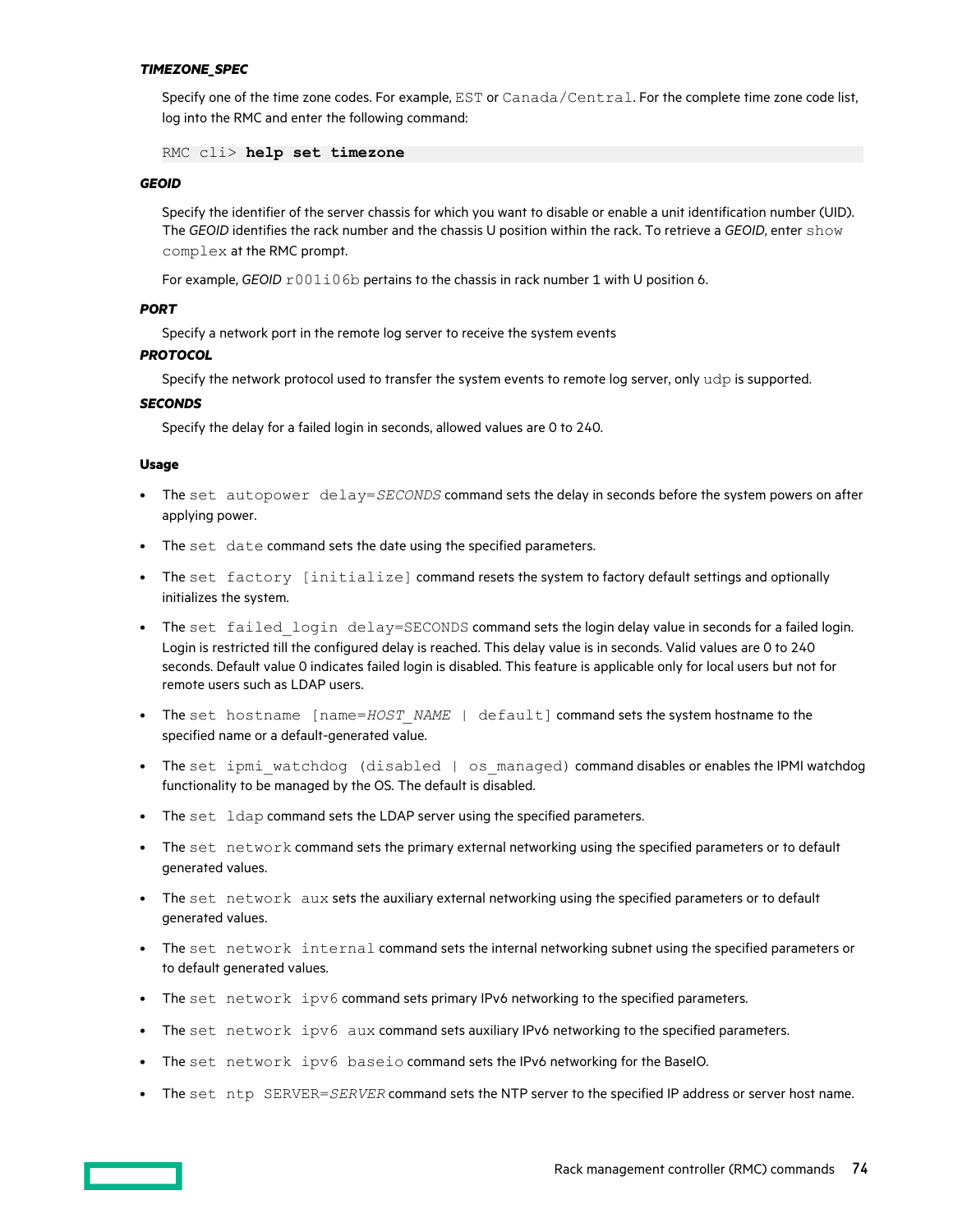#### *TIMEZONE_SPEC*

Specify one of the time zone codes. For example, `EST` or `Canada/Central`. For the complete time zone code list, log into the RMC and enter the following command:

```
RMC cli> help set timezone
```

#### *GEOID*

Specify the identifier of the server chassis for which you want to disable or enable a unit identification number (UID). The *GEOID* identifies the rack number and the chassis U position within the rack. To retrieve a *GEOID*, enter `show complex` at the RMC prompt.

For example, *GEOID* `r001i06b` pertains to the chassis in rack number 1 with U position 6.

#### *PORT*

Specify a network port in the remote log server to receive the system events

#### *PROTOCOL*

Specify the network protocol used to transfer the system events to remote log server, only `udp` is supported.

#### *SECONDS*

Specify the delay for a failed login in seconds, allowed values are 0 to 240.

### Usage

- The `set autopower delay=`*`SECONDS`* command sets the delay in seconds before the system powers on after applying power.
- The `set date` command sets the date using the specified parameters.
- The `set factory [initialize]` command resets the system to factory default settings and optionally initializes the system.
- The `set failed_login delay=SECONDS` command sets the login delay value in seconds for a failed login. Login is restricted till the configured delay is reached. This delay value is in seconds. Valid values are 0 to 240 seconds. Default value 0 indicates failed login is disabled. This feature is applicable only for local users but not for remote users such as LDAP users.
- The `set hostname [name=`*`HOST_NAME`*` | default]` command sets the system hostname to the specified name or a default-generated value.
- The `set ipmi_watchdog (disabled | os_managed)` command disables or enables the IPMI watchdog functionality to be managed by the OS. The default is disabled.
- The `set ldap` command sets the LDAP server using the specified parameters.
- The `set network` command sets the primary external networking using the specified parameters or to default generated values.
- The `set network aux` sets the auxiliary external networking using the specified parameters or to default generated values.
- The `set network internal` command sets the internal networking subnet using the specified parameters or to default generated values.
- The `set network ipv6` command sets primary IPv6 networking to the specified parameters.
- The `set network ipv6 aux` command sets auxiliary IPv6 networking to the specified parameters.
- The `set network ipv6 baseio` command sets the IPv6 networking for the BaseIO.
- The `set ntp SERVER=`*`SERVER`* command sets the NTP server to the specified IP address or server host name.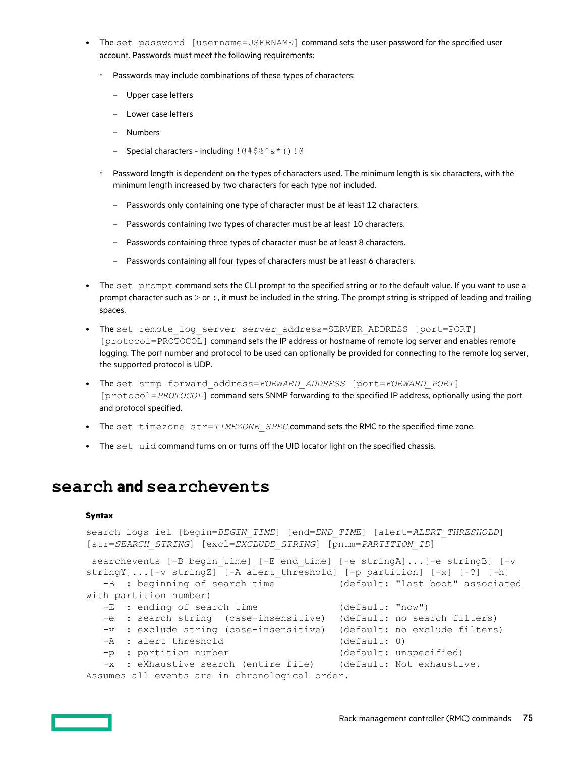- The `set password [username=USERNAME]` command sets the user password for the specified user account. Passwords must meet the following requirements:
  - Passwords may include combinations of these types of characters:
    - Upper case letters
    - Lower case letters
    - Numbers
    - Special characters - including `!@#$%^&*()!@`
  - Password length is dependent on the types of characters used. The minimum length is six characters, with the minimum length increased by two characters for each type not included.
    - Passwords only containing one type of character must be at least 12 characters.
    - Passwords containing two types of character must be at least 10 characters.
    - Passwords containing three types of character must be at least 8 characters.
    - Passwords containing all four types of characters must be at least 6 characters.
- The `set prompt` command sets the CLI prompt to the specified string or to the default value. If you want to use a prompt character such as > or **:**, it must be included in the string. The prompt string is stripped of leading and trailing spaces.
- The `set remote_log_server server_address=SERVER_ADDRESS [port=PORT] [protocol=PROTOCOL]` command sets the IP address or hostname of remote log server and enables remote logging. The port number and protocol to be used can optionally be provided for connecting to the remote log server, the supported protocol is UDP.
- The `set snmp forward_address=FORWARD_ADDRESS [port=FORWARD_PORT] [protocol=PROTOCOL]` command sets SNMP forwarding to the specified IP address, optionally using the port and protocol specified.
- The `set timezone str=TIMEZONE_SPEC` command sets the RMC to the specified time zone.
- The `set uid` command turns on or turns off the UID locator light on the specified chassis.

# search and searchevents

**Syntax**

```
search logs iel [begin=BEGIN_TIME] [end=END_TIME] [alert=ALERT_THRESHOLD]
[str=SEARCH_STRING] [excl=EXCLUDE_STRING] [pnum=PARTITION_ID]
```

```
 searchevents [-B begin_time] [-E end_time] [-e stringA]...[-e stringB] [-v
stringY]...[-v stringZ] [-A alert_threshold] [-p partition] [-x] [-?] [-h]
   -B  : beginning of search time          (default: "last boot" associated
with partition number)
   -E  : ending of search time             (default: "now")
   -e  : search string  (case-insensitive)  (default: no search filters)
   -v  : exclude string (case-insensitive)  (default: no exclude filters)
   -A  : alert threshold                   (default: 0)
   -p  : partition number                  (default: unspecified)
   -x  : eXhaustive search (entire file)    (default: Not exhaustive.
Assumes all events are in chronological order.
```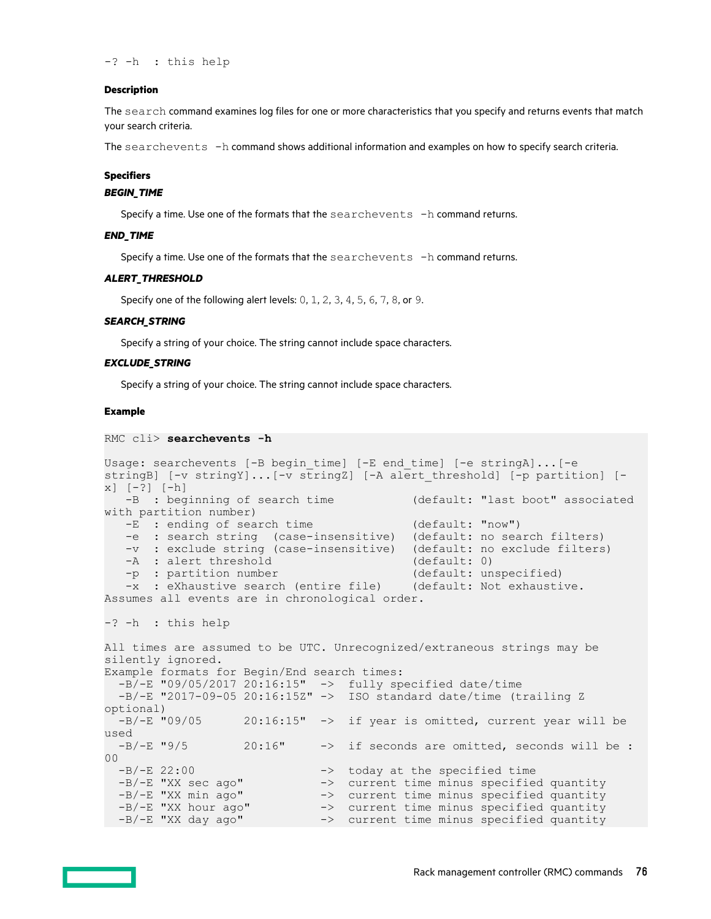```
-? -h  : this help
```

### Description

The `search` command examines log files for one or more characteristics that you specify and returns events that match your search criteria.

The `searchevents -h` command shows additional information and examples on how to specify search criteria.

### Specifiers

***BEGIN_TIME***

Specify a time. Use one of the formats that the `searchevents -h` command returns.

***END_TIME***

Specify a time. Use one of the formats that the `searchevents -h` command returns.

***ALERT_THRESHOLD***

Specify one of the following alert levels: `0`, `1`, `2`, `3`, `4`, `5`, `6`, `7`, `8`, or `9`.

***SEARCH_STRING***

Specify a string of your choice. The string cannot include space characters.

***EXCLUDE_STRING***

Specify a string of your choice. The string cannot include space characters.

### Example

```
RMC cli> searchevents -h

Usage: searchevents [-B begin_time] [-E end_time] [-e stringA]...[-e
stringB] [-v stringY]...[-v stringZ] [-A alert_threshold] [-p partition] [-
x] [-?] [-h]
   -B  : beginning of search time           (default: "last boot" associated
with partition number)
   -E  : ending of search time              (default: "now")
   -e  : search string  (case-insensitive)  (default: no search filters)
   -v  : exclude string (case-insensitive)  (default: no exclude filters)
   -A  : alert threshold                    (default: 0)
   -p  : partition number                   (default: unspecified)
   -x  : eXhaustive search (entire file)    (default: Not exhaustive.
Assumes all events are in chronological order.

-? -h  : this help

All times are assumed to be UTC. Unrecognized/extraneous strings may be
silently ignored.
Example formats for Begin/End search times:
  -B/-E "09/05/2017 20:16:15"  ->  fully specified date/time
  -B/-E "2017-09-05 20:16:15Z" ->  ISO standard date/time (trailing Z
optional)
  -B/-E "09/05      20:16:15"  ->  if year is omitted, current year will be
used
  -B/-E "9/5        20:16"     ->  if seconds are omitted, seconds will be :
00
  -B/-E 22:00                  ->  today at the specified time
  -B/-E "XX sec ago"           ->  current time minus specified quantity
  -B/-E "XX min ago"           ->  current time minus specified quantity
  -B/-E "XX hour ago"          ->  current time minus specified quantity
  -B/-E "XX day ago"           ->  current time minus specified quantity
```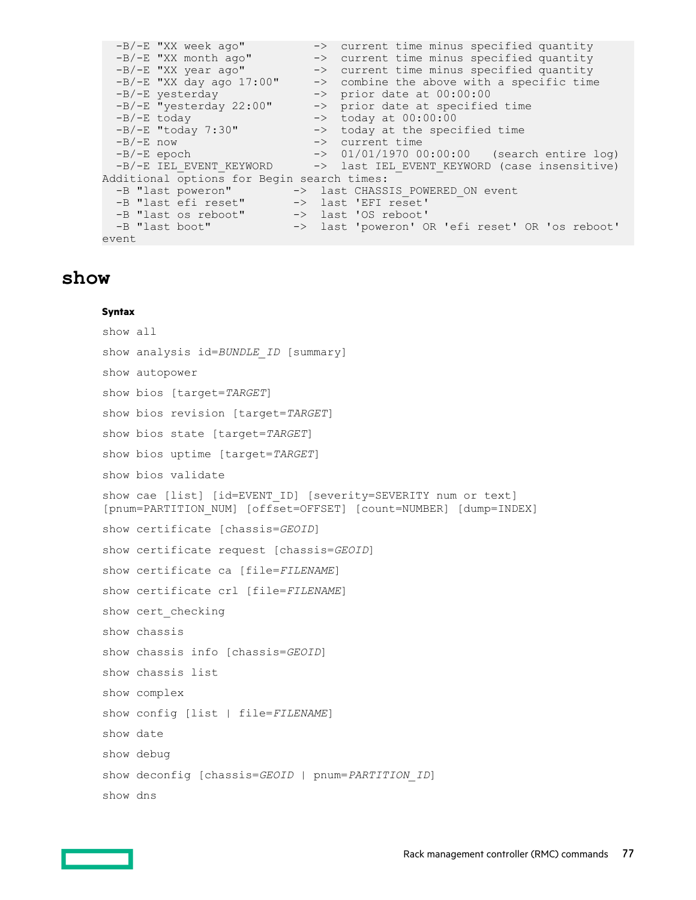```
  -B/-E "XX week ago"          ->  current time minus specified quantity
  -B/-E "XX month ago"         ->  current time minus specified quantity
  -B/-E "XX year ago"          ->  current time minus specified quantity
  -B/-E "XX day ago 17:00"     ->  combine the above with a specific time
  -B/-E yesterday              ->  prior date at 00:00:00
  -B/-E "yesterday 22:00"      ->  prior date at specified time
  -B/-E today                  ->  today at 00:00:00
  -B/-E "today 7:30"           ->  today at the specified time
  -B/-E now                    ->  current time
  -B/-E epoch                  ->  01/01/1970 00:00:00   (search entire log)
  -B/-E IEL_EVENT_KEYWORD      ->  last IEL_EVENT_KEYWORD (case insensitive)
Additional options for Begin search times:
  -B "last poweron"         ->  last CHASSIS_POWERED_ON event
  -B "last efi reset"       ->  last 'EFI reset'
  -B "last os reboot"       ->  last 'OS reboot'
  -B "last boot"            ->  last 'poweron' OR 'efi reset' OR 'os reboot'
event
```

# show

**Syntax**

show all

show analysis id=*BUNDLE_ID* [summary]

show autopower

show bios [target=*TARGET*]

show bios revision [target=*TARGET*]

show bios state [target=*TARGET*]

show bios uptime [target=*TARGET*]

show bios validate

show cae [list] [id=EVENT_ID] [severity=SEVERITY num or text] [pnum=PARTITION_NUM] [offset=OFFSET] [count=NUMBER] [dump=INDEX]

show certificate [chassis=*GEOID*]

show certificate request [chassis=*GEOID*]

show certificate ca [file=*FILENAME*]

show certificate crl [file=*FILENAME*]

show cert_checking

show chassis

show chassis info [chassis=*GEOID*]

show chassis list

show complex

show config [list | file=*FILENAME*]

show date

show debug

show deconfig [chassis=*GEOID* | pnum=*PARTITION_ID*]

show dns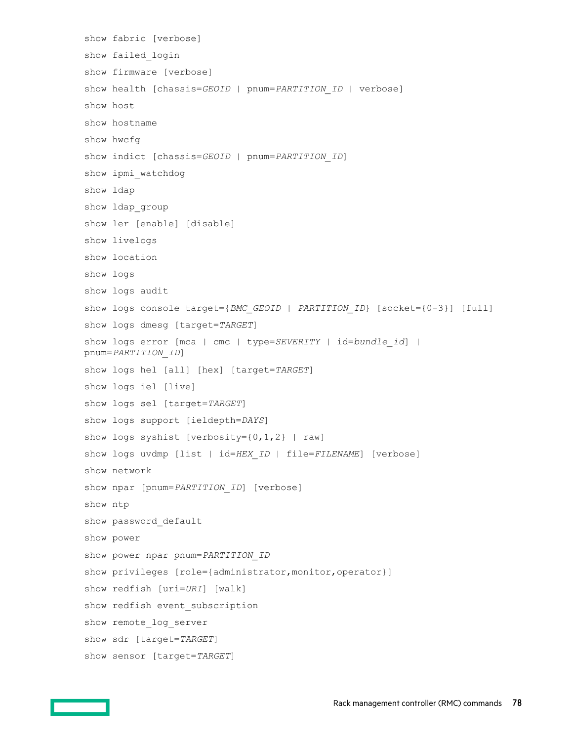```
show fabric [verbose]
show failed_login
show firmware [verbose]
show health [chassis=GEOID | pnum=PARTITION_ID | verbose]
show host
show hostname
show hwcfg
show indict [chassis=GEOID | pnum=PARTITION_ID]
show ipmi_watchdog
show ldap
show ldap_group
show ler [enable] [disable]
show livelogs
show location
show logs
show logs audit
show logs console target={BMC_GEOID | PARTITION_ID} [socket={0-3}] [full]
show logs dmesg [target=TARGET]
show logs error [mca | cmc | type=SEVERITY | id=bundle_id] |
pnum=PARTITION_ID]
show logs hel [all] [hex] [target=TARGET]
show logs iel [live]
show logs sel [target=TARGET]
show logs support [ieldepth=DAYS]
show logs syshist [verbosity={0,1,2} | raw]
show logs uvdmp [list | id=HEX_ID | file=FILENAME] [verbose]
show network
show npar [pnum=PARTITION_ID] [verbose]
show ntp
show password_default
show power
show power npar pnum=PARTITION_ID
show privileges [role={administrator,monitor,operator}]
show redfish [uri=URI] [walk]
show redfish event_subscription
show remote_log_server
show sdr [target=TARGET]
show sensor [target=TARGET]
```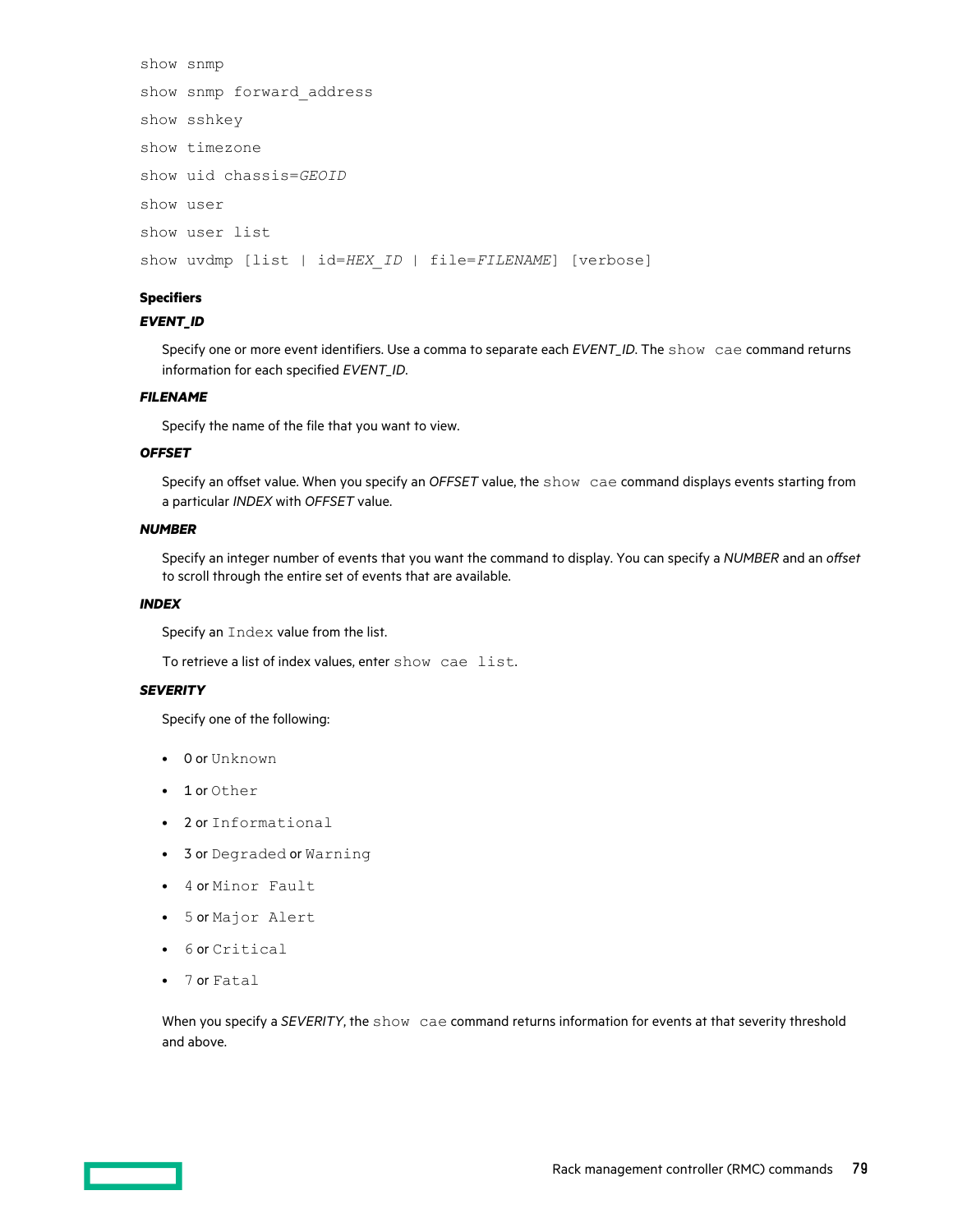```
show snmp
show snmp forward_address
show sshkey
show timezone
show uid chassis=GEOID
show user
show user list
show uvdmp [list | id=HEX_ID | file=FILENAME] [verbose]
```

#### Specifiers

***EVENT_ID***

Specify one or more event identifiers. Use a comma to separate each *EVENT_ID*. The `show cae` command returns information for each specified *EVENT_ID*.

***FILENAME***

Specify the name of the file that you want to view.

***OFFSET***

Specify an offset value. When you specify an *OFFSET* value, the `show cae` command displays events starting from a particular *INDEX* with *OFFSET* value.

***NUMBER***

Specify an integer number of events that you want the command to display. You can specify a *NUMBER* and an *offset* to scroll through the entire set of events that are available.

***INDEX***

Specify an `Index` value from the list.

To retrieve a list of index values, enter `show cae list`.

***SEVERITY***

Specify one of the following:

- 0 or `Unknown`
- 1 or `Other`
- 2 or `Informational`
- 3 or `Degraded` or `Warning`
- 4 or `Minor Fault`
- 5 or `Major Alert`
- 6 or `Critical`
- 7 or `Fatal`

When you specify a *SEVERITY*, the `show cae` command returns information for events at that severity threshold and above.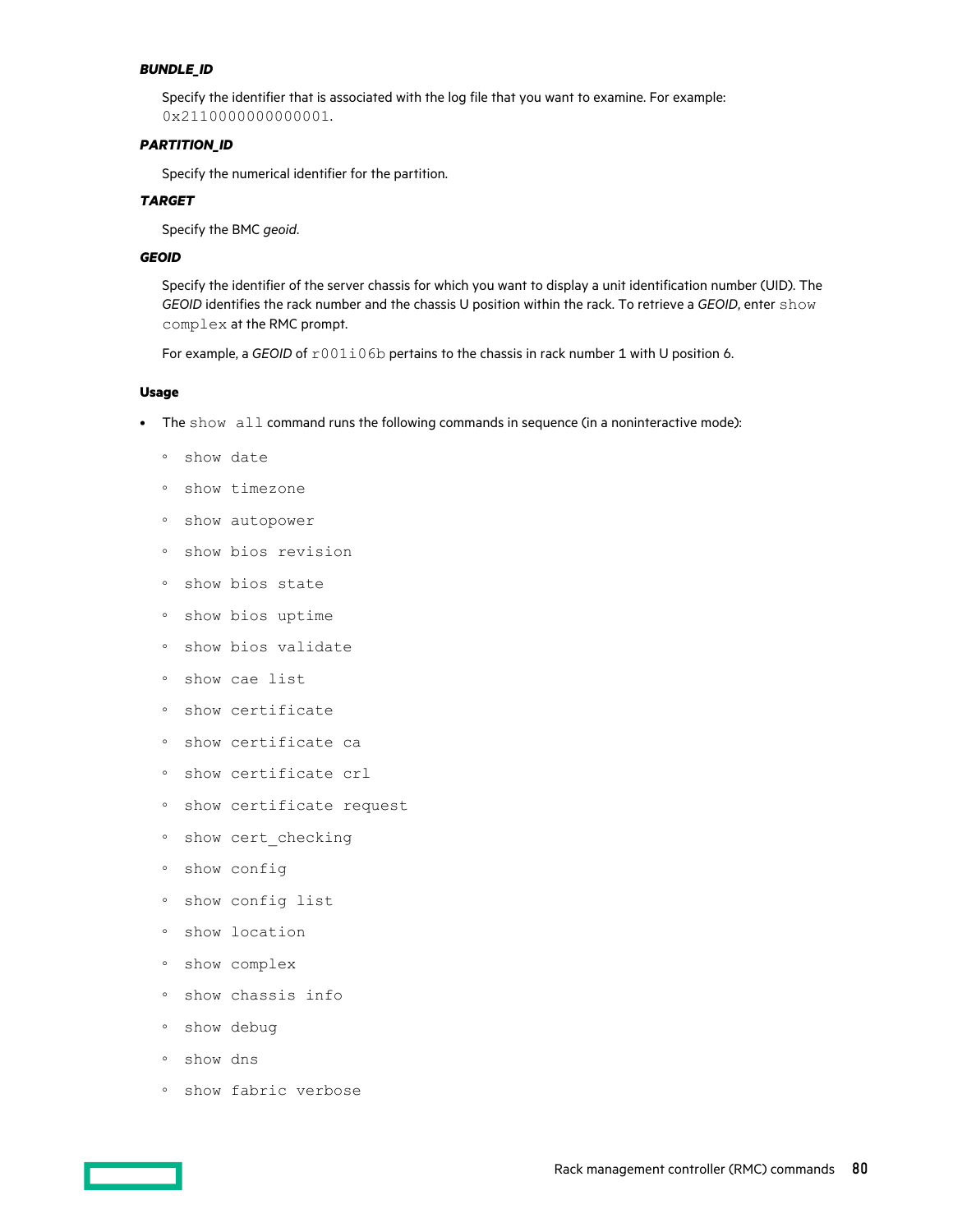***BUNDLE_ID***

Specify the identifier that is associated with the log file that you want to examine. For example: `0x2110000000000001`.

***PARTITION_ID***

Specify the numerical identifier for the partition.

***TARGET***

Specify the BMC *geoid*.

***GEOID***

Specify the identifier of the server chassis for which you want to display a unit identification number (UID). The *GEOID* identifies the rack number and the chassis U position within the rack. To retrieve a *GEOID*, enter `show complex` at the RMC prompt.

For example, a *GEOID* of `r001i06b` pertains to the chassis in rack number 1 with U position 6.

#### Usage

- The `show all` command runs the following commands in sequence (in a noninteractive mode):
  - `show date`
  - `show timezone`
  - `show autopower`
  - `show bios revision`
  - `show bios state`
  - `show bios uptime`
  - `show bios validate`
  - `show cae list`
  - `show certificate`
  - `show certificate ca`
  - `show certificate crl`
  - `show certificate request`
  - `show cert_checking`
  - `show config`
  - `show config list`
  - `show location`
  - `show complex`
  - `show chassis info`
  - `show debug`
  - `show dns`
  - `show fabric verbose`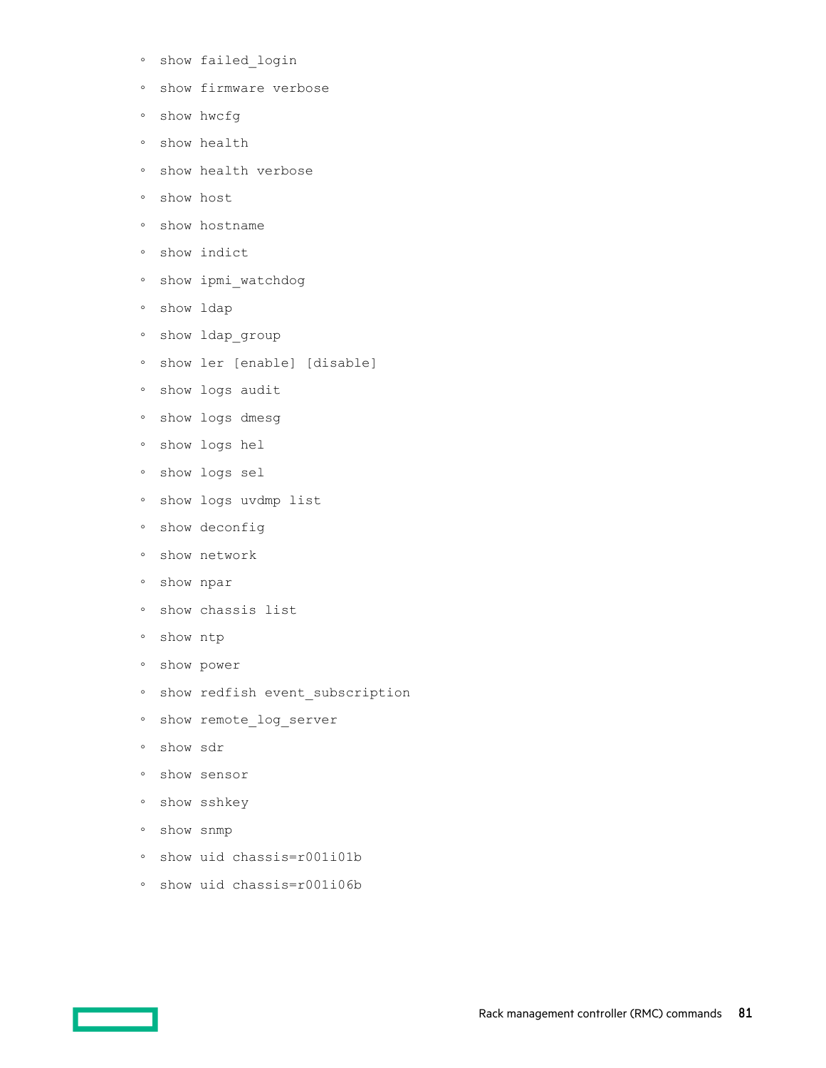- `show failed_login`
- `show firmware verbose`
- `show hwcfg`
- `show health`
- `show health verbose`
- `show host`
- `show hostname`
- `show indict`
- `show ipmi_watchdog`
- `show ldap`
- `show ldap_group`
- `show ler [enable] [disable]`
- `show logs audit`
- `show logs dmesg`
- `show logs hel`
- `show logs sel`
- `show logs uvdmp list`
- `show deconfig`
- `show network`
- `show npar`
- `show chassis list`
- `show ntp`
- `show power`
- `show redfish event_subscription`
- `show remote_log_server`
- `show sdr`
- `show sensor`
- `show sshkey`
- `show snmp`
- `show uid chassis=r001i01b`
- `show uid chassis=r001i06b`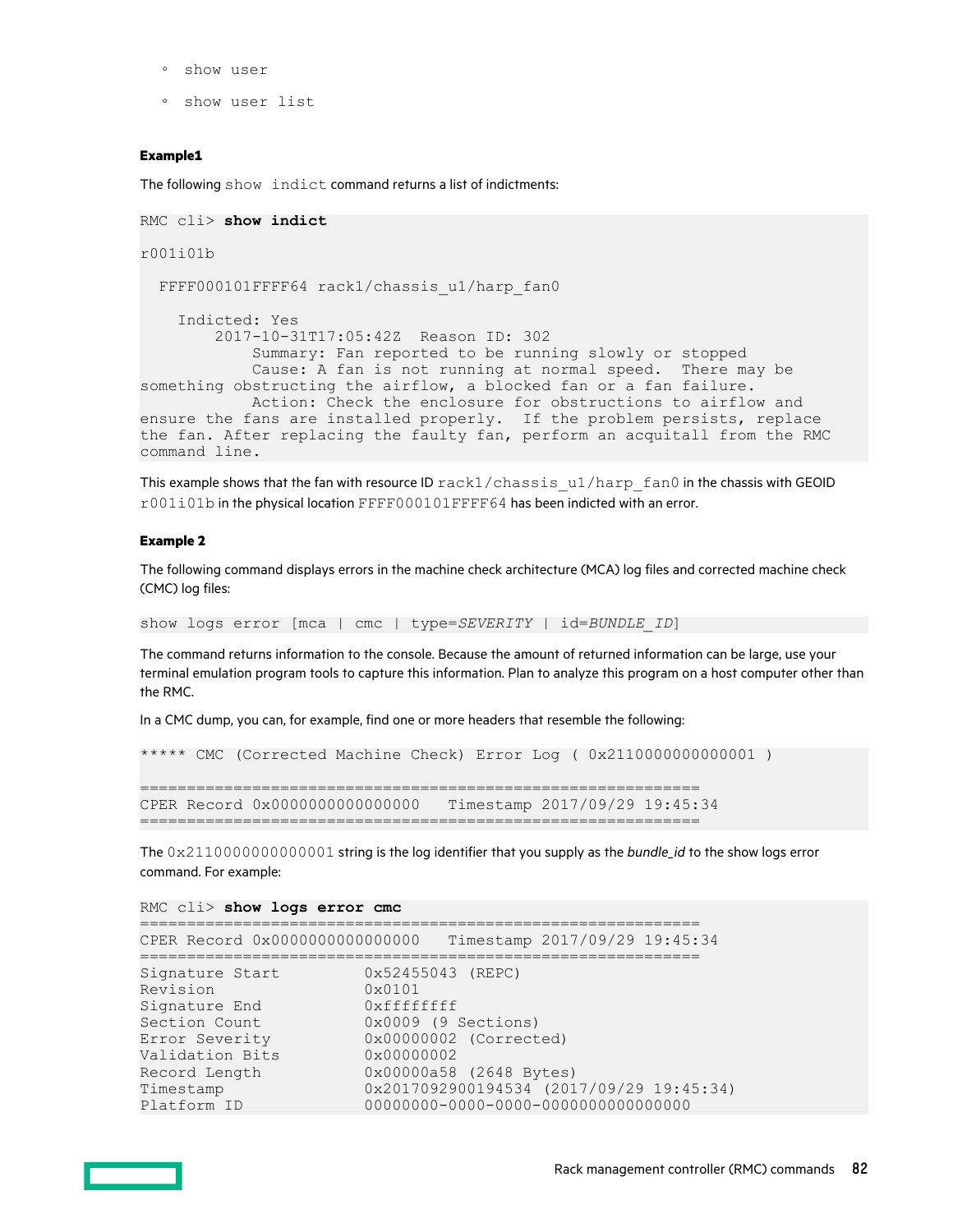- `show user`
- `show user list`

**Example1**

The following `show indict` command returns a list of indictments:

```
RMC cli> show indict

r001i01b

  FFFF000101FFFF64 rack1/chassis_u1/harp_fan0

    Indicted: Yes
        2017-10-31T17:05:42Z  Reason ID: 302
            Summary: Fan reported to be running slowly or stopped
            Cause: A fan is not running at normal speed.  There may be
something obstructing the airflow, a blocked fan or a fan failure.
            Action: Check the enclosure for obstructions to airflow and
ensure the fans are installed properly.  If the problem persists, replace
the fan. After replacing the faulty fan, perform an acquitall from the RMC
command line.
```

This example shows that the fan with resource ID `rack1/chassis_u1/harp_fan0` in the chassis with GEOID `r001i01b` in the physical location `FFFF000101FFFF64` has been indicted with an error.

**Example 2**

The following command displays errors in the machine check architecture (MCA) log files and corrected machine check (CMC) log files:

```
show logs error [mca | cmc | type=SEVERITY | id=BUNDLE_ID]
```

The command returns information to the console. Because the amount of returned information can be large, use your terminal emulation program tools to capture this information. Plan to analyze this program on a host computer other than the RMC.

In a CMC dump, you can, for example, find one or more headers that resemble the following:

```
***** CMC (Corrected Machine Check) Error Log ( 0x2110000000000001 )

==========================================================
CPER Record 0x0000000000000000   Timestamp 2017/09/29 19:45:34
==========================================================
```

The `0x2110000000000001` string is the log identifier that you supply as the *bundle_id* to the show logs error command. For example:

```
RMC cli> show logs error cmc
==========================================================
CPER Record 0x0000000000000000   Timestamp 2017/09/29 19:45:34
==========================================================
Signature Start         0x52455043 (REPC)
Revision                0x0101
Signature End           0xffffffff
Section Count           0x0009 (9 Sections)
Error Severity          0x00000002 (Corrected)
Validation Bits         0x00000002
Record Length           0x00000a58 (2648 Bytes)
Timestamp               0x2017092900194534 (2017/09/29 19:45:34)
Platform ID             00000000-0000-0000-0000000000000000
```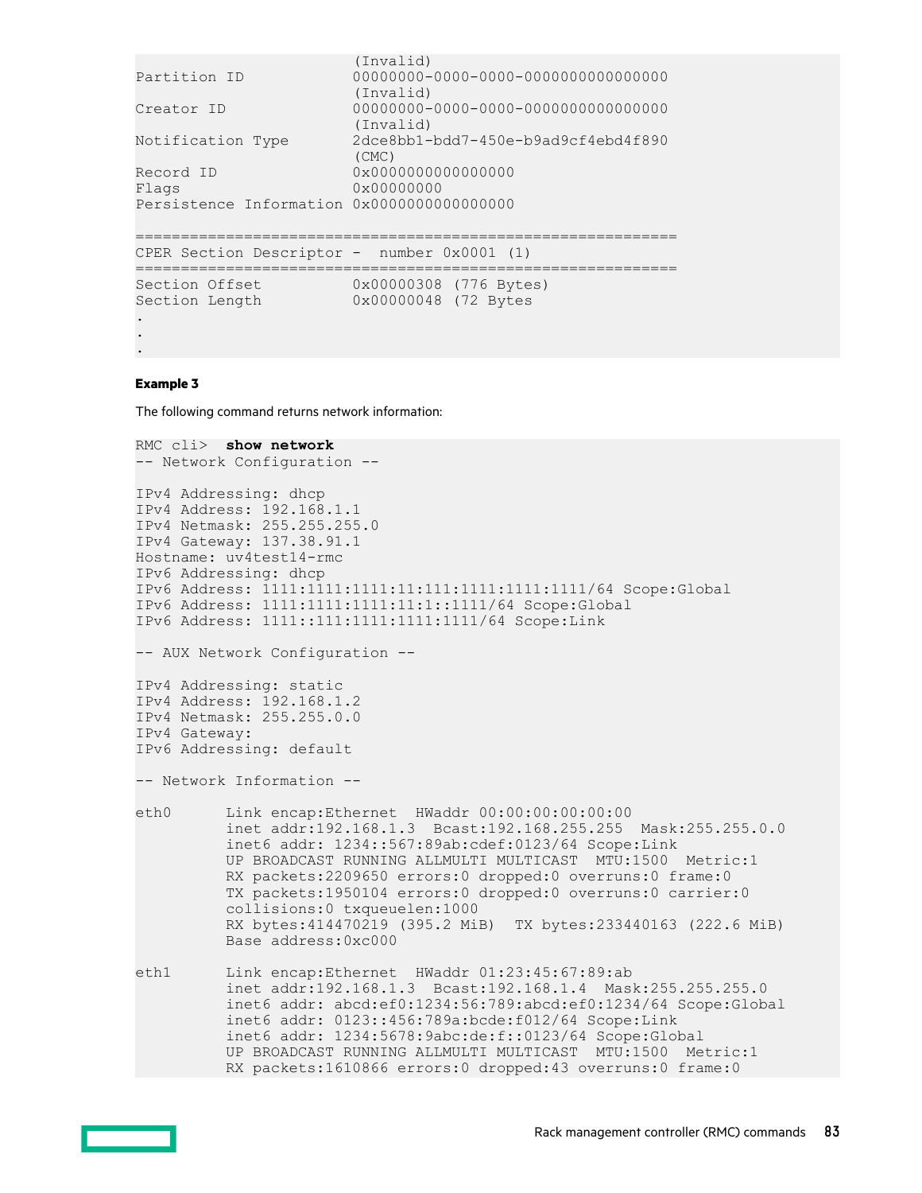```
                          (Invalid)
Partition ID              00000000-0000-0000-0000000000000000
                          (Invalid)
Creator ID                00000000-0000-0000-0000000000000000
                          (Invalid)
Notification Type         2dce8bb1-bdd7-450e-b9ad9cf4ebd4f890
                          (CMC)
Record ID                 0x0000000000000000
Flags                     0x00000000
Persistence Information 0x0000000000000000

============================================================
CPER Section Descriptor -  number 0x0001 (1)
============================================================
Section Offset            0x00000308 (776 Bytes)
Section Length            0x00000048 (72 Bytes
.
.
.
```

**Example 3**

The following command returns network information:

```
RMC cli>  show network
-- Network Configuration --

IPv4 Addressing: dhcp
IPv4 Address: 192.168.1.1
IPv4 Netmask: 255.255.255.0
IPv4 Gateway: 137.38.91.1
Hostname: uv4test14-rmc
IPv6 Addressing: dhcp
IPv6 Address: 1111:1111:1111:11:111:1111:1111:1111/64 Scope:Global
IPv6 Address: 1111:1111:1111:11:1::1111/64 Scope:Global
IPv6 Address: 1111::111:1111:1111:1111/64 Scope:Link

-- AUX Network Configuration --

IPv4 Addressing: static
IPv4 Address: 192.168.1.2
IPv4 Netmask: 255.255.0.0
IPv4 Gateway:
IPv6 Addressing: default

-- Network Information --

eth0      Link encap:Ethernet  HWaddr 00:00:00:00:00:00
          inet addr:192.168.1.3  Bcast:192.168.255.255  Mask:255.255.0.0
          inet6 addr: 1234::567:89ab:cdef:0123/64 Scope:Link
          UP BROADCAST RUNNING ALLMULTI MULTICAST  MTU:1500  Metric:1
          RX packets:2209650 errors:0 dropped:0 overruns:0 frame:0
          TX packets:1950104 errors:0 dropped:0 overruns:0 carrier:0
          collisions:0 txqueuelen:1000
          RX bytes:414470219 (395.2 MiB)  TX bytes:233440163 (222.6 MiB)
          Base address:0xc000

eth1      Link encap:Ethernet  HWaddr 01:23:45:67:89:ab
          inet addr:192.168.1.3  Bcast:192.168.1.4  Mask:255.255.255.0
          inet6 addr: abcd:ef0:1234:56:789:abcd:ef0:1234/64 Scope:Global
          inet6 addr: 0123::456:789a:bcde:f012/64 Scope:Link
          inet6 addr: 1234:5678:9abc:de:f::0123/64 Scope:Global
          UP BROADCAST RUNNING ALLMULTI MULTICAST  MTU:1500  Metric:1
          RX packets:1610866 errors:0 dropped:43 overruns:0 frame:0
```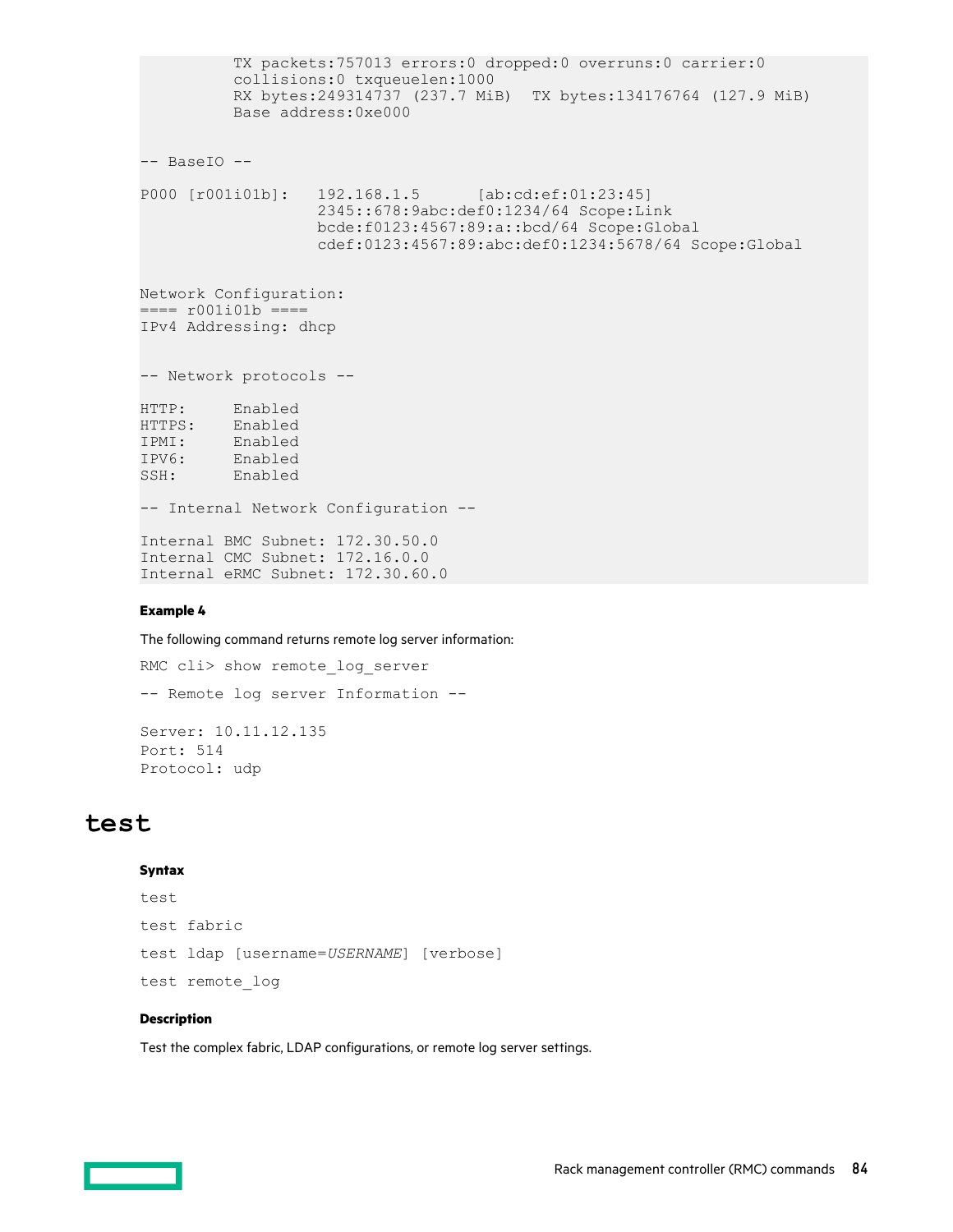```
          TX packets:757013 errors:0 dropped:0 overruns:0 carrier:0
          collisions:0 txqueuelen:1000
          RX bytes:249314737 (237.7 MiB)  TX bytes:134176764 (127.9 MiB)
          Base address:0xe000


-- BaseIO --

P000 [r001i01b]:   192.168.1.5      [ab:cd:ef:01:23:45]
                   2345::678:9abc:def0:1234/64 Scope:Link
                   bcde:f0123:4567:89:a::bcd/64 Scope:Global
                   cdef:0123:4567:89:abc:def0:1234:5678/64 Scope:Global


Network Configuration:
==== r001i01b ====
IPv4 Addressing: dhcp


-- Network protocols --

HTTP:     Enabled
HTTPS:    Enabled
IPMI:     Enabled
IPV6:     Enabled
SSH:      Enabled

-- Internal Network Configuration --

Internal BMC Subnet: 172.30.50.0
Internal CMC Subnet: 172.16.0.0
Internal eRMC Subnet: 172.30.60.0
```

**Example 4**

The following command returns remote log server information:

```
RMC cli> show remote_log_server

-- Remote log server Information --

Server: 10.11.12.135
Port: 514
Protocol: udp
```

# test

**Syntax**

`test`

`test fabric`

`test ldap [username=`*`USERNAME`*`] [verbose]`

`test remote_log`

**Description**

Test the complex fabric, LDAP configurations, or remote log server settings.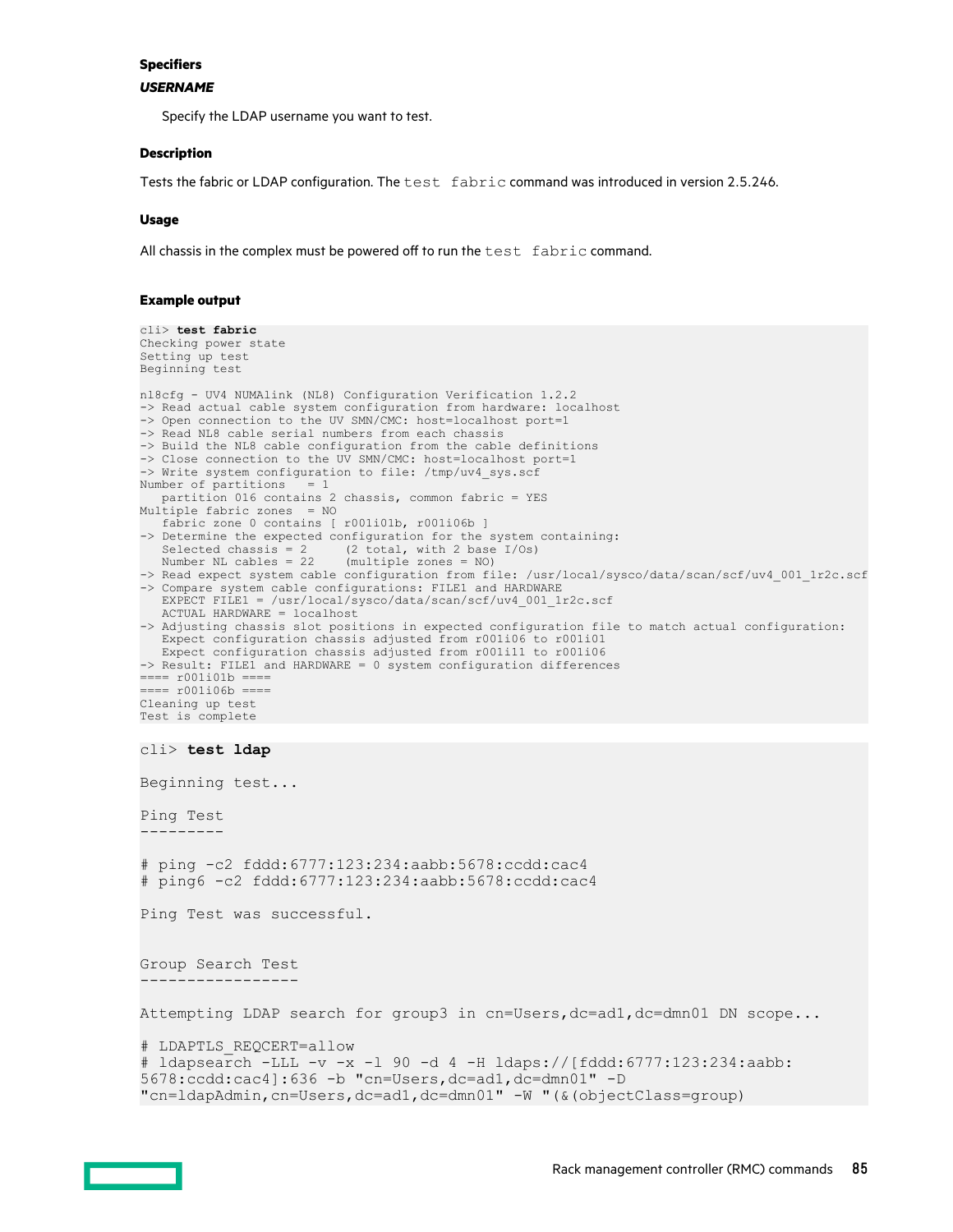### Specifiers

#### *USERNAME*

Specify the LDAP username you want to test.

### Description

Tests the fabric or LDAP configuration. The `test fabric` command was introduced in version 2.5.246.

### Usage

All chassis in the complex must be powered off to run the `test fabric` command.

### Example output

```
cli> test fabric
Checking power state
Setting up test
Beginning test

nl8cfg - UV4 NUMAlink (NL8) Configuration Verification 1.2.2
-> Read actual cable system configuration from hardware: localhost
-> Open connection to the UV SMN/CMC: host=localhost port=1
-> Read NL8 cable serial numbers from each chassis
-> Build the NL8 cable configuration from the cable definitions
-> Close connection to the UV SMN/CMC: host=localhost port=1
-> Write system configuration to file: /tmp/uv4_sys.scf
Number of partitions   = 1
   partition 016 contains 2 chassis, common fabric = YES
Multiple fabric zones  = NO
   fabric zone 0 contains [ r001i01b, r001i06b ]
-> Determine the expected configuration for the system containing:
   Selected chassis = 2     (2 total, with 2 base I/Os)
   Number NL cables = 22    (multiple zones = NO)
-> Read expect system cable configuration from file: /usr/local/sysco/data/scan/scf/uv4_001_1r2c.scf
-> Compare system cable configurations: FILE1 and HARDWARE
   EXPECT FILE1 = /usr/local/sysco/data/scan/scf/uv4_001_1r2c.scf
   ACTUAL HARDWARE = localhost
-> Adjusting chassis slot positions in expected configuration file to match actual configuration:
   Expect configuration chassis adjusted from r001i06 to r001i01
   Expect configuration chassis adjusted from r001i11 to r001i06
-> Result: FILE1 and HARDWARE = 0 system configuration differences
==== r001i01b ====
==== r001i06b ====
Cleaning up test
Test is complete
```

```
cli> test ldap

Beginning test...

Ping Test
---------

# ping -c2 fddd:6777:123:234:aabb:5678:ccdd:cac4
# ping6 -c2 fddd:6777:123:234:aabb:5678:ccdd:cac4

Ping Test was successful.


Group Search Test
-----------------

Attempting LDAP search for group3 in cn=Users,dc=ad1,dc=dmn01 DN scope...

# LDAPTLS_REQCERT=allow
# ldapsearch -LLL -v -x -l 90 -d 4 -H ldaps://[fddd:6777:123:234:aabb:
5678:ccdd:cac4]:636 -b "cn=Users,dc=ad1,dc=dmn01" -D
"cn=ldapAdmin,cn=Users,dc=ad1,dc=dmn01" -W "(&(objectClass=group)
```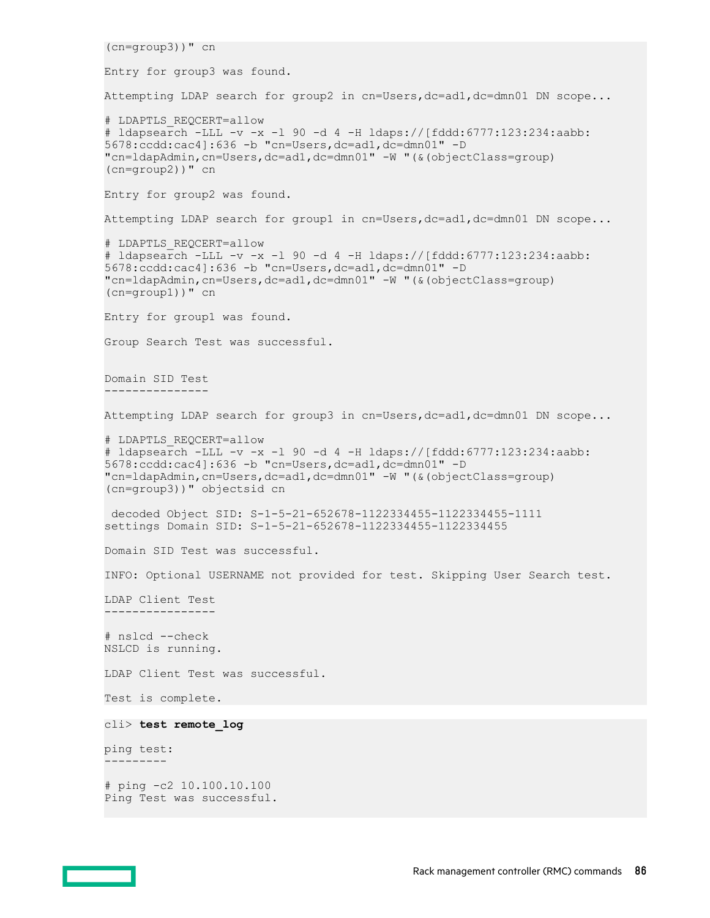```
(cn=group3))" cn

Entry for group3 was found.

Attempting LDAP search for group2 in cn=Users,dc=ad1,dc=dmn01 DN scope...

# LDAPTLS_REQCERT=allow
# ldapsearch -LLL -v -x -l 90 -d 4 -H ldaps://[fddd:6777:123:234:aabb:
5678:ccdd:cac4]:636 -b "cn=Users,dc=ad1,dc=dmn01" -D
"cn=ldapAdmin,cn=Users,dc=ad1,dc=dmn01" -W "(&(objectClass=group)
(cn=group2))" cn

Entry for group2 was found.

Attempting LDAP search for group1 in cn=Users,dc=ad1,dc=dmn01 DN scope...

# LDAPTLS_REQCERT=allow
# ldapsearch -LLL -v -x -l 90 -d 4 -H ldaps://[fddd:6777:123:234:aabb:
5678:ccdd:cac4]:636 -b "cn=Users,dc=ad1,dc=dmn01" -D
"cn=ldapAdmin,cn=Users,dc=ad1,dc=dmn01" -W "(&(objectClass=group)
(cn=group1))" cn

Entry for group1 was found.

Group Search Test was successful.


Domain SID Test
---------------

Attempting LDAP search for group3 in cn=Users,dc=ad1,dc=dmn01 DN scope...

# LDAPTLS_REQCERT=allow
# ldapsearch -LLL -v -x -l 90 -d 4 -H ldaps://[fddd:6777:123:234:aabb:
5678:ccdd:cac4]:636 -b "cn=Users,dc=ad1,dc=dmn01" -D
"cn=ldapAdmin,cn=Users,dc=ad1,dc=dmn01" -W "(&(objectClass=group)
(cn=group3))" objectsid cn

 decoded Object SID: S-1-5-21-652678-1122334455-1122334455-1111
settings Domain SID: S-1-5-21-652678-1122334455-1122334455

Domain SID Test was successful.

INFO: Optional USERNAME not provided for test. Skipping User Search test.

LDAP Client Test
----------------

# nslcd --check
NSLCD is running.

LDAP Client Test was successful.

Test is complete.
```

```
cli> test remote_log

ping test:
---------

# ping -c2 10.100.10.100
Ping Test was successful.
```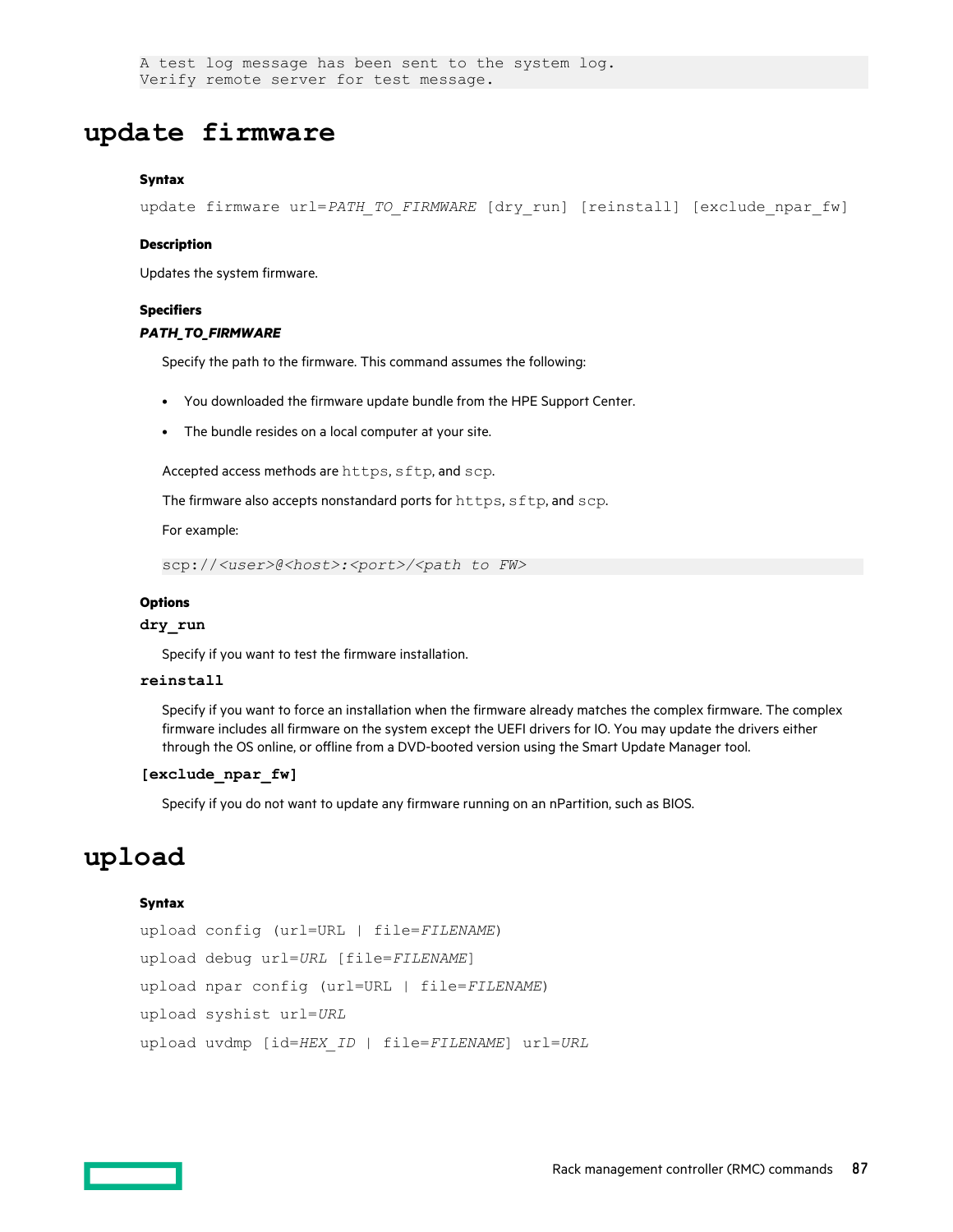```
A test log message has been sent to the system log.
Verify remote server for test message.
```

# update firmware

**Syntax**

`update firmware url=PATH_TO_FIRMWARE [dry_run] [reinstall] [exclude_npar_fw]`

**Description**

Updates the system firmware.

**Specifiers**

***PATH_TO_FIRMWARE***

Specify the path to the firmware. This command assumes the following:

- You downloaded the firmware update bundle from the HPE Support Center.
- The bundle resides on a local computer at your site.

Accepted access methods are `https`, `sftp`, and `scp`.

The firmware also accepts nonstandard ports for `https`, `sftp`, and `scp`.

For example:

```
scp://<user>@<host>:<port>/<path to FW>
```

**Options**

**`dry_run`**

Specify if you want to test the firmware installation.

**`reinstall`**

Specify if you want to force an installation when the firmware already matches the complex firmware. The complex firmware includes all firmware on the system except the UEFI drivers for IO. You may update the drivers either through the OS online, or offline from a DVD-booted version using the Smart Update Manager tool.

**`[exclude_npar_fw]`**

Specify if you do not want to update any firmware running on an nPartition, such as BIOS.

# upload

**Syntax**

`upload config (url=URL | file=FILENAME)`

`upload debug url=URL [file=FILENAME]`

`upload npar config (url=URL | file=FILENAME)`

`upload syshist url=URL`

`upload uvdmp [id=HEX_ID | file=FILENAME] url=URL`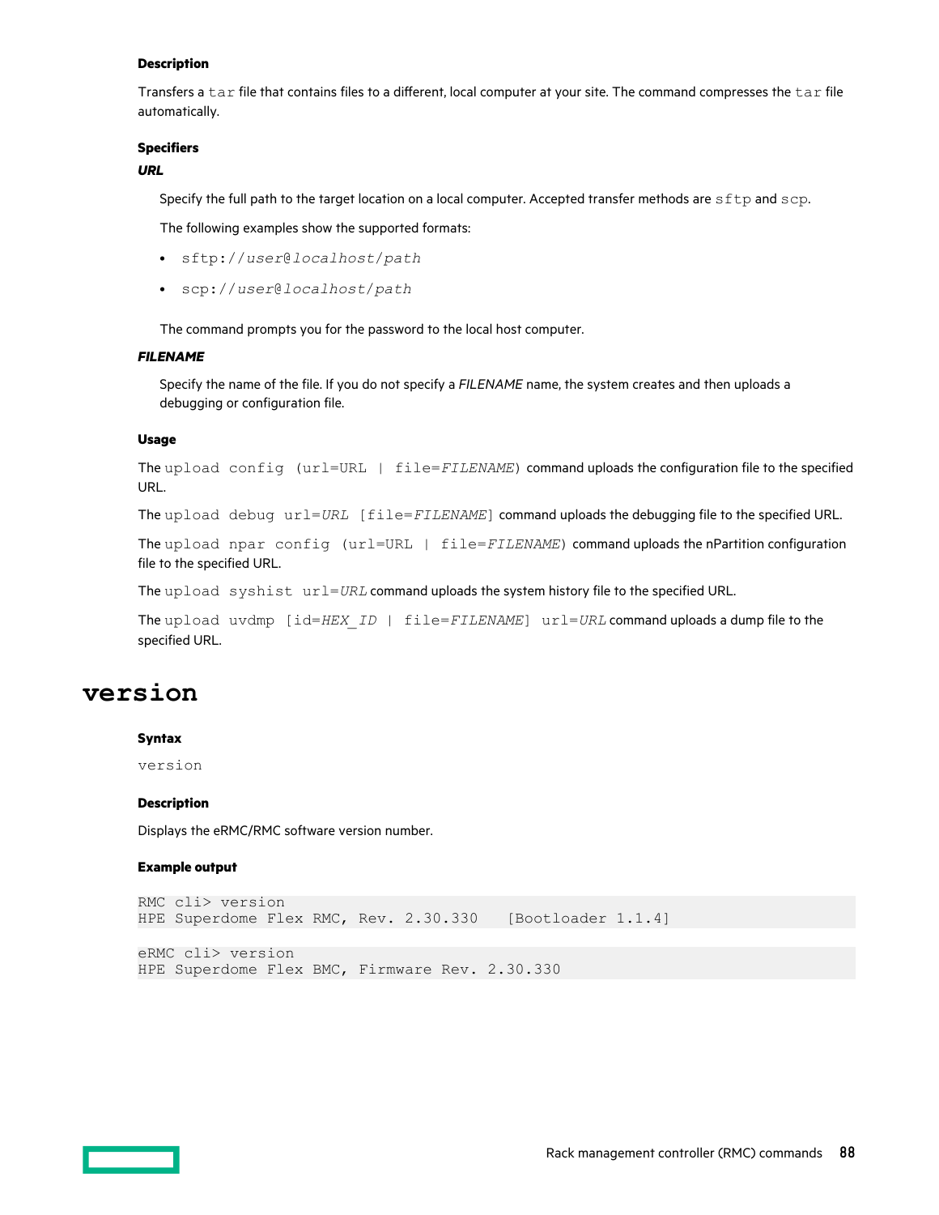### Description

Transfers a `tar` file that contains files to a different, local computer at your site. The command compresses the `tar` file automatically.

### Specifiers

***URL***

Specify the full path to the target location on a local computer. Accepted transfer methods are `sftp` and `scp`.

The following examples show the supported formats:

- `sftp://`*`user@localhost/path`*
- `scp://`*`user@localhost/path`*

The command prompts you for the password to the local host computer.

***FILENAME***

Specify the name of the file. If you do not specify a *FILENAME* name, the system creates and then uploads a debugging or configuration file.

### Usage

The `upload config (url=URL | file=`*`FILENAME`*`)` command uploads the configuration file to the specified URL.

The `upload debug url=`*`URL`* `[file=`*`FILENAME`*`]` command uploads the debugging file to the specified URL.

The `upload npar config (url=URL | file=`*`FILENAME`*`)` command uploads the nPartition configuration file to the specified URL.

The `upload syshist url=`*`URL`* command uploads the system history file to the specified URL.

The `upload uvdmp [id=`*`HEX_ID`* `| file=`*`FILENAME`*`] url=`*`URL`* command uploads a dump file to the specified URL.

# version

### Syntax

`version`

### Description

Displays the eRMC/RMC software version number.

### Example output

```
RMC cli> version
HPE Superdome Flex RMC, Rev. 2.30.330   [Bootloader 1.1.4]
```

```
eRMC cli> version
HPE Superdome Flex BMC, Firmware Rev. 2.30.330
```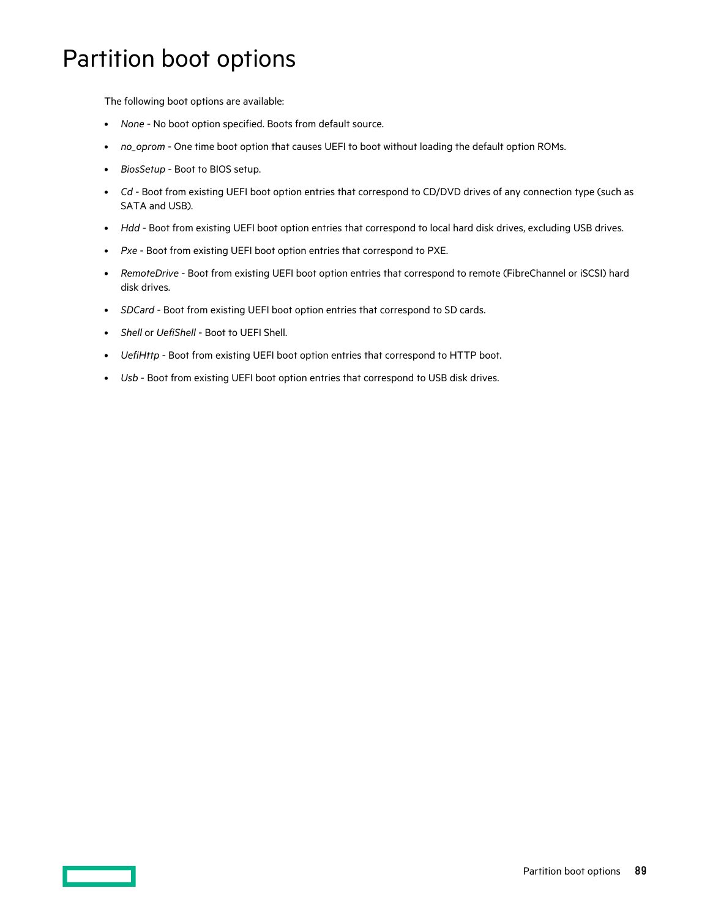# Partition boot options

The following boot options are available:

- *None* - No boot option specified. Boots from default source.
- *no_oprom* - One time boot option that causes UEFI to boot without loading the default option ROMs.
- *BiosSetup* - Boot to BIOS setup.
- *Cd* - Boot from existing UEFI boot option entries that correspond to CD/DVD drives of any connection type (such as SATA and USB).
- *Hdd* - Boot from existing UEFI boot option entries that correspond to local hard disk drives, excluding USB drives.
- *Pxe* - Boot from existing UEFI boot option entries that correspond to PXE.
- *RemoteDrive* - Boot from existing UEFI boot option entries that correspond to remote (FibreChannel or iSCSI) hard disk drives.
- *SDCard* - Boot from existing UEFI boot option entries that correspond to SD cards.
- *Shell* or *UefiShell* - Boot to UEFI Shell.
- *UefiHttp* - Boot from existing UEFI boot option entries that correspond to HTTP boot.
- *Usb* - Boot from existing UEFI boot option entries that correspond to USB disk drives.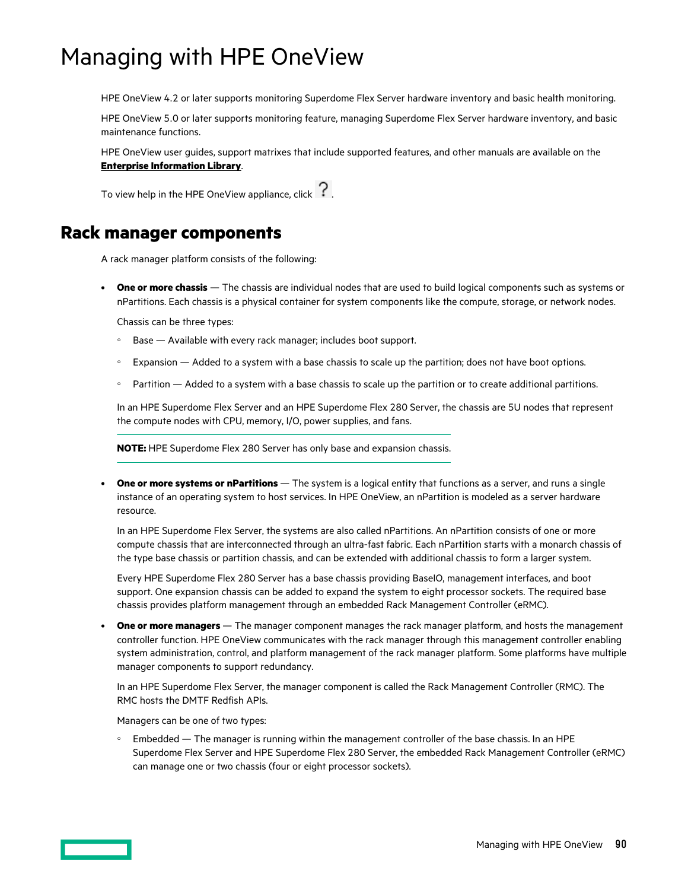# Managing with HPE OneView

HPE OneView 4.2 or later supports monitoring Superdome Flex Server hardware inventory and basic health monitoring.

HPE OneView 5.0 or later supports monitoring feature, managing Superdome Flex Server hardware inventory, and basic maintenance functions.

HPE OneView user guides, support matrixes that include supported features, and other manuals are available on the **Enterprise Information Library**.

To view help in the HPE OneView appliance, click ?.

## Rack manager components

A rack manager platform consists of the following:

- **One or more chassis** — The chassis are individual nodes that are used to build logical components such as systems or nPartitions. Each chassis is a physical container for system components like the compute, storage, or network nodes.

  Chassis can be three types:

  - Base — Available with every rack manager; includes boot support.
  - Expansion — Added to a system with a base chassis to scale up the partition; does not have boot options.
  - Partition — Added to a system with a base chassis to scale up the partition or to create additional partitions.

  In an HPE Superdome Flex Server and an HPE Superdome Flex 280 Server, the chassis are 5U nodes that represent the compute nodes with CPU, memory, I/O, power supplies, and fans.

  **NOTE:** HPE Superdome Flex 280 Server has only base and expansion chassis.

- **One or more systems or nPartitions** — The system is a logical entity that functions as a server, and runs a single instance of an operating system to host services. In HPE OneView, an nPartition is modeled as a server hardware resource.

  In an HPE Superdome Flex Server, the systems are also called nPartitions. An nPartition consists of one or more compute chassis that are interconnected through an ultra-fast fabric. Each nPartition starts with a monarch chassis of the type base chassis or partition chassis, and can be extended with additional chassis to form a larger system.

  Every HPE Superdome Flex 280 Server has a base chassis providing BaseIO, management interfaces, and boot support. One expansion chassis can be added to expand the system to eight processor sockets. The required base chassis provides platform management through an embedded Rack Management Controller (eRMC).

- **One or more managers** — The manager component manages the rack manager platform, and hosts the management controller function. HPE OneView communicates with the rack manager through this management controller enabling system administration, control, and platform management of the rack manager platform. Some platforms have multiple manager components to support redundancy.

  In an HPE Superdome Flex Server, the manager component is called the Rack Management Controller (RMC). The RMC hosts the DMTF Redfish APIs.

  Managers can be one of two types:

  - Embedded — The manager is running within the management controller of the base chassis. In an HPE Superdome Flex Server and HPE Superdome Flex 280 Server, the embedded Rack Management Controller (eRMC) can manage one or two chassis (four or eight processor sockets).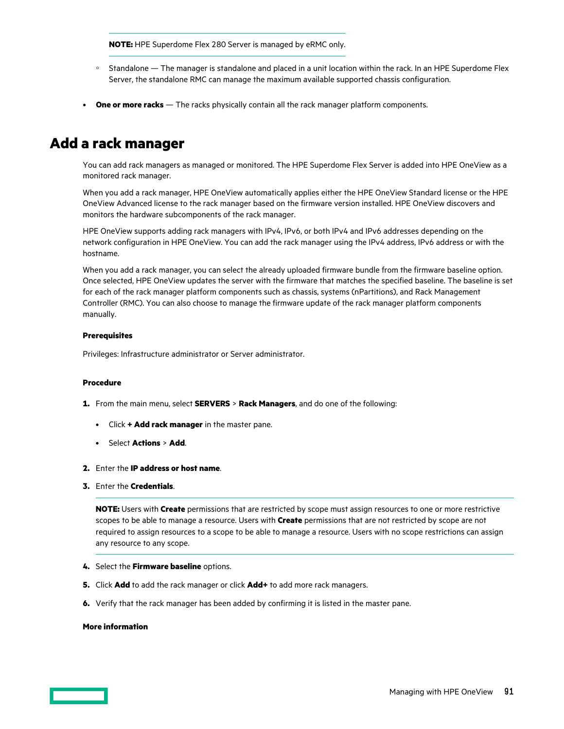**NOTE:** HPE Superdome Flex 280 Server is managed by eRMC only.

- Standalone — The manager is standalone and placed in a unit location within the rack. In an HPE Superdome Flex Server, the standalone RMC can manage the maximum available supported chassis configuration.

- **One or more racks** — The racks physically contain all the rack manager platform components.

## Add a rack manager

You can add rack managers as managed or monitored. The HPE Superdome Flex Server is added into HPE OneView as a monitored rack manager.

When you add a rack manager, HPE OneView automatically applies either the HPE OneView Standard license or the HPE OneView Advanced license to the rack manager based on the firmware version installed. HPE OneView discovers and monitors the hardware subcomponents of the rack manager.

HPE OneView supports adding rack managers with IPv4, IPv6, or both IPv4 and IPv6 addresses depending on the network configuration in HPE OneView. You can add the rack manager using the IPv4 address, IPv6 address or with the hostname.

When you add a rack manager, you can select the already uploaded firmware bundle from the firmware baseline option. Once selected, HPE OneView updates the server with the firmware that matches the specified baseline. The baseline is set for each of the rack manager platform components such as chassis, systems (nPartitions), and Rack Management Controller (RMC). You can also choose to manage the firmware update of the rack manager platform components manually.

#### Prerequisites

Privileges: Infrastructure administrator or Server administrator.

#### Procedure

1. From the main menu, select **SERVERS** > **Rack Managers**, and do one of the following:
   - Click **+ Add rack manager** in the master pane.
   - Select **Actions** > **Add**.
2. Enter the **IP address or host name**.
3. Enter the **Credentials**.

   **NOTE:** Users with **Create** permissions that are restricted by scope must assign resources to one or more restrictive scopes to be able to manage a resource. Users with **Create** permissions that are not restricted by scope are not required to assign resources to a scope to be able to manage a resource. Users with no scope restrictions can assign any resource to any scope.

4. Select the **Firmware baseline** options.
5. Click **Add** to add the rack manager or click **Add+** to add more rack managers.
6. Verify that the rack manager has been added by confirming it is listed in the master pane.

#### More information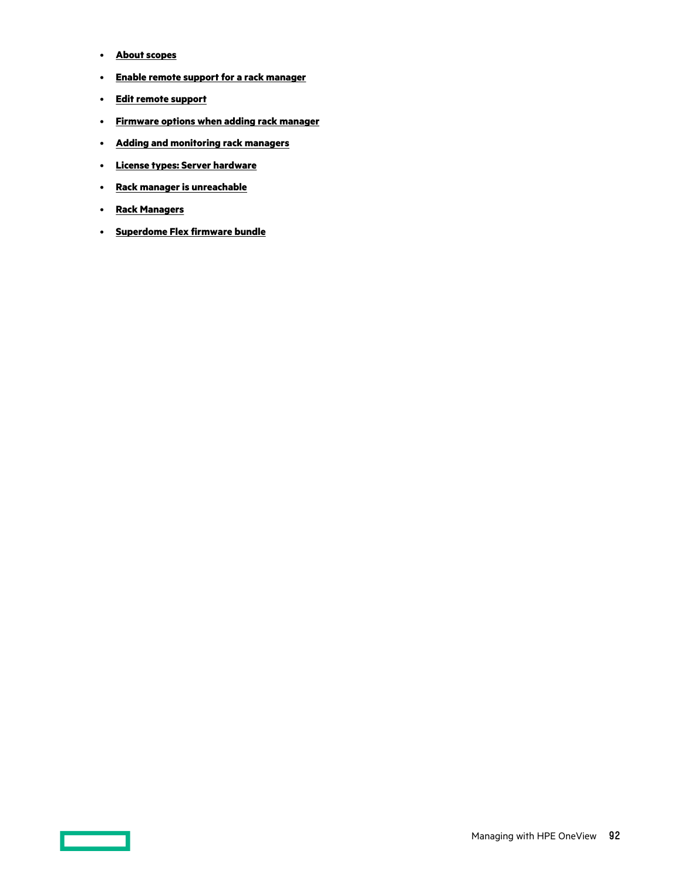- **About scopes**
- **Enable remote support for a rack manager**
- **Edit remote support**
- **Firmware options when adding rack manager**
- **Adding and monitoring rack managers**
- **License types: Server hardware**
- **Rack manager is unreachable**
- **Rack Managers**
- **Superdome Flex firmware bundle**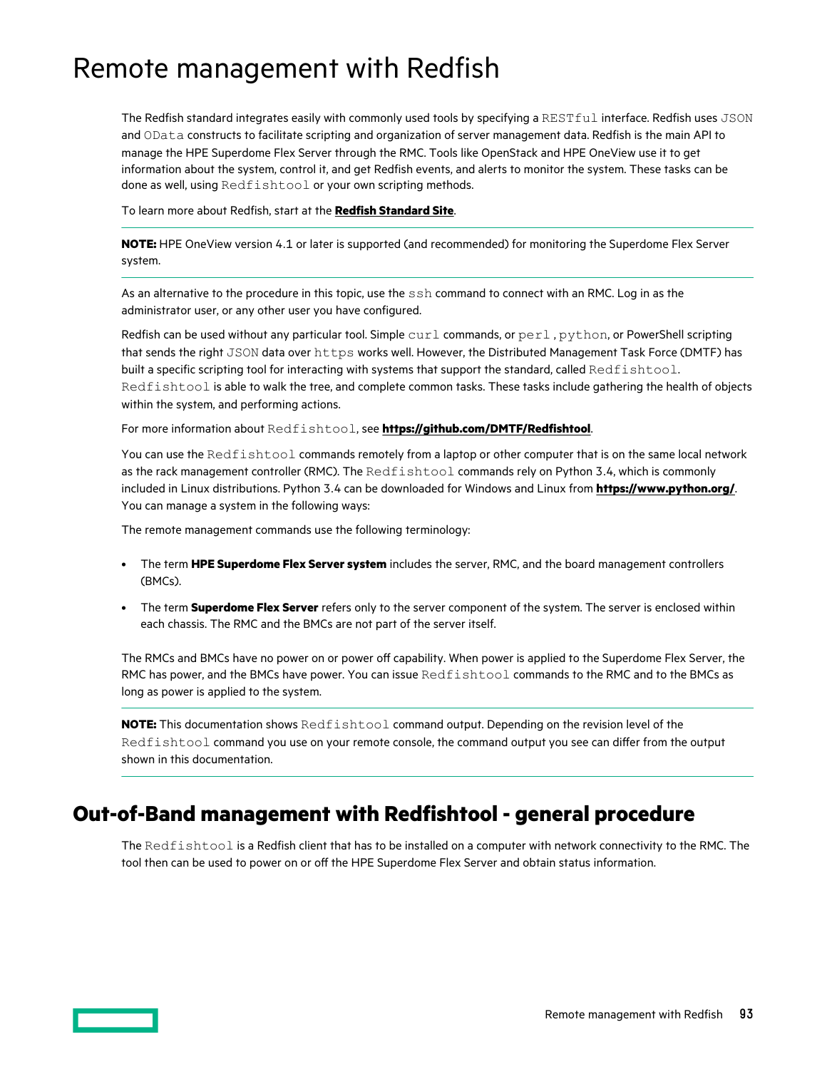# Remote management with Redfish

The Redfish standard integrates easily with commonly used tools by specifying a `RESTful` interface. Redfish uses `JSON` and `OData` constructs to facilitate scripting and organization of server management data. Redfish is the main API to manage the HPE Superdome Flex Server through the RMC. Tools like OpenStack and HPE OneView use it to get information about the system, control it, and get Redfish events, and alerts to monitor the system. These tasks can be done as well, using `Redfishtool` or your own scripting methods.

To learn more about Redfish, start at the **Redfish Standard Site**.

---

**NOTE:** HPE OneView version 4.1 or later is supported (and recommended) for monitoring the Superdome Flex Server system.

---

As an alternative to the procedure in this topic, use the `ssh` command to connect with an RMC. Log in as the administrator user, or any other user you have configured.

Redfish can be used without any particular tool. Simple `curl` commands, or `perl` , `python`, or PowerShell scripting that sends the right `JSON` data over `https` works well. However, the Distributed Management Task Force (DMTF) has built a specific scripting tool for interacting with systems that support the standard, called `Redfishtool`. `Redfishtool` is able to walk the tree, and complete common tasks. These tasks include gathering the health of objects within the system, and performing actions.

For more information about `Redfishtool`, see **https://github.com/DMTF/Redfishtool**.

You can use the `Redfishtool` commands remotely from a laptop or other computer that is on the same local network as the rack management controller (RMC). The `Redfishtool` commands rely on Python 3.4, which is commonly included in Linux distributions. Python 3.4 can be downloaded for Windows and Linux from **https://www.python.org/**. You can manage a system in the following ways:

The remote management commands use the following terminology:

- The term **HPE Superdome Flex Server system** includes the server, RMC, and the board management controllers (BMCs).
- The term **Superdome Flex Server** refers only to the server component of the system. The server is enclosed within each chassis. The RMC and the BMCs are not part of the server itself.

The RMCs and BMCs have no power on or power off capability. When power is applied to the Superdome Flex Server, the RMC has power, and the BMCs have power. You can issue `Redfishtool` commands to the RMC and to the BMCs as long as power is applied to the system.

---

**NOTE:** This documentation shows `Redfishtool` command output. Depending on the revision level of the `Redfishtool` command you use on your remote console, the command output you see can differ from the output shown in this documentation.

---

## Out-of-Band management with Redfishtool - general procedure

The `Redfishtool` is a Redfish client that has to be installed on a computer with network connectivity to the RMC. The tool then can be used to power on or off the HPE Superdome Flex Server and obtain status information.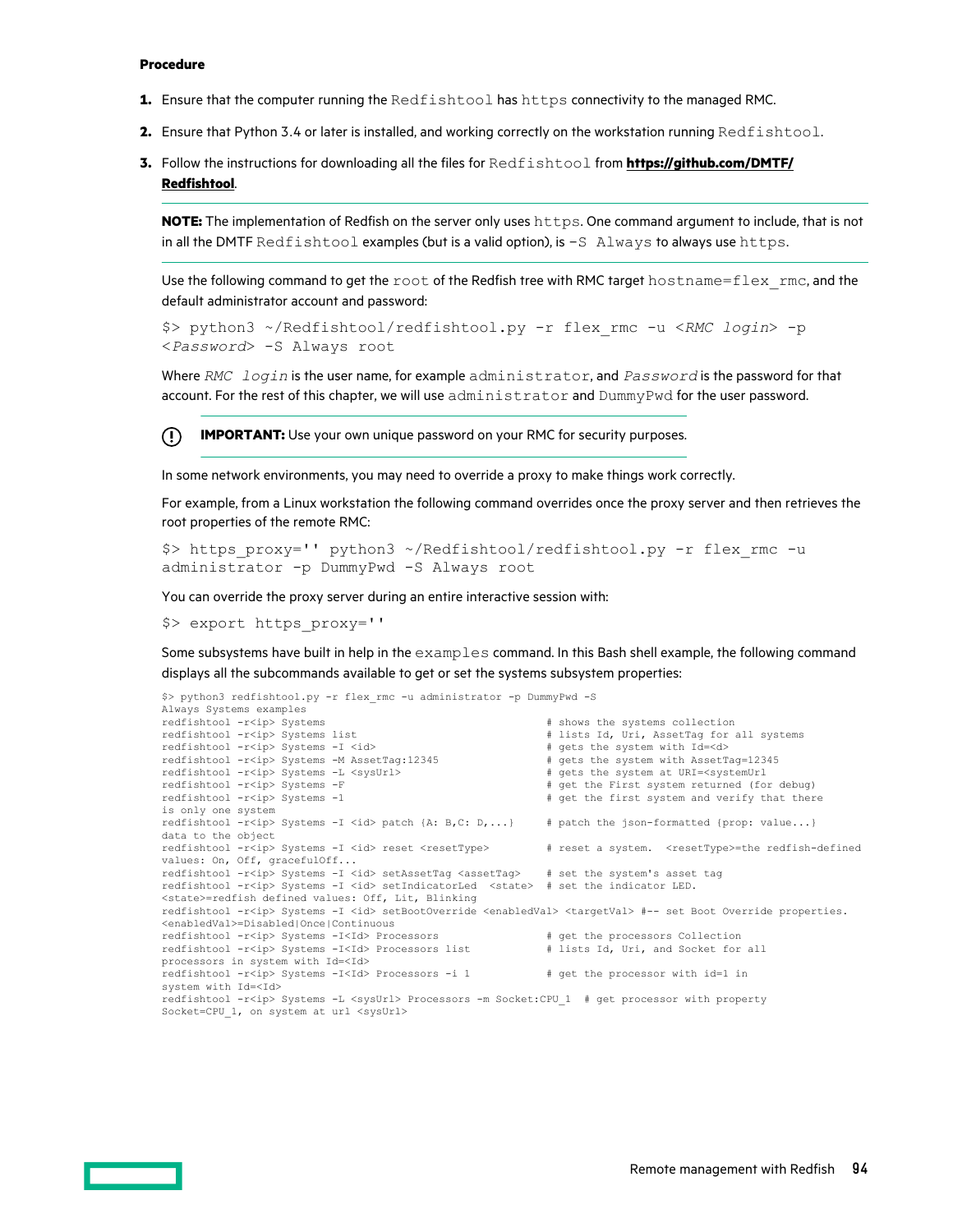**Procedure**

1. Ensure that the computer running the `Redfishtool` has `https` connectivity to the managed RMC.
2. Ensure that Python 3.4 or later is installed, and working correctly on the workstation running `Redfishtool`.
3. Follow the instructions for downloading all the files for `Redfishtool` from **https://github.com/DMTF/Redfishtool**.

**NOTE:** The implementation of Redfish on the server only uses `https`. One command argument to include, that is not in all the DMTF `Redfishtool` examples (but is a valid option), is `-S Always` to always use `https`.

Use the following command to get the `root` of the Redfish tree with RMC target `hostname=flex_rmc`, and the default administrator account and password:

```
$> python3 ~/Redfishtool/redfishtool.py -r flex_rmc -u <RMC login> -p
<Password> -S Always root
```

Where *`RMC login`* is the user name, for example `administrator`, and *`Password`* is the password for that account. For the rest of this chapter, we will use `administrator` and `DummyPwd` for the user password.

**IMPORTANT:** Use your own unique password on your RMC for security purposes.

In some network environments, you may need to override a proxy to make things work correctly.

For example, from a Linux workstation the following command overrides once the proxy server and then retrieves the root properties of the remote RMC:

```
$> https_proxy='' python3 ~/Redfishtool/redfishtool.py -r flex_rmc -u
administrator -p DummyPwd -S Always root
```

You can override the proxy server during an entire interactive session with:

```
$> export https_proxy=''
```

Some subsystems have built in help in the `examples` command. In this Bash shell example, the following command displays all the subcommands available to get or set the systems subsystem properties:

```
$> python3 redfishtool.py -r flex_rmc -u administrator -p DummyPwd -S
Always Systems examples
redfishtool -r<ip> Systems                                    # shows the systems collection
redfishtool -r<ip> Systems list                               # lists Id, Uri, AssetTag for all systems
redfishtool -r<ip> Systems -I <id>                            # gets the system with Id=<d>
redfishtool -r<ip> Systems -M AssetTag:12345                  # gets the system with AssetTag=12345
redfishtool -r<ip> Systems -L <sysUrl>                        # gets the system at URI=<systemUrl
redfishtool -r<ip> Systems -F                                 # get the First system returned (for debug)
redfishtool -r<ip> Systems -1                                 # get the first system and verify that there
is only one system
redfishtool -r<ip> Systems -I <id> patch {A: B,C: D,...}      # patch the json-formatted {prop: value...}
data to the object
redfishtool -r<ip> Systems -I <id> reset <resetType>          # reset a system.  <resetType>=the redfish-defined
values: On, Off, gracefulOff...
redfishtool -r<ip> Systems -I <id> setAssetTag <assetTag>     # set the system's asset tag
redfishtool -r<ip> Systems -I <id> setIndicatorLed  <state>   # set the indicator LED.
<state>=redfish defined values: Off, Lit, Blinking
redfishtool -r<ip> Systems -I <id> setBootOverride <enabledVal> <targetVal> #-- set Boot Override properties.
<enabledVal>=Disabled|Once|Continuous
redfishtool -r<ip> Systems -I<Id> Processors                  # get the processors Collection
redfishtool -r<ip> Systems -I<Id> Processors list             # lists Id, Uri, and Socket for all
processors in system with Id=<Id>
redfishtool -r<ip> Systems -I<Id> Processors -i 1             # get the processor with id=1 in
system with Id=<Id>
redfishtool -r<ip> Systems -L <sysUrl> Processors -m Socket:CPU_1  # get processor with property
Socket=CPU_1, on system at url <sysUrl>
```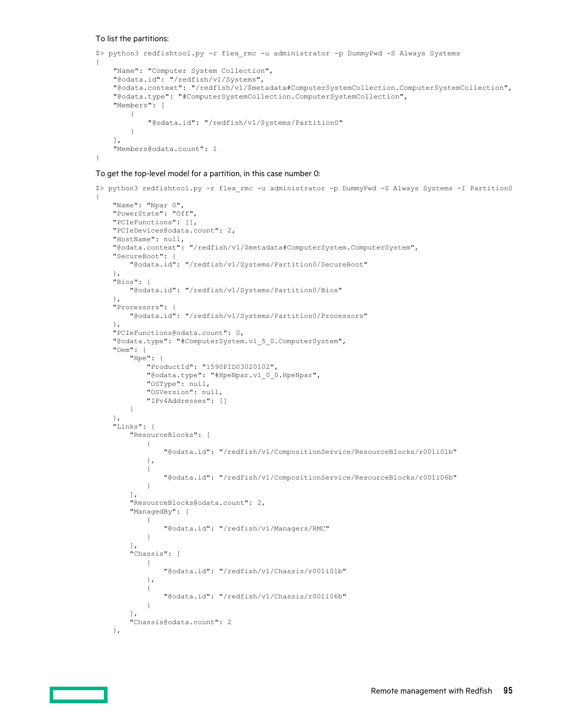To list the partitions:

```
$> python3 redfishtool.py -r flex_rmc -u administrator -p DummyPwd -S Always Systems
{
    "Name": "Computer System Collection",
    "@odata.id": "/redfish/v1/Systems",
    "@odata.context": "/redfish/v1/$metadata#ComputerSystemCollection.ComputerSystemCollection",
    "@odata.type": "#ComputerSystemCollection.ComputerSystemCollection",
    "Members": [
        {
            "@odata.id": "/redfish/v1/Systems/Partition0"
        }
    ],
    "Members@odata.count": 1
}
```

To get the top-level model for a partition, in this case number 0:

```
$> python3 redfishtool.py -r flex_rmc -u administrator -p DummyPwd -S Always Systems -I Partition0
{
    "Name": "Npar 0",
    "PowerState": "Off",
    "PCIeFunctions": [],
    "PCIeDevices@odata.count": 2,
    "HostName": null,
    "@odata.context": "/redfish/v1/$metadata#ComputerSystem.ComputerSystem",
    "SecureBoot": {
        "@odata.id": "/redfish/v1/Systems/Partition0/SecureBoot"
    },
    "Bios": {
        "@odata.id": "/redfish/v1/Systems/Partition0/Bios"
    },
    "Processors": {
        "@odata.id": "/redfish/v1/Systems/Partition0/Processors"
    },
    "PCIeFunctions@odata.count": 0,
    "@odata.type": "#ComputerSystem.v1_5_0.ComputerSystem",
    "Oem": {
        "Hpe": {
            "ProductId": "1590PID03020102",
            "@odata.type": "#HpeNpar.v1_0_0.HpeNpar",
            "OSType": null,
            "OSVersion": null,
            "IPv4Addresses": []
        }
    },
    "Links": {
        "ResourceBlocks": [
            {
                "@odata.id": "/redfish/v1/CompositionService/ResourceBlocks/r001i01b"
            },
            {
                "@odata.id": "/redfish/v1/CompositionService/ResourceBlocks/r001i06b"
            }
        ],
        "ResourceBlocks@odata.count": 2,
        "ManagedBy": [
            {
                "@odata.id": "/redfish/v1/Managers/RMC"
            }
        ],
        "Chassis": [
            {
                "@odata.id": "/redfish/v1/Chassis/r001i01b"
            },
            {
                "@odata.id": "/redfish/v1/Chassis/r001i06b"
            }
        ],
        "Chassis@odata.count": 2
    },
```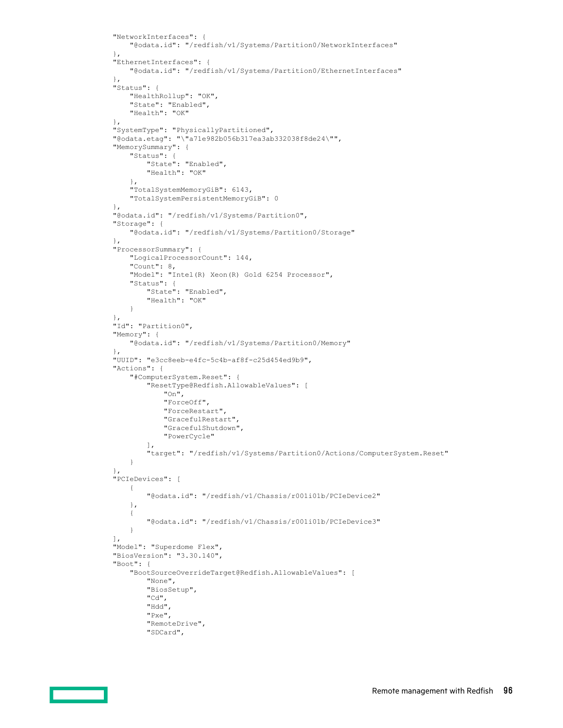```
"NetworkInterfaces": {
    "@odata.id": "/redfish/v1/Systems/Partition0/NetworkInterfaces"
},
"EthernetInterfaces": {
    "@odata.id": "/redfish/v1/Systems/Partition0/EthernetInterfaces"
},
"Status": {
    "HealthRollup": "OK",
    "State": "Enabled",
    "Health": "OK"
},
"SystemType": "PhysicallyPartitioned",
"@odata.etag": "\"a71e982b056b317ea3ab332038f8de24\"",
"MemorySummary": {
    "Status": {
        "State": "Enabled",
        "Health": "OK"
    },
    "TotalSystemMemoryGiB": 6143,
    "TotalSystemPersistentMemoryGiB": 0
},
"@odata.id": "/redfish/v1/Systems/Partition0",
"Storage": {
    "@odata.id": "/redfish/v1/Systems/Partition0/Storage"
},
"ProcessorSummary": {
    "LogicalProcessorCount": 144,
    "Count": 8,
    "Model": "Intel(R) Xeon(R) Gold 6254 Processor",
    "Status": {
        "State": "Enabled",
        "Health": "OK"
    }
},
"Id": "Partition0",
"Memory": {
    "@odata.id": "/redfish/v1/Systems/Partition0/Memory"
},
"UUID": "e3cc8eeb-e4fc-5c4b-af8f-c25d454ed9b9",
"Actions": {
    "#ComputerSystem.Reset": {
        "ResetType@Redfish.AllowableValues": [
            "On",
            "ForceOff",
            "ForceRestart",
            "GracefulRestart",
            "GracefulShutdown",
            "PowerCycle"
        ],
        "target": "/redfish/v1/Systems/Partition0/Actions/ComputerSystem.Reset"
    }
},
"PCIeDevices": [
    {
        "@odata.id": "/redfish/v1/Chassis/r001i01b/PCIeDevice2"
    },
    {
        "@odata.id": "/redfish/v1/Chassis/r001i01b/PCIeDevice3"
    }
],
"Model": "Superdome Flex",
"BiosVersion": "3.30.140",
"Boot": {
    "BootSourceOverrideTarget@Redfish.AllowableValues": [
        "None",
        "BiosSetup",
        "Cd",
        "Hdd",
        "Pxe",
        "RemoteDrive",
        "SDCard",
```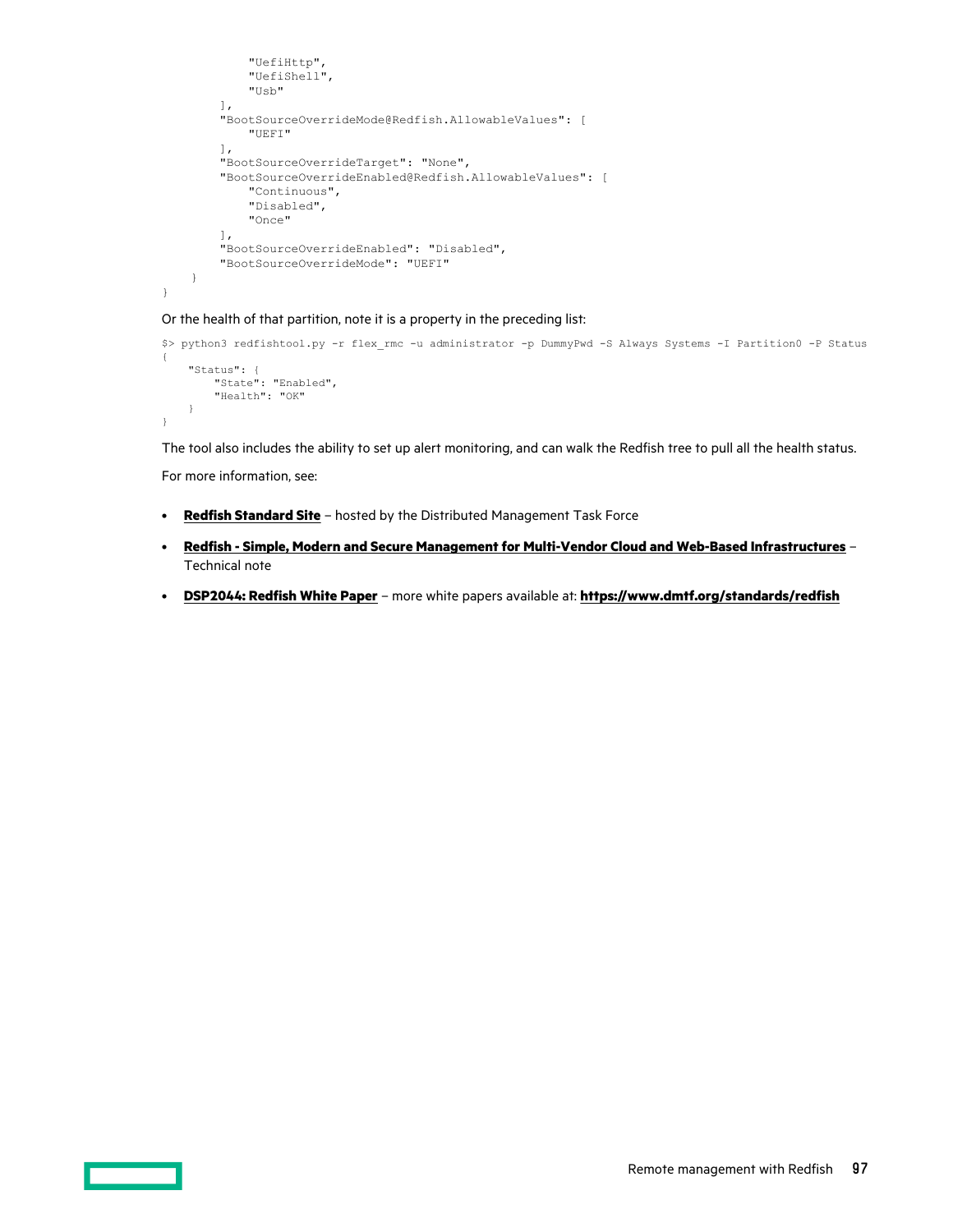```
            "UefiHttp",
            "UefiShell",
            "Usb"
        ],
        "BootSourceOverrideMode@Redfish.AllowableValues": [
            "UEFI"
        ],
        "BootSourceOverrideTarget": "None",
        "BootSourceOverrideEnabled@Redfish.AllowableValues": [
            "Continuous",
            "Disabled",
            "Once"
        ],
        "BootSourceOverrideEnabled": "Disabled",
        "BootSourceOverrideMode": "UEFI"
    }
}
```

Or the health of that partition, note it is a property in the preceding list:

```
$> python3 redfishtool.py -r flex_rmc -u administrator -p DummyPwd -S Always Systems -I Partition0 -P Status
{
    "Status": {
        "State": "Enabled",
        "Health": "OK"
    }
}
```

The tool also includes the ability to set up alert monitoring, and can walk the Redfish tree to pull all the health status.

For more information, see:

- **Redfish Standard Site** – hosted by the Distributed Management Task Force
- **Redfish - Simple, Modern and Secure Management for Multi-Vendor Cloud and Web-Based Infrastructures** – Technical note
- **DSP2044: Redfish White Paper** – more white papers available at: **https://www.dmtf.org/standards/redfish**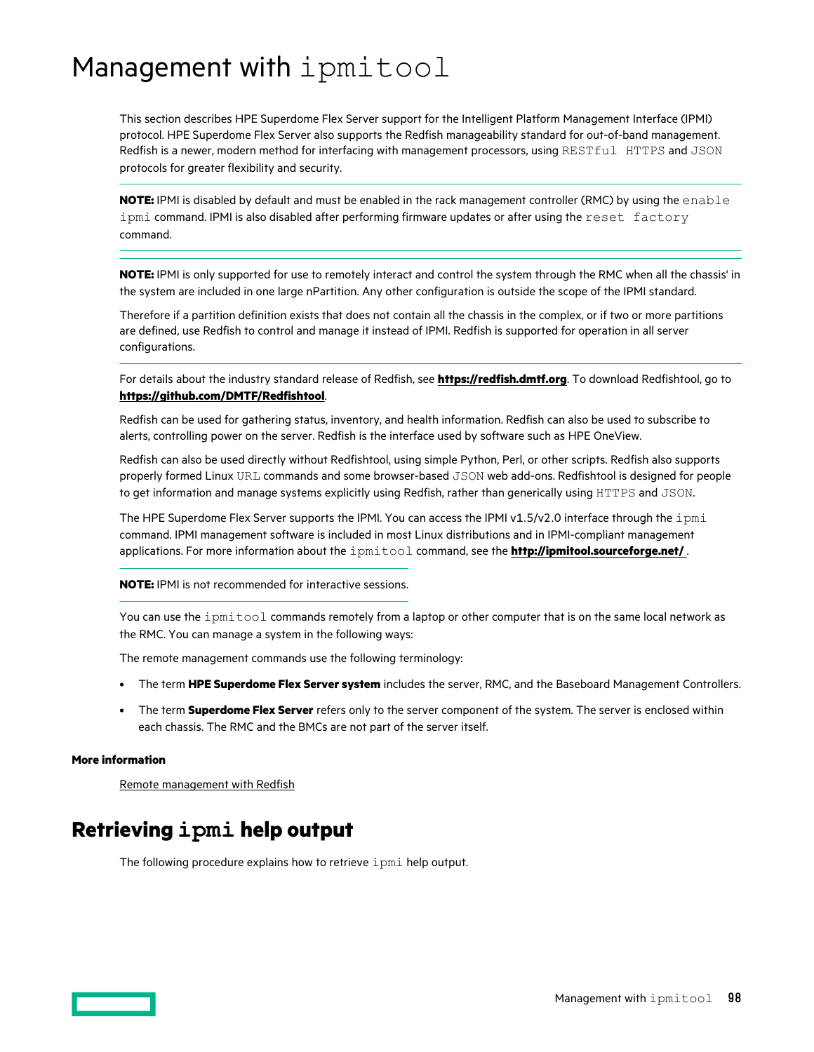# Management with `ipmitool`

This section describes HPE Superdome Flex Server support for the Intelligent Platform Management Interface (IPMI) protocol. HPE Superdome Flex Server also supports the Redfish manageability standard for out-of-band management. Redfish is a newer, modern method for interfacing with management processors, using `RESTful HTTPS` and `JSON` protocols for greater flexibility and security.

---

**NOTE:** IPMI is disabled by default and must be enabled in the rack management controller (RMC) by using the `enable ipmi` command. IPMI is also disabled after performing firmware updates or after using the `reset factory` command.

---

**NOTE:** IPMI is only supported for use to remotely interact and control the system through the RMC when all the chassis' in the system are included in one large nPartition. Any other configuration is outside the scope of the IPMI standard.

Therefore if a partition definition exists that does not contain all the chassis in the complex, or if two or more partitions are defined, use Redfish to control and manage it instead of IPMI. Redfish is supported for operation in all server configurations.

---

For details about the industry standard release of Redfish, see **https://redfish.dmtf.org**. To download Redfishtool, go to **https://github.com/DMTF/Redfishtool**.

Redfish can be used for gathering status, inventory, and health information. Redfish can also be used to subscribe to alerts, controlling power on the server. Redfish is the interface used by software such as HPE OneView.

Redfish can also be used directly without Redfishtool, using simple Python, Perl, or other scripts. Redfish also supports properly formed Linux `URL` commands and some browser-based `JSON` web add-ons. Redfishtool is designed for people to get information and manage systems explicitly using Redfish, rather than generically using `HTTPS` and `JSON`.

The HPE Superdome Flex Server supports the IPMI. You can access the IPMI v1.5/v2.0 interface through the `ipmi` command. IPMI management software is included in most Linux distributions and in IPMI-compliant management applications. For more information about the `ipmitool` command, see the **http://ipmitool.sourceforge.net/** .

---

**NOTE:** IPMI is not recommended for interactive sessions.

---

You can use the `ipmitool` commands remotely from a laptop or other computer that is on the same local network as the RMC. You can manage a system in the following ways:

The remote management commands use the following terminology:

- The term **HPE Superdome Flex Server system** includes the server, RMC, and the Baseboard Management Controllers.
- The term **Superdome Flex Server** refers only to the server component of the system. The server is enclosed within each chassis. The RMC and the BMCs are not part of the server itself.

**More information**

Remote management with Redfish

## Retrieving `ipmi` help output

The following procedure explains how to retrieve `ipmi` help output.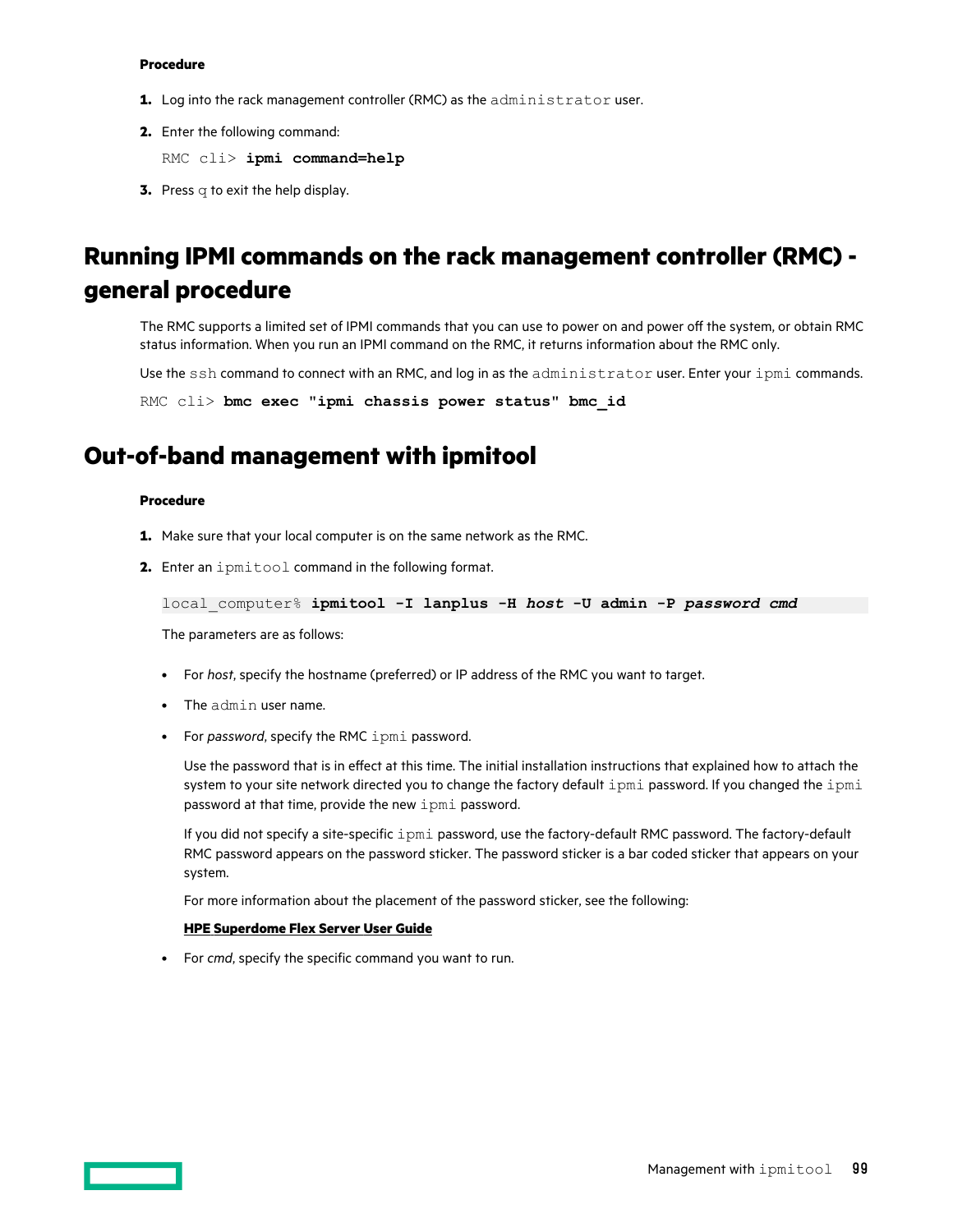**Procedure**

1. Log into the rack management controller (RMC) as the `administrator` user.
2. Enter the following command:

   ```
   RMC cli> ipmi command=help
   ```

3. Press `q` to exit the help display.

## Running IPMI commands on the rack management controller (RMC) - general procedure

The RMC supports a limited set of IPMI commands that you can use to power on and power off the system, or obtain RMC status information. When you run an IPMI command on the RMC, it returns information about the RMC only.

Use the `ssh` command to connect with an RMC, and log in as the `administrator` user. Enter your `ipmi` commands.

```
RMC cli> bmc exec "ipmi chassis power status" bmc_id
```

## Out-of-band management with ipmitool

**Procedure**

1. Make sure that your local computer is on the same network as the RMC.
2. Enter an `ipmitool` command in the following format.

   ```
   local_computer% ipmitool -I lanplus -H host -U admin -P password cmd
   ```

   The parameters are as follows:

   - For *host*, specify the hostname (preferred) or IP address of the RMC you want to target.
   - The `admin` user name.
   - For *password*, specify the RMC `ipmi` password.

     Use the password that is in effect at this time. The initial installation instructions that explained how to attach the system to your site network directed you to change the factory default `ipmi` password. If you changed the `ipmi` password at that time, provide the new `ipmi` password.

     If you did not specify a site-specific `ipmi` password, use the factory-default RMC password. The factory-default RMC password appears on the password sticker. The password sticker is a bar coded sticker that appears on your system.

     For more information about the placement of the password sticker, see the following:

     **HPE Superdome Flex Server User Guide**

   - For *cmd*, specify the specific command you want to run.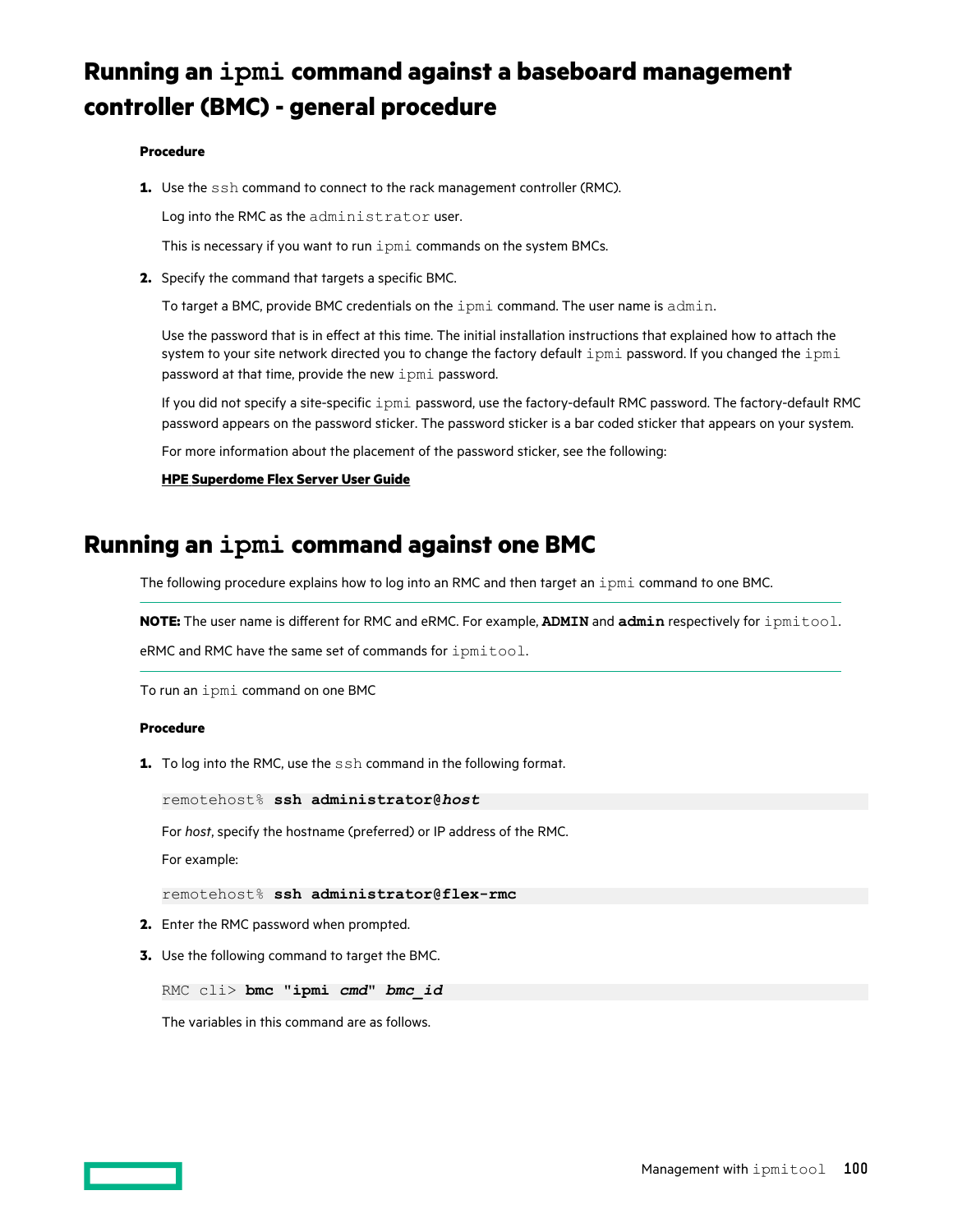# Running an `ipmi` command against a baseboard management controller (BMC) - general procedure

**Procedure**

1. Use the `ssh` command to connect to the rack management controller (RMC).

   Log into the RMC as the `administrator` user.

   This is necessary if you want to run `ipmi` commands on the system BMCs.

2. Specify the command that targets a specific BMC.

   To target a BMC, provide BMC credentials on the `ipmi` command. The user name is `admin`.

   Use the password that is in effect at this time. The initial installation instructions that explained how to attach the system to your site network directed you to change the factory default `ipmi` password. If you changed the `ipmi` password at that time, provide the new `ipmi` password.

   If you did not specify a site-specific `ipmi` password, use the factory-default RMC password. The factory-default RMC password appears on the password sticker. The password sticker is a bar coded sticker that appears on your system.

   For more information about the placement of the password sticker, see the following:

   **HPE Superdome Flex Server User Guide**

# Running an `ipmi` command against one BMC

The following procedure explains how to log into an RMC and then target an `ipmi` command to one BMC.

---

**NOTE:** The user name is different for RMC and eRMC. For example, **`ADMIN`** and **`admin`** respectively for `ipmitool`.

eRMC and RMC have the same set of commands for `ipmitool`.

---

To run an `ipmi` command on one BMC

**Procedure**

1. To log into the RMC, use the `ssh` command in the following format.

   ```
   remotehost% ssh administrator@host
   ```

   For *host*, specify the hostname (preferred) or IP address of the RMC.

   For example:

   ```
   remotehost% ssh administrator@flex-rmc
   ```

2. Enter the RMC password when prompted.

3. Use the following command to target the BMC.

   ```
   RMC cli> bmc "ipmi cmd" bmc_id
   ```

   The variables in this command are as follows.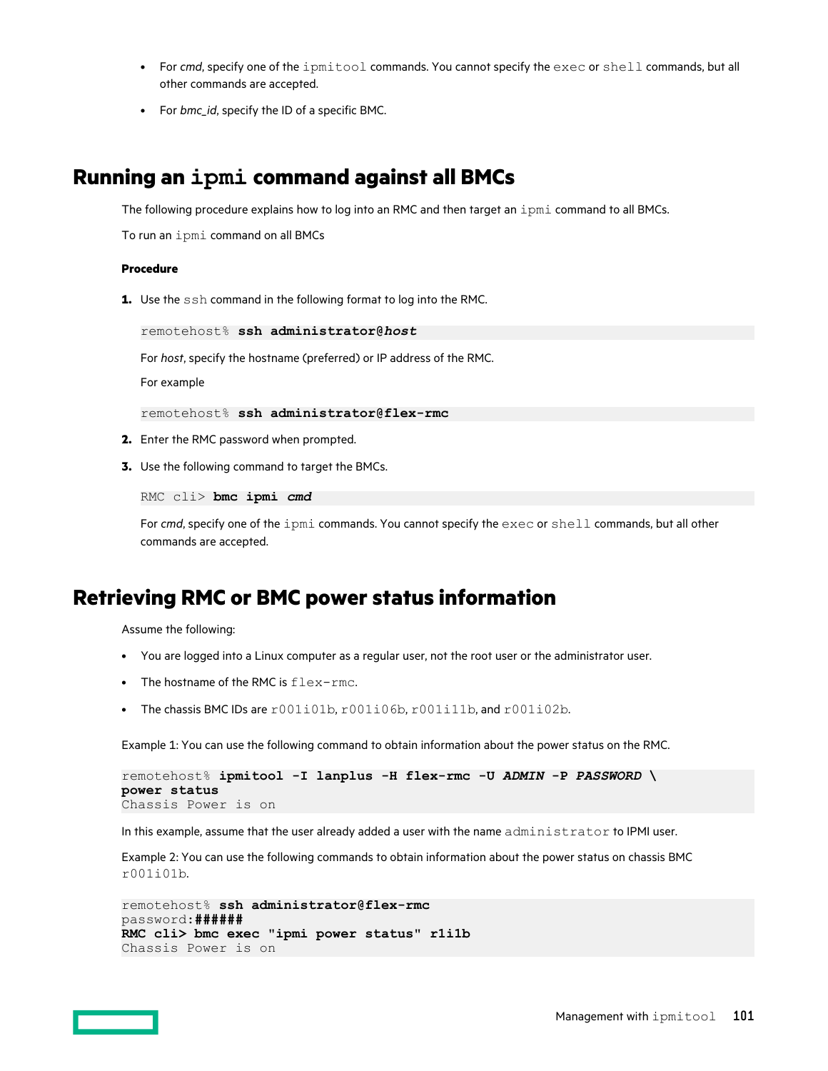- For *cmd*, specify one of the `ipmitool` commands. You cannot specify the `exec` or `shell` commands, but all other commands are accepted.
- For *bmc_id*, specify the ID of a specific BMC.

## Running an `ipmi` command against all BMCs

The following procedure explains how to log into an RMC and then target an `ipmi` command to all BMCs.

To run an `ipmi` command on all BMCs

**Procedure**

1. Use the `ssh` command in the following format to log into the RMC.

   ```
   remotehost% ssh administrator@host
   ```

   For *host*, specify the hostname (preferred) or IP address of the RMC.

   For example

   ```
   remotehost% ssh administrator@flex-rmc
   ```

2. Enter the RMC password when prompted.
3. Use the following command to target the BMCs.

   ```
   RMC cli> bmc ipmi cmd
   ```

   For *cmd*, specify one of the `ipmi` commands. You cannot specify the `exec` or `shell` commands, but all other commands are accepted.

## Retrieving RMC or BMC power status information

Assume the following:

- You are logged into a Linux computer as a regular user, not the root user or the administrator user.
- The hostname of the RMC is `flex-rmc`.
- The chassis BMC IDs are `r001i01b`, `r001i06b`, `r001i11b`, and `r001i02b`.

Example 1: You can use the following command to obtain information about the power status on the RMC.

```
remotehost% ipmitool -I lanplus -H flex-rmc -U ADMIN -P PASSWORD \
power status
Chassis Power is on
```

In this example, assume that the user already added a user with the name `administrator` to IPMI user.

Example 2: You can use the following commands to obtain information about the power status on chassis BMC `r001i01b`.

```
remotehost% ssh administrator@flex-rmc
password:######
RMC cli> bmc exec "ipmi power status" r1i1b
Chassis Power is on
```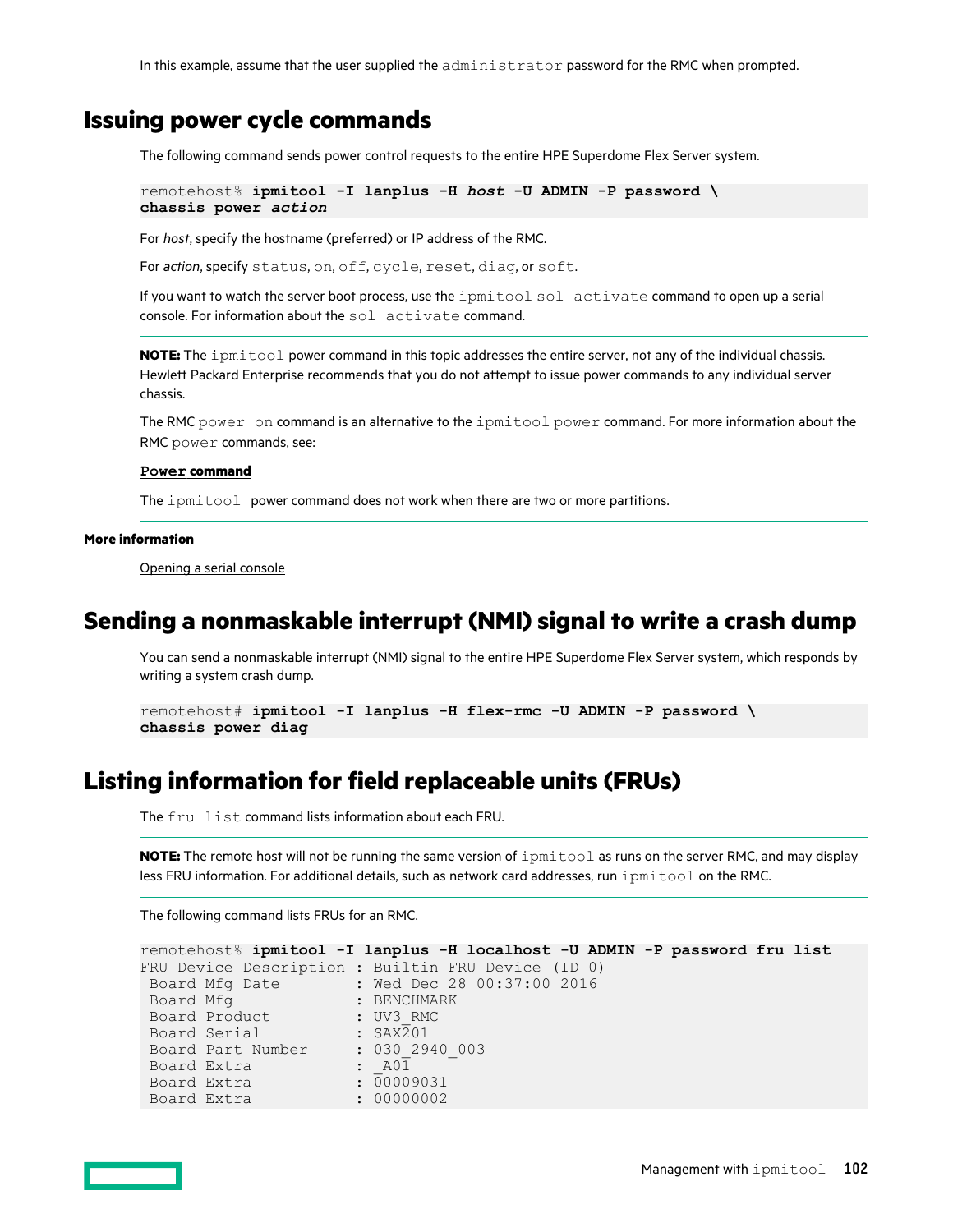In this example, assume that the user supplied the `administrator` password for the RMC when prompted.

## Issuing power cycle commands

The following command sends power control requests to the entire HPE Superdome Flex Server system.

```
remotehost% ipmitool -I lanplus -H host -U ADMIN -P password \
chassis power action
```

For *host*, specify the hostname (preferred) or IP address of the RMC.

For *action*, specify `status`, `on`, `off`, `cycle`, `reset`, `diag`, or `soft`.

If you want to watch the server boot process, use the `ipmitool sol activate` command to open up a serial console. For information about the `sol activate` command.

**NOTE:** The `ipmitool` power command in this topic addresses the entire server, not any of the individual chassis. Hewlett Packard Enterprise recommends that you do not attempt to issue power commands to any individual server chassis.

The RMC `power on` command is an alternative to the `ipmitool power` command. For more information about the RMC `power` commands, see:

**`Power` command**

The `ipmitool` power command does not work when there are two or more partitions.

**More information**

Opening a serial console

## Sending a nonmaskable interrupt (NMI) signal to write a crash dump

You can send a nonmaskable interrupt (NMI) signal to the entire HPE Superdome Flex Server system, which responds by writing a system crash dump.

```
remotehost# ipmitool -I lanplus -H flex-rmc -U ADMIN -P password \
chassis power diag
```

## Listing information for field replaceable units (FRUs)

The `fru list` command lists information about each FRU.

**NOTE:** The remote host will not be running the same version of `ipmitool` as runs on the server RMC, and may display less FRU information. For additional details, such as network card addresses, run `ipmitool` on the RMC.

The following command lists FRUs for an RMC.

```
remotehost% ipmitool -I lanplus -H localhost -U ADMIN -P password fru list
FRU Device Description : Builtin FRU Device (ID 0)
 Board Mfg Date        : Wed Dec 28 00:37:00 2016
 Board Mfg             : BENCHMARK
 Board Product         : UV3_RMC
 Board Serial          : SAX201
 Board Part Number     : 030_2940_003
 Board Extra           : _A01
 Board Extra           : 00009031
 Board Extra           : 00000002
```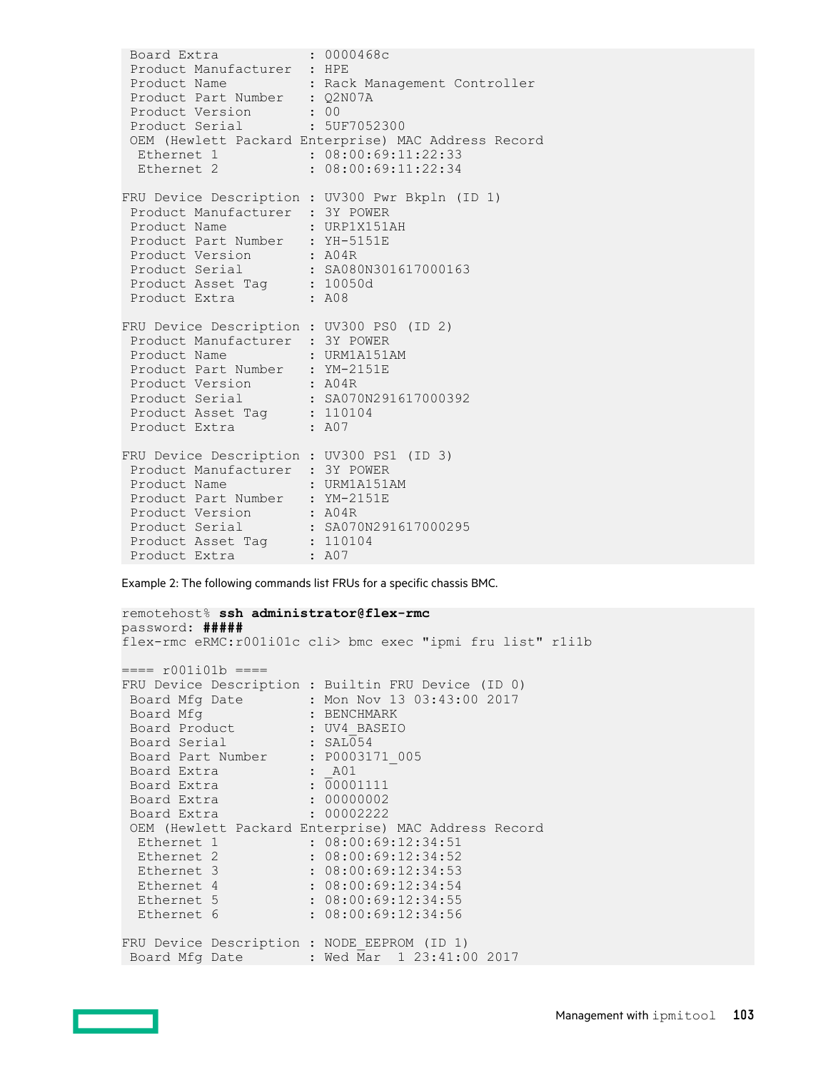```
 Board Extra            : 0000468c
 Product Manufacturer   : HPE
 Product Name           : Rack Management Controller
 Product Part Number    : Q2N07A
 Product Version        : 00
 Product Serial         : 5UF7052300
 OEM (Hewlett Packard Enterprise) MAC Address Record
  Ethernet 1            : 08:00:69:11:22:33
  Ethernet 2            : 08:00:69:11:22:34

FRU Device Description : UV300 Pwr Bkpln (ID 1)
 Product Manufacturer   : 3Y POWER
 Product Name           : URP1X151AH
 Product Part Number    : YH-5151E
 Product Version        : A04R
 Product Serial         : SA080N301617000163
 Product Asset Tag      : 10050d
 Product Extra          : A08

FRU Device Description : UV300 PS0 (ID 2)
 Product Manufacturer   : 3Y POWER
 Product Name           : URM1A151AM
 Product Part Number    : YM-2151E
 Product Version        : A04R
 Product Serial         : SA070N291617000392
 Product Asset Tag      : 110104
 Product Extra          : A07

FRU Device Description : UV300 PS1 (ID 3)
 Product Manufacturer   : 3Y POWER
 Product Name           : URM1A151AM
 Product Part Number    : YM-2151E
 Product Version        : A04R
 Product Serial         : SA070N291617000295
 Product Asset Tag      : 110104
 Product Extra          : A07
```

Example 2: The following commands list FRUs for a specific chassis BMC.

```
remotehost% ssh administrator@flex-rmc
password: #####
flex-rmc eRMC:r001i01c cli> bmc exec "ipmi fru list" r1i1b

==== r001i01b ====
FRU Device Description : Builtin FRU Device (ID 0)
 Board Mfg Date         : Mon Nov 13 03:43:00 2017
 Board Mfg              : BENCHMARK
 Board Product          : UV4_BASEIO
 Board Serial           : SAL054
 Board Part Number      : P0003171_005
 Board Extra            : _A01
 Board Extra            : 00001111
 Board Extra            : 00000002
 Board Extra            : 00002222
 OEM (Hewlett Packard Enterprise) MAC Address Record
  Ethernet 1            : 08:00:69:12:34:51
  Ethernet 2            : 08:00:69:12:34:52
  Ethernet 3            : 08:00:69:12:34:53
  Ethernet 4            : 08:00:69:12:34:54
  Ethernet 5            : 08:00:69:12:34:55
  Ethernet 6            : 08:00:69:12:34:56

FRU Device Description : NODE_EEPROM (ID 1)
 Board Mfg Date         : Wed Mar  1 23:41:00 2017
```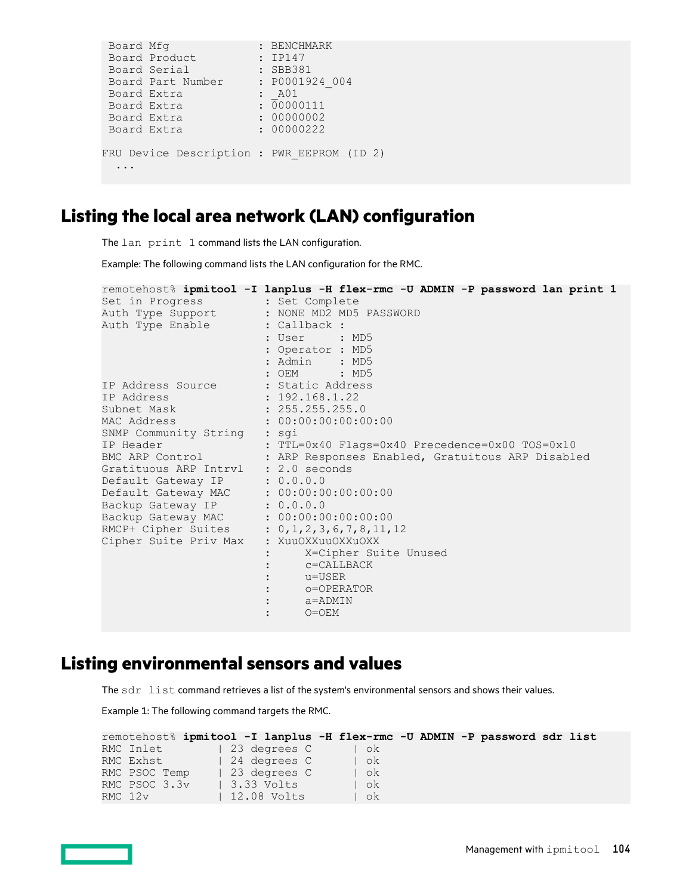```
 Board Mfg              : BENCHMARK
 Board Product          : IP147
 Board Serial           : SBB381
 Board Part Number      : P0001924_004
 Board Extra            : _A01
 Board Extra            : 00000111
 Board Extra            : 00000002
 Board Extra            : 00000222

FRU Device Description : PWR_EEPROM (ID 2)
  ...
```

## Listing the local area network (LAN) configuration

The `lan print 1` command lists the LAN configuration.

Example: The following command lists the LAN configuration for the RMC.

```
remotehost% ipmitool -I lanplus -H flex-rmc -U ADMIN -P password lan print 1
Set in Progress         : Set Complete
Auth Type Support       : NONE MD2 MD5 PASSWORD
Auth Type Enable        : Callback :
                        : User     : MD5
                        : Operator : MD5
                        : Admin    : MD5
                        : OEM      : MD5
IP Address Source       : Static Address
IP Address              : 192.168.1.22
Subnet Mask             : 255.255.255.0
MAC Address             : 00:00:00:00:00:00
SNMP Community String   : sgi
IP Header               : TTL=0x40 Flags=0x40 Precedence=0x00 TOS=0x10
BMC ARP Control         : ARP Responses Enabled, Gratuitous ARP Disabled
Gratituous ARP Intrvl   : 2.0 seconds
Default Gateway IP      : 0.0.0.0
Default Gateway MAC     : 00:00:00:00:00:00
Backup Gateway IP       : 0.0.0.0
Backup Gateway MAC      : 00:00:00:00:00:00
RMCP+ Cipher Suites     : 0,1,2,3,6,7,8,11,12
Cipher Suite Priv Max   : XuuOXXuuOXXuOXX
                        :     X=Cipher Suite Unused
                        :     c=CALLBACK
                        :     u=USER
                        :     o=OPERATOR
                        :     a=ADMIN
                        :     O=OEM
```

## Listing environmental sensors and values

The `sdr list` command retrieves a list of the system's environmental sensors and shows their values.

Example 1: The following command targets the RMC.

```
remotehost% ipmitool -I lanplus -H flex-rmc -U ADMIN -P password sdr list
RMC Inlet        | 23 degrees C      | ok
RMC Exhst        | 24 degrees C      | ok
RMC PSOC Temp    | 23 degrees C      | ok
RMC PSOC 3.3v    | 3.33 Volts        | ok
RMC 12v          | 12.08 Volts       | ok
```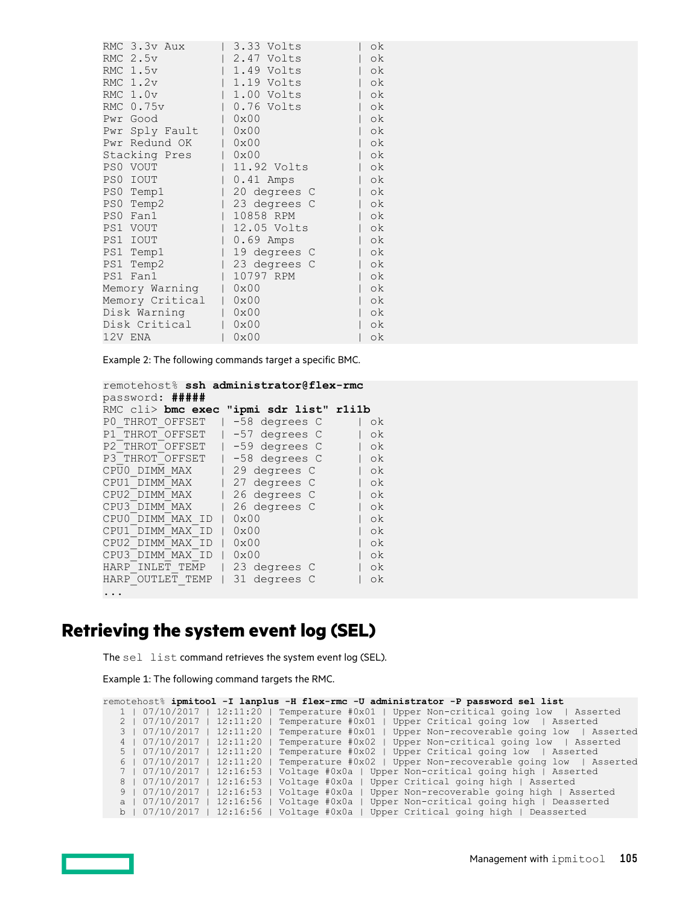```
RMC 3.3v Aux     | 3.33 Volts       | ok
RMC 2.5v         | 2.47 Volts       | ok
RMC 1.5v         | 1.49 Volts       | ok
RMC 1.2v         | 1.19 Volts       | ok
RMC 1.0v         | 1.00 Volts       | ok
RMC 0.75v        | 0.76 Volts       | ok
Pwr Good         | 0x00             | ok
Pwr Sply Fault   | 0x00             | ok
Pwr Redund OK    | 0x00             | ok
Stacking Pres    | 0x00             | ok
PS0 VOUT         | 11.92 Volts      | ok
PS0 IOUT         | 0.41 Amps        | ok
PS0 Temp1        | 20 degrees C     | ok
PS0 Temp2        | 23 degrees C     | ok
PS0 Fan1         | 10858 RPM        | ok
PS1 VOUT         | 12.05 Volts      | ok
PS1 IOUT         | 0.69 Amps        | ok
PS1 Temp1        | 19 degrees C     | ok
PS1 Temp2        | 23 degrees C     | ok
PS1 Fan1         | 10797 RPM        | ok
Memory Warning   | 0x00             | ok
Memory Critical  | 0x00             | ok
Disk Warning     | 0x00             | ok
Disk Critical    | 0x00             | ok
12V ENA          | 0x00             | ok
```

Example 2: The following commands target a specific BMC.

```
remotehost% ssh administrator@flex-rmc
password: #####
RMC cli> bmc exec "ipmi sdr list" r1i1b
P0_THROT_OFFSET  | -58 degrees C     | ok
P1_THROT_OFFSET  | -57 degrees C     | ok
P2_THROT_OFFSET  | -59 degrees C     | ok
P3_THROT_OFFSET  | -58 degrees C     | ok
CPU0_DIMM_MAX    | 29 degrees C      | ok
CPU1_DIMM_MAX    | 27 degrees C      | ok
CPU2_DIMM_MAX    | 26 degrees C      | ok
CPU3_DIMM_MAX    | 26 degrees C      | ok
CPU0_DIMM_MAX_ID | 0x00              | ok
CPU1_DIMM_MAX_ID | 0x00              | ok
CPU2_DIMM_MAX_ID | 0x00              | ok
CPU3_DIMM_MAX_ID | 0x00              | ok
HARP_INLET_TEMP  | 23 degrees C      | ok
HARP_OUTLET_TEMP | 31 degrees C      | ok
...
```

## Retrieving the system event log (SEL)

The `sel list` command retrieves the system event log (SEL).

Example 1: The following command targets the RMC.

```
remotehost% ipmitool -I lanplus -H flex-rmc -U administrator -P password sel list
   1 | 07/10/2017 | 12:11:20 | Temperature #0x01 | Upper Non-critical going low  | Asserted
   2 | 07/10/2017 | 12:11:20 | Temperature #0x01 | Upper Critical going low  | Asserted
   3 | 07/10/2017 | 12:11:20 | Temperature #0x01 | Upper Non-recoverable going low  | Asserted
   4 | 07/10/2017 | 12:11:20 | Temperature #0x02 | Upper Non-critical going low  | Asserted
   5 | 07/10/2017 | 12:11:20 | Temperature #0x02 | Upper Critical going low  | Asserted
   6 | 07/10/2017 | 12:11:20 | Temperature #0x02 | Upper Non-recoverable going low  | Asserted
   7 | 07/10/2017 | 12:16:53 | Voltage #0x0a | Upper Non-critical going high | Asserted
   8 | 07/10/2017 | 12:16:53 | Voltage #0x0a | Upper Critical going high | Asserted
   9 | 07/10/2017 | 12:16:53 | Voltage #0x0a | Upper Non-recoverable going high | Asserted
   a | 07/10/2017 | 12:16:56 | Voltage #0x0a | Upper Non-critical going high | Deasserted
   b | 07/10/2017 | 12:16:56 | Voltage #0x0a | Upper Critical going high | Deasserted
```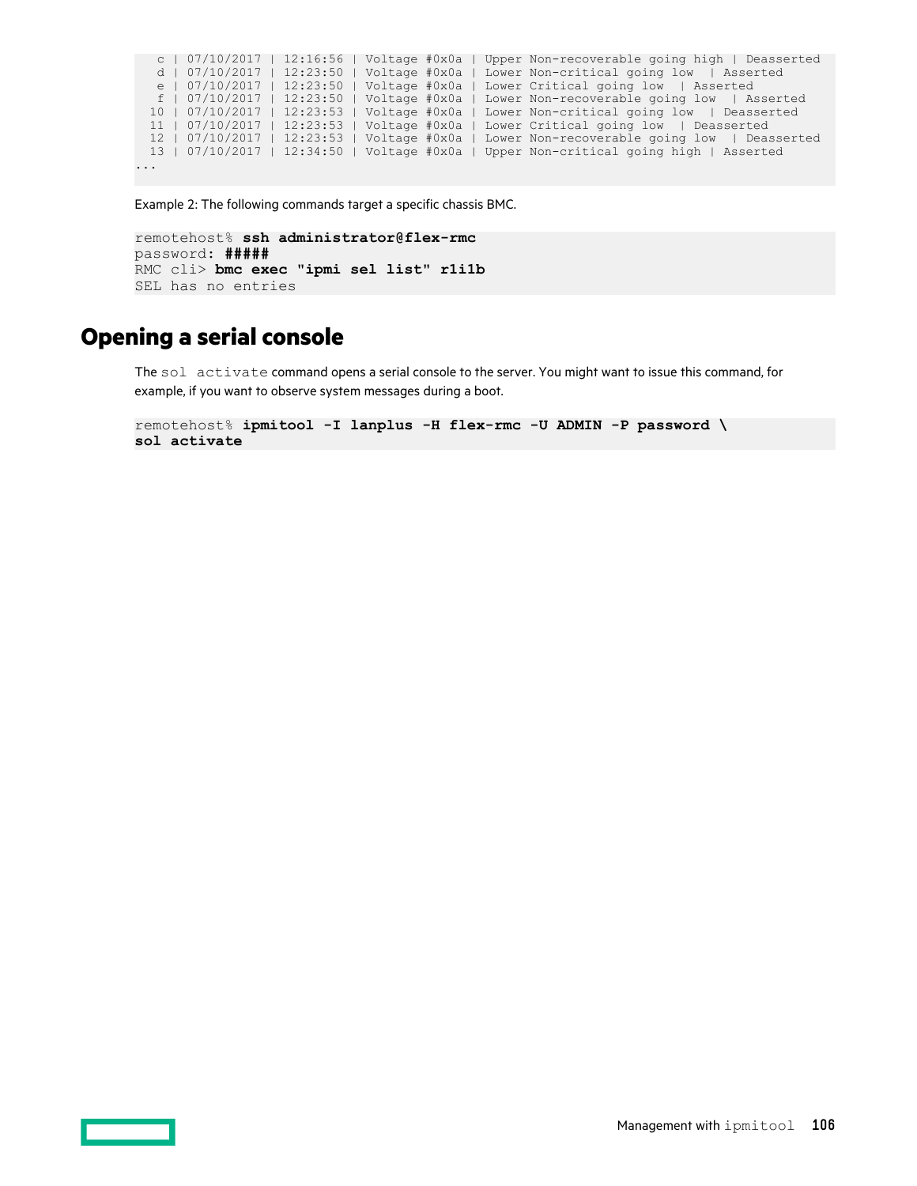```
   c | 07/10/2017 | 12:16:56 | Voltage #0x0a | Upper Non-recoverable going high | Deasserted
   d | 07/10/2017 | 12:23:50 | Voltage #0x0a | Lower Non-critical going low  | Asserted
   e | 07/10/2017 | 12:23:50 | Voltage #0x0a | Lower Critical going low  | Asserted
   f | 07/10/2017 | 12:23:50 | Voltage #0x0a | Lower Non-recoverable going low  | Asserted
  10 | 07/10/2017 | 12:23:53 | Voltage #0x0a | Lower Non-critical going low  | Deasserted
  11 | 07/10/2017 | 12:23:53 | Voltage #0x0a | Lower Critical going low  | Deasserted
  12 | 07/10/2017 | 12:23:53 | Voltage #0x0a | Lower Non-recoverable going low  | Deasserted
  13 | 07/10/2017 | 12:34:50 | Voltage #0x0a | Upper Non-critical going high | Asserted
...
```

Example 2: The following commands target a specific chassis BMC.

```
remotehost% ssh administrator@flex-rmc
password: #####
RMC cli> bmc exec "ipmi sel list" r1i1b
SEL has no entries
```

## Opening a serial console

The `sol activate` command opens a serial console to the server. You might want to issue this command, for example, if you want to observe system messages during a boot.

```
remotehost% ipmitool -I lanplus -H flex-rmc -U ADMIN -P password \
sol activate
```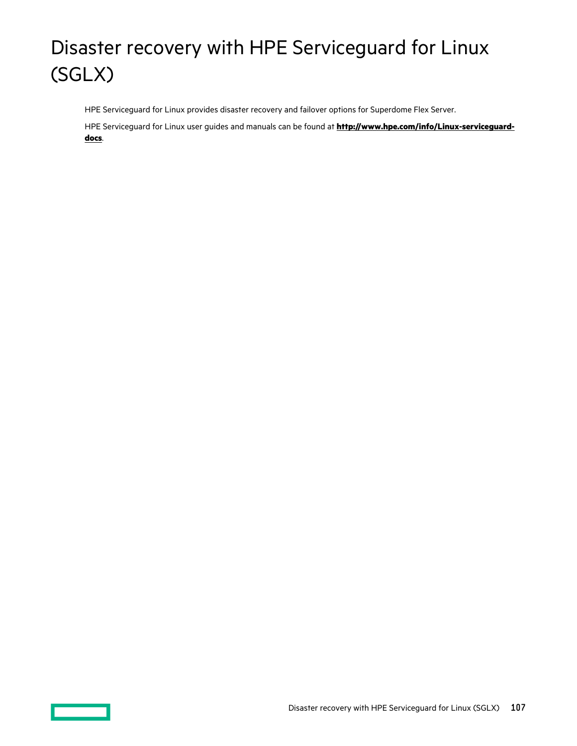# Disaster recovery with HPE Serviceguard for Linux (SGLX)

HPE Serviceguard for Linux provides disaster recovery and failover options for Superdome Flex Server.

HPE Serviceguard for Linux user guides and manuals can be found at **http://www.hpe.com/info/Linux-serviceguard-docs**.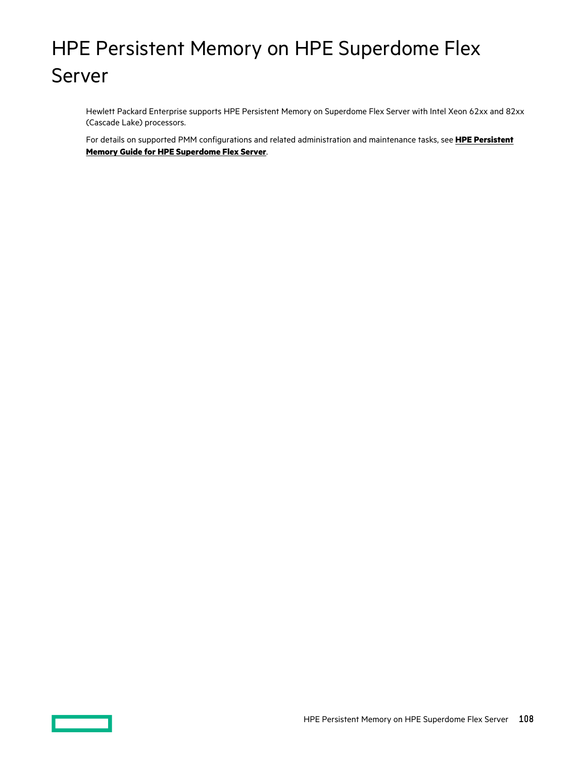# HPE Persistent Memory on HPE Superdome Flex Server

Hewlett Packard Enterprise supports HPE Persistent Memory on Superdome Flex Server with Intel Xeon 62xx and 82xx (Cascade Lake) processors.

For details on supported PMM configurations and related administration and maintenance tasks, see **HPE Persistent Memory Guide for HPE Superdome Flex Server**.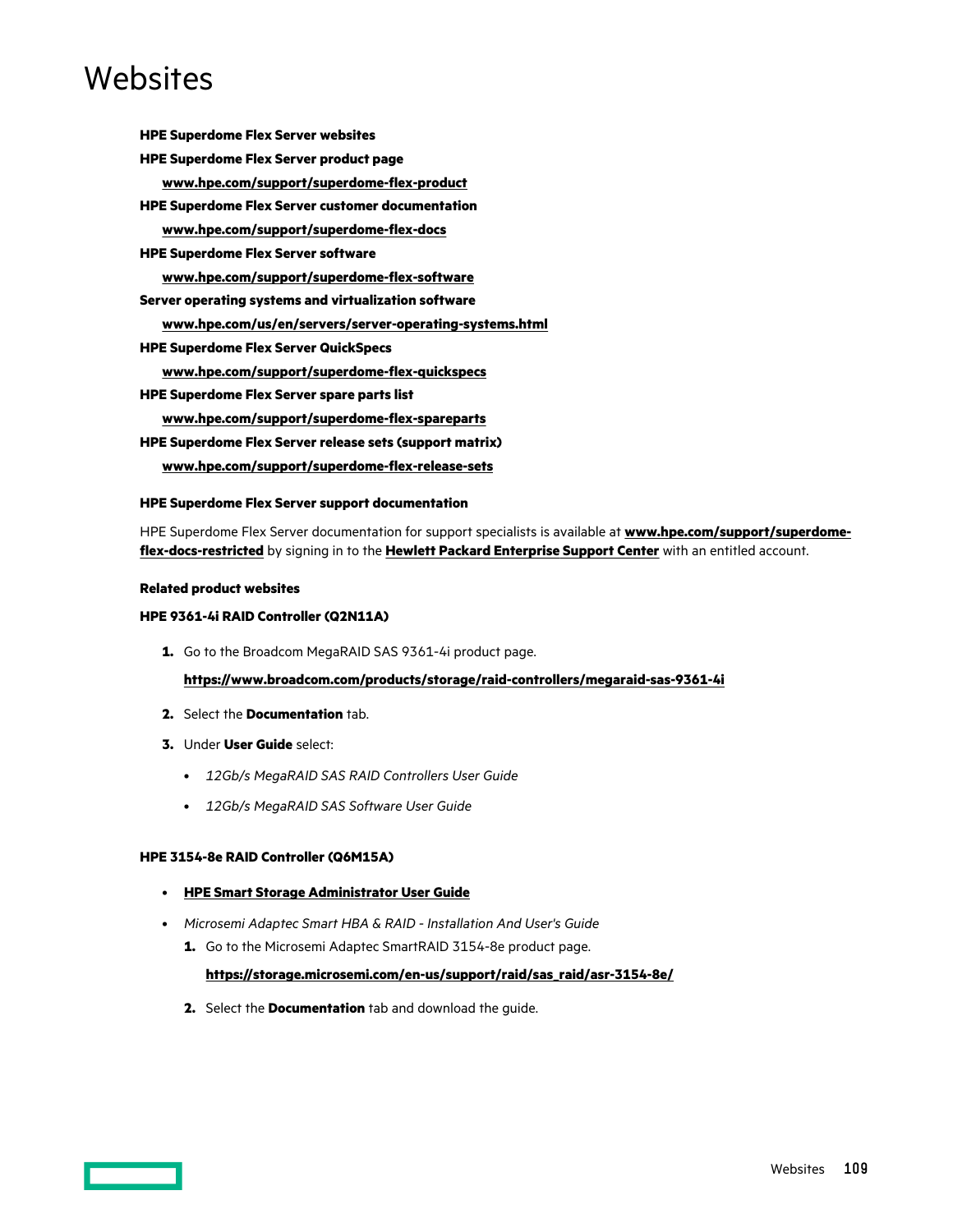# Websites

**HPE Superdome Flex Server websites**

**HPE Superdome Flex Server product page**

**www.hpe.com/support/superdome-flex-product**

**HPE Superdome Flex Server customer documentation**

**www.hpe.com/support/superdome-flex-docs**

**HPE Superdome Flex Server software**

**www.hpe.com/support/superdome-flex-software**

**Server operating systems and virtualization software**

**www.hpe.com/us/en/servers/server-operating-systems.html**

**HPE Superdome Flex Server QuickSpecs**

**www.hpe.com/support/superdome-flex-quickspecs**

**HPE Superdome Flex Server spare parts list**

**www.hpe.com/support/superdome-flex-spareparts**

**HPE Superdome Flex Server release sets (support matrix)**

**www.hpe.com/support/superdome-flex-release-sets**

#### HPE Superdome Flex Server support documentation

HPE Superdome Flex Server documentation for support specialists is available at **www.hpe.com/support/superdome-flex-docs-restricted** by signing in to the **Hewlett Packard Enterprise Support Center** with an entitled account.

#### Related product websites

#### HPE 9361-4i RAID Controller (Q2N11A)

1. Go to the Broadcom MegaRAID SAS 9361-4i product page.

   **https://www.broadcom.com/products/storage/raid-controllers/megaraid-sas-9361-4i**

2. Select the **Documentation** tab.
3. Under **User Guide** select:
   - *12Gb/s MegaRAID SAS RAID Controllers User Guide*
   - *12Gb/s MegaRAID SAS Software User Guide*

#### HPE 3154-8e RAID Controller (Q6M15A)

- **HPE Smart Storage Administrator User Guide**
- *Microsemi Adaptec Smart HBA & RAID - Installation And User's Guide*
  1. Go to the Microsemi Adaptec SmartRAID 3154-8e product page.

     **https://storage.microsemi.com/en-us/support/raid/sas_raid/asr-3154-8e/**

  2. Select the **Documentation** tab and download the guide.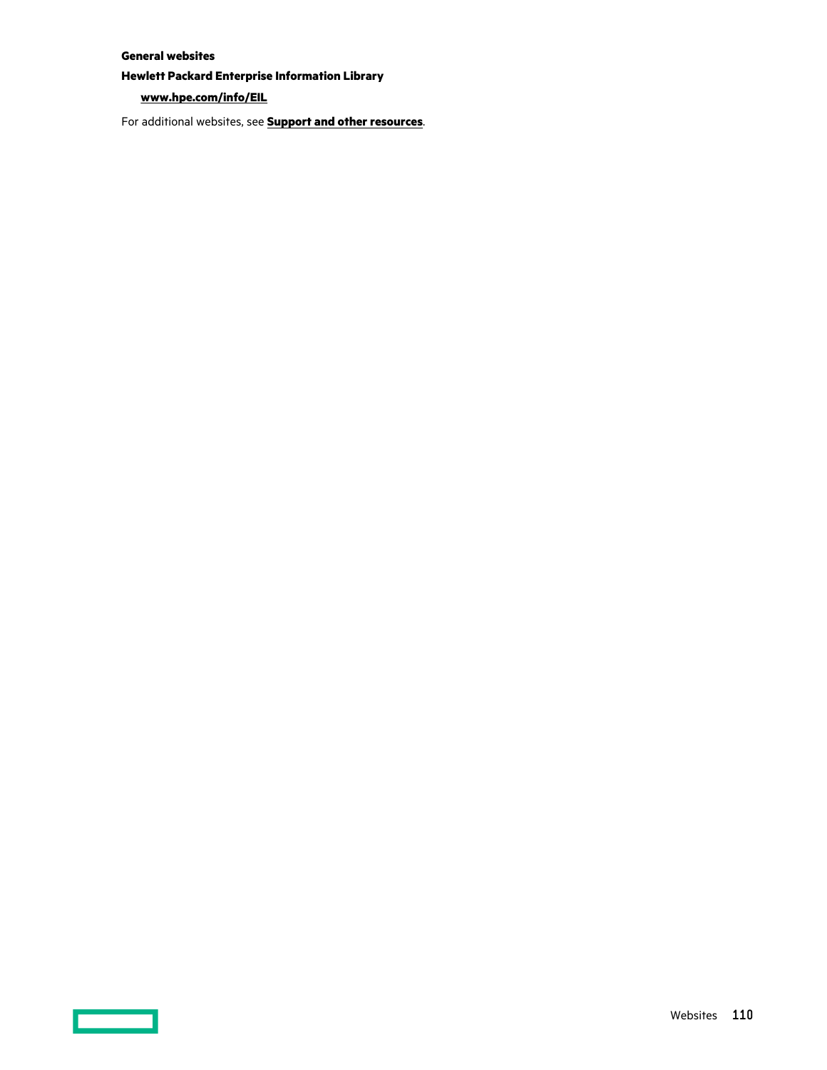**General websites**

**Hewlett Packard Enterprise Information Library**

**www.hpe.com/info/EIL**

For additional websites, see **Support and other resources**.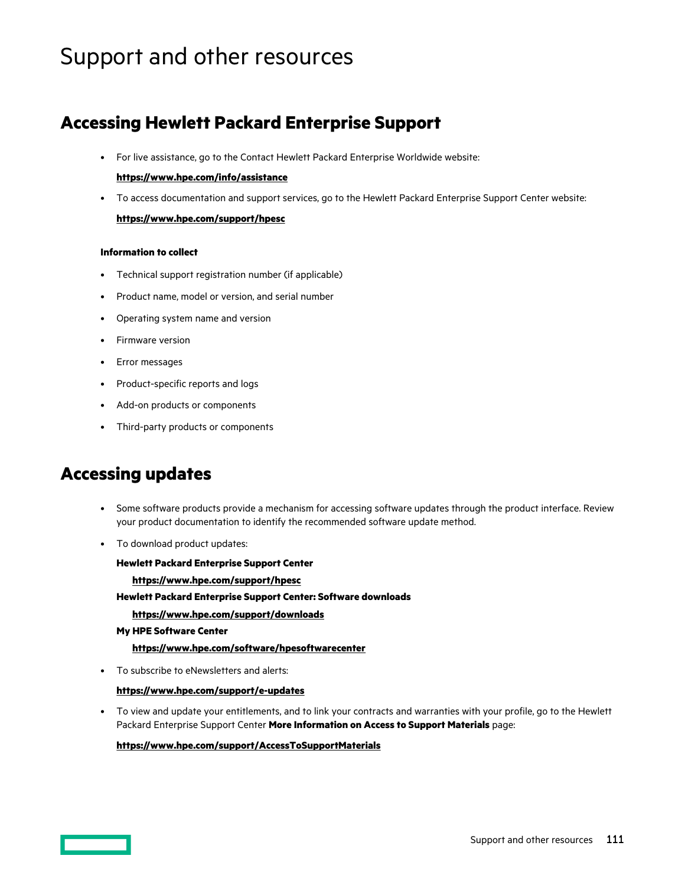# Support and other resources

## Accessing Hewlett Packard Enterprise Support

- For live assistance, go to the Contact Hewlett Packard Enterprise Worldwide website:

  **https://www.hpe.com/info/assistance**

- To access documentation and support services, go to the Hewlett Packard Enterprise Support Center website:

  **https://www.hpe.com/support/hpesc**

**Information to collect**

- Technical support registration number (if applicable)
- Product name, model or version, and serial number
- Operating system name and version
- Firmware version
- Error messages
- Product-specific reports and logs
- Add-on products or components
- Third-party products or components

## Accessing updates

- Some software products provide a mechanism for accessing software updates through the product interface. Review your product documentation to identify the recommended software update method.
- To download product updates:

  **Hewlett Packard Enterprise Support Center**

  **https://www.hpe.com/support/hpesc**

  **Hewlett Packard Enterprise Support Center: Software downloads**

  **https://www.hpe.com/support/downloads**

  **My HPE Software Center**

  **https://www.hpe.com/software/hpesoftwarecenter**

- To subscribe to eNewsletters and alerts:

  **https://www.hpe.com/support/e-updates**

- To view and update your entitlements, and to link your contracts and warranties with your profile, go to the Hewlett Packard Enterprise Support Center **More Information on Access to Support Materials** page:

  **https://www.hpe.com/support/AccessToSupportMaterials**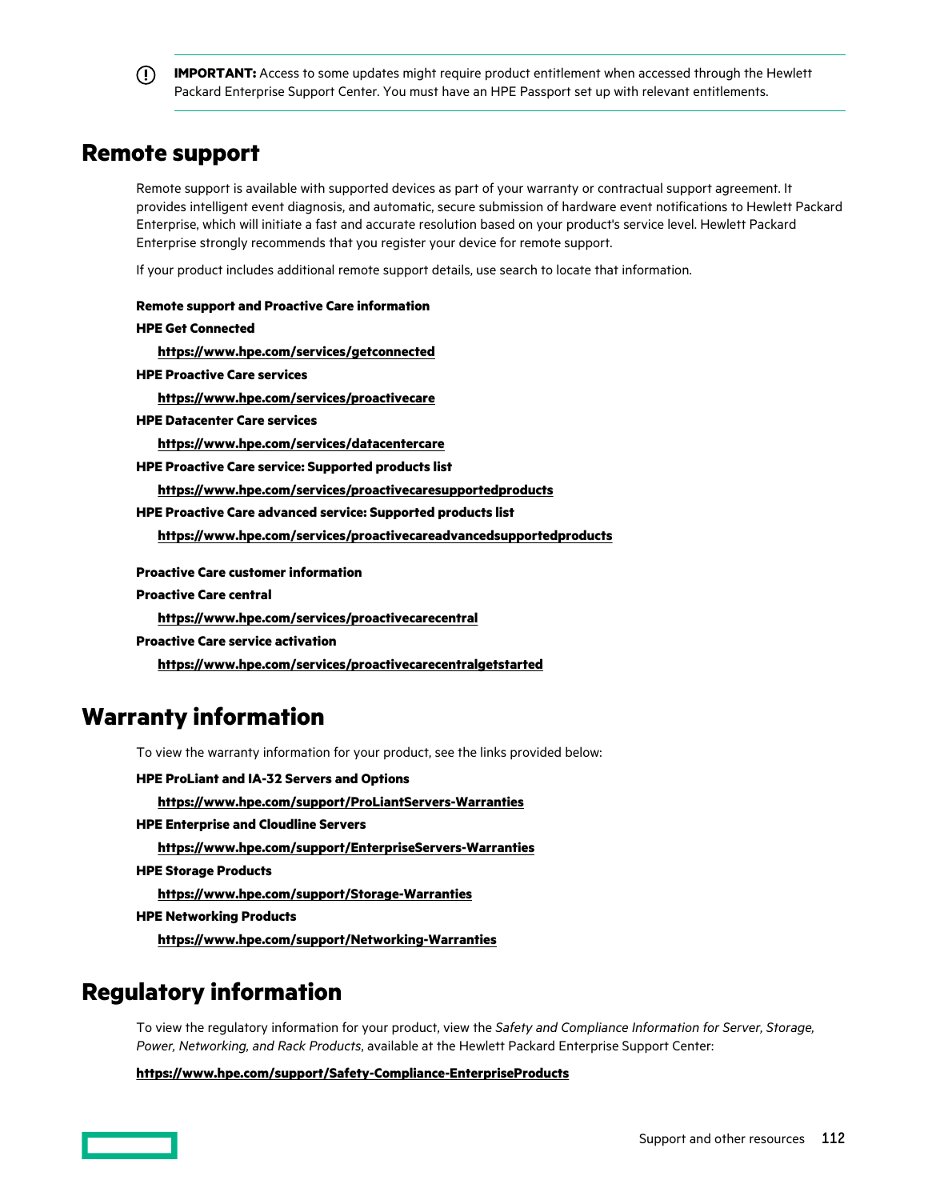**IMPORTANT:** Access to some updates might require product entitlement when accessed through the Hewlett Packard Enterprise Support Center. You must have an HPE Passport set up with relevant entitlements.

## Remote support

Remote support is available with supported devices as part of your warranty or contractual support agreement. It provides intelligent event diagnosis, and automatic, secure submission of hardware event notifications to Hewlett Packard Enterprise, which will initiate a fast and accurate resolution based on your product's service level. Hewlett Packard Enterprise strongly recommends that you register your device for remote support.

If your product includes additional remote support details, use search to locate that information.

**Remote support and Proactive Care information**

**HPE Get Connected**

**https://www.hpe.com/services/getconnected**

**HPE Proactive Care services**

**https://www.hpe.com/services/proactivecare**

**HPE Datacenter Care services**

**https://www.hpe.com/services/datacentercare**

**HPE Proactive Care service: Supported products list**

**https://www.hpe.com/services/proactivecaresupportedproducts**

**HPE Proactive Care advanced service: Supported products list**

**https://www.hpe.com/services/proactivecareadvancedsupportedproducts**

**Proactive Care customer information**

**Proactive Care central**

**https://www.hpe.com/services/proactivecarecentral**

**Proactive Care service activation**

**https://www.hpe.com/services/proactivecarecentralgetstarted**

## Warranty information

To view the warranty information for your product, see the links provided below:

**HPE ProLiant and IA-32 Servers and Options**

**https://www.hpe.com/support/ProLiantServers-Warranties**

**HPE Enterprise and Cloudline Servers**

**https://www.hpe.com/support/EnterpriseServers-Warranties**

**HPE Storage Products**

**https://www.hpe.com/support/Storage-Warranties**

**HPE Networking Products**

**https://www.hpe.com/support/Networking-Warranties**

## Regulatory information

To view the regulatory information for your product, view the *Safety and Compliance Information for Server, Storage, Power, Networking, and Rack Products*, available at the Hewlett Packard Enterprise Support Center:

**https://www.hpe.com/support/Safety-Compliance-EnterpriseProducts**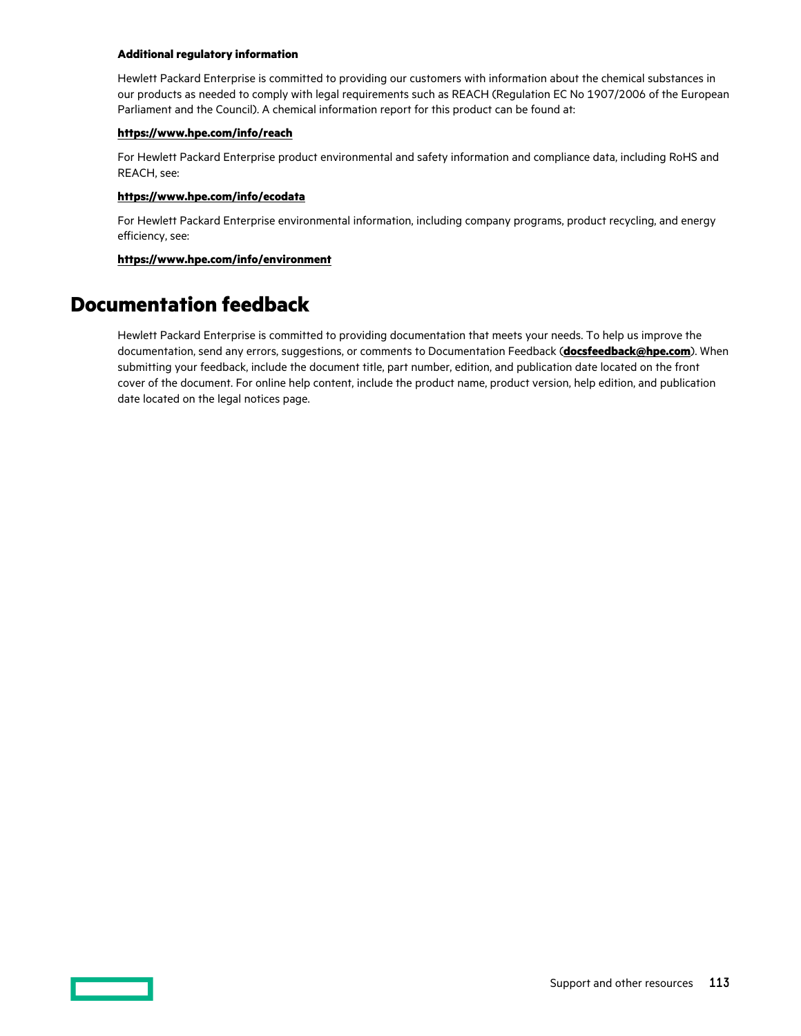### Additional regulatory information

Hewlett Packard Enterprise is committed to providing our customers with information about the chemical substances in our products as needed to comply with legal requirements such as REACH (Regulation EC No 1907/2006 of the European Parliament and the Council). A chemical information report for this product can be found at:

**https://www.hpe.com/info/reach**

For Hewlett Packard Enterprise product environmental and safety information and compliance data, including RoHS and REACH, see:

**https://www.hpe.com/info/ecodata**

For Hewlett Packard Enterprise environmental information, including company programs, product recycling, and energy efficiency, see:

**https://www.hpe.com/info/environment**

## Documentation feedback

Hewlett Packard Enterprise is committed to providing documentation that meets your needs. To help us improve the documentation, send any errors, suggestions, or comments to Documentation Feedback (**docsfeedback@hpe.com**). When submitting your feedback, include the document title, part number, edition, and publication date located on the front cover of the document. For online help content, include the product name, product version, help edition, and publication date located on the legal notices page.